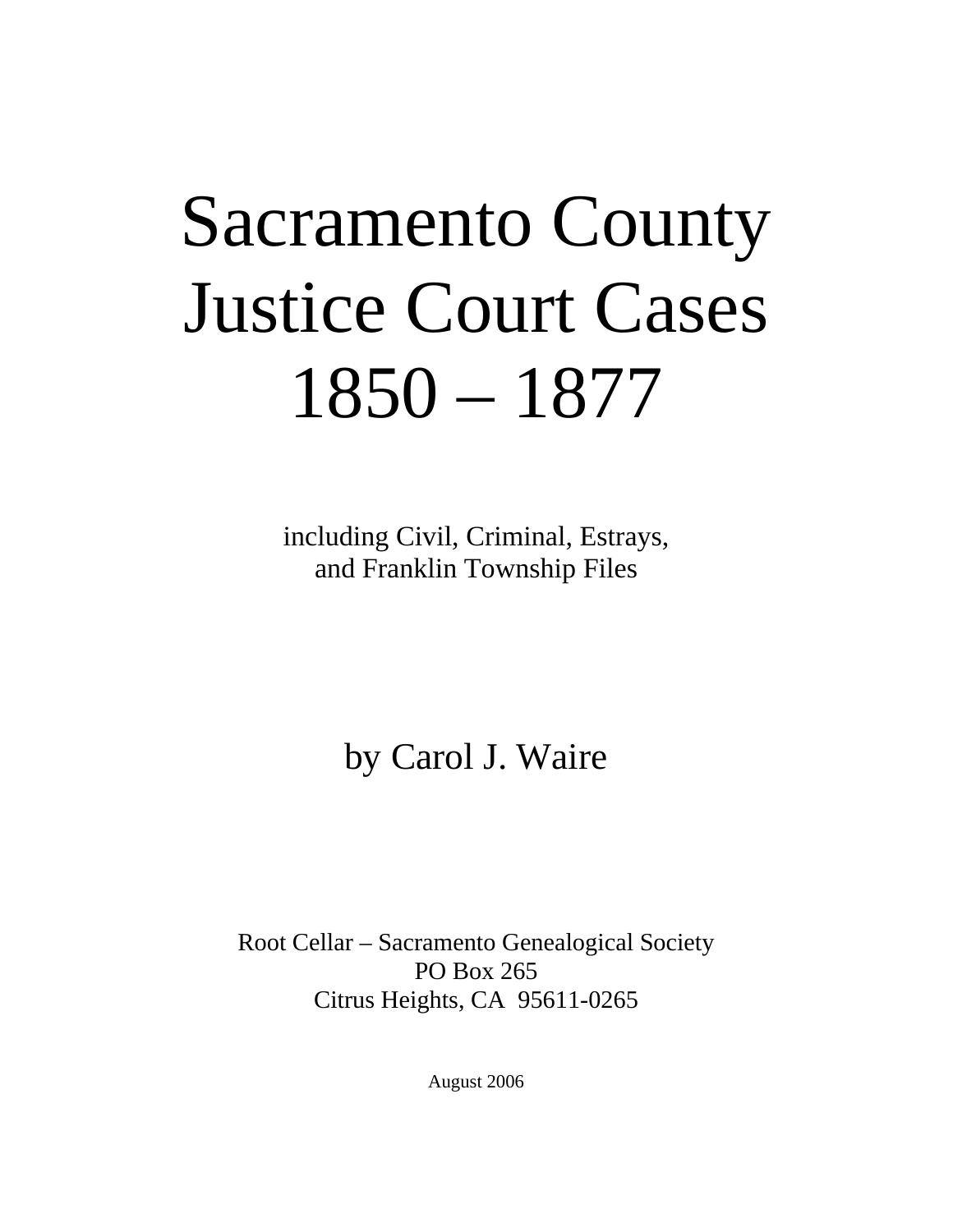# Sacramento County Justice Court Cases 1850 – 1877

including Civil, Criminal, Estrays,
and Franklin Township Files

by Carol J. Waire

Root Cellar – Sacramento Genealogical Society
PO Box 265
Citrus Heights, CA 95611-0265

August 2006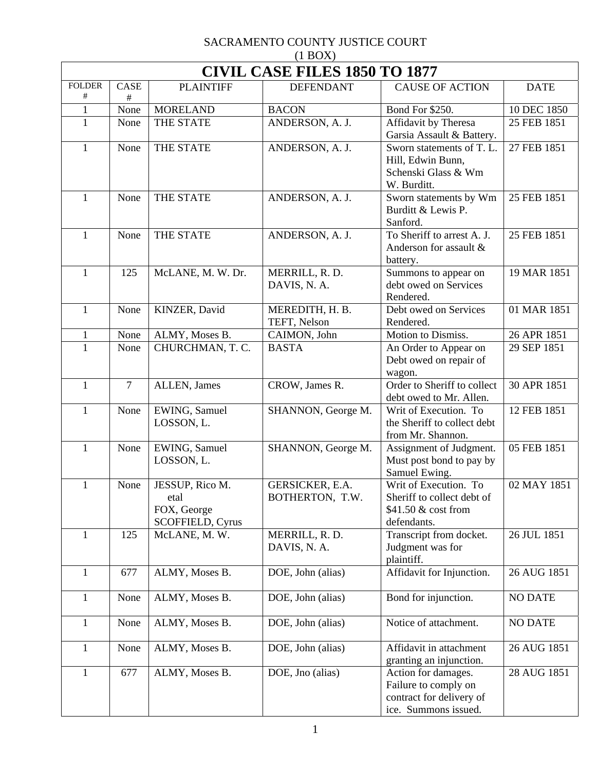SACRAMENTO COUNTY JUSTICE COURT
(1 BOX)

# CIVIL CASE FILES 1850 TO 1877

| FOLDER # | CASE # | PLAINTIFF | DEFENDANT | CAUSE OF ACTION | DATE |
|---|---|---|---|---|---|
| 1 | None | MORELAND | BACON | Bond For $250. | 10 DEC 1850 |
| 1 | None | THE STATE | ANDERSON, A. J. | Affidavit by Theresa Garsia Assault & Battery. | 25 FEB 1851 |
| 1 | None | THE STATE | ANDERSON, A. J. | Sworn statements of T. L. Hill, Edwin Bunn, Schenski Glass & Wm W. Burditt. | 27 FEB 1851 |
| 1 | None | THE STATE | ANDERSON, A. J. | Sworn statements by Wm Burditt & Lewis P. Sanford. | 25 FEB 1851 |
| 1 | None | THE STATE | ANDERSON, A. J. | To Sheriff to arrest A. J. Anderson for assault & battery. | 25 FEB 1851 |
| 1 | 125 | McLANE, M. W. Dr. | MERRILL, R. D.<br>DAVIS, N. A. | Summons to appear on debt owed on Services Rendered. | 19 MAR 1851 |
| 1 | None | KINZER, David | MEREDITH, H. B.<br>TEFT, Nelson | Debt owed on Services Rendered. | 01 MAR 1851 |
| 1 | None | ALMY, Moses B. | CAIMON, John | Motion to Dismiss. | 26 APR 1851 |
| 1 | None | CHURCHMAN, T. C. | BASTA | An Order to Appear on Debt owed on repair of wagon. | 29 SEP 1851 |
| 1 | 7 | ALLEN, James | CROW, James R. | Order to Sheriff to collect debt owed to Mr. Allen. | 30 APR 1851 |
| 1 | None | EWING, Samuel<br>LOSSON, L. | SHANNON, George M. | Writ of Execution. To the Sheriff to collect debt from Mr. Shannon. | 12 FEB 1851 |
| 1 | None | EWING, Samuel<br>LOSSON, L. | SHANNON, George M. | Assignment of Judgment. Must post bond to pay by Samuel Ewing. | 05 FEB 1851 |
| 1 | None | JESSUP, Rico M.<br>etal<br>FOX, George<br>SCOFFIELD, Cyrus | GERSICKER, E.A.<br>BOTHERTON, T.W. | Writ of Execution. To Sheriff to collect debt of $41.50 & cost from defendants. | 02 MAY 1851 |
| 1 | 125 | McLANE, M. W. | MERRILL, R. D.<br>DAVIS, N. A. | Transcript from docket. Judgment was for plaintiff. | 26 JUL 1851 |
| 1 | 677 | ALMY, Moses B. | DOE, John (alias) | Affidavit for Injunction. | 26 AUG 1851 |
| 1 | None | ALMY, Moses B. | DOE, John (alias) | Bond for injunction. | NO DATE |
| 1 | None | ALMY, Moses B. | DOE, John (alias) | Notice of attachment. | NO DATE |
| 1 | None | ALMY, Moses B. | DOE, John (alias) | Affidavit in attachment granting an injunction. | 26 AUG 1851 |
| 1 | 677 | ALMY, Moses B. | DOE, Jno (alias) | Action for damages. Failure to comply on contract for delivery of ice. Summons issued. | 28 AUG 1851 |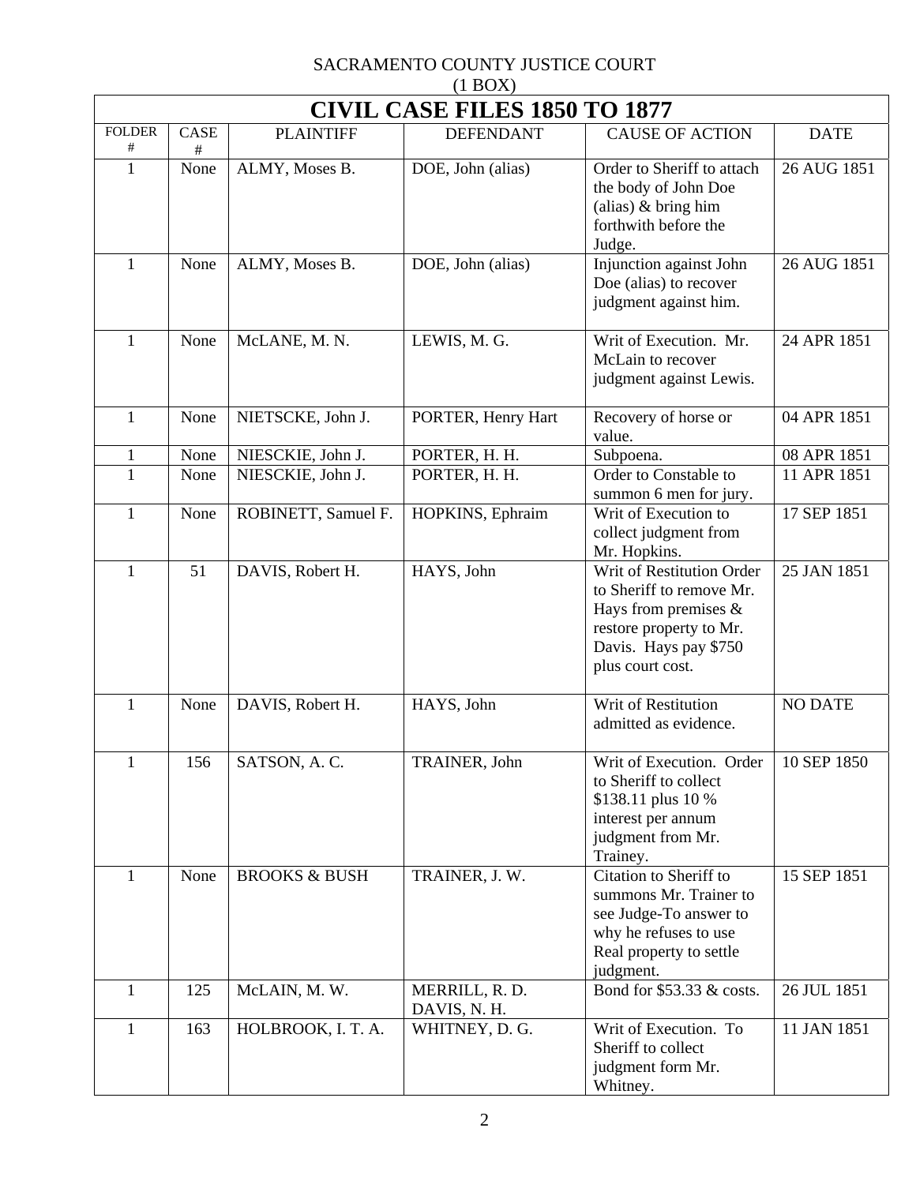SACRAMENTO COUNTY JUSTICE COURT
(1 BOX)

# CIVIL CASE FILES 1850 TO 1877

| FOLDER # | CASE # | PLAINTIFF | DEFENDANT | CAUSE OF ACTION | DATE |
|---|---|---|---|---|---|
| 1 | None | ALMY, Moses B. | DOE, John (alias) | Order to Sheriff to attach the body of John Doe (alias) & bring him forthwith before the Judge. | 26 AUG 1851 |
| 1 | None | ALMY, Moses B. | DOE, John (alias) | Injunction against John Doe (alias) to recover judgment against him. | 26 AUG 1851 |
| 1 | None | McLANE, M. N. | LEWIS, M. G. | Writ of Execution. Mr. McLain to recover judgment against Lewis. | 24 APR 1851 |
| 1 | None | NIETSCKE, John J. | PORTER, Henry Hart | Recovery of horse or value. | 04 APR 1851 |
| 1 | None | NIESCKIE, John J. | PORTER, H. H. | Subpoena. | 08 APR 1851 |
| 1 | None | NIESCKIE, John J. | PORTER, H. H. | Order to Constable to summon 6 men for jury. | 11 APR 1851 |
| 1 | None | ROBINETT, Samuel F. | HOPKINS, Ephraim | Writ of Execution to collect judgment from Mr. Hopkins. | 17 SEP 1851 |
| 1 | 51 | DAVIS, Robert H. | HAYS, John | Writ of Restitution Order to Sheriff to remove Mr. Hays from premises & restore property to Mr. Davis. Hays pay $750 plus court cost. | 25 JAN 1851 |
| 1 | None | DAVIS, Robert H. | HAYS, John | Writ of Restitution admitted as evidence. | NO DATE |
| 1 | 156 | SATSON, A. C. | TRAINER, John | Writ of Execution. Order to Sheriff to collect $138.11 plus 10 % interest per annum judgment from Mr. Trainey. | 10 SEP 1850 |
| 1 | None | BROOKS & BUSH | TRAINER, J. W. | Citation to Sheriff to summons Mr. Trainer to see Judge-To answer to why he refuses to use Real property to settle judgment. | 15 SEP 1851 |
| 1 | 125 | McLAIN, M. W. | MERRILL, R. D.<br>DAVIS, N. H. | Bond for $53.33 & costs. | 26 JUL 1851 |
| 1 | 163 | HOLBROOK, I. T. A. | WHITNEY, D. G. | Writ of Execution. To Sheriff to collect judgment form Mr. Whitney. | 11 JAN 1851 |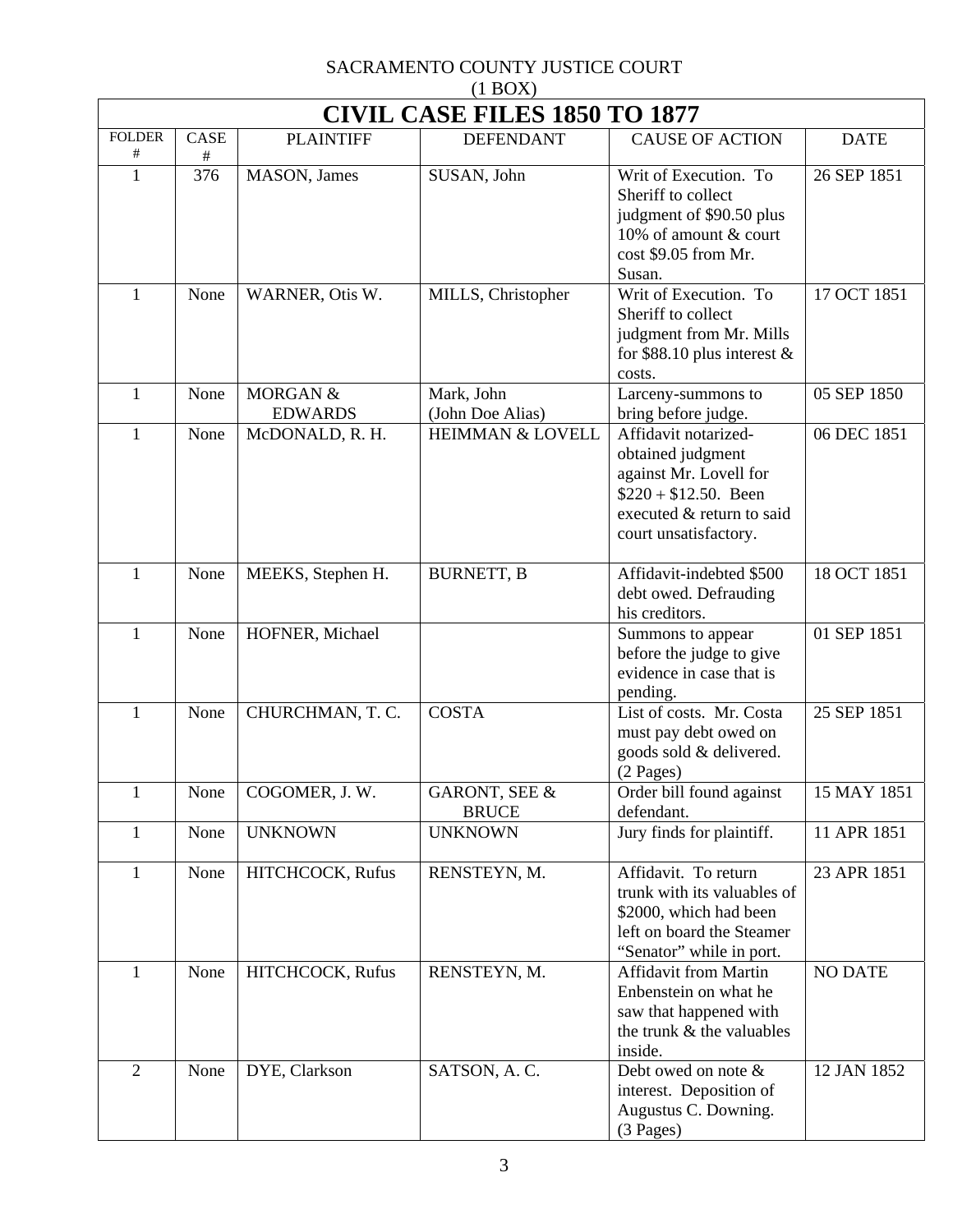SACRAMENTO COUNTY JUSTICE COURT
(1 BOX)

| CIVIL CASE FILES 1850 TO 1877 | | | | | |
|---|---|---|---|---|---|
| FOLDER # | CASE # | PLAINTIFF | DEFENDANT | CAUSE OF ACTION | DATE |
| 1 | 376 | MASON, James | SUSAN, John | Writ of Execution. To Sheriff to collect judgment of $90.50 plus 10% of amount & court cost $9.05 from Mr. Susan. | 26 SEP 1851 |
| 1 | None | WARNER, Otis W. | MILLS, Christopher | Writ of Execution. To Sheriff to collect judgment from Mr. Mills for $88.10 plus interest & costs. | 17 OCT 1851 |
| 1 | None | MORGAN & EDWARDS | Mark, John (John Doe Alias) | Larceny-summons to bring before judge. | 05 SEP 1850 |
| 1 | None | McDONALD, R. H. | HEIMMAN & LOVELL | Affidavit notarized-obtained judgment against Mr. Lovell for $220 + $12.50. Been executed & return to said court unsatisfactory. | 06 DEC 1851 |
| 1 | None | MEEKS, Stephen H. | BURNETT, B | Affidavit-indebted $500 debt owed. Defrauding his creditors. | 18 OCT 1851 |
| 1 | None | HOFNER, Michael | | Summons to appear before the judge to give evidence in case that is pending. | 01 SEP 1851 |
| 1 | None | CHURCHMAN, T. C. | COSTA | List of costs. Mr. Costa must pay debt owed on goods sold & delivered. (2 Pages) | 25 SEP 1851 |
| 1 | None | COGOMER, J. W. | GARONT, SEE & BRUCE | Order bill found against defendant. | 15 MAY 1851 |
| 1 | None | UNKNOWN | UNKNOWN | Jury finds for plaintiff. | 11 APR 1851 |
| 1 | None | HITCHCOCK, Rufus | RENSTEYN, M. | Affidavit. To return trunk with its valuables of $2000, which had been left on board the Steamer "Senator" while in port. | 23 APR 1851 |
| 1 | None | HITCHCOCK, Rufus | RENSTEYN, M. | Affidavit from Martin Enbenstein on what he saw that happened with the trunk & the valuables inside. | NO DATE |
| 2 | None | DYE, Clarkson | SATSON, A. C. | Debt owed on note & interest. Deposition of Augustus C. Downing. (3 Pages) | 12 JAN 1852 |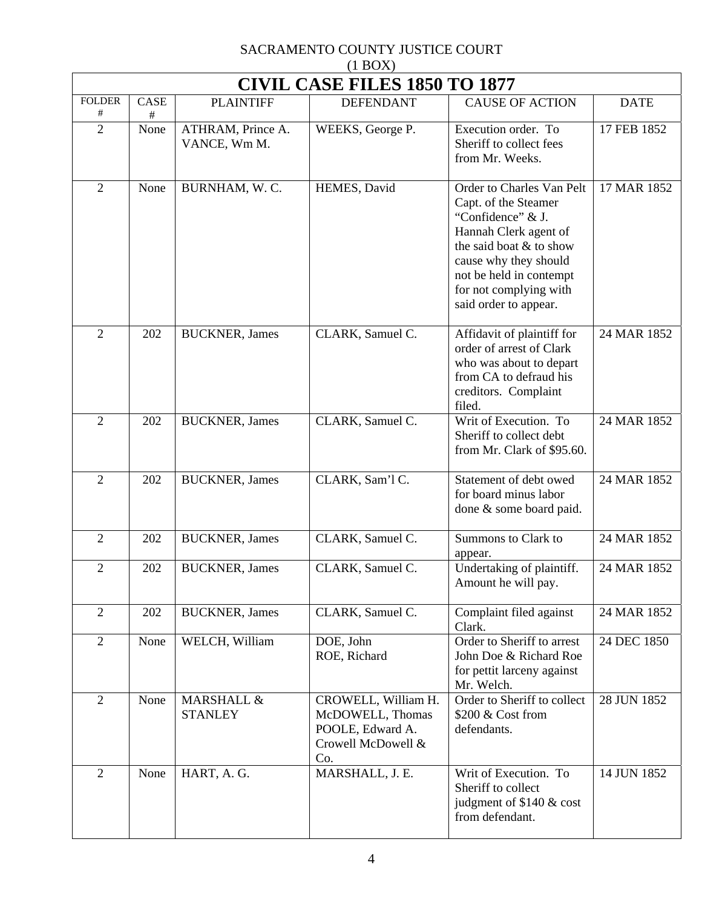SACRAMENTO COUNTY JUSTICE COURT
(1 BOX)

# CIVIL CASE FILES 1850 TO 1877

| FOLDER # | CASE # | PLAINTIFF | DEFENDANT | CAUSE OF ACTION | DATE |
|---|---|---|---|---|---|
| 2 | None | ATHRAM, Prince A.<br>VANCE, Wm M. | WEEKS, George P. | Execution order. To Sheriff to collect fees from Mr. Weeks. | 17 FEB 1852 |
| 2 | None | BURNHAM, W. C. | HEMES, David | Order to Charles Van Pelt Capt. of the Steamer "Confidence" & J. Hannah Clerk agent of the said boat & to show cause why they should not be held in contempt for not complying with said order to appear. | 17 MAR 1852 |
| 2 | 202 | BUCKNER, James | CLARK, Samuel C. | Affidavit of plaintiff for order of arrest of Clark who was about to depart from CA to defraud his creditors. Complaint filed. | 24 MAR 1852 |
| 2 | 202 | BUCKNER, James | CLARK, Samuel C. | Writ of Execution. To Sheriff to collect debt from Mr. Clark of $95.60. | 24 MAR 1852 |
| 2 | 202 | BUCKNER, James | CLARK, Sam'l C. | Statement of debt owed for board minus labor done & some board paid. | 24 MAR 1852 |
| 2 | 202 | BUCKNER, James | CLARK, Samuel C. | Summons to Clark to appear. | 24 MAR 1852 |
| 2 | 202 | BUCKNER, James | CLARK, Samuel C. | Undertaking of plaintiff. Amount he will pay. | 24 MAR 1852 |
| 2 | 202 | BUCKNER, James | CLARK, Samuel C. | Complaint filed against Clark. | 24 MAR 1852 |
| 2 | None | WELCH, William | DOE, John<br>ROE, Richard | Order to Sheriff to arrest John Doe & Richard Roe for pettit larceny against Mr. Welch. | 24 DEC 1850 |
| 2 | None | MARSHALL & STANLEY | CROWELL, William H.<br>McDOWELL, Thomas<br>POOLE, Edward A.<br>Crowell McDowell & Co. | Order to Sheriff to collect $200 & Cost from defendants. | 28 JUN 1852 |
| 2 | None | HART, A. G. | MARSHALL, J. E. | Writ of Execution. To Sheriff to collect judgment of $140 & cost from defendant. | 14 JUN 1852 |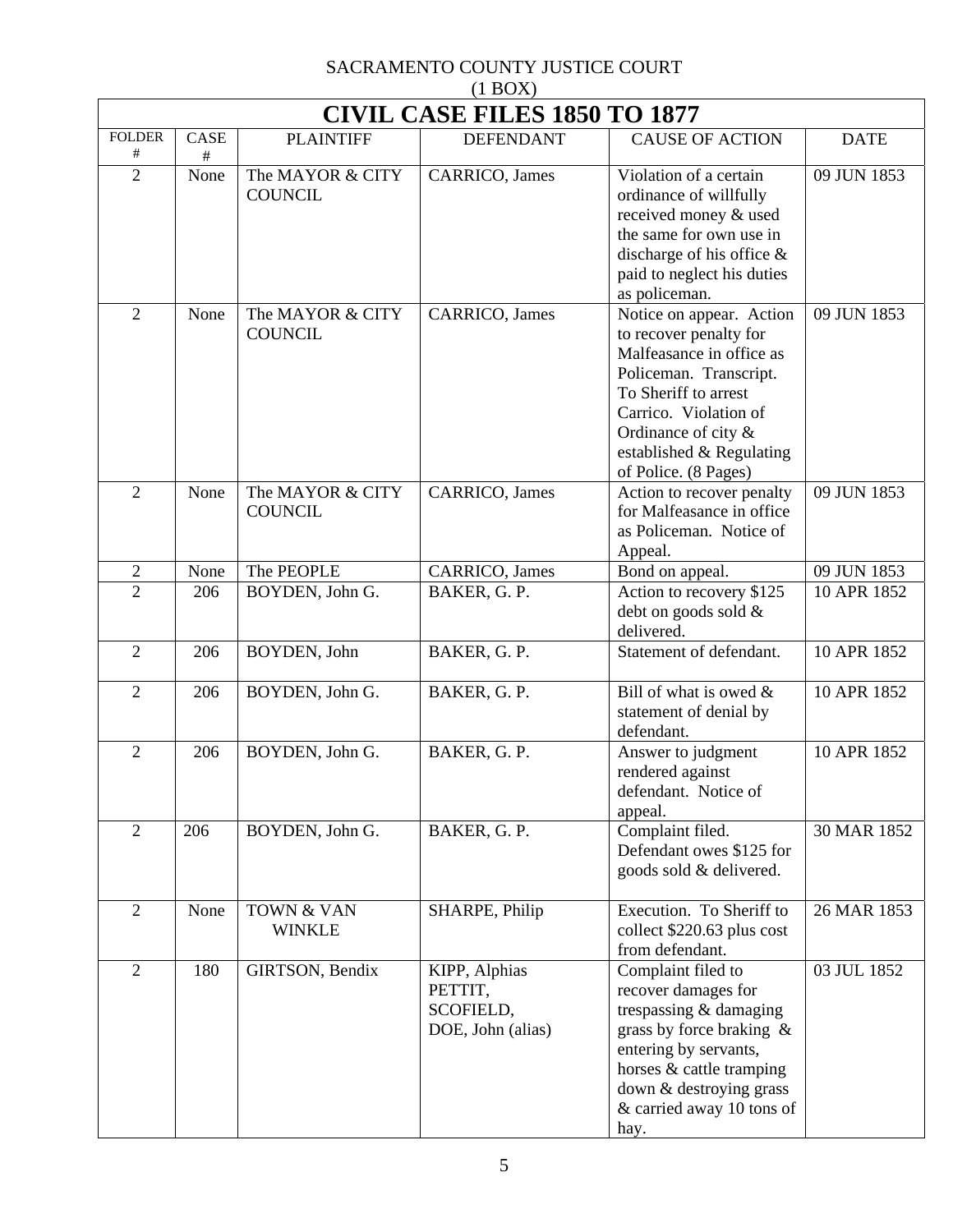SACRAMENTO COUNTY JUSTICE COURT
(1 BOX)

# CIVIL CASE FILES 1850 TO 1877

| FOLDER # | CASE # | PLAINTIFF | DEFENDANT | CAUSE OF ACTION | DATE |
|---|---|---|---|---|---|
| 2 | None | The MAYOR & CITY COUNCIL | CARRICO, James | Violation of a certain ordinance of willfully received money & used the same for own use in discharge of his office & paid to neglect his duties as policeman. | 09 JUN 1853 |
| 2 | None | The MAYOR & CITY COUNCIL | CARRICO, James | Notice on appear. Action to recover penalty for Malfeasance in office as Policeman. Transcript. To Sheriff to arrest Carrico. Violation of Ordinance of city & established & Regulating of Police. (8 Pages) | 09 JUN 1853 |
| 2 | None | The MAYOR & CITY COUNCIL | CARRICO, James | Action to recover penalty for Malfeasance in office as Policeman. Notice of Appeal. | 09 JUN 1853 |
| 2 | None | The PEOPLE | CARRICO, James | Bond on appeal. | 09 JUN 1853 |
| 2 | 206 | BOYDEN, John G. | BAKER, G. P. | Action to recovery $125 debt on goods sold & delivered. | 10 APR 1852 |
| 2 | 206 | BOYDEN, John | BAKER, G. P. | Statement of defendant. | 10 APR 1852 |
| 2 | 206 | BOYDEN, John G. | BAKER, G. P. | Bill of what is owed & statement of denial by defendant. | 10 APR 1852 |
| 2 | 206 | BOYDEN, John G. | BAKER, G. P. | Answer to judgment rendered against defendant. Notice of appeal. | 10 APR 1852 |
| 2 | 206 | BOYDEN, John G. | BAKER, G. P. | Complaint filed. Defendant owes $125 for goods sold & delivered. | 30 MAR 1852 |
| 2 | None | TOWN & VAN WINKLE | SHARPE, Philip | Execution. To Sheriff to collect $220.63 plus cost from defendant. | 26 MAR 1853 |
| 2 | 180 | GIRTSON, Bendix | KIPP, Alphias<br>PETTIT,<br>SCOFIELD,<br>DOE, John (alias) | Complaint filed to recover damages for trespassing & damaging grass by force braking & entering by servants, horses & cattle tramping down & destroying grass & carried away 10 tons of hay. | 03 JUL 1852 |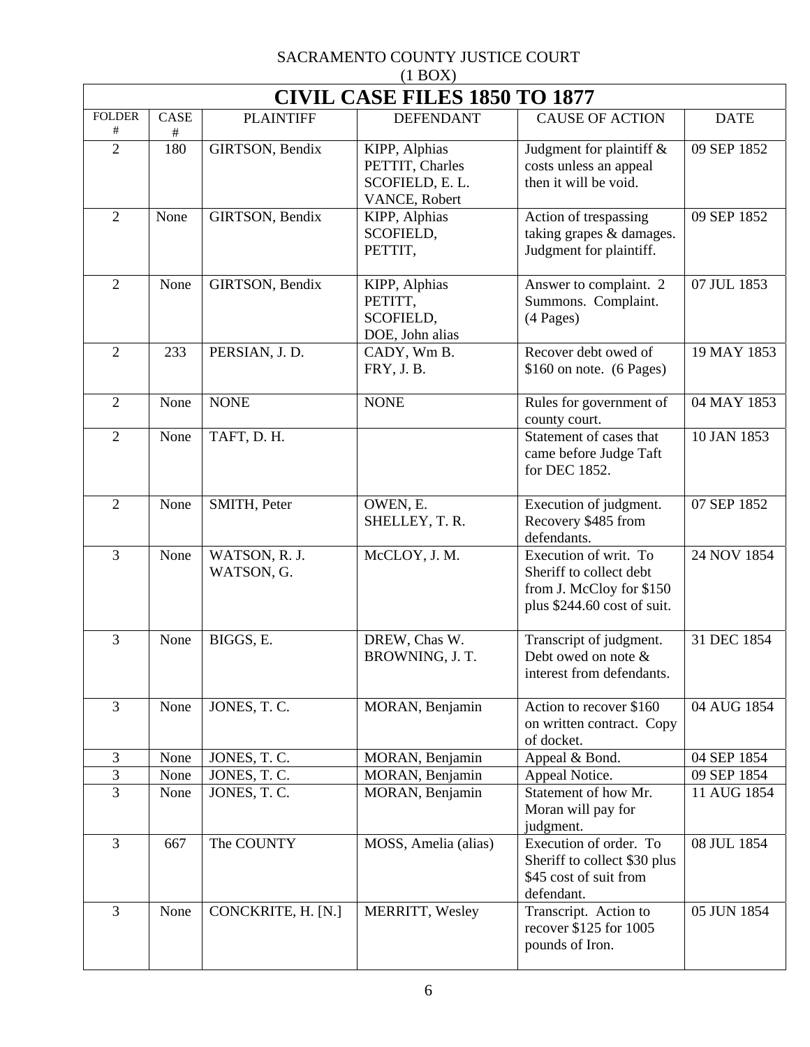SACRAMENTO COUNTY JUSTICE COURT
(1 BOX)

| CIVIL CASE FILES 1850 TO 1877 | | | | | |
|---|---|---|---|---|---|
| FOLDER # | CASE # | PLAINTIFF | DEFENDANT | CAUSE OF ACTION | DATE |
| 2 | 180 | GIRTSON, Bendix | KIPP, Alphias<br>PETTIT, Charles<br>SCOFIELD, E. L.<br>VANCE, Robert | Judgment for plaintiff & costs unless an appeal then it will be void. | 09 SEP 1852 |
| 2 | None | GIRTSON, Bendix | KIPP, Alphias<br>SCOFIELD,<br>PETTIT, | Action of trespassing taking grapes & damages. Judgment for plaintiff. | 09 SEP 1852 |
| 2 | None | GIRTSON, Bendix | KIPP, Alphias<br>PETITT,<br>SCOFIELD,<br>DOE, John alias | Answer to complaint. 2 Summons. Complaint. (4 Pages) | 07 JUL 1853 |
| 2 | 233 | PERSIAN, J. D. | CADY, Wm B.<br>FRY, J. B. | Recover debt owed of $160 on note. (6 Pages) | 19 MAY 1853 |
| 2 | None | NONE | NONE | Rules for government of county court. | 04 MAY 1853 |
| 2 | None | TAFT, D. H. | | Statement of cases that came before Judge Taft for DEC 1852. | 10 JAN 1853 |
| 2 | None | SMITH, Peter | OWEN, E.<br>SHELLEY, T. R. | Execution of judgment. Recovery $485 from defendants. | 07 SEP 1852 |
| 3 | None | WATSON, R. J.<br>WATSON, G. | McCLOY, J. M. | Execution of writ. To Sheriff to collect debt from J. McCloy for $150 plus $244.60 cost of suit. | 24 NOV 1854 |
| 3 | None | BIGGS, E. | DREW, Chas W.<br>BROWNING, J. T. | Transcript of judgment. Debt owed on note & interest from defendants. | 31 DEC 1854 |
| 3 | None | JONES, T. C. | MORAN, Benjamin | Action to recover $160 on written contract. Copy of docket. | 04 AUG 1854 |
| 3 | None | JONES, T. C. | MORAN, Benjamin | Appeal & Bond. | 04 SEP 1854 |
| 3 | None | JONES, T. C. | MORAN, Benjamin | Appeal Notice. | 09 SEP 1854 |
| 3 | None | JONES, T. C. | MORAN, Benjamin | Statement of how Mr. Moran will pay for judgment. | 11 AUG 1854 |
| 3 | 667 | The COUNTY | MOSS, Amelia (alias) | Execution of order. To Sheriff to collect $30 plus $45 cost of suit from defendant. | 08 JUL 1854 |
| 3 | None | CONCKRITE, H. [N.] | MERRITT, Wesley | Transcript. Action to recover $125 for 1005 pounds of Iron. | 05 JUN 1854 |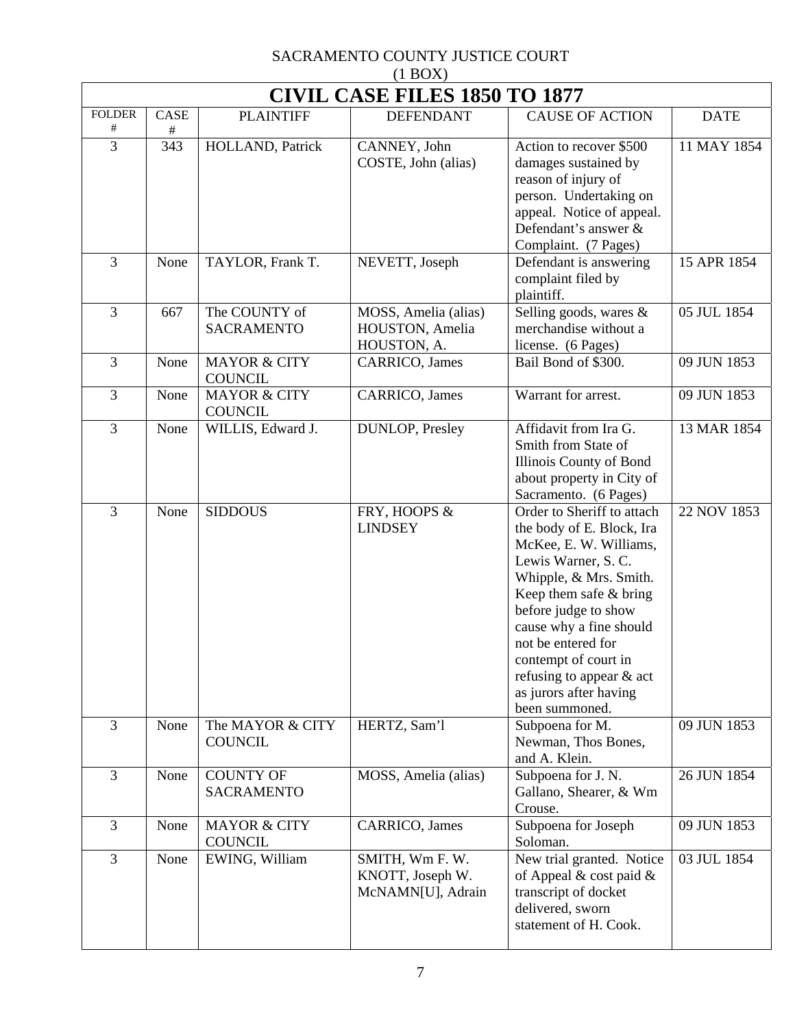SACRAMENTO COUNTY JUSTICE COURT
(1 BOX)

# CIVIL CASE FILES 1850 TO 1877

| FOLDER # | CASE # | PLAINTIFF | DEFENDANT | CAUSE OF ACTION | DATE |
|---|---|---|---|---|---|
| 3 | 343 | HOLLAND, Patrick | CANNEY, John<br>COSTE, John (alias) | Action to recover $500 damages sustained by reason of injury of person. Undertaking on appeal. Notice of appeal. Defendant's answer & Complaint. (7 Pages) | 11 MAY 1854 |
| 3 | None | TAYLOR, Frank T. | NEVETT, Joseph | Defendant is answering complaint filed by plaintiff. | 15 APR 1854 |
| 3 | 667 | The COUNTY of SACRAMENTO | MOSS, Amelia (alias)<br>HOUSTON, Amelia<br>HOUSTON, A. | Selling goods, wares & merchandise without a license. (6 Pages) | 05 JUL 1854 |
| 3 | None | MAYOR & CITY COUNCIL | CARRICO, James | Bail Bond of $300. | 09 JUN 1853 |
| 3 | None | MAYOR & CITY COUNCIL | CARRICO, James | Warrant for arrest. | 09 JUN 1853 |
| 3 | None | WILLIS, Edward J. | DUNLOP, Presley | Affidavit from Ira G. Smith from State of Illinois County of Bond about property in City of Sacramento. (6 Pages) | 13 MAR 1854 |
| 3 | None | SIDDOUS | FRY, HOOPS & LINDSEY | Order to Sheriff to attach the body of E. Block, Ira McKee, E. W. Williams, Lewis Warner, S. C. Whipple, & Mrs. Smith. Keep them safe & bring before judge to show cause why a fine should not be entered for contempt of court in refusing to appear & act as jurors after having been summoned. | 22 NOV 1853 |
| 3 | None | The MAYOR & CITY COUNCIL | HERTZ, Sam'l | Subpoena for M. Newman, Thos Bones, and A. Klein. | 09 JUN 1853 |
| 3 | None | COUNTY OF SACRAMENTO | MOSS, Amelia (alias) | Subpoena for J. N. Gallano, Shearer, & Wm Crouse. | 26 JUN 1854 |
| 3 | None | MAYOR & CITY COUNCIL | CARRICO, James | Subpoena for Joseph Soloman. | 09 JUN 1853 |
| 3 | None | EWING, William | SMITH, Wm F. W.<br>KNOTT, Joseph W.<br>McNAMN[U], Adrain | New trial granted. Notice of Appeal & cost paid & transcript of docket delivered, sworn statement of H. Cook. | 03 JUL 1854 |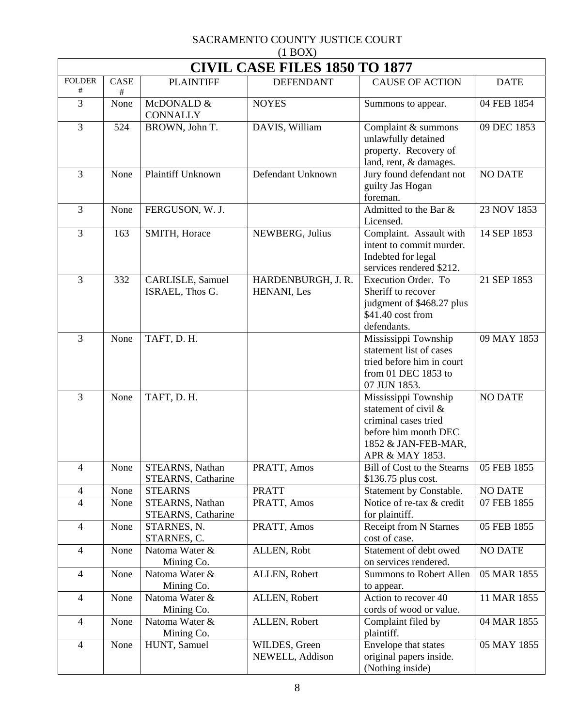SACRAMENTO COUNTY JUSTICE COURT
(1 BOX)

| CIVIL CASE FILES 1850 TO 1877 | | | | | |
|---|---|---|---|---|---|
| FOLDER # | CASE # | PLAINTIFF | DEFENDANT | CAUSE OF ACTION | DATE |
| 3 | None | McDONALD & CONNALLY | NOYES | Summons to appear. | 04 FEB 1854 |
| 3 | 524 | BROWN, John T. | DAVIS, William | Complaint & summons unlawfully detained property. Recovery of land, rent, & damages. | 09 DEC 1853 |
| 3 | None | Plaintiff Unknown | Defendant Unknown | Jury found defendant not guilty Jas Hogan foreman. | NO DATE |
| 3 | None | FERGUSON, W. J. | | Admitted to the Bar & Licensed. | 23 NOV 1853 |
| 3 | 163 | SMITH, Horace | NEWBERG, Julius | Complaint. Assault with intent to commit murder. Indebted for legal services rendered $212. | 14 SEP 1853 |
| 3 | 332 | CARLISLE, Samuel ISRAEL, Thos G. | HARDENBURGH, J. R. HENANI, Les | Execution Order. To Sheriff to recover judgment of $468.27 plus $41.40 cost from defendants. | 21 SEP 1853 |
| 3 | None | TAFT, D. H. | | Mississippi Township statement list of cases tried before him in court from 01 DEC 1853 to 07 JUN 1853. | 09 MAY 1853 |
| 3 | None | TAFT, D. H. | | Mississippi Township statement of civil & criminal cases tried before him month DEC 1852 & JAN-FEB-MAR, APR & MAY 1853. | NO DATE |
| 4 | None | STEARNS, Nathan STEARNS, Catharine | PRATT, Amos | Bill of Cost to the Stearns $136.75 plus cost. | 05 FEB 1855 |
| 4 | None | STEARNS | PRATT | Statement by Constable. | NO DATE |
| 4 | None | STEARNS, Nathan STEARNS, Catharine | PRATT, Amos | Notice of re-tax & credit for plaintiff. | 07 FEB 1855 |
| 4 | None | STARNES, N. STARNES, C. | PRATT, Amos | Receipt from N Starnes cost of case. | 05 FEB 1855 |
| 4 | None | Natoma Water & Mining Co. | ALLEN, Robt | Statement of debt owed on services rendered. | NO DATE |
| 4 | None | Natoma Water & Mining Co. | ALLEN, Robert | Summons to Robert Allen to appear. | 05 MAR 1855 |
| 4 | None | Natoma Water & Mining Co. | ALLEN, Robert | Action to recover 40 cords of wood or value. | 11 MAR 1855 |
| 4 | None | Natoma Water & Mining Co. | ALLEN, Robert | Complaint filed by plaintiff. | 04 MAR 1855 |
| 4 | None | HUNT, Samuel | WILDES, Green NEWELL, Addison | Envelope that states original papers inside. (Nothing inside) | 05 MAY 1855 |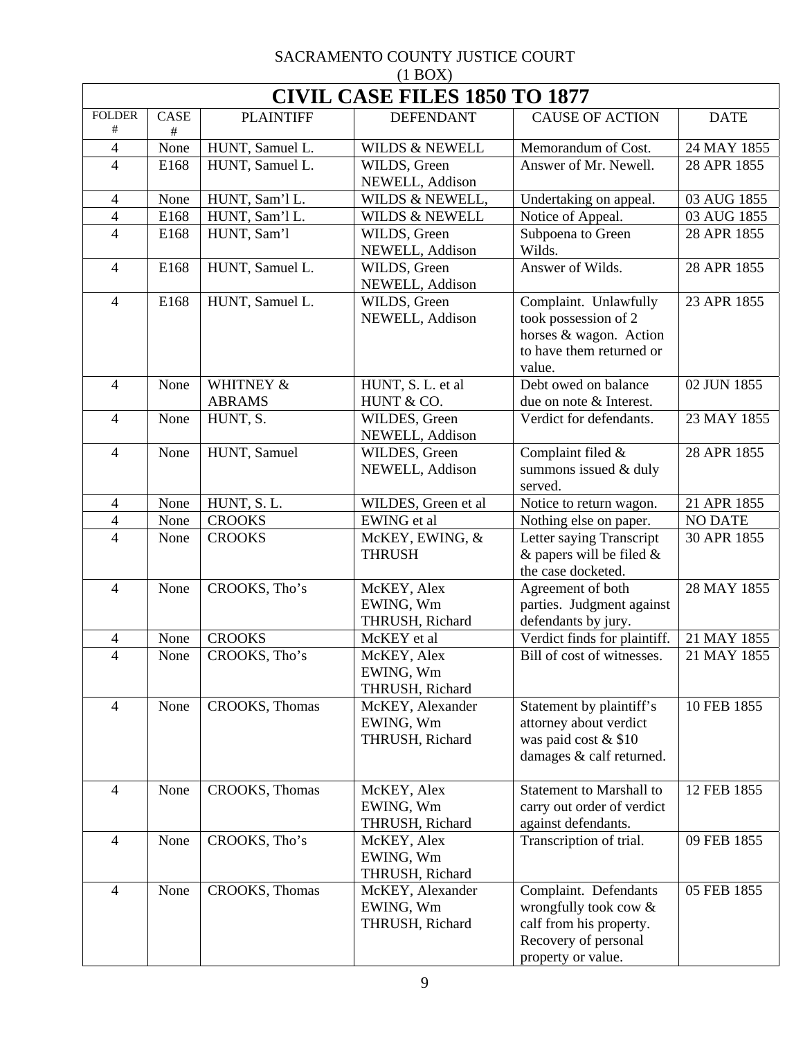SACRAMENTO COUNTY JUSTICE COURT
(1 BOX)

# CIVIL CASE FILES 1850 TO 1877

| FOLDER # | CASE # | PLAINTIFF | DEFENDANT | CAUSE OF ACTION | DATE |
|---|---|---|---|---|---|
| 4 | None | HUNT, Samuel L. | WILDS & NEWELL | Memorandum of Cost. | 24 MAY 1855 |
| 4 | E168 | HUNT, Samuel L. | WILDS, Green<br>NEWELL, Addison | Answer of Mr. Newell. | 28 APR 1855 |
| 4 | None | HUNT, Sam'l L. | WILDS & NEWELL, | Undertaking on appeal. | 03 AUG 1855 |
| 4 | E168 | HUNT, Sam'l L. | WILDS & NEWELL | Notice of Appeal. | 03 AUG 1855 |
| 4 | E168 | HUNT, Sam'l | WILDS, Green<br>NEWELL, Addison | Subpoena to Green Wilds. | 28 APR 1855 |
| 4 | E168 | HUNT, Samuel L. | WILDS, Green<br>NEWELL, Addison | Answer of Wilds. | 28 APR 1855 |
| 4 | E168 | HUNT, Samuel L. | WILDS, Green<br>NEWELL, Addison | Complaint. Unlawfully took possession of 2 horses & wagon. Action to have them returned or value. | 23 APR 1855 |
| 4 | None | WHITNEY & ABRAMS | HUNT, S. L. et al<br>HUNT & CO. | Debt owed on balance due on note & Interest. | 02 JUN 1855 |
| 4 | None | HUNT, S. | WILDES, Green<br>NEWELL, Addison | Verdict for defendants. | 23 MAY 1855 |
| 4 | None | HUNT, Samuel | WILDES, Green<br>NEWELL, Addison | Complaint filed & summons issued & duly served. | 28 APR 1855 |
| 4 | None | HUNT, S. L. | WILDES, Green et al | Notice to return wagon. | 21 APR 1855 |
| 4 | None | CROOKS | EWING et al | Nothing else on paper. | NO DATE |
| 4 | None | CROOKS | McKEY, EWING, & THRUSH | Letter saying Transcript & papers will be filed & the case docketed. | 30 APR 1855 |
| 4 | None | CROOKS, Tho's | McKEY, Alex<br>EWING, Wm<br>THRUSH, Richard | Agreement of both parties. Judgment against defendants by jury. | 28 MAY 1855 |
| 4 | None | CROOKS | McKEY et al | Verdict finds for plaintiff. | 21 MAY 1855 |
| 4 | None | CROOKS, Tho's | McKEY, Alex<br>EWING, Wm<br>THRUSH, Richard | Bill of cost of witnesses. | 21 MAY 1855 |
| 4 | None | CROOKS, Thomas | McKEY, Alexander<br>EWING, Wm<br>THRUSH, Richard | Statement by plaintiff's attorney about verdict was paid cost & $10 damages & calf returned. | 10 FEB 1855 |
| 4 | None | CROOKS, Thomas | McKEY, Alex<br>EWING, Wm<br>THRUSH, Richard | Statement to Marshall to carry out order of verdict against defendants. | 12 FEB 1855 |
| 4 | None | CROOKS, Tho's | McKEY, Alex<br>EWING, Wm<br>THRUSH, Richard | Transcription of trial. | 09 FEB 1855 |
| 4 | None | CROOKS, Thomas | McKEY, Alexander<br>EWING, Wm<br>THRUSH, Richard | Complaint. Defendants wrongfully took cow & calf from his property. Recovery of personal property or value. | 05 FEB 1855 |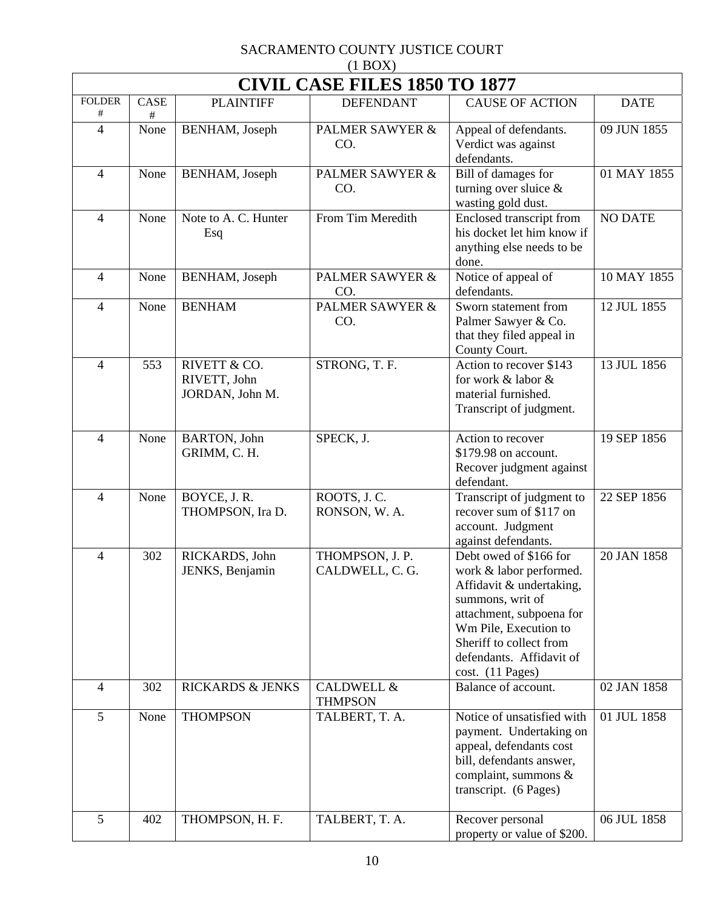SACRAMENTO COUNTY JUSTICE COURT
(1 BOX)

| CIVIL CASE FILES 1850 TO 1877 | | | | | |
|---|---|---|---|---|---|
| FOLDER # | CASE # | PLAINTIFF | DEFENDANT | CAUSE OF ACTION | DATE |
| 4 | None | BENHAM, Joseph | PALMER SAWYER & CO. | Appeal of defendants. Verdict was against defendants. | 09 JUN 1855 |
| 4 | None | BENHAM, Joseph | PALMER SAWYER & CO. | Bill of damages for turning over sluice & wasting gold dust. | 01 MAY 1855 |
| 4 | None | Note to A. C. Hunter Esq | From Tim Meredith | Enclosed transcript from his docket let him know if anything else needs to be done. | NO DATE |
| 4 | None | BENHAM, Joseph | PALMER SAWYER & CO. | Notice of appeal of defendants. | 10 MAY 1855 |
| 4 | None | BENHAM | PALMER SAWYER & CO. | Sworn statement from Palmer Sawyer & Co. that they filed appeal in County Court. | 12 JUL 1855 |
| 4 | 553 | RIVETT & CO.<br>RIVETT, John<br>JORDAN, John M. | STRONG, T. F. | Action to recover $143 for work & labor & material furnished. Transcript of judgment. | 13 JUL 1856 |
| 4 | None | BARTON, John<br>GRIMM, C. H. | SPECK, J. | Action to recover $179.98 on account. Recover judgment against defendant. | 19 SEP 1856 |
| 4 | None | BOYCE, J. R.<br>THOMPSON, Ira D. | ROOTS, J. C.<br>RONSON, W. A. | Transcript of judgment to recover sum of $117 on account. Judgment against defendants. | 22 SEP 1856 |
| 4 | 302 | RICKARDS, John<br>JENKS, Benjamin | THOMPSON, J. P.<br>CALDWELL, C. G. | Debt owed of $166 for work & labor performed. Affidavit & undertaking, summons, writ of attachment, subpoena for Wm Pile, Execution to Sheriff to collect from defendants. Affidavit of cost. (11 Pages) | 20 JAN 1858 |
| 4 | 302 | RICKARDS & JENKS | CALDWELL & THMPSON | Balance of account. | 02 JAN 1858 |
| 5 | None | THOMPSON | TALBERT, T. A. | Notice of unsatisfied with payment. Undertaking on appeal, defendants cost bill, defendants answer, complaint, summons & transcript. (6 Pages) | 01 JUL 1858 |
| 5 | 402 | THOMPSON, H. F. | TALBERT, T. A. | Recover personal property or value of $200. | 06 JUL 1858 |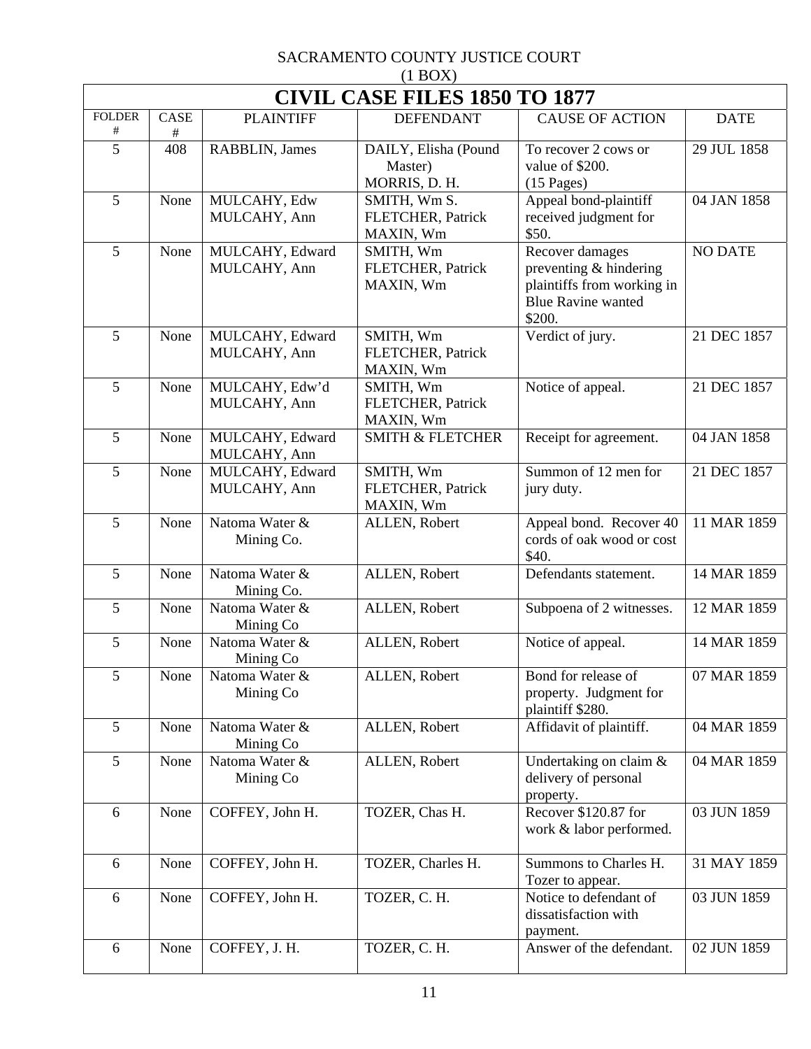SACRAMENTO COUNTY JUSTICE COURT
(1 BOX)

| CIVIL CASE FILES 1850 TO 1877 | | | | | |
|---|---|---|---|---|---|
| FOLDER # | CASE # | PLAINTIFF | DEFENDANT | CAUSE OF ACTION | DATE |
| 5 | 408 | RABBLIN, James | DAILY, Elisha (Pound Master)<br>MORRIS, D. H. | To recover 2 cows or value of $200.<br>(15 Pages) | 29 JUL 1858 |
| 5 | None | MULCAHY, Edw<br>MULCAHY, Ann | SMITH, Wm S.<br>FLETCHER, Patrick<br>MAXIN, Wm | Appeal bond-plaintiff received judgment for $50. | 04 JAN 1858 |
| 5 | None | MULCAHY, Edward<br>MULCAHY, Ann | SMITH, Wm<br>FLETCHER, Patrick<br>MAXIN, Wm | Recover damages preventing & hindering plaintiffs from working in Blue Ravine wanted $200. | NO DATE |
| 5 | None | MULCAHY, Edward<br>MULCAHY, Ann | SMITH, Wm<br>FLETCHER, Patrick<br>MAXIN, Wm | Verdict of jury. | 21 DEC 1857 |
| 5 | None | MULCAHY, Edw'd<br>MULCAHY, Ann | SMITH, Wm<br>FLETCHER, Patrick<br>MAXIN, Wm | Notice of appeal. | 21 DEC 1857 |
| 5 | None | MULCAHY, Edward<br>MULCAHY, Ann | SMITH & FLETCHER | Receipt for agreement. | 04 JAN 1858 |
| 5 | None | MULCAHY, Edward<br>MULCAHY, Ann | SMITH, Wm<br>FLETCHER, Patrick<br>MAXIN, Wm | Summon of 12 men for jury duty. | 21 DEC 1857 |
| 5 | None | Natoma Water & Mining Co. | ALLEN, Robert | Appeal bond. Recover 40 cords of oak wood or cost $40. | 11 MAR 1859 |
| 5 | None | Natoma Water & Mining Co. | ALLEN, Robert | Defendants statement. | 14 MAR 1859 |
| 5 | None | Natoma Water & Mining Co | ALLEN, Robert | Subpoena of 2 witnesses. | 12 MAR 1859 |
| 5 | None | Natoma Water & Mining Co | ALLEN, Robert | Notice of appeal. | 14 MAR 1859 |
| 5 | None | Natoma Water & Mining Co | ALLEN, Robert | Bond for release of property. Judgment for plaintiff $280. | 07 MAR 1859 |
| 5 | None | Natoma Water & Mining Co | ALLEN, Robert | Affidavit of plaintiff. | 04 MAR 1859 |
| 5 | None | Natoma Water & Mining Co | ALLEN, Robert | Undertaking on claim & delivery of personal property. | 04 MAR 1859 |
| 6 | None | COFFEY, John H. | TOZER, Chas H. | Recover $120.87 for work & labor performed. | 03 JUN 1859 |
| 6 | None | COFFEY, John H. | TOZER, Charles H. | Summons to Charles H. Tozer to appear. | 31 MAY 1859 |
| 6 | None | COFFEY, John H. | TOZER, C. H. | Notice to defendant of dissatisfaction with payment. | 03 JUN 1859 |
| 6 | None | COFFEY, J. H. | TOZER, C. H. | Answer of the defendant. | 02 JUN 1859 |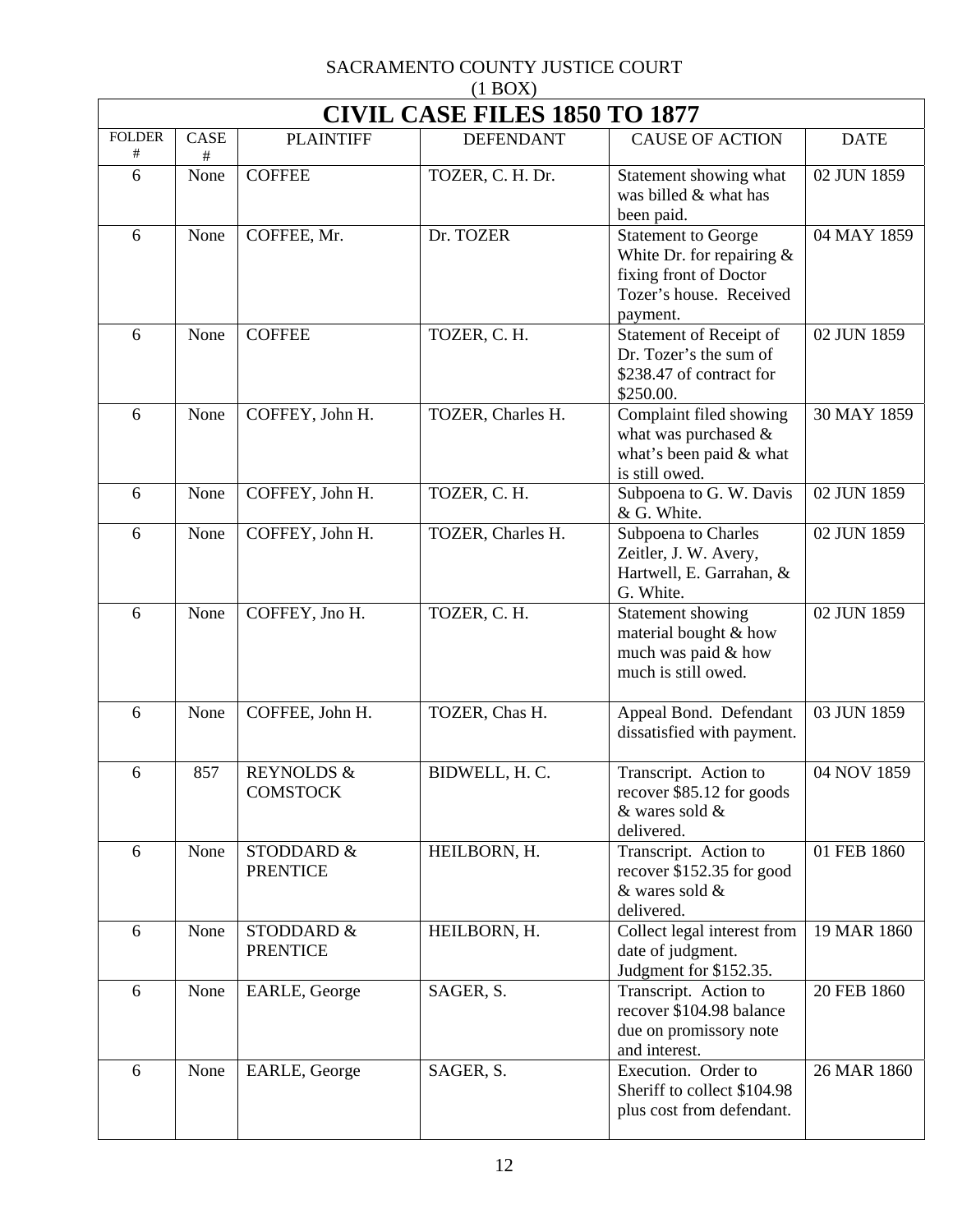SACRAMENTO COUNTY JUSTICE COURT
(1 BOX)

| CIVIL CASE FILES 1850 TO 1877 | | | | | |
|---|---|---|---|---|---|
| FOLDER # | CASE # | PLAINTIFF | DEFENDANT | CAUSE OF ACTION | DATE |
| 6 | None | COFFEE | TOZER, C. H. Dr. | Statement showing what was billed & what has been paid. | 02 JUN 1859 |
| 6 | None | COFFEE, Mr. | Dr. TOZER | Statement to George White Dr. for repairing & fixing front of Doctor Tozer's house. Received payment. | 04 MAY 1859 |
| 6 | None | COFFEE | TOZER, C. H. | Statement of Receipt of Dr. Tozer's the sum of $238.47 of contract for $250.00. | 02 JUN 1859 |
| 6 | None | COFFEY, John H. | TOZER, Charles H. | Complaint filed showing what was purchased & what's been paid & what is still owed. | 30 MAY 1859 |
| 6 | None | COFFEY, John H. | TOZER, C. H. | Subpoena to G. W. Davis & G. White. | 02 JUN 1859 |
| 6 | None | COFFEY, John H. | TOZER, Charles H. | Subpoena to Charles Zeitler, J. W. Avery, Hartwell, E. Garrahan, & G. White. | 02 JUN 1859 |
| 6 | None | COFFEY, Jno H. | TOZER, C. H. | Statement showing material bought & how much was paid & how much is still owed. | 02 JUN 1859 |
| 6 | None | COFFEE, John H. | TOZER, Chas H. | Appeal Bond. Defendant dissatisfied with payment. | 03 JUN 1859 |
| 6 | 857 | REYNOLDS & COMSTOCK | BIDWELL, H. C. | Transcript. Action to recover $85.12 for goods & wares sold & delivered. | 04 NOV 1859 |
| 6 | None | STODDARD & PRENTICE | HEILBORN, H. | Transcript. Action to recover $152.35 for good & wares sold & delivered. | 01 FEB 1860 |
| 6 | None | STODDARD & PRENTICE | HEILBORN, H. | Collect legal interest from date of judgment. Judgment for $152.35. | 19 MAR 1860 |
| 6 | None | EARLE, George | SAGER, S. | Transcript. Action to recover $104.98 balance due on promissory note and interest. | 20 FEB 1860 |
| 6 | None | EARLE, George | SAGER, S. | Execution. Order to Sheriff to collect $104.98 plus cost from defendant. | 26 MAR 1860 |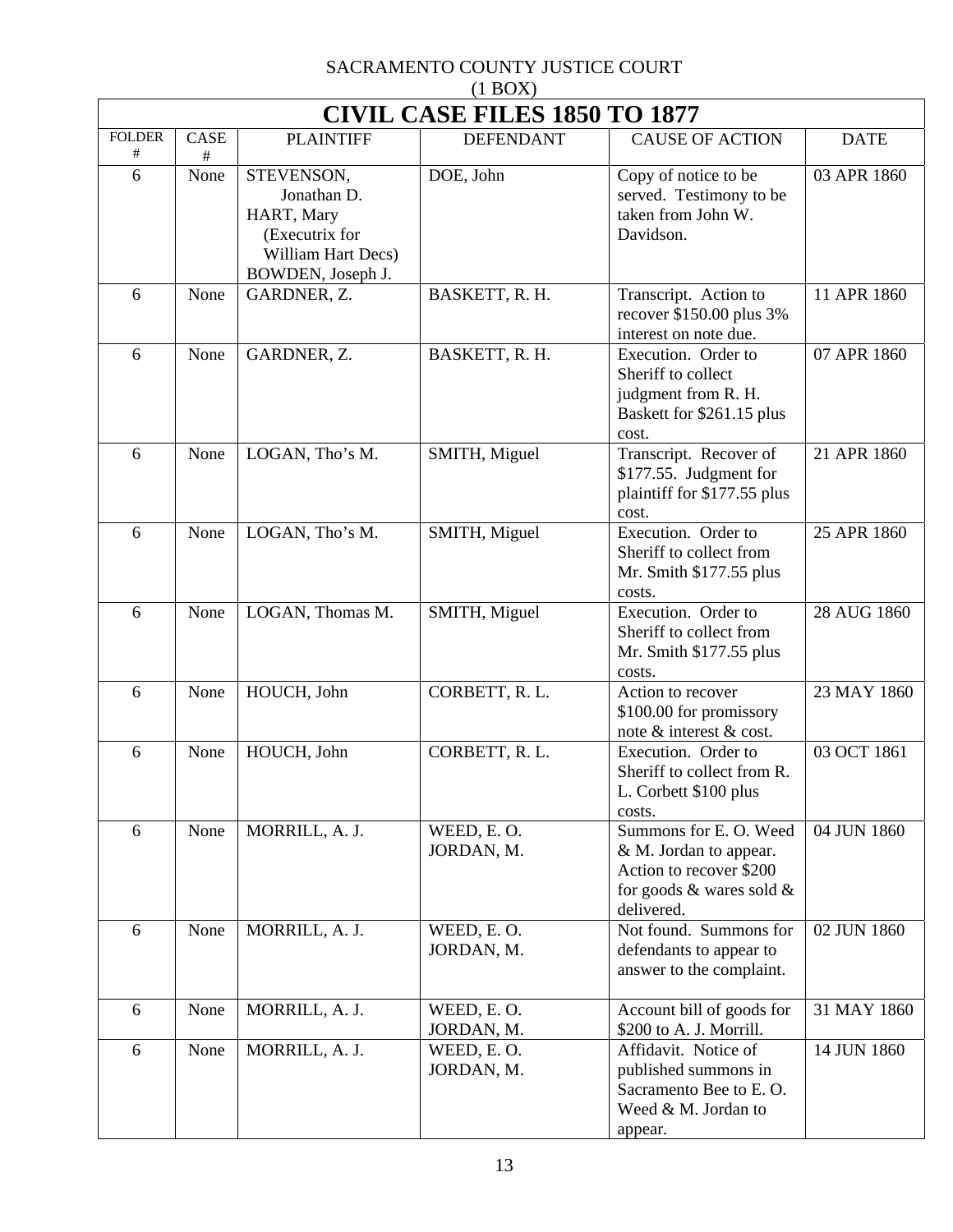SACRAMENTO COUNTY JUSTICE COURT
(1 BOX)

# CIVIL CASE FILES 1850 TO 1877

| FOLDER # | CASE # | PLAINTIFF | DEFENDANT | CAUSE OF ACTION | DATE |
|---|---|---|---|---|---|
| 6 | None | STEVENSON, Jonathan D. HART, Mary (Executrix for William Hart Decs) BOWDEN, Joseph J. | DOE, John | Copy of notice to be served. Testimony to be taken from John W. Davidson. | 03 APR 1860 |
| 6 | None | GARDNER, Z. | BASKETT, R. H. | Transcript. Action to recover $150.00 plus 3% interest on note due. | 11 APR 1860 |
| 6 | None | GARDNER, Z. | BASKETT, R. H. | Execution. Order to Sheriff to collect judgment from R. H. Baskett for $261.15 plus cost. | 07 APR 1860 |
| 6 | None | LOGAN, Tho's M. | SMITH, Miguel | Transcript. Recover of $177.55. Judgment for plaintiff for $177.55 plus cost. | 21 APR 1860 |
| 6 | None | LOGAN, Tho's M. | SMITH, Miguel | Execution. Order to Sheriff to collect from Mr. Smith $177.55 plus costs. | 25 APR 1860 |
| 6 | None | LOGAN, Thomas M. | SMITH, Miguel | Execution. Order to Sheriff to collect from Mr. Smith $177.55 plus costs. | 28 AUG 1860 |
| 6 | None | HOUCH, John | CORBETT, R. L. | Action to recover $100.00 for promissory note & interest & cost. | 23 MAY 1860 |
| 6 | None | HOUCH, John | CORBETT, R. L. | Execution. Order to Sheriff to collect from R. L. Corbett $100 plus costs. | 03 OCT 1861 |
| 6 | None | MORRILL, A. J. | WEED, E. O. JORDAN, M. | Summons for E. O. Weed & M. Jordan to appear. Action to recover $200 for goods & wares sold & delivered. | 04 JUN 1860 |
| 6 | None | MORRILL, A. J. | WEED, E. O. JORDAN, M. | Not found. Summons for defendants to appear to answer to the complaint. | 02 JUN 1860 |
| 6 | None | MORRILL, A. J. | WEED, E. O. JORDAN, M. | Account bill of goods for $200 to A. J. Morrill. | 31 MAY 1860 |
| 6 | None | MORRILL, A. J. | WEED, E. O. JORDAN, M. | Affidavit. Notice of published summons in Sacramento Bee to E. O. Weed & M. Jordan to appear. | 14 JUN 1860 |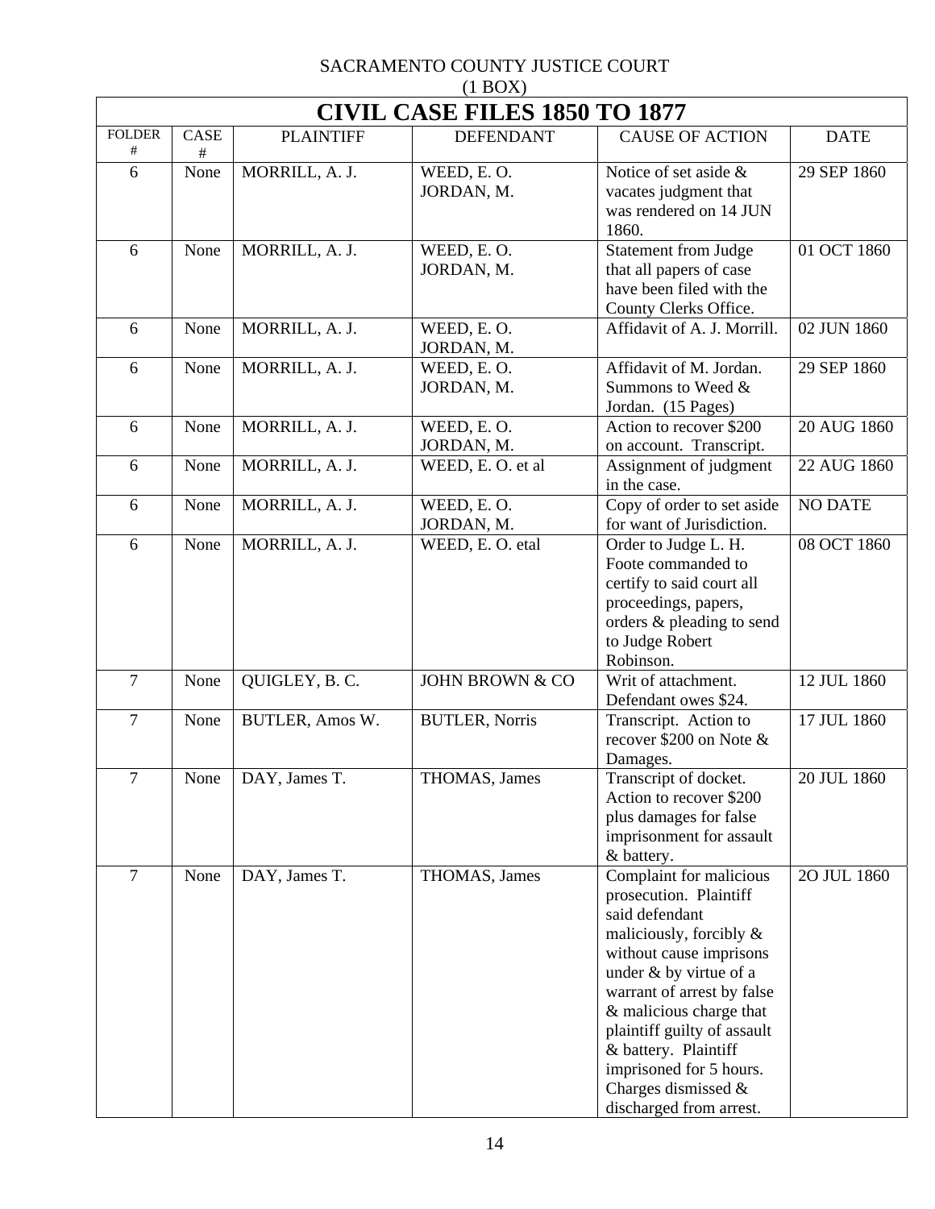SACRAMENTO COUNTY JUSTICE COURT
(1 BOX)

| CIVIL CASE FILES 1850 TO 1877 | | | | | |
|---|---|---|---|---|---|
| FOLDER # | CASE # | PLAINTIFF | DEFENDANT | CAUSE OF ACTION | DATE |
| 6 | None | MORRILL, A. J. | WEED, E. O. JORDAN, M. | Notice of set aside & vacates judgment that was rendered on 14 JUN 1860. | 29 SEP 1860 |
| 6 | None | MORRILL, A. J. | WEED, E. O. JORDAN, M. | Statement from Judge that all papers of case have been filed with the County Clerks Office. | 01 OCT 1860 |
| 6 | None | MORRILL, A. J. | WEED, E. O. JORDAN, M. | Affidavit of A. J. Morrill. | 02 JUN 1860 |
| 6 | None | MORRILL, A. J. | WEED, E. O. JORDAN, M. | Affidavit of M. Jordan. Summons to Weed & Jordan. (15 Pages) | 29 SEP 1860 |
| 6 | None | MORRILL, A. J. | WEED, E. O. JORDAN, M. | Action to recover $200 on account. Transcript. | 20 AUG 1860 |
| 6 | None | MORRILL, A. J. | WEED, E. O. et al | Assignment of judgment in the case. | 22 AUG 1860 |
| 6 | None | MORRILL, A. J. | WEED, E. O. JORDAN, M. | Copy of order to set aside for want of Jurisdiction. | NO DATE |
| 6 | None | MORRILL, A. J. | WEED, E. O. etal | Order to Judge L. H. Foote commanded to certify to said court all proceedings, papers, orders & pleading to send to Judge Robert Robinson. | 08 OCT 1860 |
| 7 | None | QUIGLEY, B. C. | JOHN BROWN & CO | Writ of attachment. Defendant owes $24. | 12 JUL 1860 |
| 7 | None | BUTLER, Amos W. | BUTLER, Norris | Transcript. Action to recover $200 on Note & Damages. | 17 JUL 1860 |
| 7 | None | DAY, James T. | THOMAS, James | Transcript of docket. Action to recover $200 plus damages for false imprisonment for assault & battery. | 20 JUL 1860 |
| 7 | None | DAY, James T. | THOMAS, James | Complaint for malicious prosecution. Plaintiff said defendant maliciously, forcibly & without cause imprisons under & by virtue of a warrant of arrest by false & malicious charge that plaintiff guilty of assault & battery. Plaintiff imprisoned for 5 hours. Charges dismissed & discharged from arrest. | 2O JUL 1860 |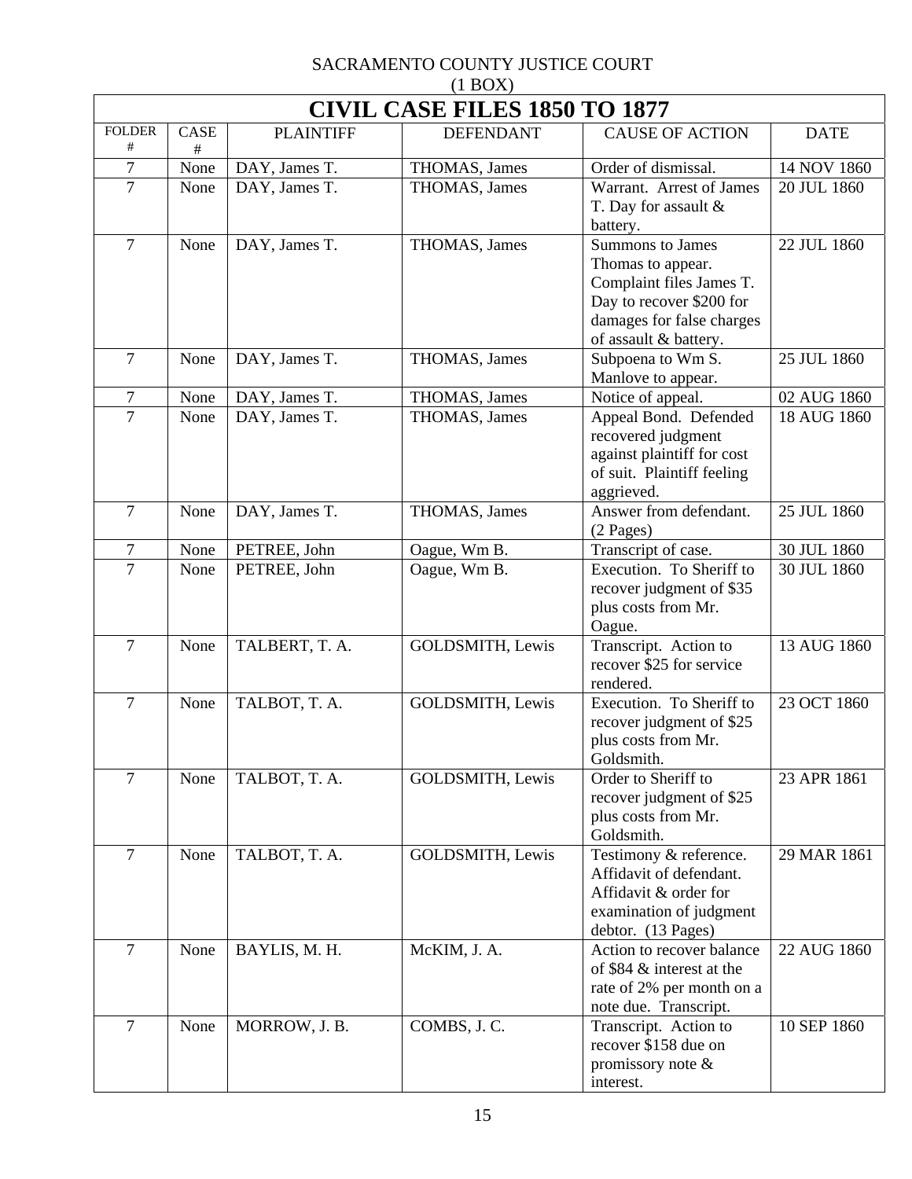SACRAMENTO COUNTY JUSTICE COURT
(1 BOX)

# CIVIL CASE FILES 1850 TO 1877

| FOLDER # | CASE # | PLAINTIFF | DEFENDANT | CAUSE OF ACTION | DATE |
|---|---|---|---|---|---|
| 7 | None | DAY, James T. | THOMAS, James | Order of dismissal. | 14 NOV 1860 |
| 7 | None | DAY, James T. | THOMAS, James | Warrant. Arrest of James T. Day for assault & battery. | 20 JUL 1860 |
| 7 | None | DAY, James T. | THOMAS, James | Summons to James Thomas to appear. Complaint files James T. Day to recover $200 for damages for false charges of assault & battery. | 22 JUL 1860 |
| 7 | None | DAY, James T. | THOMAS, James | Subpoena to Wm S. Manlove to appear. | 25 JUL 1860 |
| 7 | None | DAY, James T. | THOMAS, James | Notice of appeal. | 02 AUG 1860 |
| 7 | None | DAY, James T. | THOMAS, James | Appeal Bond. Defended recovered judgment against plaintiff for cost of suit. Plaintiff feeling aggrieved. | 18 AUG 1860 |
| 7 | None | DAY, James T. | THOMAS, James | Answer from defendant. (2 Pages) | 25 JUL 1860 |
| 7 | None | PETREE, John | Oague, Wm B. | Transcript of case. | 30 JUL 1860 |
| 7 | None | PETREE, John | Oague, Wm B. | Execution. To Sheriff to recover judgment of $35 plus costs from Mr. Oague. | 30 JUL 1860 |
| 7 | None | TALBERT, T. A. | GOLDSMITH, Lewis | Transcript. Action to recover $25 for service rendered. | 13 AUG 1860 |
| 7 | None | TALBOT, T. A. | GOLDSMITH, Lewis | Execution. To Sheriff to recover judgment of $25 plus costs from Mr. Goldsmith. | 23 OCT 1860 |
| 7 | None | TALBOT, T. A. | GOLDSMITH, Lewis | Order to Sheriff to recover judgment of $25 plus costs from Mr. Goldsmith. | 23 APR 1861 |
| 7 | None | TALBOT, T. A. | GOLDSMITH, Lewis | Testimony & reference. Affidavit of defendant. Affidavit & order for examination of judgment debtor. (13 Pages) | 29 MAR 1861 |
| 7 | None | BAYLIS, M. H. | McKIM, J. A. | Action to recover balance of $84 & interest at the rate of 2% per month on a note due. Transcript. | 22 AUG 1860 |
| 7 | None | MORROW, J. B. | COMBS, J. C. | Transcript. Action to recover $158 due on promissory note & interest. | 10 SEP 1860 |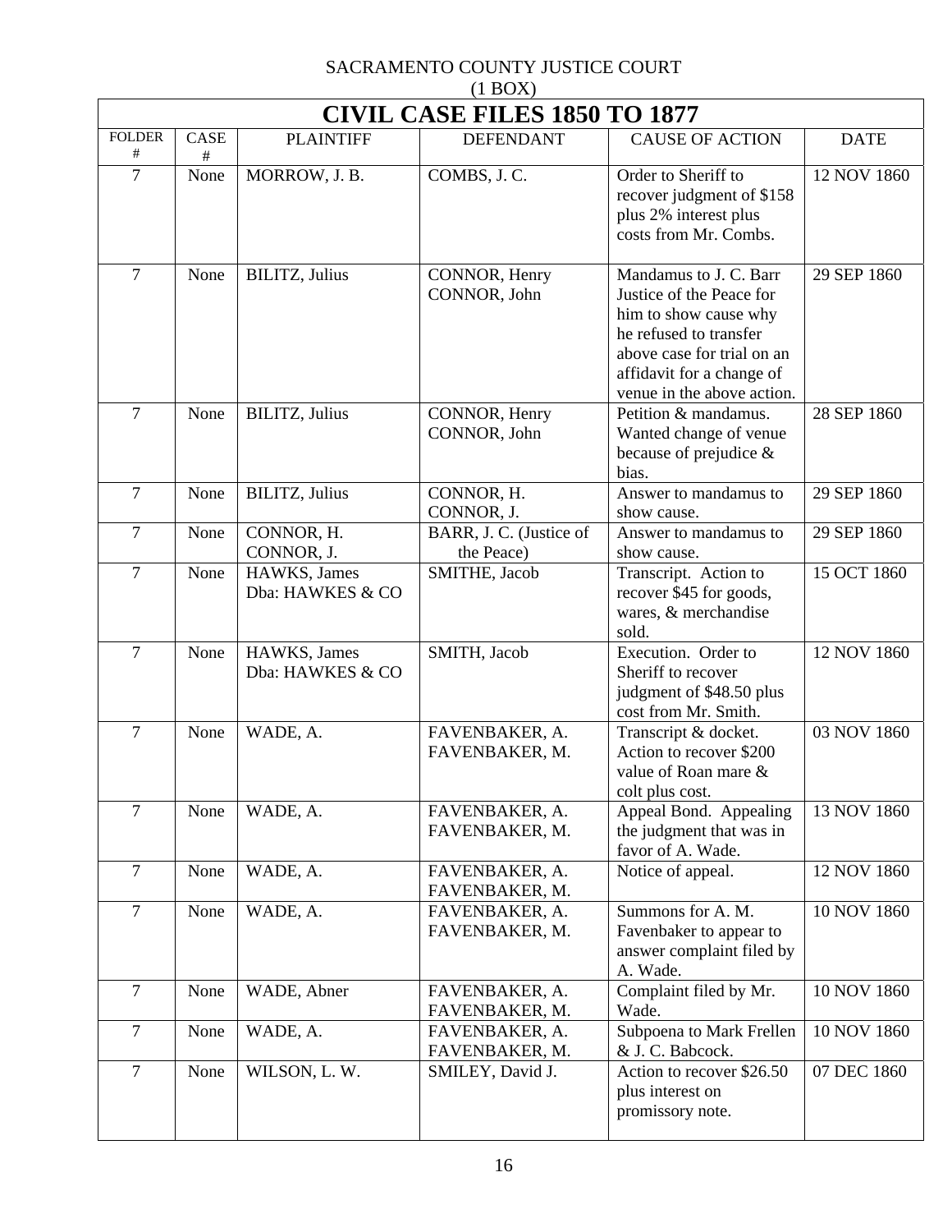SACRAMENTO COUNTY JUSTICE COURT
(1 BOX)

# CIVIL CASE FILES 1850 TO 1877

| FOLDER # | CASE # | PLAINTIFF | DEFENDANT | CAUSE OF ACTION | DATE |
|---|---|---|---|---|---|
| 7 | None | MORROW, J. B. | COMBS, J. C. | Order to Sheriff to recover judgment of $158 plus 2% interest plus costs from Mr. Combs. | 12 NOV 1860 |
| 7 | None | BILITZ, Julius | CONNOR, Henry<br>CONNOR, John | Mandamus to J. C. Barr Justice of the Peace for him to show cause why he refused to transfer above case for trial on an affidavit for a change of venue in the above action. | 29 SEP 1860 |
| 7 | None | BILITZ, Julius | CONNOR, Henry<br>CONNOR, John | Petition & mandamus. Wanted change of venue because of prejudice & bias. | 28 SEP 1860 |
| 7 | None | BILITZ, Julius | CONNOR, H.<br>CONNOR, J. | Answer to mandamus to show cause. | 29 SEP 1860 |
| 7 | None | CONNOR, H.<br>CONNOR, J. | BARR, J. C. (Justice of the Peace) | Answer to mandamus to show cause. | 29 SEP 1860 |
| 7 | None | HAWKS, James<br>Dba: HAWKES & CO | SMITHE, Jacob | Transcript. Action to recover $45 for goods, wares, & merchandise sold. | 15 OCT 1860 |
| 7 | None | HAWKS, James<br>Dba: HAWKES & CO | SMITH, Jacob | Execution. Order to Sheriff to recover judgment of $48.50 plus cost from Mr. Smith. | 12 NOV 1860 |
| 7 | None | WADE, A. | FAVENBAKER, A.<br>FAVENBAKER, M. | Transcript & docket. Action to recover $200 value of Roan mare & colt plus cost. | 03 NOV 1860 |
| 7 | None | WADE, A. | FAVENBAKER, A.<br>FAVENBAKER, M. | Appeal Bond. Appealing the judgment that was in favor of A. Wade. | 13 NOV 1860 |
| 7 | None | WADE, A. | FAVENBAKER, A.<br>FAVENBAKER, M. | Notice of appeal. | 12 NOV 1860 |
| 7 | None | WADE, A. | FAVENBAKER, A.<br>FAVENBAKER, M. | Summons for A. M. Favenbaker to appear to answer complaint filed by A. Wade. | 10 NOV 1860 |
| 7 | None | WADE, Abner | FAVENBAKER, A.<br>FAVENBAKER, M. | Complaint filed by Mr. Wade. | 10 NOV 1860 |
| 7 | None | WADE, A. | FAVENBAKER, A.<br>FAVENBAKER, M. | Subpoena to Mark Frellen & J. C. Babcock. | 10 NOV 1860 |
| 7 | None | WILSON, L. W. | SMILEY, David J. | Action to recover $26.50 plus interest on promissory note. | 07 DEC 1860 |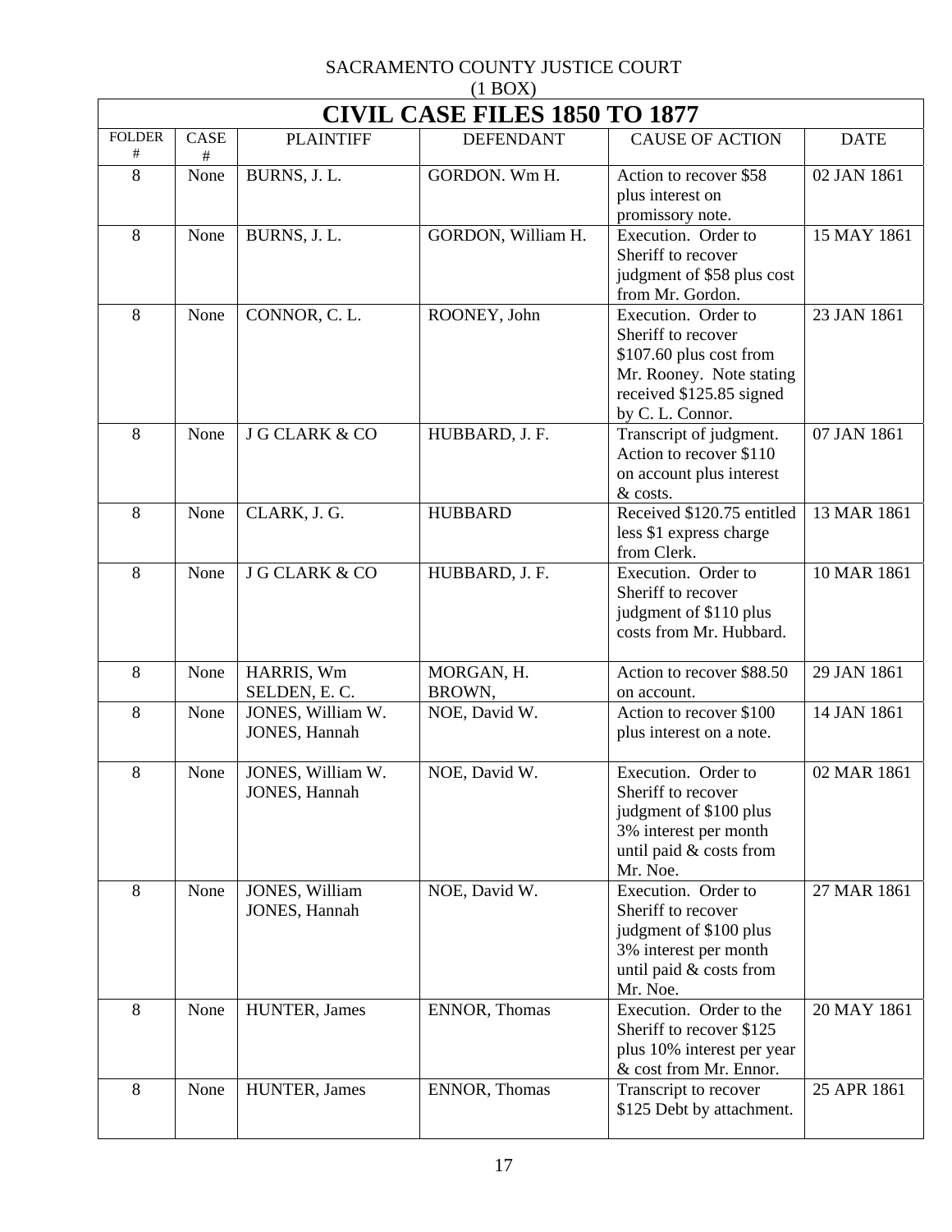SACRAMENTO COUNTY JUSTICE COURT
(1 BOX)

# CIVIL CASE FILES 1850 TO 1877

| FOLDER # | CASE # | PLAINTIFF | DEFENDANT | CAUSE OF ACTION | DATE |
|---|---|---|---|---|---|
| 8 | None | BURNS, J. L. | GORDON. Wm H. | Action to recover $58 plus interest on promissory note. | 02 JAN 1861 |
| 8 | None | BURNS, J. L. | GORDON, William H. | Execution. Order to Sheriff to recover judgment of $58 plus cost from Mr. Gordon. | 15 MAY 1861 |
| 8 | None | CONNOR, C. L. | ROONEY, John | Execution. Order to Sheriff to recover $107.60 plus cost from Mr. Rooney. Note stating received $125.85 signed by C. L. Connor. | 23 JAN 1861 |
| 8 | None | J G CLARK & CO | HUBBARD, J. F. | Transcript of judgment. Action to recover $110 on account plus interest & costs. | 07 JAN 1861 |
| 8 | None | CLARK, J. G. | HUBBARD | Received $120.75 entitled less $1 express charge from Clerk. | 13 MAR 1861 |
| 8 | None | J G CLARK & CO | HUBBARD, J. F. | Execution. Order to Sheriff to recover judgment of $110 plus costs from Mr. Hubbard. | 10 MAR 1861 |
| 8 | None | HARRIS, Wm<br>SELDEN, E. C. | MORGAN, H.<br>BROWN, | Action to recover $88.50 on account. | 29 JAN 1861 |
| 8 | None | JONES, William W.<br>JONES, Hannah | NOE, David W. | Action to recover $100 plus interest on a note. | 14 JAN 1861 |
| 8 | None | JONES, William W.<br>JONES, Hannah | NOE, David W. | Execution. Order to Sheriff to recover judgment of $100 plus 3% interest per month until paid & costs from Mr. Noe. | 02 MAR 1861 |
| 8 | None | JONES, William<br>JONES, Hannah | NOE, David W. | Execution. Order to Sheriff to recover judgment of $100 plus 3% interest per month until paid & costs from Mr. Noe. | 27 MAR 1861 |
| 8 | None | HUNTER, James | ENNOR, Thomas | Execution. Order to the Sheriff to recover $125 plus 10% interest per year & cost from Mr. Ennor. | 20 MAY 1861 |
| 8 | None | HUNTER, James | ENNOR, Thomas | Transcript to recover $125 Debt by attachment. | 25 APR 1861 |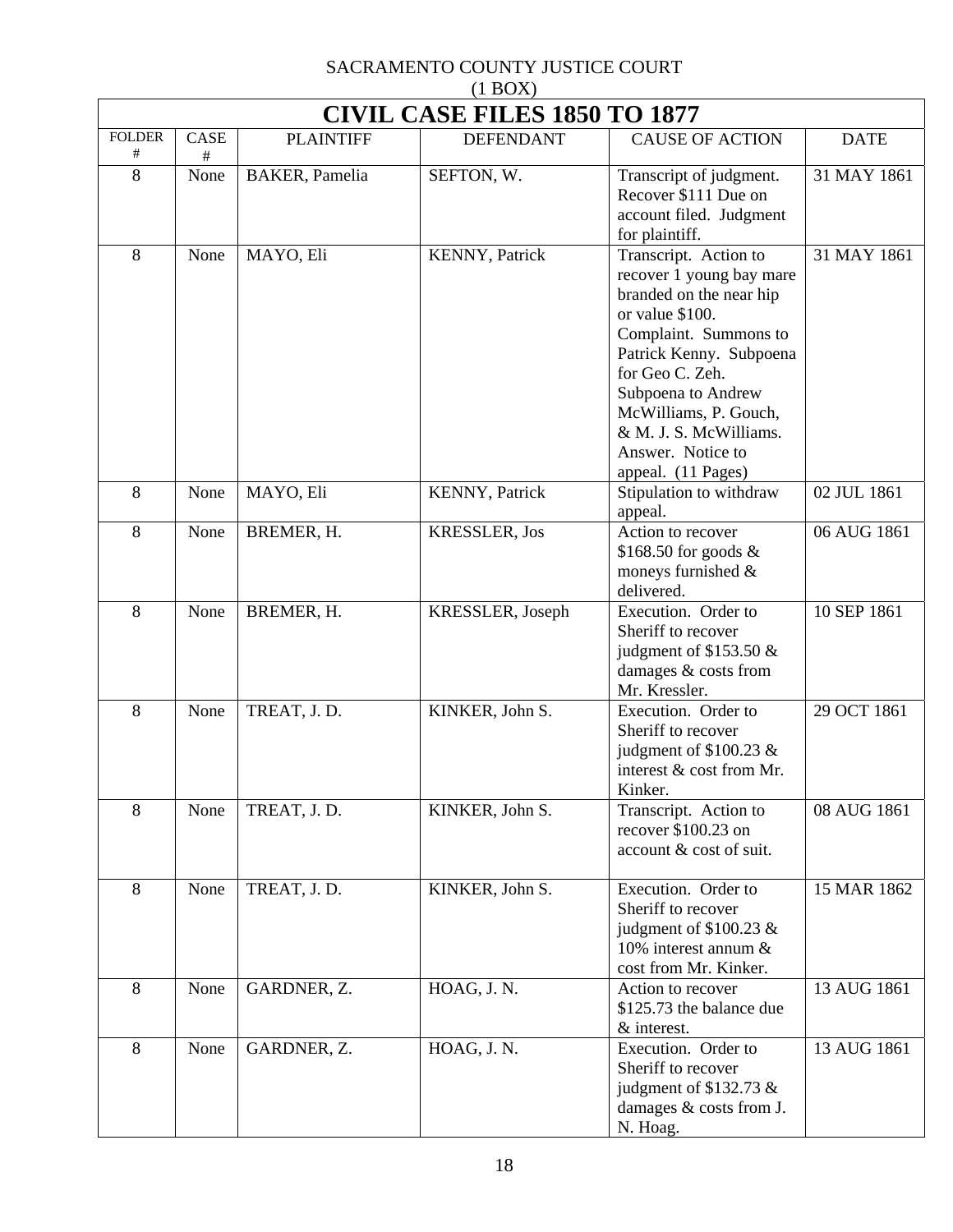SACRAMENTO COUNTY JUSTICE COURT
(1 BOX)

# CIVIL CASE FILES 1850 TO 1877

| FOLDER # | CASE # | PLAINTIFF | DEFENDANT | CAUSE OF ACTION | DATE |
|---|---|---|---|---|---|
| 8 | None | BAKER, Pamelia | SEFTON, W. | Transcript of judgment. Recover $111 Due on account filed. Judgment for plaintiff. | 31 MAY 1861 |
| 8 | None | MAYO, Eli | KENNY, Patrick | Transcript. Action to recover 1 young bay mare branded on the near hip or value $100. Complaint. Summons to Patrick Kenny. Subpoena for Geo C. Zeh. Subpoena to Andrew McWilliams, P. Gouch, & M. J. S. McWilliams. Answer. Notice to appeal. (11 Pages) | 31 MAY 1861 |
| 8 | None | MAYO, Eli | KENNY, Patrick | Stipulation to withdraw appeal. | 02 JUL 1861 |
| 8 | None | BREMER, H. | KRESSLER, Jos | Action to recover $168.50 for goods & moneys furnished & delivered. | 06 AUG 1861 |
| 8 | None | BREMER, H. | KRESSLER, Joseph | Execution. Order to Sheriff to recover judgment of $153.50 & damages & costs from Mr. Kressler. | 10 SEP 1861 |
| 8 | None | TREAT, J. D. | KINKER, John S. | Execution. Order to Sheriff to recover judgment of $100.23 & interest & cost from Mr. Kinker. | 29 OCT 1861 |
| 8 | None | TREAT, J. D. | KINKER, John S. | Transcript. Action to recover $100.23 on account & cost of suit. | 08 AUG 1861 |
| 8 | None | TREAT, J. D. | KINKER, John S. | Execution. Order to Sheriff to recover judgment of $100.23 & 10% interest annum & cost from Mr. Kinker. | 15 MAR 1862 |
| 8 | None | GARDNER, Z. | HOAG, J. N. | Action to recover $125.73 the balance due & interest. | 13 AUG 1861 |
| 8 | None | GARDNER, Z. | HOAG, J. N. | Execution. Order to Sheriff to recover judgment of $132.73 & damages & costs from J. N. Hoag. | 13 AUG 1861 |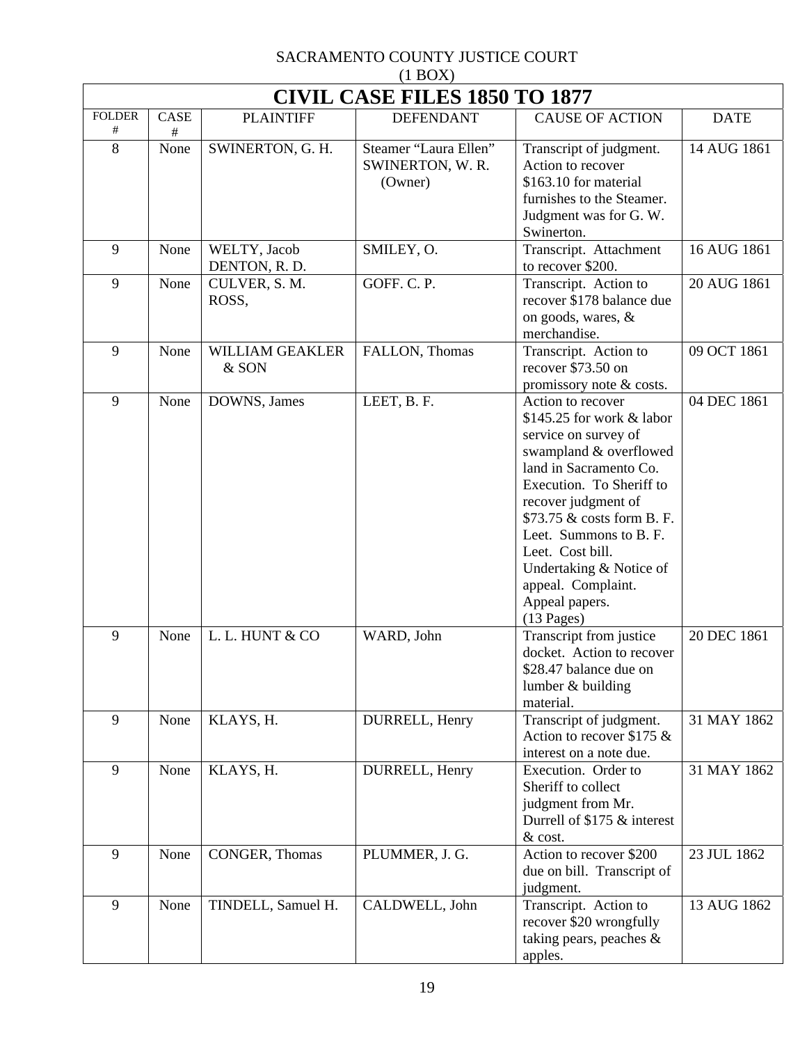SACRAMENTO COUNTY JUSTICE COURT
(1 BOX)

# CIVIL CASE FILES 1850 TO 1877

| FOLDER # | CASE # | PLAINTIFF | DEFENDANT | CAUSE OF ACTION | DATE |
|---|---|---|---|---|---|
| 8 | None | SWINERTON, G. H. | Steamer "Laura Ellen" SWINERTON, W. R. (Owner) | Transcript of judgment. Action to recover $163.10 for material furnishes to the Steamer. Judgment was for G. W. Swinerton. | 14 AUG 1861 |
| 9 | None | WELTY, Jacob DENTON, R. D. | SMILEY, O. | Transcript. Attachment to recover $200. | 16 AUG 1861 |
| 9 | None | CULVER, S. M. ROSS, | GOFF. C. P. | Transcript. Action to recover $178 balance due on goods, wares, & merchandise. | 20 AUG 1861 |
| 9 | None | WILLIAM GEAKLER & SON | FALLON, Thomas | Transcript. Action to recover $73.50 on promissory note & costs. | 09 OCT 1861 |
| 9 | None | DOWNS, James | LEET, B. F. | Action to recover $145.25 for work & labor service on survey of swampland & overflowed land in Sacramento Co. Execution. To Sheriff to recover judgment of $73.75 & costs form B. F. Leet. Summons to B. F. Leet. Cost bill. Undertaking & Notice of appeal. Complaint. Appeal papers. (13 Pages) | 04 DEC 1861 |
| 9 | None | L. L. HUNT & CO | WARD, John | Transcript from justice docket. Action to recover $28.47 balance due on lumber & building material. | 20 DEC 1861 |
| 9 | None | KLAYS, H. | DURRELL, Henry | Transcript of judgment. Action to recover $175 & interest on a note due. | 31 MAY 1862 |
| 9 | None | KLAYS, H. | DURRELL, Henry | Execution. Order to Sheriff to collect judgment from Mr. Durrell of $175 & interest & cost. | 31 MAY 1862 |
| 9 | None | CONGER, Thomas | PLUMMER, J. G. | Action to recover $200 due on bill. Transcript of judgment. | 23 JUL 1862 |
| 9 | None | TINDELL, Samuel H. | CALDWELL, John | Transcript. Action to recover $20 wrongfully taking pears, peaches & apples. | 13 AUG 1862 |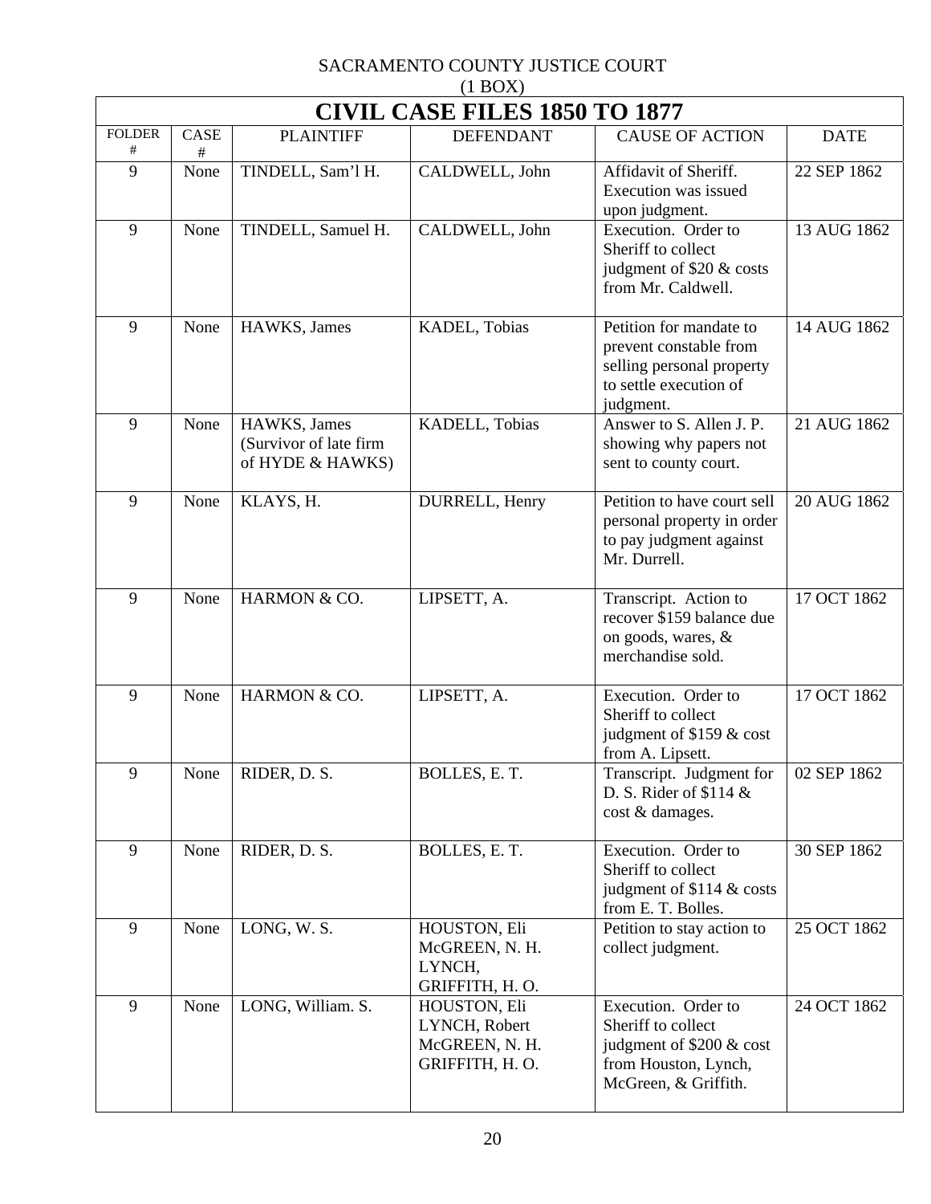SACRAMENTO COUNTY JUSTICE COURT
(1 BOX)

# CIVIL CASE FILES 1850 TO 1877

| FOLDER # | CASE # | PLAINTIFF | DEFENDANT | CAUSE OF ACTION | DATE |
|---|---|---|---|---|---|
| 9 | None | TINDELL, Sam'l H. | CALDWELL, John | Affidavit of Sheriff. Execution was issued upon judgment. | 22 SEP 1862 |
| 9 | None | TINDELL, Samuel H. | CALDWELL, John | Execution. Order to Sheriff to collect judgment of $20 & costs from Mr. Caldwell. | 13 AUG 1862 |
| 9 | None | HAWKS, James | KADEL, Tobias | Petition for mandate to prevent constable from selling personal property to settle execution of judgment. | 14 AUG 1862 |
| 9 | None | HAWKS, James (Survivor of late firm of HYDE & HAWKS) | KADELL, Tobias | Answer to S. Allen J. P. showing why papers not sent to county court. | 21 AUG 1862 |
| 9 | None | KLAYS, H. | DURRELL, Henry | Petition to have court sell personal property in order to pay judgment against Mr. Durrell. | 20 AUG 1862 |
| 9 | None | HARMON & CO. | LIPSETT, A. | Transcript. Action to recover $159 balance due on goods, wares, & merchandise sold. | 17 OCT 1862 |
| 9 | None | HARMON & CO. | LIPSETT, A. | Execution. Order to Sheriff to collect judgment of $159 & cost from A. Lipsett. | 17 OCT 1862 |
| 9 | None | RIDER, D. S. | BOLLES, E. T. | Transcript. Judgment for D. S. Rider of $114 & cost & damages. | 02 SEP 1862 |
| 9 | None | RIDER, D. S. | BOLLES, E. T. | Execution. Order to Sheriff to collect judgment of $114 & costs from E. T. Bolles. | 30 SEP 1862 |
| 9 | None | LONG, W. S. | HOUSTON, Eli<br>McGREEN, N. H.<br>LYNCH,<br>GRIFFITH, H. O. | Petition to stay action to collect judgment. | 25 OCT 1862 |
| 9 | None | LONG, William. S. | HOUSTON, Eli<br>LYNCH, Robert<br>McGREEN, N. H.<br>GRIFFITH, H. O. | Execution. Order to Sheriff to collect judgment of $200 & cost from Houston, Lynch, McGreen, & Griffith. | 24 OCT 1862 |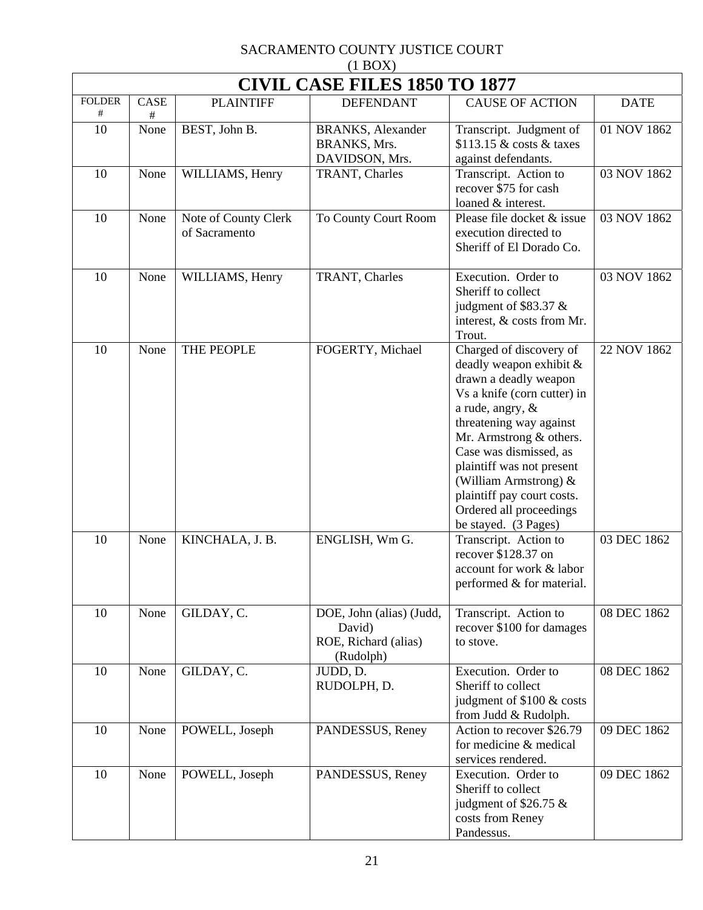SACRAMENTO COUNTY JUSTICE COURT
(1 BOX)

| CIVIL CASE FILES 1850 TO 1877 | | | | | |
|---|---|---|---|---|---|
| FOLDER # | CASE # | PLAINTIFF | DEFENDANT | CAUSE OF ACTION | DATE |
| 10 | None | BEST, John B. | BRANKS, Alexander<br>BRANKS, Mrs.<br>DAVIDSON, Mrs. | Transcript. Judgment of $113.15 & costs & taxes against defendants. | 01 NOV 1862 |
| 10 | None | WILLIAMS, Henry | TRANT, Charles | Transcript. Action to recover $75 for cash loaned & interest. | 03 NOV 1862 |
| 10 | None | Note of County Clerk of Sacramento | To County Court Room | Please file docket & issue execution directed to Sheriff of El Dorado Co. | 03 NOV 1862 |
| 10 | None | WILLIAMS, Henry | TRANT, Charles | Execution. Order to Sheriff to collect judgment of $83.37 & interest, & costs from Mr. Trout. | 03 NOV 1862 |
| 10 | None | THE PEOPLE | FOGERTY, Michael | Charged of discovery of deadly weapon exhibit & drawn a deadly weapon Vs a knife (corn cutter) in a rude, angry, & threatening way against Mr. Armstrong & others. Case was dismissed, as plaintiff was not present (William Armstrong) & plaintiff pay court costs. Ordered all proceedings be stayed. (3 Pages) | 22 NOV 1862 |
| 10 | None | KINCHALA, J. B. | ENGLISH, Wm G. | Transcript. Action to recover $128.37 on account for work & labor performed & for material. | 03 DEC 1862 |
| 10 | None | GILDAY, C. | DOE, John (alias) (Judd, David)<br>ROE, Richard (alias) (Rudolph) | Transcript. Action to recover $100 for damages to stove. | 08 DEC 1862 |
| 10 | None | GILDAY, C. | JUDD, D.<br>RUDOLPH, D. | Execution. Order to Sheriff to collect judgment of $100 & costs from Judd & Rudolph. | 08 DEC 1862 |
| 10 | None | POWELL, Joseph | PANDESSUS, Reney | Action to recover $26.79 for medicine & medical services rendered. | 09 DEC 1862 |
| 10 | None | POWELL, Joseph | PANDESSUS, Reney | Execution. Order to Sheriff to collect judgment of $26.75 & costs from Reney Pandessus. | 09 DEC 1862 |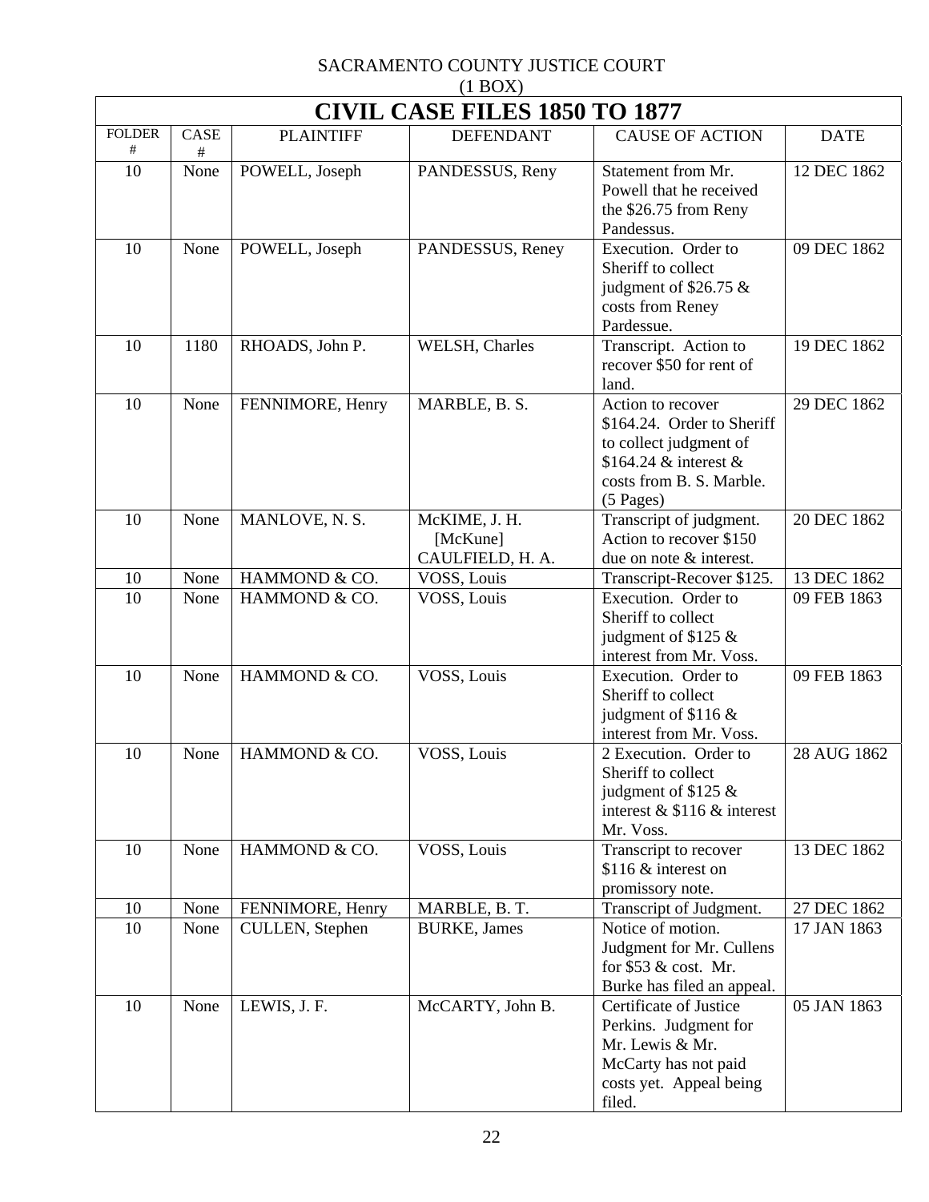SACRAMENTO COUNTY JUSTICE COURT
(1 BOX)

# CIVIL CASE FILES 1850 TO 1877

| FOLDER # | CASE # | PLAINTIFF | DEFENDANT | CAUSE OF ACTION | DATE |
|---|---|---|---|---|---|
| 10 | None | POWELL, Joseph | PANDESSUS, Reny | Statement from Mr. Powell that he received the $26.75 from Reny Pandessus. | 12 DEC 1862 |
| 10 | None | POWELL, Joseph | PANDESSUS, Reney | Execution. Order to Sheriff to collect judgment of $26.75 & costs from Reney Pardessue. | 09 DEC 1862 |
| 10 | 1180 | RHOADS, John P. | WELSH, Charles | Transcript. Action to recover $50 for rent of land. | 19 DEC 1862 |
| 10 | None | FENNIMORE, Henry | MARBLE, B. S. | Action to recover $164.24. Order to Sheriff to collect judgment of $164.24 & interest & costs from B. S. Marble. (5 Pages) | 29 DEC 1862 |
| 10 | None | MANLOVE, N. S. | McKIME, J. H. [McKune] CAULFIELD, H. A. | Transcript of judgment. Action to recover $150 due on note & interest. | 20 DEC 1862 |
| 10 | None | HAMMOND & CO. | VOSS, Louis | Transcript-Recover $125. | 13 DEC 1862 |
| 10 | None | HAMMOND & CO. | VOSS, Louis | Execution. Order to Sheriff to collect judgment of $125 & interest from Mr. Voss. | 09 FEB 1863 |
| 10 | None | HAMMOND & CO. | VOSS, Louis | Execution. Order to Sheriff to collect judgment of $116 & interest from Mr. Voss. | 09 FEB 1863 |
| 10 | None | HAMMOND & CO. | VOSS, Louis | 2 Execution. Order to Sheriff to collect judgment of $125 & interest & $116 & interest Mr. Voss. | 28 AUG 1862 |
| 10 | None | HAMMOND & CO. | VOSS, Louis | Transcript to recover $116 & interest on promissory note. | 13 DEC 1862 |
| 10 | None | FENNIMORE, Henry | MARBLE, B. T. | Transcript of Judgment. | 27 DEC 1862 |
| 10 | None | CULLEN, Stephen | BURKE, James | Notice of motion. Judgment for Mr. Cullens for $53 & cost. Mr. Burke has filed an appeal. | 17 JAN 1863 |
| 10 | None | LEWIS, J. F. | McCARTY, John B. | Certificate of Justice Perkins. Judgment for Mr. Lewis & Mr. McCarty has not paid costs yet. Appeal being filed. | 05 JAN 1863 |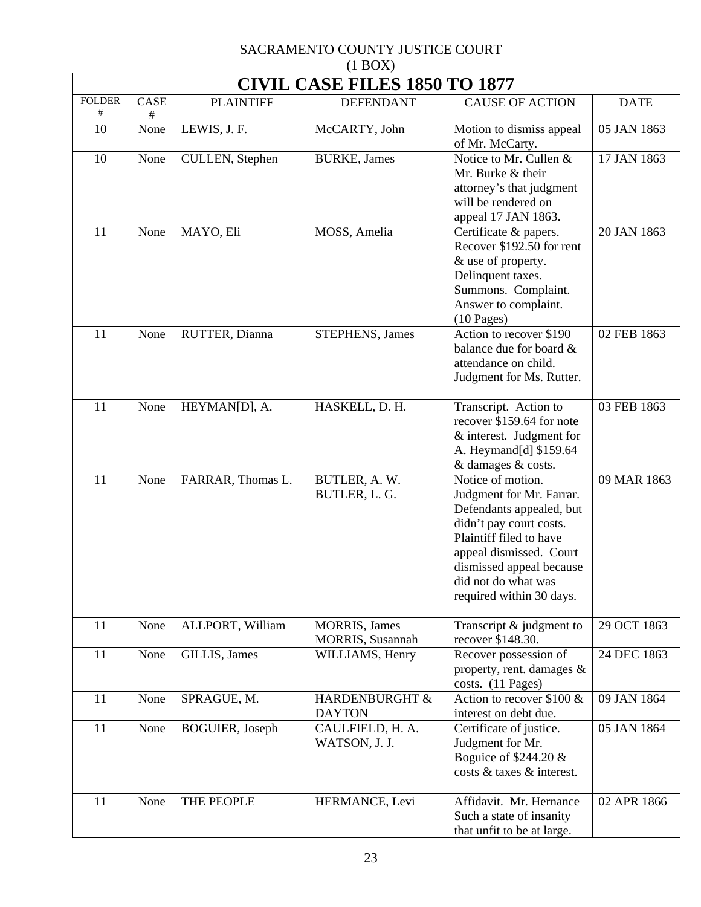SACRAMENTO COUNTY JUSTICE COURT
(1 BOX)

| CIVIL CASE FILES 1850 TO 1877 | | | | | |
|---|---|---|---|---|---|
| FOLDER # | CASE # | PLAINTIFF | DEFENDANT | CAUSE OF ACTION | DATE |
| 10 | None | LEWIS, J. F. | McCARTY, John | Motion to dismiss appeal of Mr. McCarty. | 05 JAN 1863 |
| 10 | None | CULLEN, Stephen | BURKE, James | Notice to Mr. Cullen & Mr. Burke & their attorney's that judgment will be rendered on appeal 17 JAN 1863. | 17 JAN 1863 |
| 11 | None | MAYO, Eli | MOSS, Amelia | Certificate & papers. Recover $192.50 for rent & use of property. Delinquent taxes. Summons. Complaint. Answer to complaint. (10 Pages) | 20 JAN 1863 |
| 11 | None | RUTTER, Dianna | STEPHENS, James | Action to recover $190 balance due for board & attendance on child. Judgment for Ms. Rutter. | 02 FEB 1863 |
| 11 | None | HEYMAN[D], A. | HASKELL, D. H. | Transcript. Action to recover $159.64 for note & interest. Judgment for A. Heymand[d] $159.64 & damages & costs. | 03 FEB 1863 |
| 11 | None | FARRAR, Thomas L. | BUTLER, A. W. BUTLER, L. G. | Notice of motion. Judgment for Mr. Farrar. Defendants appealed, but didn't pay court costs. Plaintiff filed to have appeal dismissed. Court dismissed appeal because did not do what was required within 30 days. | 09 MAR 1863 |
| 11 | None | ALLPORT, William | MORRIS, James MORRIS, Susannah | Transcript & judgment to recover $148.30. | 29 OCT 1863 |
| 11 | None | GILLIS, James | WILLIAMS, Henry | Recover possession of property, rent. damages & costs. (11 Pages) | 24 DEC 1863 |
| 11 | None | SPRAGUE, M. | HARDENBURGHT & DAYTON | Action to recover $100 & interest on debt due. | 09 JAN 1864 |
| 11 | None | BOGUIER, Joseph | CAULFIELD, H. A. WATSON, J. J. | Certificate of justice. Judgment for Mr. Boguice of $244.20 & costs & taxes & interest. | 05 JAN 1864 |
| 11 | None | THE PEOPLE | HERMANCE, Levi | Affidavit. Mr. Hernance Such a state of insanity that unfit to be at large. | 02 APR 1866 |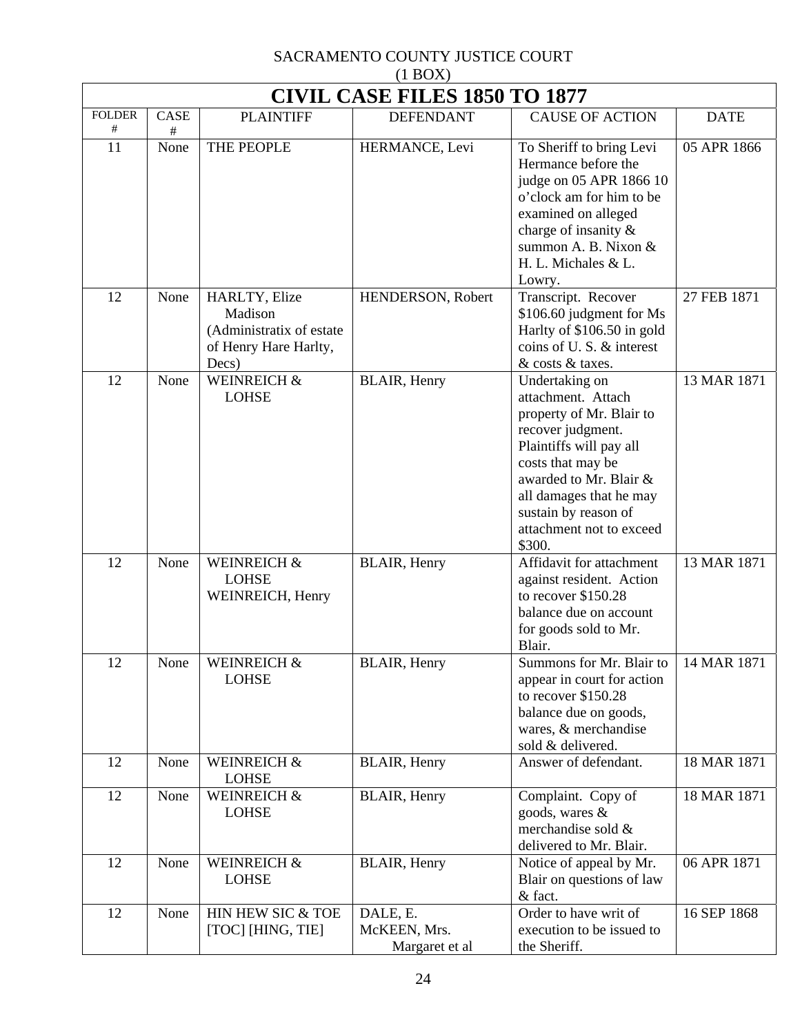SACRAMENTO COUNTY JUSTICE COURT
(1 BOX)

| CIVIL CASE FILES 1850 TO 1877 | | | | | |
|---|---|---|---|---|---|
| FOLDER # | CASE # | PLAINTIFF | DEFENDANT | CAUSE OF ACTION | DATE |
| 11 | None | THE PEOPLE | HERMANCE, Levi | To Sheriff to bring Levi Hermance before the judge on 05 APR 1866 10 o'clock am for him to be examined on alleged charge of insanity & summon A. B. Nixon & H. L. Michales & L. Lowry. | 05 APR 1866 |
| 12 | None | HARLTY, Elize Madison (Administratix of estate of Henry Hare Harlty, Decs) | HENDERSON, Robert | Transcript. Recover $106.60 judgment for Ms Harlty of $106.50 in gold coins of U. S. & interest & costs & taxes. | 27 FEB 1871 |
| 12 | None | WEINREICH & LOHSE | BLAIR, Henry | Undertaking on attachment. Attach property of Mr. Blair to recover judgment. Plaintiffs will pay all costs that may be awarded to Mr. Blair & all damages that he may sustain by reason of attachment not to exceed $300. | 13 MAR 1871 |
| 12 | None | WEINREICH & LOHSE WEINREICH, Henry | BLAIR, Henry | Affidavit for attachment against resident. Action to recover $150.28 balance due on account for goods sold to Mr. Blair. | 13 MAR 1871 |
| 12 | None | WEINREICH & LOHSE | BLAIR, Henry | Summons for Mr. Blair to appear in court for action to recover $150.28 balance due on goods, wares, & merchandise sold & delivered. | 14 MAR 1871 |
| 12 | None | WEINREICH & LOHSE | BLAIR, Henry | Answer of defendant. | 18 MAR 1871 |
| 12 | None | WEINREICH & LOHSE | BLAIR, Henry | Complaint. Copy of goods, wares & merchandise sold & delivered to Mr. Blair. | 18 MAR 1871 |
| 12 | None | WEINREICH & LOHSE | BLAIR, Henry | Notice of appeal by Mr. Blair on questions of law & fact. | 06 APR 1871 |
| 12 | None | HIN HEW SIC & TOE [TOC] [HING, TIE] | DALE, E. McKEEN, Mrs. Margaret et al | Order to have writ of execution to be issued to the Sheriff. | 16 SEP 1868 |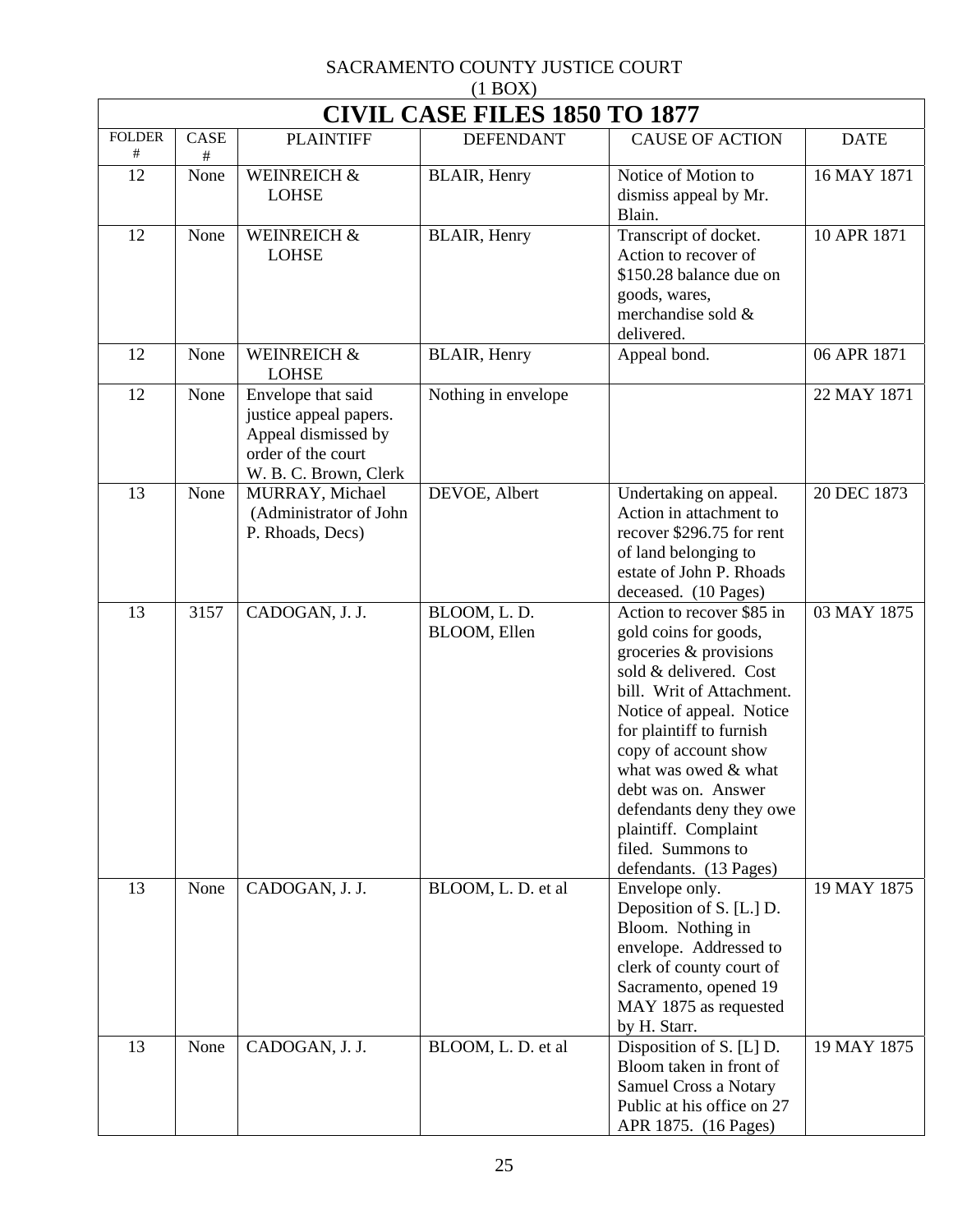SACRAMENTO COUNTY JUSTICE COURT

(1 BOX)

# CIVIL CASE FILES 1850 TO 1877

| FOLDER # | CASE # | PLAINTIFF | DEFENDANT | CAUSE OF ACTION | DATE |
|---|---|---|---|---|---|
| 12 | None | WEINREICH & LOHSE | BLAIR, Henry | Notice of Motion to dismiss appeal by Mr. Blain. | 16 MAY 1871 |
| 12 | None | WEINREICH & LOHSE | BLAIR, Henry | Transcript of docket. Action to recover of $150.28 balance due on goods, wares, merchandise sold & delivered. | 10 APR 1871 |
| 12 | None | WEINREICH & LOHSE | BLAIR, Henry | Appeal bond. | 06 APR 1871 |
| 12 | None | Envelope that said justice appeal papers. Appeal dismissed by order of the court W. B. C. Brown, Clerk | Nothing in envelope | | 22 MAY 1871 |
| 13 | None | MURRAY, Michael (Administrator of John P. Rhoads, Decs) | DEVOE, Albert | Undertaking on appeal. Action in attachment to recover $296.75 for rent of land belonging to estate of John P. Rhoads deceased. (10 Pages) | 20 DEC 1873 |
| 13 | 3157 | CADOGAN, J. J. | BLOOM, L. D.<br>BLOOM, Ellen | Action to recover $85 in gold coins for goods, groceries & provisions sold & delivered. Cost bill. Writ of Attachment. Notice of appeal. Notice for plaintiff to furnish copy of account show what was owed & what debt was on. Answer defendants deny they owe plaintiff. Complaint filed. Summons to defendants. (13 Pages) | 03 MAY 1875 |
| 13 | None | CADOGAN, J. J. | BLOOM, L. D. et al | Envelope only. Deposition of S. [L.] D. Bloom. Nothing in envelope. Addressed to clerk of county court of Sacramento, opened 19 MAY 1875 as requested by H. Starr. | 19 MAY 1875 |
| 13 | None | CADOGAN, J. J. | BLOOM, L. D. et al | Disposition of S. [L] D. Bloom taken in front of Samuel Cross a Notary Public at his office on 27 APR 1875. (16 Pages) | 19 MAY 1875 |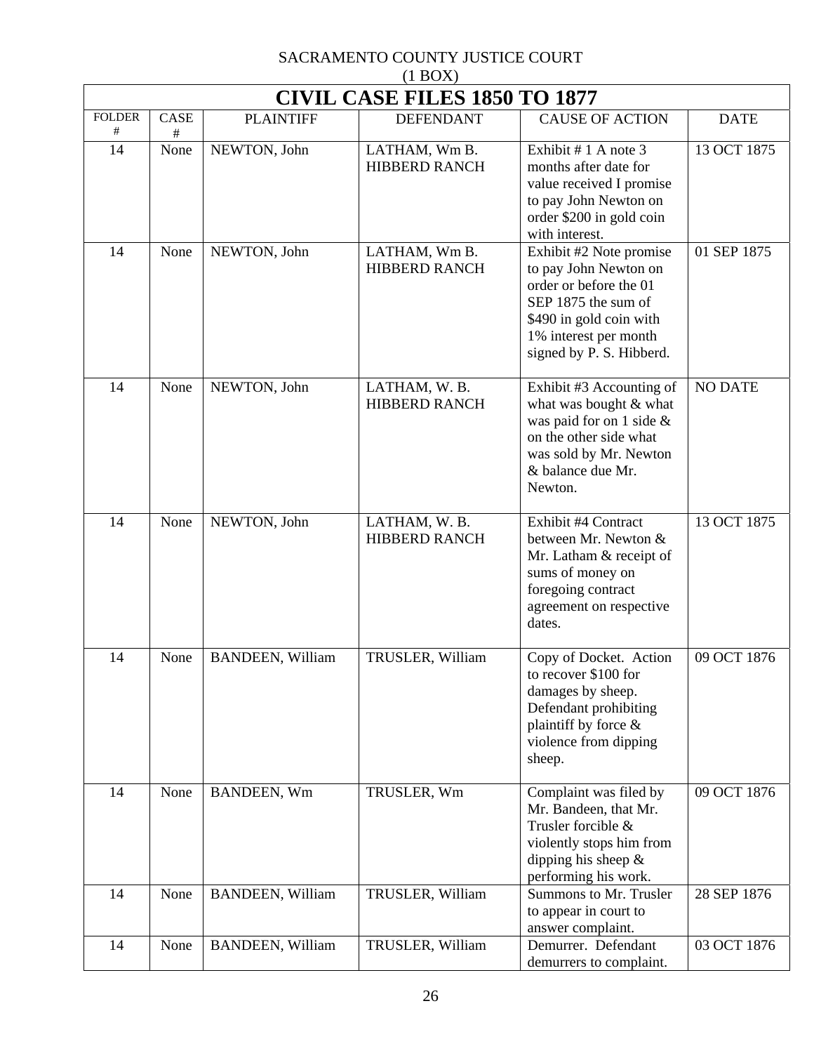SACRAMENTO COUNTY JUSTICE COURT
(1 BOX)

| CIVIL CASE FILES 1850 TO 1877 | | | | | |
|---|---|---|---|---|---|
| FOLDER # | CASE # | PLAINTIFF | DEFENDANT | CAUSE OF ACTION | DATE |
| 14 | None | NEWTON, John | LATHAM, Wm B. HIBBERD RANCH | Exhibit # 1 A note 3 months after date for value received I promise to pay John Newton on order $200 in gold coin with interest. | 13 OCT 1875 |
| 14 | None | NEWTON, John | LATHAM, Wm B. HIBBERD RANCH | Exhibit #2 Note promise to pay John Newton on order or before the 01 SEP 1875 the sum of $490 in gold coin with 1% interest per month signed by P. S. Hibberd. | 01 SEP 1875 |
| 14 | None | NEWTON, John | LATHAM, W. B. HIBBERD RANCH | Exhibit #3 Accounting of what was bought & what was paid for on 1 side & on the other side what was sold by Mr. Newton & balance due Mr. Newton. | NO DATE |
| 14 | None | NEWTON, John | LATHAM, W. B. HIBBERD RANCH | Exhibit #4 Contract between Mr. Newton & Mr. Latham & receipt of sums of money on foregoing contract agreement on respective dates. | 13 OCT 1875 |
| 14 | None | BANDEEN, William | TRUSLER, William | Copy of Docket. Action to recover $100 for damages by sheep. Defendant prohibiting plaintiff by force & violence from dipping sheep. | 09 OCT 1876 |
| 14 | None | BANDEEN, Wm | TRUSLER, Wm | Complaint was filed by Mr. Bandeen, that Mr. Trusler forcible & violently stops him from dipping his sheep & performing his work. | 09 OCT 1876 |
| 14 | None | BANDEEN, William | TRUSLER, William | Summons to Mr. Trusler to appear in court to answer complaint. | 28 SEP 1876 |
| 14 | None | BANDEEN, William | TRUSLER, William | Demurrer. Defendant demurrers to complaint. | 03 OCT 1876 |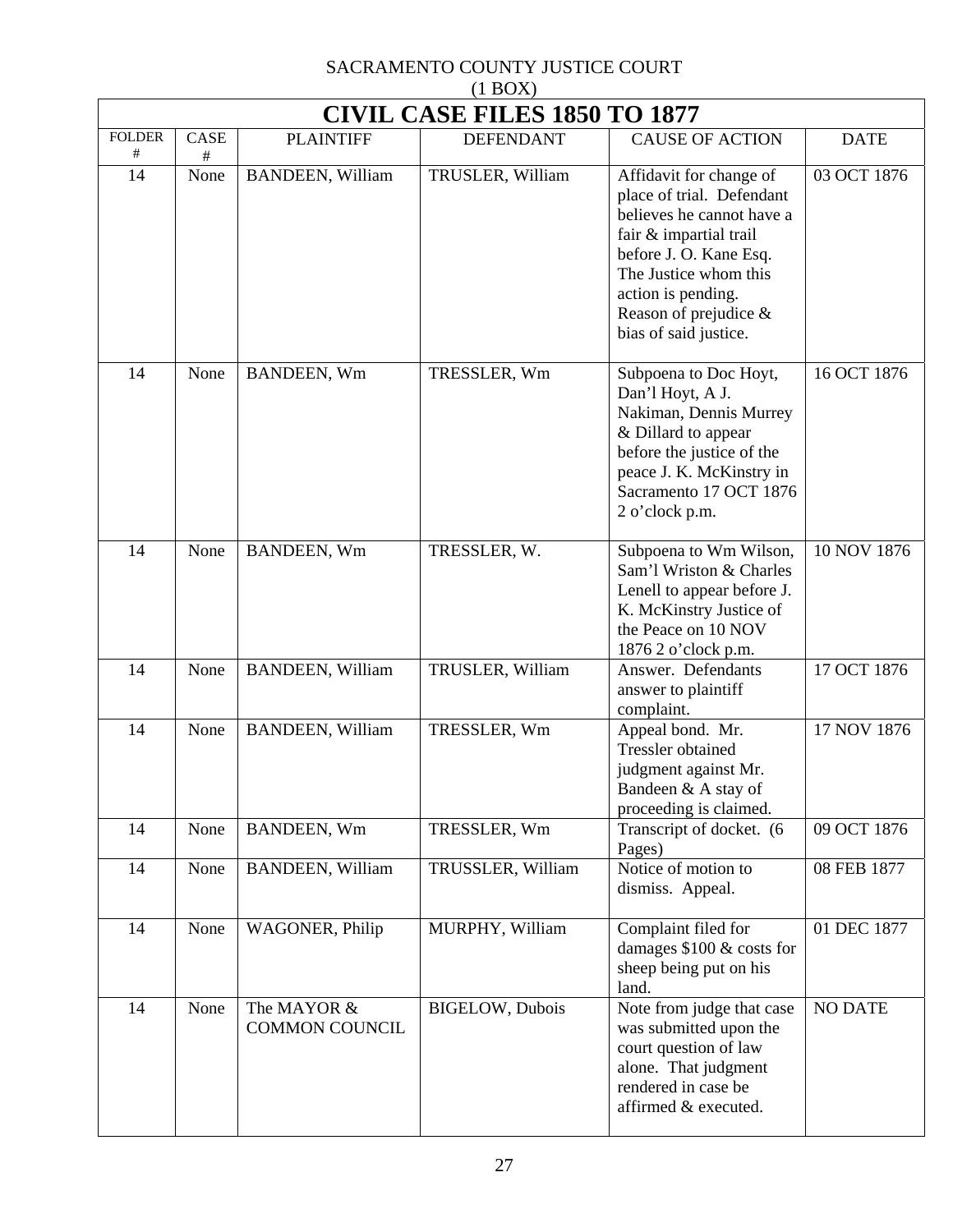SACRAMENTO COUNTY JUSTICE COURT

(1 BOX)

# CIVIL CASE FILES 1850 TO 1877

| FOLDER # | CASE # | PLAINTIFF | DEFENDANT | CAUSE OF ACTION | DATE |
|---|---|---|---|---|---|
| 14 | None | BANDEEN, William | TRUSLER, William | Affidavit for change of place of trial. Defendant believes he cannot have a fair & impartial trail before J. O. Kane Esq. The Justice whom this action is pending. Reason of prejudice & bias of said justice. | 03 OCT 1876 |
| 14 | None | BANDEEN, Wm | TRESSLER, Wm | Subpoena to Doc Hoyt, Dan'l Hoyt, A J. Nakiman, Dennis Murrey & Dillard to appear before the justice of the peace J. K. McKinstry in Sacramento 17 OCT 1876 2 o'clock p.m. | 16 OCT 1876 |
| 14 | None | BANDEEN, Wm | TRESSLER, W. | Subpoena to Wm Wilson, Sam'l Wriston & Charles Lenell to appear before J. K. McKinstry Justice of the Peace on 10 NOV 1876 2 o'clock p.m. | 10 NOV 1876 |
| 14 | None | BANDEEN, William | TRUSLER, William | Answer. Defendants answer to plaintiff complaint. | 17 OCT 1876 |
| 14 | None | BANDEEN, William | TRESSLER, Wm | Appeal bond. Mr. Tressler obtained judgment against Mr. Bandeen & A stay of proceeding is claimed. | 17 NOV 1876 |
| 14 | None | BANDEEN, Wm | TRESSLER, Wm | Transcript of docket. (6 Pages) | 09 OCT 1876 |
| 14 | None | BANDEEN, William | TRUSSLER, William | Notice of motion to dismiss. Appeal. | 08 FEB 1877 |
| 14 | None | WAGONER, Philip | MURPHY, William | Complaint filed for damages $100 & costs for sheep being put on his land. | 01 DEC 1877 |
| 14 | None | The MAYOR & COMMON COUNCIL | BIGELOW, Dubois | Note from judge that case was submitted upon the court question of law alone. That judgment rendered in case be affirmed & executed. | NO DATE |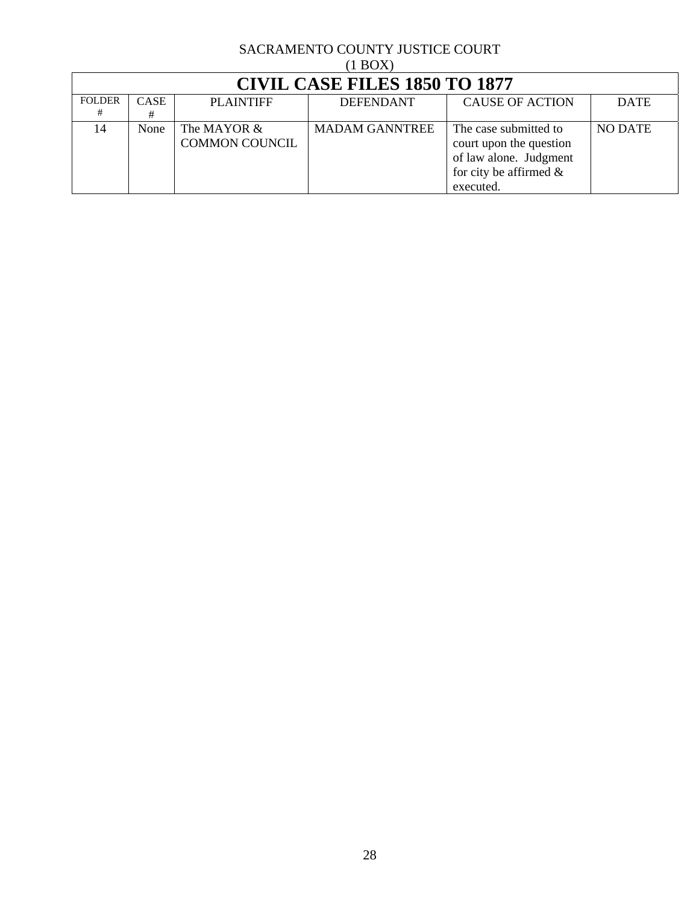SACRAMENTO COUNTY JUSTICE COURT
(1 BOX)

| CIVIL CASE FILES 1850 TO 1877 | | | | | |
|---|---|---|---|---|---|
| FOLDER # | CASE # | PLAINTIFF | DEFENDANT | CAUSE OF ACTION | DATE |
| 14 | None | The MAYOR & COMMON COUNCIL | MADAM GANNTREE | The case submitted to court upon the question of law alone. Judgment for city be affirmed & executed. | NO DATE |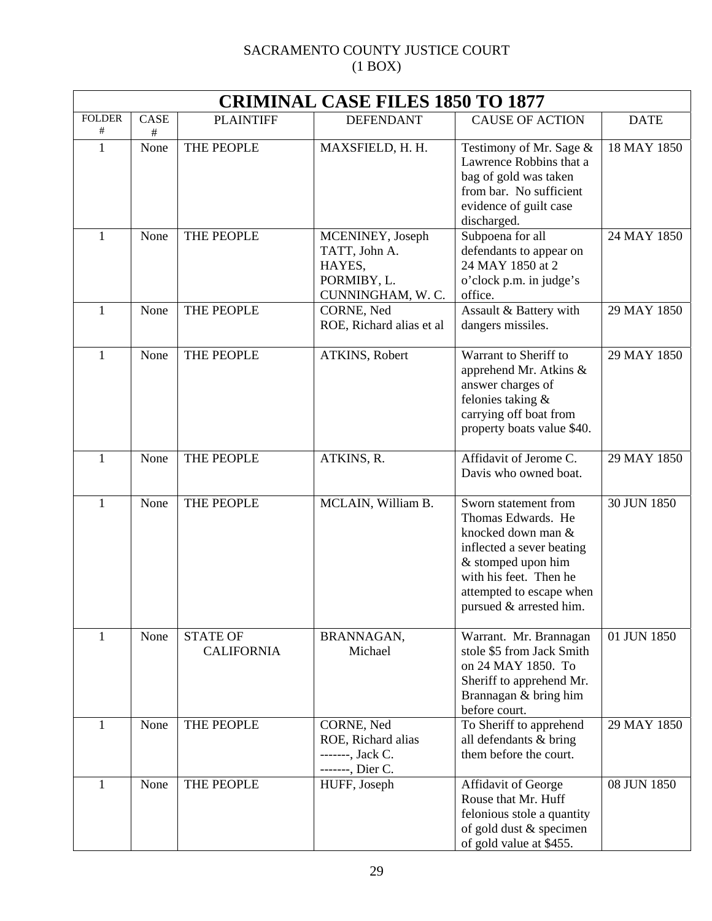SACRAMENTO COUNTY JUSTICE COURT
(1 BOX)

| CRIMINAL CASE FILES 1850 TO 1877 | | | | | |
|---|---|---|---|---|---|
| FOLDER # | CASE # | PLAINTIFF | DEFENDANT | CAUSE OF ACTION | DATE |
| 1 | None | THE PEOPLE | MAXSFIELD, H. H. | Testimony of Mr. Sage & Lawrence Robbins that a bag of gold was taken from bar. No sufficient evidence of guilt case discharged. | 18 MAY 1850 |
| 1 | None | THE PEOPLE | MCENINEY, Joseph<br>TATT, John A.<br>HAYES,<br>PORMIBY, L.<br>CUNNINGHAM, W. C. | Subpoena for all defendants to appear on 24 MAY 1850 at 2 o'clock p.m. in judge's office. | 24 MAY 1850 |
| 1 | None | THE PEOPLE | CORNE, Ned<br>ROE, Richard alias et al | Assault & Battery with dangers missiles. | 29 MAY 1850 |
| 1 | None | THE PEOPLE | ATKINS, Robert | Warrant to Sheriff to apprehend Mr. Atkins & answer charges of felonies taking & carrying off boat from property boats value $40. | 29 MAY 1850 |
| 1 | None | THE PEOPLE | ATKINS, R. | Affidavit of Jerome C. Davis who owned boat. | 29 MAY 1850 |
| 1 | None | THE PEOPLE | MCLAIN, William B. | Sworn statement from Thomas Edwards. He knocked down man & inflected a sever beating & stomped upon him with his feet. Then he attempted to escape when pursued & arrested him. | 30 JUN 1850 |
| 1 | None | STATE OF CALIFORNIA | BRANNAGAN, Michael | Warrant. Mr. Brannagan stole $5 from Jack Smith on 24 MAY 1850. To Sheriff to apprehend Mr. Brannagan & bring him before court. | 01 JUN 1850 |
| 1 | None | THE PEOPLE | CORNE, Ned<br>ROE, Richard alias<br>-------, Jack C.<br>-------, Dier C. | To Sheriff to apprehend all defendants & bring them before the court. | 29 MAY 1850 |
| 1 | None | THE PEOPLE | HUFF, Joseph | Affidavit of George Rouse that Mr. Huff felonious stole a quantity of gold dust & specimen of gold value at $455. | 08 JUN 1850 |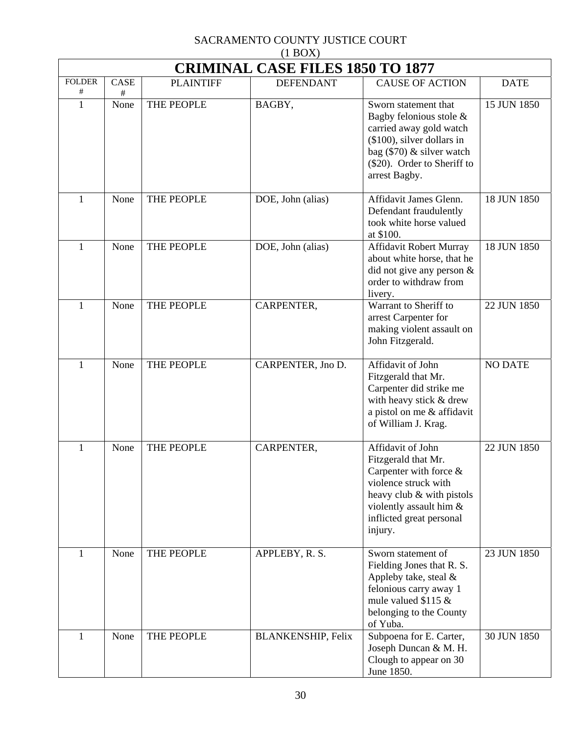SACRAMENTO COUNTY JUSTICE COURT
(1 BOX)

| CRIMINAL CASE FILES 1850 TO 1877 | | | | | |
|---|---|---|---|---|---|
| FOLDER # | CASE # | PLAINTIFF | DEFENDANT | CAUSE OF ACTION | DATE |
| 1 | None | THE PEOPLE | BAGBY, | Sworn statement that Bagby felonious stole & carried away gold watch ($100), silver dollars in bag ($70) & silver watch ($20). Order to Sheriff to arrest Bagby. | 15 JUN 1850 |
| 1 | None | THE PEOPLE | DOE, John (alias) | Affidavit James Glenn. Defendant fraudulently took white horse valued at $100. | 18 JUN 1850 |
| 1 | None | THE PEOPLE | DOE, John (alias) | Affidavit Robert Murray about white horse, that he did not give any person & order to withdraw from livery. | 18 JUN 1850 |
| 1 | None | THE PEOPLE | CARPENTER, | Warrant to Sheriff to arrest Carpenter for making violent assault on John Fitzgerald. | 22 JUN 1850 |
| 1 | None | THE PEOPLE | CARPENTER, Jno D. | Affidavit of John Fitzgerald that Mr. Carpenter did strike me with heavy stick & drew a pistol on me & affidavit of William J. Krag. | NO DATE |
| 1 | None | THE PEOPLE | CARPENTER, | Affidavit of John Fitzgerald that Mr. Carpenter with force & violence struck with heavy club & with pistols violently assault him & inflicted great personal injury. | 22 JUN 1850 |
| 1 | None | THE PEOPLE | APPLEBY, R. S. | Sworn statement of Fielding Jones that R. S. Appleby take, steal & felonious carry away 1 mule valued $115 & belonging to the County of Yuba. | 23 JUN 1850 |
| 1 | None | THE PEOPLE | BLANKENSHIP, Felix | Subpoena for E. Carter, Joseph Duncan & M. H. Clough to appear on 30 June 1850. | 30 JUN 1850 |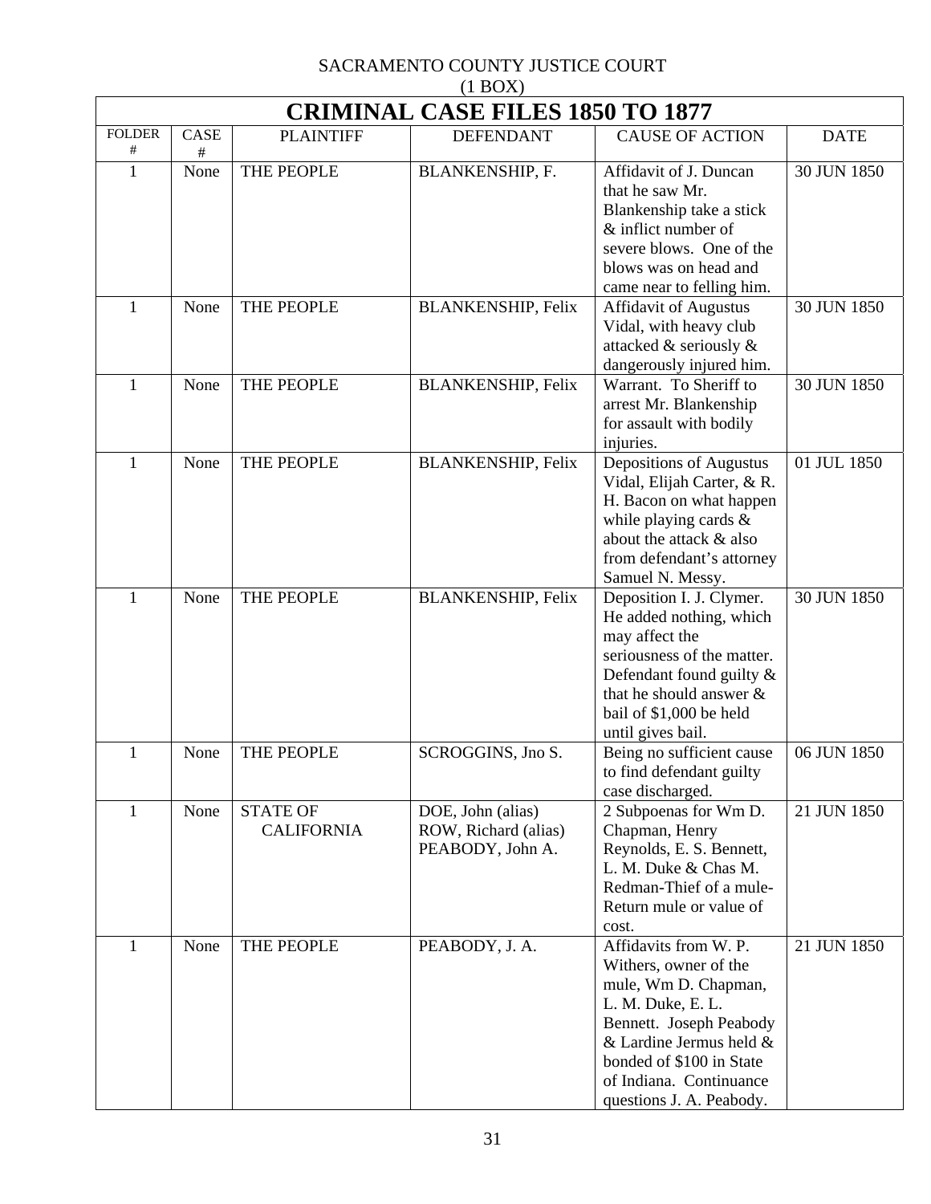SACRAMENTO COUNTY JUSTICE COURT
(1 BOX)

| CRIMINAL CASE FILES 1850 TO 1877 | | | | | |
|---|---|---|---|---|---|
| FOLDER # | CASE # | PLAINTIFF | DEFENDANT | CAUSE OF ACTION | DATE |
| 1 | None | THE PEOPLE | BLANKENSHIP, F. | Affidavit of J. Duncan that he saw Mr. Blankenship take a stick & inflict number of severe blows. One of the blows was on head and came near to felling him. | 30 JUN 1850 |
| 1 | None | THE PEOPLE | BLANKENSHIP, Felix | Affidavit of Augustus Vidal, with heavy club attacked & seriously & dangerously injured him. | 30 JUN 1850 |
| 1 | None | THE PEOPLE | BLANKENSHIP, Felix | Warrant. To Sheriff to arrest Mr. Blankenship for assault with bodily injuries. | 30 JUN 1850 |
| 1 | None | THE PEOPLE | BLANKENSHIP, Felix | Depositions of Augustus Vidal, Elijah Carter, & R. H. Bacon on what happen while playing cards & about the attack & also from defendant's attorney Samuel N. Messy. | 01 JUL 1850 |
| 1 | None | THE PEOPLE | BLANKENSHIP, Felix | Deposition I. J. Clymer. He added nothing, which may affect the seriousness of the matter. Defendant found guilty & that he should answer & bail of $1,000 be held until gives bail. | 30 JUN 1850 |
| 1 | None | THE PEOPLE | SCROGGINS, Jno S. | Being no sufficient cause to find defendant guilty case discharged. | 06 JUN 1850 |
| 1 | None | STATE OF CALIFORNIA | DOE, John (alias) ROW, Richard (alias) PEABODY, John A. | 2 Subpoenas for Wm D. Chapman, Henry Reynolds, E. S. Bennett, L. M. Duke & Chas M. Redman-Thief of a mule-Return mule or value of cost. | 21 JUN 1850 |
| 1 | None | THE PEOPLE | PEABODY, J. A. | Affidavits from W. P. Withers, owner of the mule, Wm D. Chapman, L. M. Duke, E. L. Bennett. Joseph Peabody & Lardine Jermus held & bonded of $100 in State of Indiana. Continuance questions J. A. Peabody. | 21 JUN 1850 |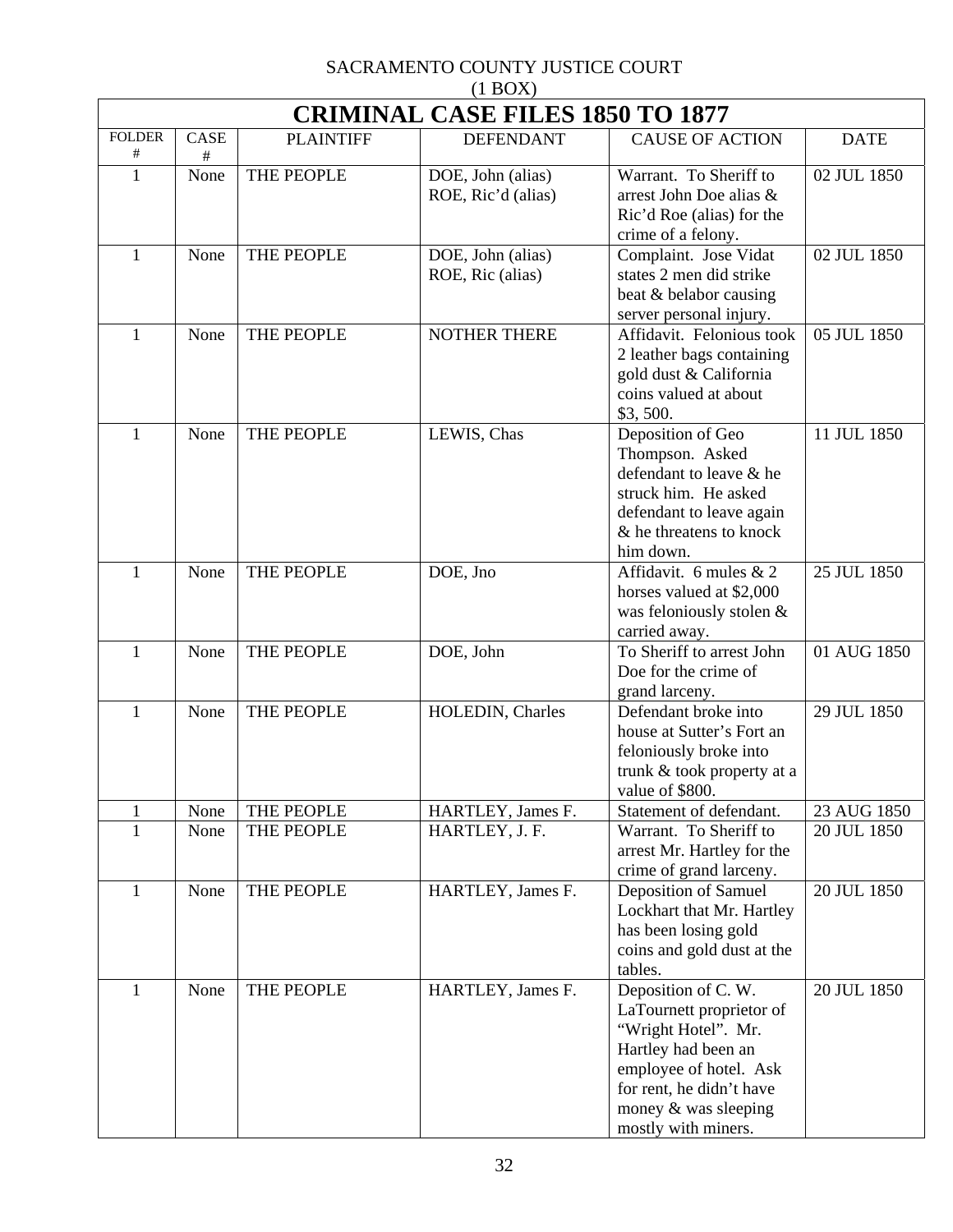SACRAMENTO COUNTY JUSTICE COURT
(1 BOX)

# CRIMINAL CASE FILES 1850 TO 1877

| FOLDER # | CASE # | PLAINTIFF | DEFENDANT | CAUSE OF ACTION | DATE |
|---|---|---|---|---|---|
| 1 | None | THE PEOPLE | DOE, John (alias) ROE, Ric'd (alias) | Warrant. To Sheriff to arrest John Doe alias & Ric'd Roe (alias) for the crime of a felony. | 02 JUL 1850 |
| 1 | None | THE PEOPLE | DOE, John (alias) ROE, Ric (alias) | Complaint. Jose Vidat states 2 men did strike beat & belabor causing server personal injury. | 02 JUL 1850 |
| 1 | None | THE PEOPLE | NOTHER THERE | Affidavit. Felonious took 2 leather bags containing gold dust & California coins valued at about $3, 500. | 05 JUL 1850 |
| 1 | None | THE PEOPLE | LEWIS, Chas | Deposition of Geo Thompson. Asked defendant to leave & he struck him. He asked defendant to leave again & he threatens to knock him down. | 11 JUL 1850 |
| 1 | None | THE PEOPLE | DOE, Jno | Affidavit. 6 mules & 2 horses valued at $2,000 was feloniously stolen & carried away. | 25 JUL 1850 |
| 1 | None | THE PEOPLE | DOE, John | To Sheriff to arrest John Doe for the crime of grand larceny. | 01 AUG 1850 |
| 1 | None | THE PEOPLE | HOLEDIN, Charles | Defendant broke into house at Sutter's Fort an feloniously broke into trunk & took property at a value of $800. | 29 JUL 1850 |
| 1 | None | THE PEOPLE | HARTLEY, James F. | Statement of defendant. | 23 AUG 1850 |
| 1 | None | THE PEOPLE | HARTLEY, J. F. | Warrant. To Sheriff to arrest Mr. Hartley for the crime of grand larceny. | 20 JUL 1850 |
| 1 | None | THE PEOPLE | HARTLEY, James F. | Deposition of Samuel Lockhart that Mr. Hartley has been losing gold coins and gold dust at the tables. | 20 JUL 1850 |
| 1 | None | THE PEOPLE | HARTLEY, James F. | Deposition of C. W. LaTournett proprietor of "Wright Hotel". Mr. Hartley had been an employee of hotel. Ask for rent, he didn't have money & was sleeping mostly with miners. | 20 JUL 1850 |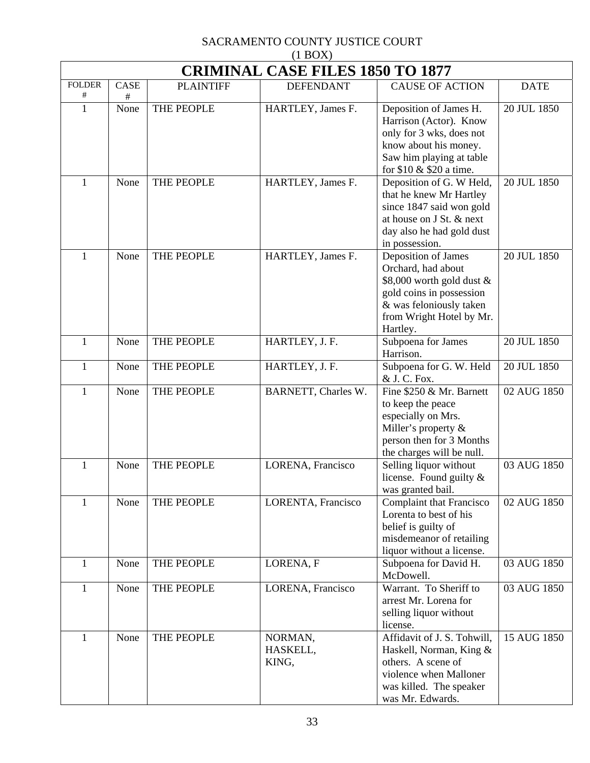SACRAMENTO COUNTY JUSTICE COURT
(1 BOX)

| CRIMINAL CASE FILES 1850 TO 1877 | | | | | |
|---|---|---|---|---|---|
| FOLDER # | CASE # | PLAINTIFF | DEFENDANT | CAUSE OF ACTION | DATE |
| 1 | None | THE PEOPLE | HARTLEY, James F. | Deposition of James H. Harrison (Actor). Know only for 3 wks, does not know about his money. Saw him playing at table for $10 & $20 a time. | 20 JUL 1850 |
| 1 | None | THE PEOPLE | HARTLEY, James F. | Deposition of G. W Held, that he knew Mr Hartley since 1847 said won gold at house on J St. & next day also he had gold dust in possession. | 20 JUL 1850 |
| 1 | None | THE PEOPLE | HARTLEY, James F. | Deposition of James Orchard, had about $8,000 worth gold dust & gold coins in possession & was feloniously taken from Wright Hotel by Mr. Hartley. | 20 JUL 1850 |
| 1 | None | THE PEOPLE | HARTLEY, J. F. | Subpoena for James Harrison. | 20 JUL 1850 |
| 1 | None | THE PEOPLE | HARTLEY, J. F. | Subpoena for G. W. Held & J. C. Fox. | 20 JUL 1850 |
| 1 | None | THE PEOPLE | BARNETT, Charles W. | Fine $250 & Mr. Barnett to keep the peace especially on Mrs. Miller's property & person then for 3 Months the charges will be null. | 02 AUG 1850 |
| 1 | None | THE PEOPLE | LORENA, Francisco | Selling liquor without license. Found guilty & was granted bail. | 03 AUG 1850 |
| 1 | None | THE PEOPLE | LORENTA, Francisco | Complaint that Francisco Lorenta to best of his belief is guilty of misdemeanor of retailing liquor without a license. | 02 AUG 1850 |
| 1 | None | THE PEOPLE | LORENA, F | Subpoena for David H. McDowell. | 03 AUG 1850 |
| 1 | None | THE PEOPLE | LORENA, Francisco | Warrant. To Sheriff to arrest Mr. Lorena for selling liquor without license. | 03 AUG 1850 |
| 1 | None | THE PEOPLE | NORMAN,<br>HASKELL,<br>KING, | Affidavit of J. S. Tohwill, Haskell, Norman, King & others. A scene of violence when Malloner was killed. The speaker was Mr. Edwards. | 15 AUG 1850 |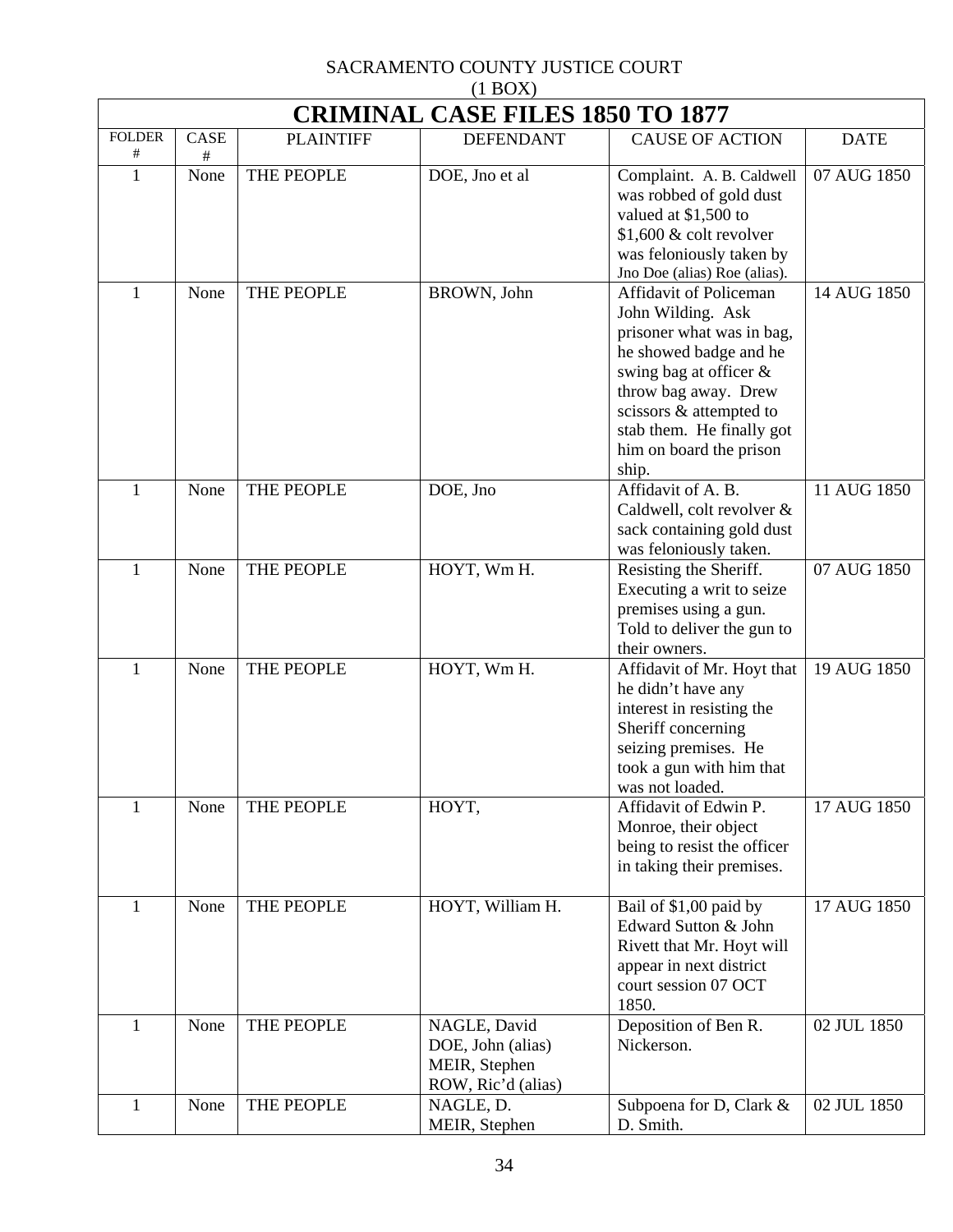SACRAMENTO COUNTY JUSTICE COURT
(1 BOX)

| CRIMINAL CASE FILES 1850 TO 1877 | | | | | |
|---|---|---|---|---|---|
| FOLDER # | CASE # | PLAINTIFF | DEFENDANT | CAUSE OF ACTION | DATE |
| 1 | None | THE PEOPLE | DOE, Jno et al | Complaint. A. B. Caldwell was robbed of gold dust valued at $1,500 to $1,600 & colt revolver was feloniously taken by Jno Doe (alias) Roe (alias). | 07 AUG 1850 |
| 1 | None | THE PEOPLE | BROWN, John | Affidavit of Policeman John Wilding. Ask prisoner what was in bag, he showed badge and he swing bag at officer & throw bag away. Drew scissors & attempted to stab them. He finally got him on board the prison ship. | 14 AUG 1850 |
| 1 | None | THE PEOPLE | DOE, Jno | Affidavit of A. B. Caldwell, colt revolver & sack containing gold dust was feloniously taken. | 11 AUG 1850 |
| 1 | None | THE PEOPLE | HOYT, Wm H. | Resisting the Sheriff. Executing a writ to seize premises using a gun. Told to deliver the gun to their owners. | 07 AUG 1850 |
| 1 | None | THE PEOPLE | HOYT, Wm H. | Affidavit of Mr. Hoyt that he didn't have any interest in resisting the Sheriff concerning seizing premises. He took a gun with him that was not loaded. | 19 AUG 1850 |
| 1 | None | THE PEOPLE | HOYT, | Affidavit of Edwin P. Monroe, their object being to resist the officer in taking their premises. | 17 AUG 1850 |
| 1 | None | THE PEOPLE | HOYT, William H. | Bail of $1,00 paid by Edward Sutton & John Rivett that Mr. Hoyt will appear in next district court session 07 OCT 1850. | 17 AUG 1850 |
| 1 | None | THE PEOPLE | NAGLE, David<br>DOE, John (alias)<br>MEIR, Stephen<br>ROW, Ric'd (alias) | Deposition of Ben R. Nickerson. | 02 JUL 1850 |
| 1 | None | THE PEOPLE | NAGLE, D.<br>MEIR, Stephen | Subpoena for D, Clark & D. Smith. | 02 JUL 1850 |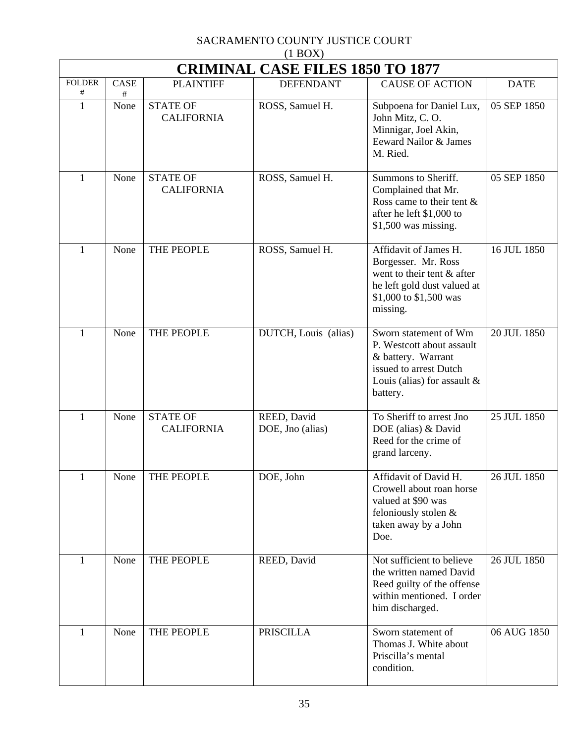SACRAMENTO COUNTY JUSTICE COURT
(1 BOX)

# CRIMINAL CASE FILES 1850 TO 1877

| FOLDER # | CASE # | PLAINTIFF | DEFENDANT | CAUSE OF ACTION | DATE |
|---|---|---|---|---|---|
| 1 | None | STATE OF CALIFORNIA | ROSS, Samuel H. | Subpoena for Daniel Lux, John Mitz, C. O. Minnigar, Joel Akin, Eeward Nailor & James M. Ried. | 05 SEP 1850 |
| 1 | None | STATE OF CALIFORNIA | ROSS, Samuel H. | Summons to Sheriff. Complained that Mr. Ross came to their tent & after he left $1,000 to $1,500 was missing. | 05 SEP 1850 |
| 1 | None | THE PEOPLE | ROSS, Samuel H. | Affidavit of James H. Borgesser. Mr. Ross went to their tent & after he left gold dust valued at $1,000 to $1,500 was missing. | 16 JUL 1850 |
| 1 | None | THE PEOPLE | DUTCH, Louis (alias) | Sworn statement of Wm P. Westcott about assault & battery. Warrant issued to arrest Dutch Louis (alias) for assault & battery. | 20 JUL 1850 |
| 1 | None | STATE OF CALIFORNIA | REED, David<br>DOE, Jno (alias) | To Sheriff to arrest Jno DOE (alias) & David Reed for the crime of grand larceny. | 25 JUL 1850 |
| 1 | None | THE PEOPLE | DOE, John | Affidavit of David H. Crowell about roan horse valued at $90 was feloniously stolen & taken away by a John Doe. | 26 JUL 1850 |
| 1 | None | THE PEOPLE | REED, David | Not sufficient to believe the written named David Reed guilty of the offense within mentioned. I order him discharged. | 26 JUL 1850 |
| 1 | None | THE PEOPLE | PRISCILLA | Sworn statement of Thomas J. White about Priscilla's mental condition. | 06 AUG 1850 |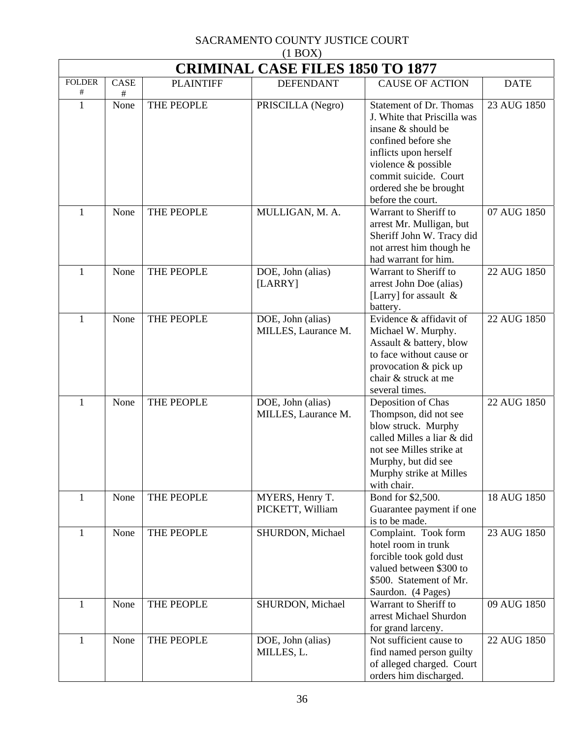SACRAMENTO COUNTY JUSTICE COURT
(1 BOX)

# CRIMINAL CASE FILES 1850 TO 1877

| FOLDER # | CASE # | PLAINTIFF | DEFENDANT | CAUSE OF ACTION | DATE |
|---|---|---|---|---|---|
| 1 | None | THE PEOPLE | PRISCILLA (Negro) | Statement of Dr. Thomas J. White that Priscilla was insane & should be confined before she inflicts upon herself violence & possible commit suicide. Court ordered she be brought before the court. | 23 AUG 1850 |
| 1 | None | THE PEOPLE | MULLIGAN, M. A. | Warrant to Sheriff to arrest Mr. Mulligan, but Sheriff John W. Tracy did not arrest him though he had warrant for him. | 07 AUG 1850 |
| 1 | None | THE PEOPLE | DOE, John (alias) [LARRY] | Warrant to Sheriff to arrest John Doe (alias) [Larry] for assault & battery. | 22 AUG 1850 |
| 1 | None | THE PEOPLE | DOE, John (alias) MILLES, Laurance M. | Evidence & affidavit of Michael W. Murphy. Assault & battery, blow to face without cause or provocation & pick up chair & struck at me several times. | 22 AUG 1850 |
| 1 | None | THE PEOPLE | DOE, John (alias) MILLES, Laurance M. | Deposition of Chas Thompson, did not see blow struck. Murphy called Milles a liar & did not see Milles strike at Murphy, but did see Murphy strike at Milles with chair. | 22 AUG 1850 |
| 1 | None | THE PEOPLE | MYERS, Henry T. PICKETT, William | Bond for $2,500. Guarantee payment if one is to be made. | 18 AUG 1850 |
| 1 | None | THE PEOPLE | SHURDON, Michael | Complaint. Took form hotel room in trunk forcible took gold dust valued between $300 to $500. Statement of Mr. Saurdon. (4 Pages) | 23 AUG 1850 |
| 1 | None | THE PEOPLE | SHURDON, Michael | Warrant to Sheriff to arrest Michael Shurdon for grand larceny. | 09 AUG 1850 |
| 1 | None | THE PEOPLE | DOE, John (alias) MILLES, L. | Not sufficient cause to find named person guilty of alleged charged. Court orders him discharged. | 22 AUG 1850 |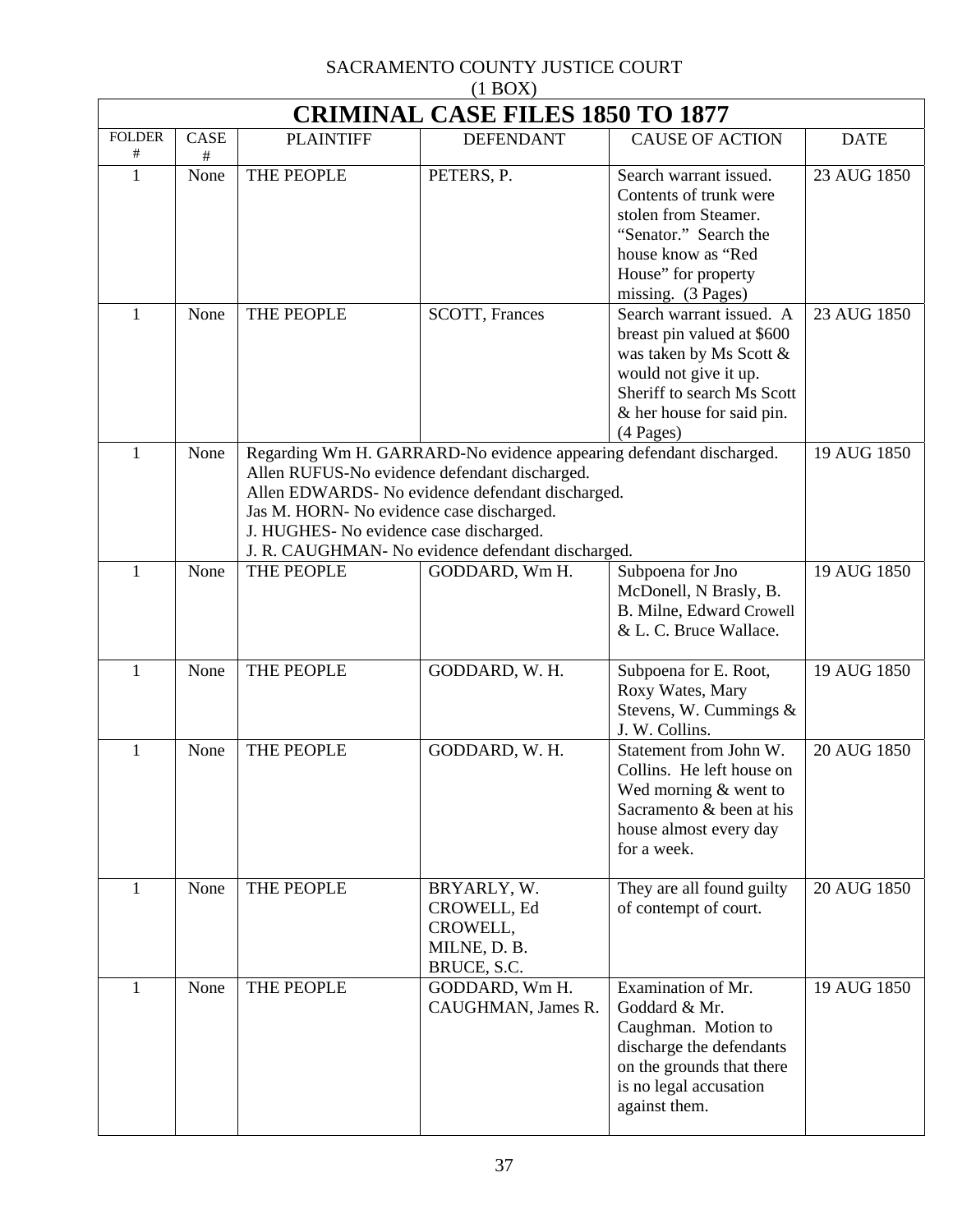SACRAMENTO COUNTY JUSTICE COURT
(1 BOX)

| CRIMINAL CASE FILES 1850 TO 1877 | | | | | |
|---|---|---|---|---|---|
| FOLDER # | CASE # | PLAINTIFF | DEFENDANT | CAUSE OF ACTION | DATE |
| 1 | None | THE PEOPLE | PETERS, P. | Search warrant issued. Contents of trunk were stolen from Steamer. "Senator." Search the house know as "Red House" for property missing. (3 Pages) | 23 AUG 1850 |
| 1 | None | THE PEOPLE | SCOTT, Frances | Search warrant issued. A breast pin valued at $600 was taken by Ms Scott & would not give it up. Sheriff to search Ms Scott & her house for said pin. (4 Pages) | 23 AUG 1850 |
| 1 | None | Regarding Wm H. GARRARD-No evidence appearing defendant discharged. Allen RUFUS-No evidence defendant discharged. Allen EDWARDS- No evidence defendant discharged. Jas M. HORN- No evidence case discharged. J. HUGHES- No evidence case discharged. J. R. CAUGHMAN- No evidence defendant discharged. | | | 19 AUG 1850 |
| 1 | None | THE PEOPLE | GODDARD, Wm H. | Subpoena for Jno McDonell, N Brasly, B. B. Milne, Edward Crowell & L. C. Bruce Wallace. | 19 AUG 1850 |
| 1 | None | THE PEOPLE | GODDARD, W. H. | Subpoena for E. Root, Roxy Wates, Mary Stevens, W. Cummings & J. W. Collins. | 19 AUG 1850 |
| 1 | None | THE PEOPLE | GODDARD, W. H. | Statement from John W. Collins. He left house on Wed morning & went to Sacramento & been at his house almost every day for a week. | 20 AUG 1850 |
| 1 | None | THE PEOPLE | BRYARLY, W.<br>CROWELL, Ed<br>CROWELL,<br>MILNE, D. B.<br>BRUCE, S.C. | They are all found guilty of contempt of court. | 20 AUG 1850 |
| 1 | None | THE PEOPLE | GODDARD, Wm H.<br>CAUGHMAN, James R. | Examination of Mr. Goddard & Mr. Caughman. Motion to discharge the defendants on the grounds that there is no legal accusation against them. | 19 AUG 1850 |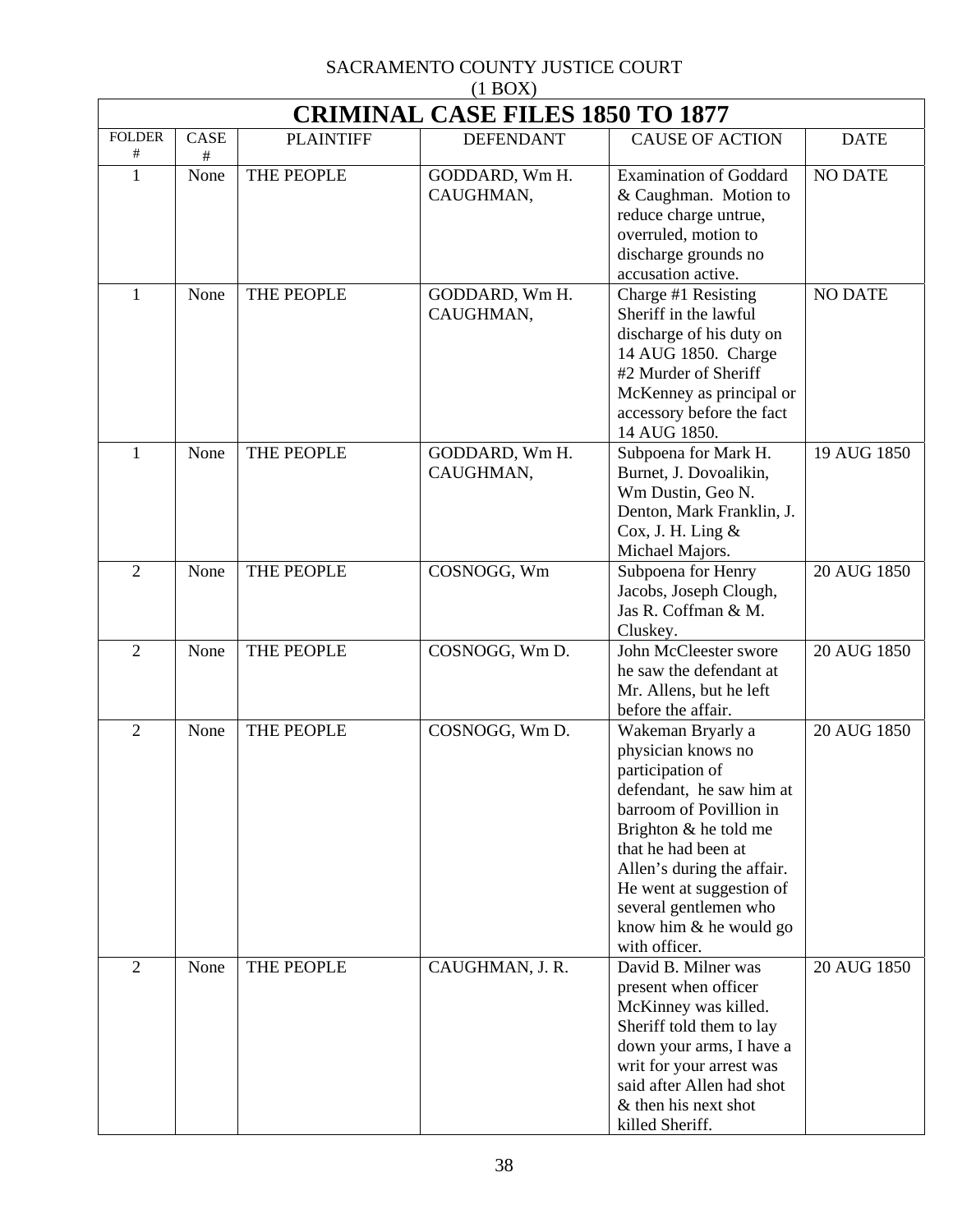SACRAMENTO COUNTY JUSTICE COURT
(1 BOX)

| CRIMINAL CASE FILES 1850 TO 1877 | | | | | |
|---|---|---|---|---|---|
| FOLDER # | CASE # | PLAINTIFF | DEFENDANT | CAUSE OF ACTION | DATE |
| 1 | None | THE PEOPLE | GODDARD, Wm H. CAUGHMAN, | Examination of Goddard & Caughman. Motion to reduce charge untrue, overruled, motion to discharge grounds no accusation active. | NO DATE |
| 1 | None | THE PEOPLE | GODDARD, Wm H. CAUGHMAN, | Charge #1 Resisting Sheriff in the lawful discharge of his duty on 14 AUG 1850. Charge #2 Murder of Sheriff McKenney as principal or accessory before the fact 14 AUG 1850. | NO DATE |
| 1 | None | THE PEOPLE | GODDARD, Wm H. CAUGHMAN, | Subpoena for Mark H. Burnet, J. Dovoalikin, Wm Dustin, Geo N. Denton, Mark Franklin, J. Cox, J. H. Ling & Michael Majors. | 19 AUG 1850 |
| 2 | None | THE PEOPLE | COSNOGG, Wm | Subpoena for Henry Jacobs, Joseph Clough, Jas R. Coffman & M. Cluskey. | 20 AUG 1850 |
| 2 | None | THE PEOPLE | COSNOGG, Wm D. | John McCleester swore he saw the defendant at Mr. Allens, but he left before the affair. | 20 AUG 1850 |
| 2 | None | THE PEOPLE | COSNOGG, Wm D. | Wakeman Bryarly a physician knows no participation of defendant, he saw him at barroom of Povillion in Brighton & he told me that he had been at Allen's during the affair. He went at suggestion of several gentlemen who know him & he would go with officer. | 20 AUG 1850 |
| 2 | None | THE PEOPLE | CAUGHMAN, J. R. | David B. Milner was present when officer McKinney was killed. Sheriff told them to lay down your arms, I have a writ for your arrest was said after Allen had shot & then his next shot killed Sheriff. | 20 AUG 1850 |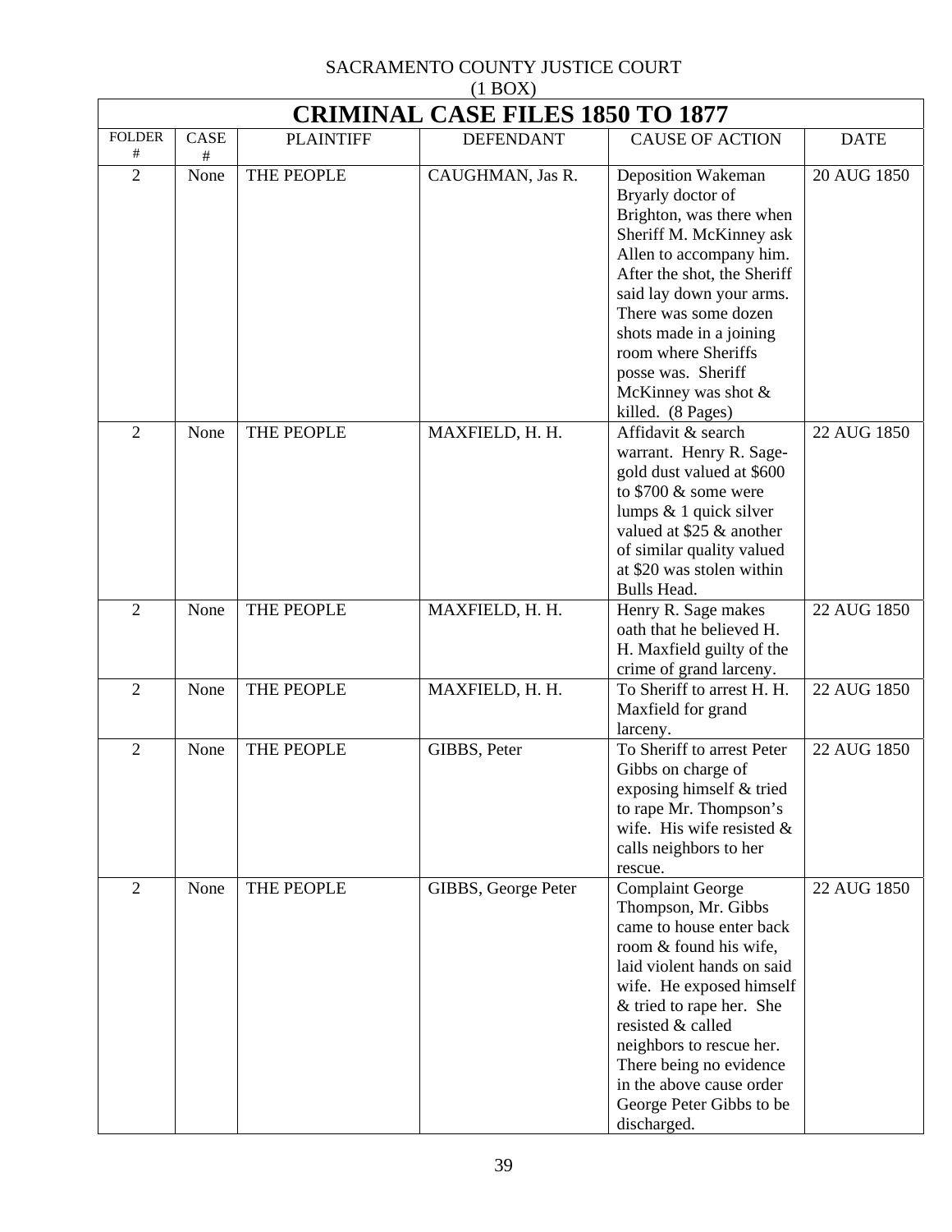SACRAMENTO COUNTY JUSTICE COURT
(1 BOX)

# CRIMINAL CASE FILES 1850 TO 1877

| FOLDER # | CASE # | PLAINTIFF | DEFENDANT | CAUSE OF ACTION | DATE |
|---|---|---|---|---|---|
| 2 | None | THE PEOPLE | CAUGHMAN, Jas R. | Deposition Wakeman Bryarly doctor of Brighton, was there when Sheriff M. McKinney ask Allen to accompany him. After the shot, the Sheriff said lay down your arms. There was some dozen shots made in a joining room where Sheriffs posse was. Sheriff McKinney was shot & killed. (8 Pages) | 20 AUG 1850 |
| 2 | None | THE PEOPLE | MAXFIELD, H. H. | Affidavit & search warrant. Henry R. Sage- gold dust valued at $600 to $700 & some were lumps & 1 quick silver valued at $25 & another of similar quality valued at $20 was stolen within Bulls Head. | 22 AUG 1850 |
| 2 | None | THE PEOPLE | MAXFIELD, H. H. | Henry R. Sage makes oath that he believed H. H. Maxfield guilty of the crime of grand larceny. | 22 AUG 1850 |
| 2 | None | THE PEOPLE | MAXFIELD, H. H. | To Sheriff to arrest H. H. Maxfield for grand larceny. | 22 AUG 1850 |
| 2 | None | THE PEOPLE | GIBBS, Peter | To Sheriff to arrest Peter Gibbs on charge of exposing himself & tried to rape Mr. Thompson's wife. His wife resisted & calls neighbors to her rescue. | 22 AUG 1850 |
| 2 | None | THE PEOPLE | GIBBS, George Peter | Complaint George Thompson, Mr. Gibbs came to house enter back room & found his wife, laid violent hands on said wife. He exposed himself & tried to rape her. She resisted & called neighbors to rescue her. There being no evidence in the above cause order George Peter Gibbs to be discharged. | 22 AUG 1850 |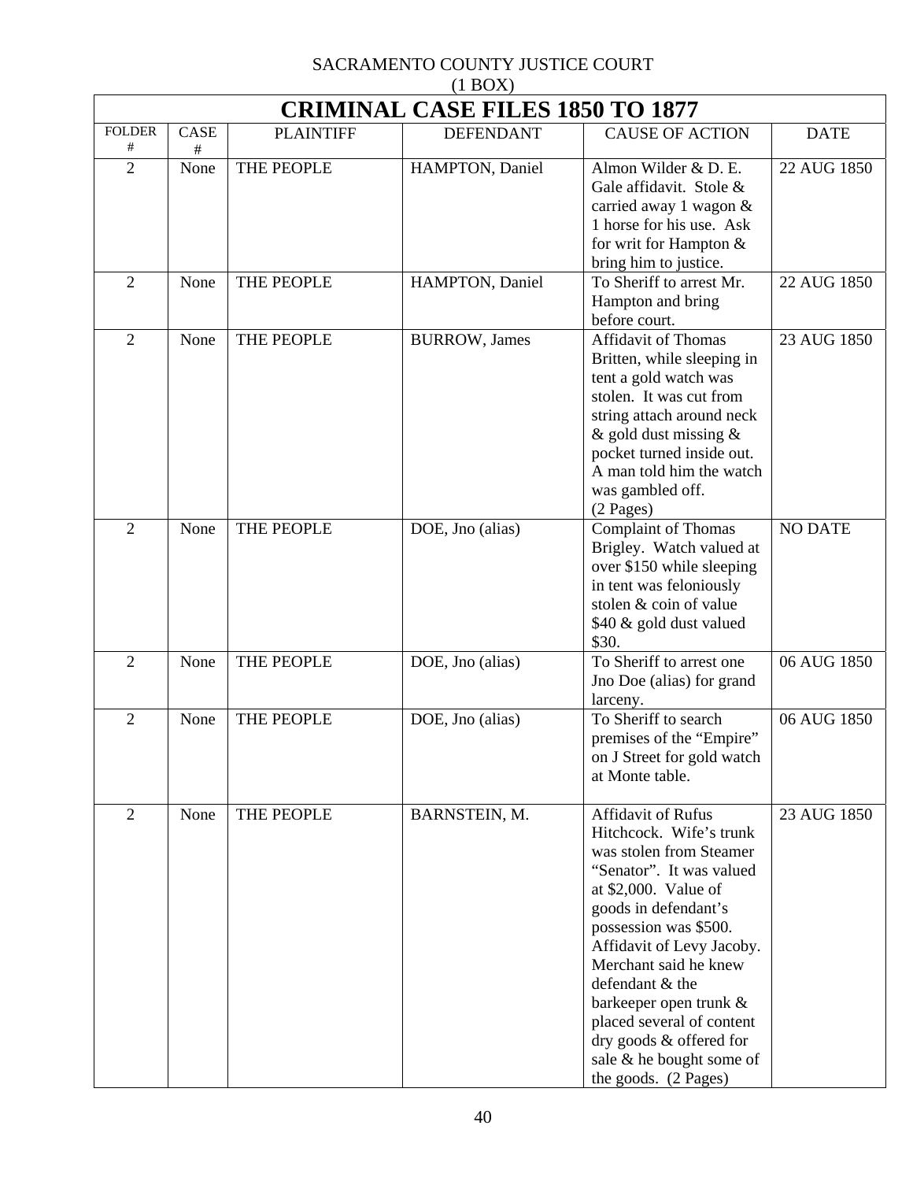SACRAMENTO COUNTY JUSTICE COURT
(1 BOX)

| CRIMINAL CASE FILES 1850 TO 1877 | | | | | |
|---|---|---|---|---|---|
| FOLDER # | CASE # | PLAINTIFF | DEFENDANT | CAUSE OF ACTION | DATE |
| 2 | None | THE PEOPLE | HAMPTON, Daniel | Almon Wilder & D. E. Gale affidavit. Stole & carried away 1 wagon & 1 horse for his use. Ask for writ for Hampton & bring him to justice. | 22 AUG 1850 |
| 2 | None | THE PEOPLE | HAMPTON, Daniel | To Sheriff to arrest Mr. Hampton and bring before court. | 22 AUG 1850 |
| 2 | None | THE PEOPLE | BURROW, James | Affidavit of Thomas Britten, while sleeping in tent a gold watch was stolen. It was cut from string attach around neck & gold dust missing & pocket turned inside out. A man told him the watch was gambled off. (2 Pages) | 23 AUG 1850 |
| 2 | None | THE PEOPLE | DOE, Jno (alias) | Complaint of Thomas Brigley. Watch valued at over $150 while sleeping in tent was feloniously stolen & coin of value $40 & gold dust valued $30. | NO DATE |
| 2 | None | THE PEOPLE | DOE, Jno (alias) | To Sheriff to arrest one Jno Doe (alias) for grand larceny. | 06 AUG 1850 |
| 2 | None | THE PEOPLE | DOE, Jno (alias) | To Sheriff to search premises of the "Empire" on J Street for gold watch at Monte table. | 06 AUG 1850 |
| 2 | None | THE PEOPLE | BARNSTEIN, M. | Affidavit of Rufus Hitchcock. Wife's trunk was stolen from Steamer "Senator". It was valued at $2,000. Value of goods in defendant's possession was $500. Affidavit of Levy Jacoby. Merchant said he knew defendant & the barkeeper open trunk & placed several of content dry goods & offered for sale & he bought some of the goods. (2 Pages) | 23 AUG 1850 |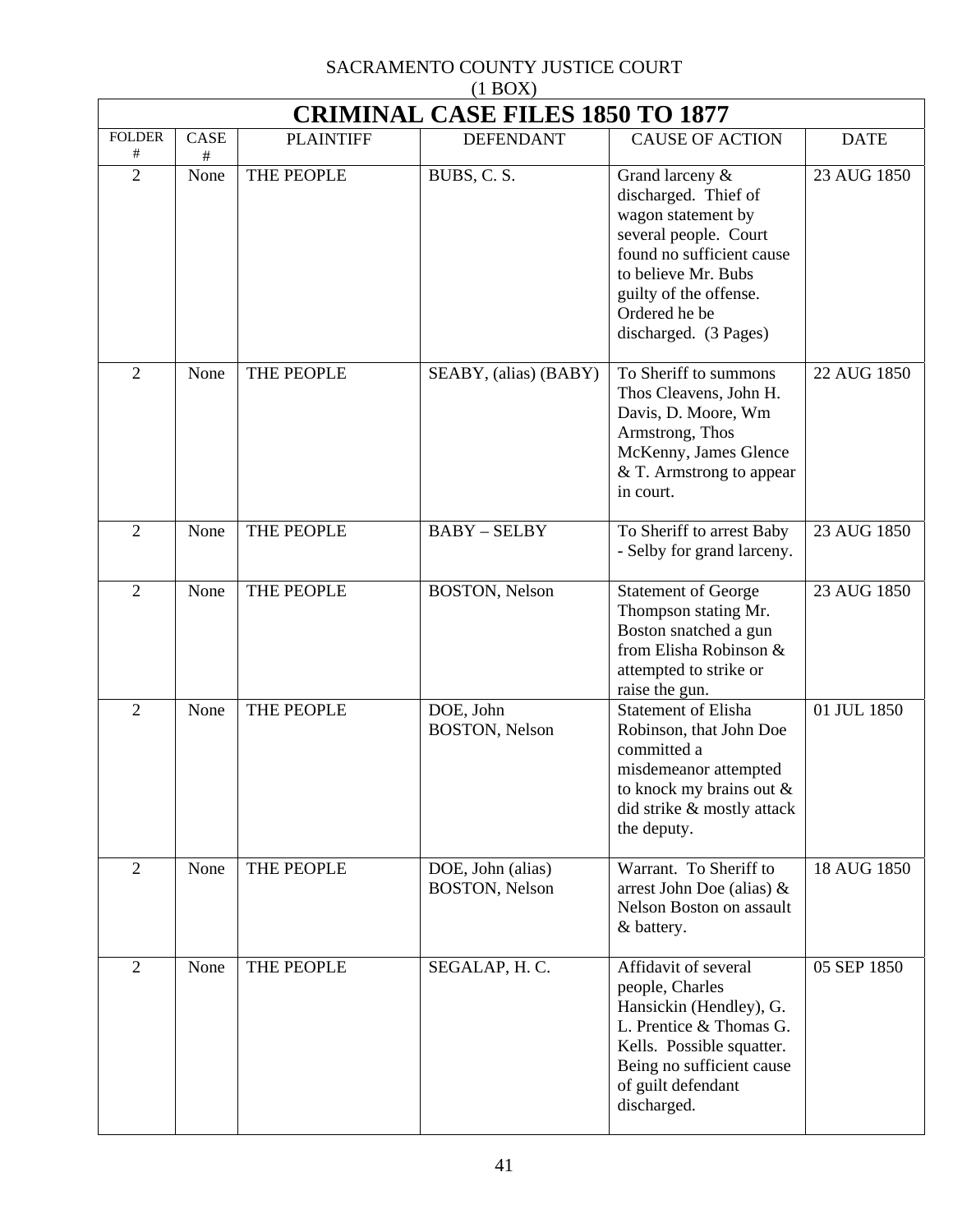SACRAMENTO COUNTY JUSTICE COURT
(1 BOX)

# CRIMINAL CASE FILES 1850 TO 1877

| FOLDER # | CASE # | PLAINTIFF | DEFENDANT | CAUSE OF ACTION | DATE |
|---|---|---|---|---|---|
| 2 | None | THE PEOPLE | BUBS, C. S. | Grand larceny & discharged. Thief of wagon statement by several people. Court found no sufficient cause to believe Mr. Bubs guilty of the offense. Ordered he be discharged. (3 Pages) | 23 AUG 1850 |
| 2 | None | THE PEOPLE | SEABY, (alias) (BABY) | To Sheriff to summons Thos Cleavens, John H. Davis, D. Moore, Wm Armstrong, Thos McKenny, James Glence & T. Armstrong to appear in court. | 22 AUG 1850 |
| 2 | None | THE PEOPLE | BABY – SELBY | To Sheriff to arrest Baby - Selby for grand larceny. | 23 AUG 1850 |
| 2 | None | THE PEOPLE | BOSTON, Nelson | Statement of George Thompson stating Mr. Boston snatched a gun from Elisha Robinson & attempted to strike or raise the gun. | 23 AUG 1850 |
| 2 | None | THE PEOPLE | DOE, John<br>BOSTON, Nelson | Statement of Elisha Robinson, that John Doe committed a misdemeanor attempted to knock my brains out & did strike & mostly attack the deputy. | 01 JUL 1850 |
| 2 | None | THE PEOPLE | DOE, John (alias)<br>BOSTON, Nelson | Warrant. To Sheriff to arrest John Doe (alias) & Nelson Boston on assault & battery. | 18 AUG 1850 |
| 2 | None | THE PEOPLE | SEGALAP, H. C. | Affidavit of several people, Charles Hansickin (Hendley), G. L. Prentice & Thomas G. Kells. Possible squatter. Being no sufficient cause of guilt defendant discharged. | 05 SEP 1850 |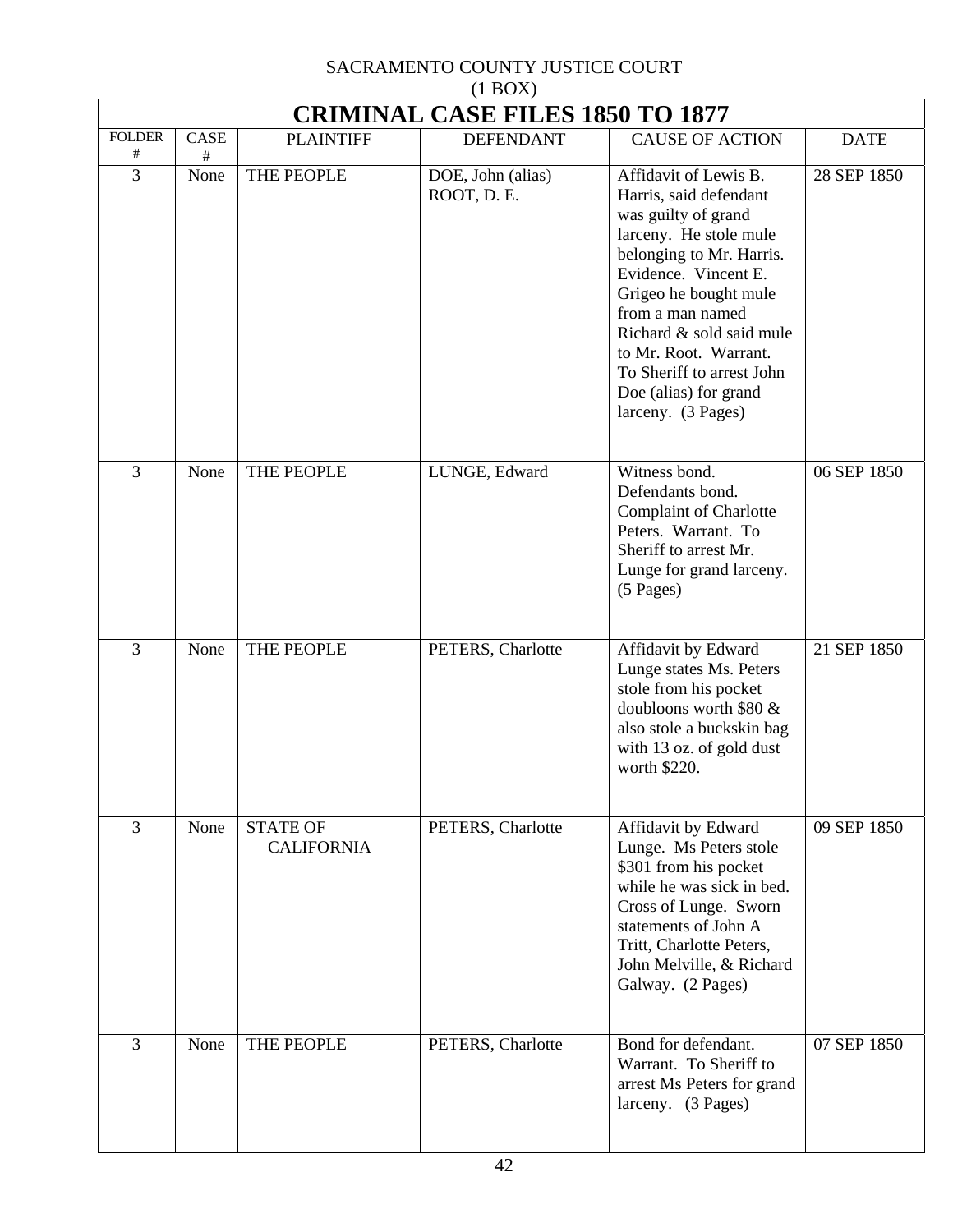SACRAMENTO COUNTY JUSTICE COURT
(1 BOX)

# CRIMINAL CASE FILES 1850 TO 1877

| FOLDER # | CASE # | PLAINTIFF | DEFENDANT | CAUSE OF ACTION | DATE |
|---|---|---|---|---|---|
| 3 | None | THE PEOPLE | DOE, John (alias) ROOT, D. E. | Affidavit of Lewis B. Harris, said defendant was guilty of grand larceny. He stole mule belonging to Mr. Harris. Evidence. Vincent E. Grigeo he bought mule from a man named Richard & sold said mule to Mr. Root. Warrant. To Sheriff to arrest John Doe (alias) for grand larceny. (3 Pages) | 28 SEP 1850 |
| 3 | None | THE PEOPLE | LUNGE, Edward | Witness bond. Defendants bond. Complaint of Charlotte Peters. Warrant. To Sheriff to arrest Mr. Lunge for grand larceny. (5 Pages) | 06 SEP 1850 |
| 3 | None | THE PEOPLE | PETERS, Charlotte | Affidavit by Edward Lunge states Ms. Peters stole from his pocket doubloons worth $80 & also stole a buckskin bag with 13 oz. of gold dust worth $220. | 21 SEP 1850 |
| 3 | None | STATE OF CALIFORNIA | PETERS, Charlotte | Affidavit by Edward Lunge. Ms Peters stole $301 from his pocket while he was sick in bed. Cross of Lunge. Sworn statements of John A Tritt, Charlotte Peters, John Melville, & Richard Galway. (2 Pages) | 09 SEP 1850 |
| 3 | None | THE PEOPLE | PETERS, Charlotte | Bond for defendant. Warrant. To Sheriff to arrest Ms Peters for grand larceny. (3 Pages) | 07 SEP 1850 |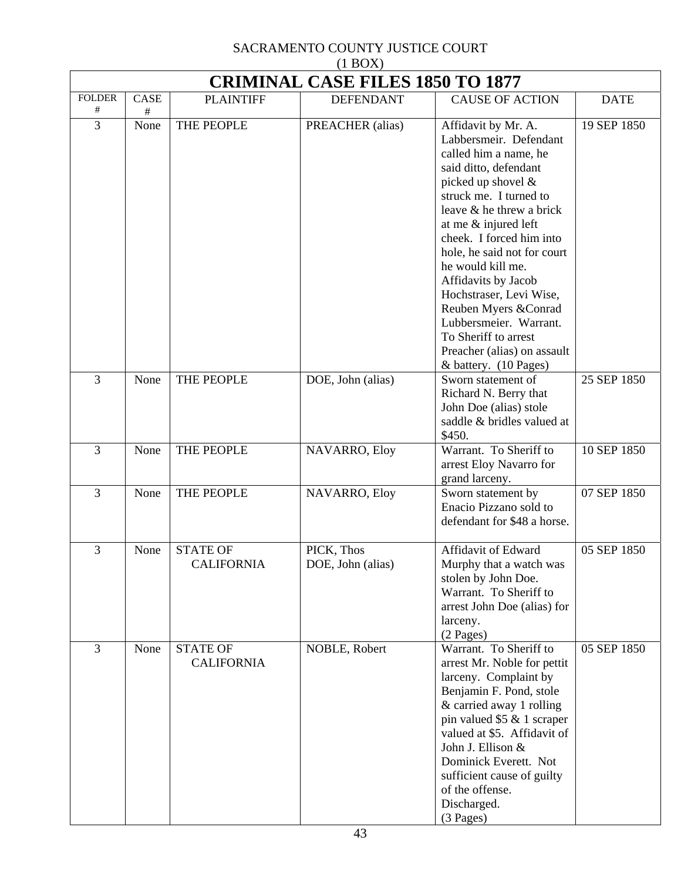SACRAMENTO COUNTY JUSTICE COURT
(1 BOX)

# CRIMINAL CASE FILES 1850 TO 1877

| FOLDER # | CASE # | PLAINTIFF | DEFENDANT | CAUSE OF ACTION | DATE |
|---|---|---|---|---|---|
| 3 | None | THE PEOPLE | PREACHER (alias) | Affidavit by Mr. A. Labbersmeir. Defendant called him a name, he said ditto, defendant picked up shovel & struck me. I turned to leave & he threw a brick at me & injured left cheek. I forced him into hole, he said not for court he would kill me. Affidavits by Jacob Hochstraser, Levi Wise, Reuben Myers &Conrad Lubbersmeier. Warrant. To Sheriff to arrest Preacher (alias) on assault & battery. (10 Pages) | 19 SEP 1850 |
| 3 | None | THE PEOPLE | DOE, John (alias) | Sworn statement of Richard N. Berry that John Doe (alias) stole saddle & bridles valued at $450. | 25 SEP 1850 |
| 3 | None | THE PEOPLE | NAVARRO, Eloy | Warrant. To Sheriff to arrest Eloy Navarro for grand larceny. | 10 SEP 1850 |
| 3 | None | THE PEOPLE | NAVARRO, Eloy | Sworn statement by Enacio Pizzano sold to defendant for $48 a horse. | 07 SEP 1850 |
| 3 | None | STATE OF CALIFORNIA | PICK, Thos DOE, John (alias) | Affidavit of Edward Murphy that a watch was stolen by John Doe. Warrant. To Sheriff to arrest John Doe (alias) for larceny. (2 Pages) | 05 SEP 1850 |
| 3 | None | STATE OF CALIFORNIA | NOBLE, Robert | Warrant. To Sheriff to arrest Mr. Noble for pettit larceny. Complaint by Benjamin F. Pond, stole & carried away 1 rolling pin valued $5 & 1 scraper valued at $5. Affidavit of John J. Ellison & Dominick Everett. Not sufficient cause of guilty of the offense. Discharged. (3 Pages) | 05 SEP 1850 |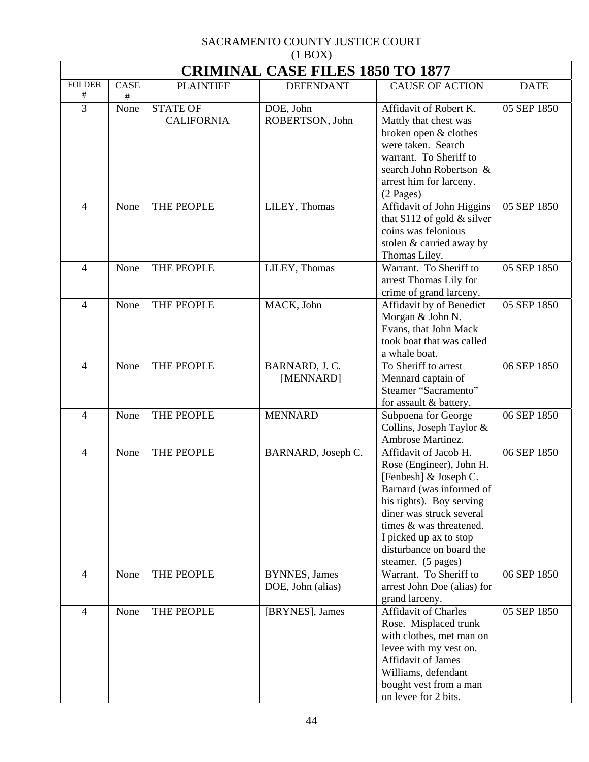SACRAMENTO COUNTY JUSTICE COURT
(1 BOX)

# CRIMINAL CASE FILES 1850 TO 1877

| FOLDER # | CASE # | PLAINTIFF | DEFENDANT | CAUSE OF ACTION | DATE |
|---|---|---|---|---|---|
| 3 | None | STATE OF CALIFORNIA | DOE, John<br>ROBERTSON, John | Affidavit of Robert K. Mattly that chest was broken open & clothes were taken. Search warrant. To Sheriff to search John Robertson & arrest him for larceny. (2 Pages) | 05 SEP 1850 |
| 4 | None | THE PEOPLE | LILEY, Thomas | Affidavit of John Higgins that $112 of gold & silver coins was felonious stolen & carried away by Thomas Liley. | 05 SEP 1850 |
| 4 | None | THE PEOPLE | LILEY, Thomas | Warrant. To Sheriff to arrest Thomas Lily for crime of grand larceny. | 05 SEP 1850 |
| 4 | None | THE PEOPLE | MACK, John | Affidavit by of Benedict Morgan & John N. Evans, that John Mack took boat that was called a whale boat. | 05 SEP 1850 |
| 4 | None | THE PEOPLE | BARNARD, J. C. [MENNARD] | To Sheriff to arrest Mennard captain of Steamer “Sacramento” for assault & battery. | 06 SEP 1850 |
| 4 | None | THE PEOPLE | MENNARD | Subpoena for George Collins, Joseph Taylor & Ambrose Martinez. | 06 SEP 1850 |
| 4 | None | THE PEOPLE | BARNARD, Joseph C. | Affidavit of Jacob H. Rose (Engineer), John H. [Fenbesh] & Joseph C. Barnard (was informed of his rights). Boy serving diner was struck several times & was threatened. I picked up ax to stop disturbance on board the steamer. (5 pages) | 06 SEP 1850 |
| 4 | None | THE PEOPLE | BYNNES, James<br>DOE, John (alias) | Warrant. To Sheriff to arrest John Doe (alias) for grand larceny. | 06 SEP 1850 |
| 4 | None | THE PEOPLE | [BRYNES], James | Affidavit of Charles Rose. Misplaced trunk with clothes, met man on levee with my vest on. Affidavit of James Williams, defendant bought vest from a man on levee for 2 bits. | 05 SEP 1850 |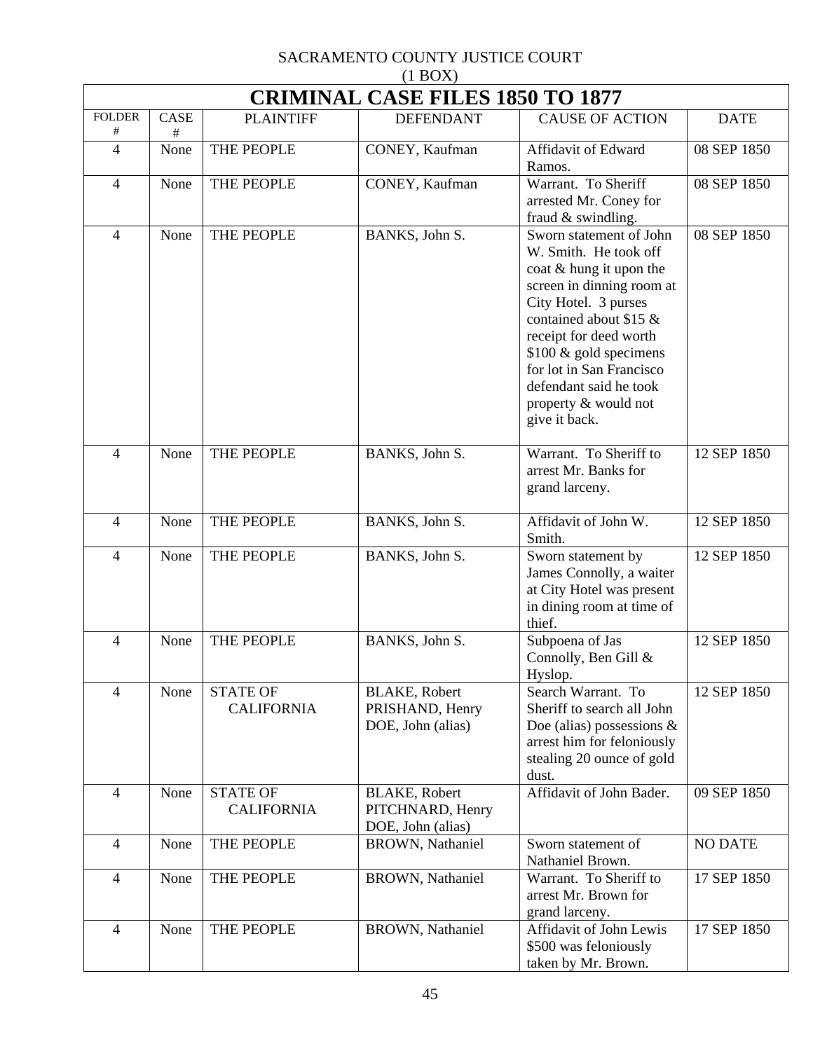SACRAMENTO COUNTY JUSTICE COURT

(1 BOX)

# CRIMINAL CASE FILES 1850 TO 1877

| FOLDER # | CASE # | PLAINTIFF | DEFENDANT | CAUSE OF ACTION | DATE |
|---|---|---|---|---|---|
| 4 | None | THE PEOPLE | CONEY, Kaufman | Affidavit of Edward Ramos. | 08 SEP 1850 |
| 4 | None | THE PEOPLE | CONEY, Kaufman | Warrant. To Sheriff arrested Mr. Coney for fraud & swindling. | 08 SEP 1850 |
| 4 | None | THE PEOPLE | BANKS, John S. | Sworn statement of John W. Smith. He took off coat & hung it upon the screen in dinning room at City Hotel. 3 purses contained about $15 & receipt for deed worth $100 & gold specimens for lot in San Francisco defendant said he took property & would not give it back. | 08 SEP 1850 |
| 4 | None | THE PEOPLE | BANKS, John S. | Warrant. To Sheriff to arrest Mr. Banks for grand larceny. | 12 SEP 1850 |
| 4 | None | THE PEOPLE | BANKS, John S. | Affidavit of John W. Smith. | 12 SEP 1850 |
| 4 | None | THE PEOPLE | BANKS, John S. | Sworn statement by James Connolly, a waiter at City Hotel was present in dining room at time of thief. | 12 SEP 1850 |
| 4 | None | THE PEOPLE | BANKS, John S. | Subpoena of Jas Connolly, Ben Gill & Hyslop. | 12 SEP 1850 |
| 4 | None | STATE OF CALIFORNIA | BLAKE, Robert<br>PRISHAND, Henry<br>DOE, John (alias) | Search Warrant. To Sheriff to search all John Doe (alias) possessions & arrest him for feloniously stealing 20 ounce of gold dust. | 12 SEP 1850 |
| 4 | None | STATE OF CALIFORNIA | BLAKE, Robert<br>PITCHNARD, Henry<br>DOE, John (alias) | Affidavit of John Bader. | 09 SEP 1850 |
| 4 | None | THE PEOPLE | BROWN, Nathaniel | Sworn statement of Nathaniel Brown. | NO DATE |
| 4 | None | THE PEOPLE | BROWN, Nathaniel | Warrant. To Sheriff to arrest Mr. Brown for grand larceny. | 17 SEP 1850 |
| 4 | None | THE PEOPLE | BROWN, Nathaniel | Affidavit of John Lewis $500 was feloniously taken by Mr. Brown. | 17 SEP 1850 |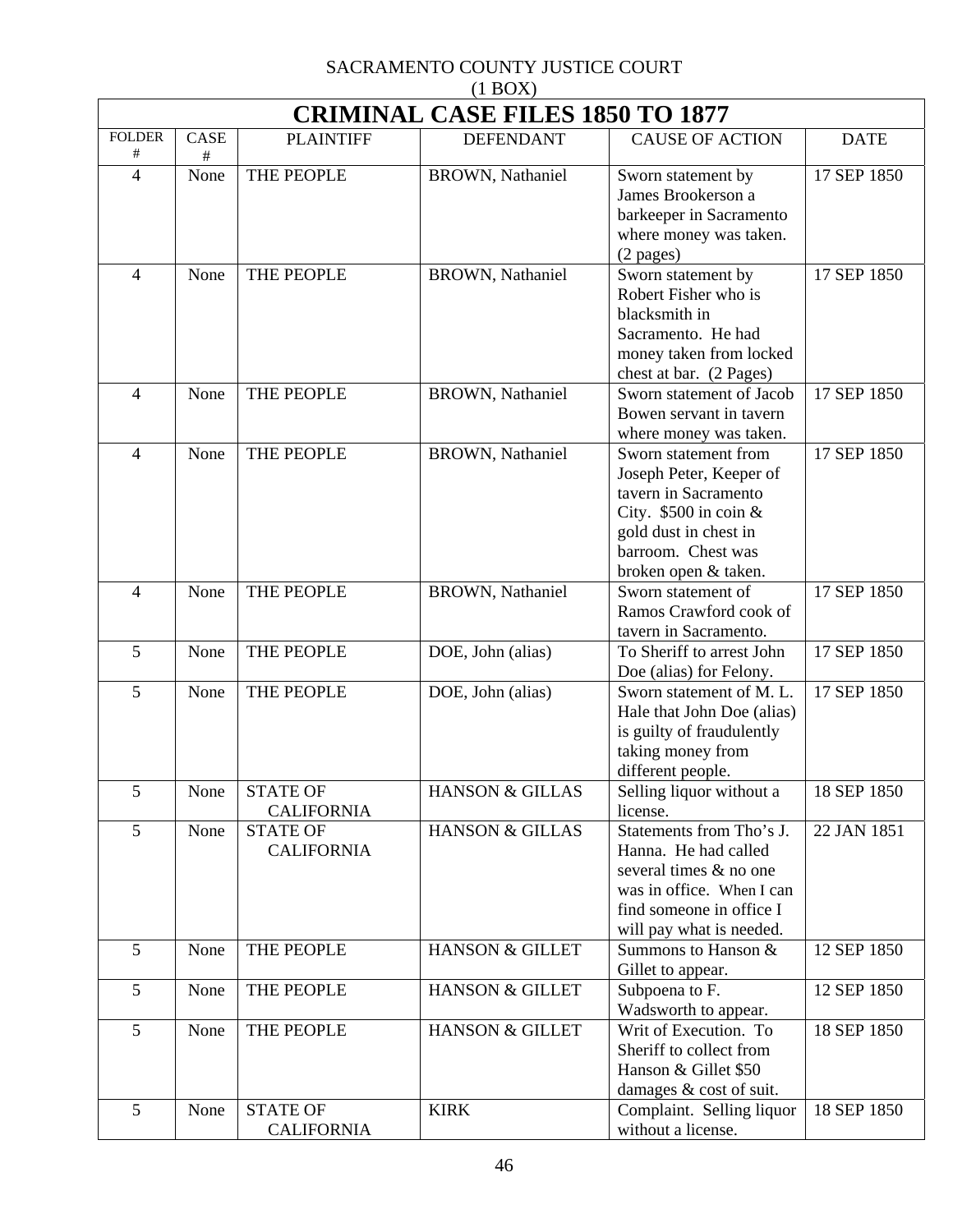SACRAMENTO COUNTY JUSTICE COURT
(1 BOX)

# CRIMINAL CASE FILES 1850 TO 1877

| FOLDER # | CASE # | PLAINTIFF | DEFENDANT | CAUSE OF ACTION | DATE |
|---|---|---|---|---|---|
| 4 | None | THE PEOPLE | BROWN, Nathaniel | Sworn statement by James Brookerson a barkeeper in Sacramento where money was taken. (2 pages) | 17 SEP 1850 |
| 4 | None | THE PEOPLE | BROWN, Nathaniel | Sworn statement by Robert Fisher who is blacksmith in Sacramento. He had money taken from locked chest at bar. (2 Pages) | 17 SEP 1850 |
| 4 | None | THE PEOPLE | BROWN, Nathaniel | Sworn statement of Jacob Bowen servant in tavern where money was taken. | 17 SEP 1850 |
| 4 | None | THE PEOPLE | BROWN, Nathaniel | Sworn statement from Joseph Peter, Keeper of tavern in Sacramento City. $500 in coin & gold dust in chest in barroom. Chest was broken open & taken. | 17 SEP 1850 |
| 4 | None | THE PEOPLE | BROWN, Nathaniel | Sworn statement of Ramos Crawford cook of tavern in Sacramento. | 17 SEP 1850 |
| 5 | None | THE PEOPLE | DOE, John (alias) | To Sheriff to arrest John Doe (alias) for Felony. | 17 SEP 1850 |
| 5 | None | THE PEOPLE | DOE, John (alias) | Sworn statement of M. L. Hale that John Doe (alias) is guilty of fraudulently taking money from different people. | 17 SEP 1850 |
| 5 | None | STATE OF CALIFORNIA | HANSON & GILLAS | Selling liquor without a license. | 18 SEP 1850 |
| 5 | None | STATE OF CALIFORNIA | HANSON & GILLAS | Statements from Tho's J. Hanna. He had called several times & no one was in office. When I can find someone in office I will pay what is needed. | 22 JAN 1851 |
| 5 | None | THE PEOPLE | HANSON & GILLET | Summons to Hanson & Gillet to appear. | 12 SEP 1850 |
| 5 | None | THE PEOPLE | HANSON & GILLET | Subpoena to F. Wadsworth to appear. | 12 SEP 1850 |
| 5 | None | THE PEOPLE | HANSON & GILLET | Writ of Execution. To Sheriff to collect from Hanson & Gillet $50 damages & cost of suit. | 18 SEP 1850 |
| 5 | None | STATE OF CALIFORNIA | KIRK | Complaint. Selling liquor without a license. | 18 SEP 1850 |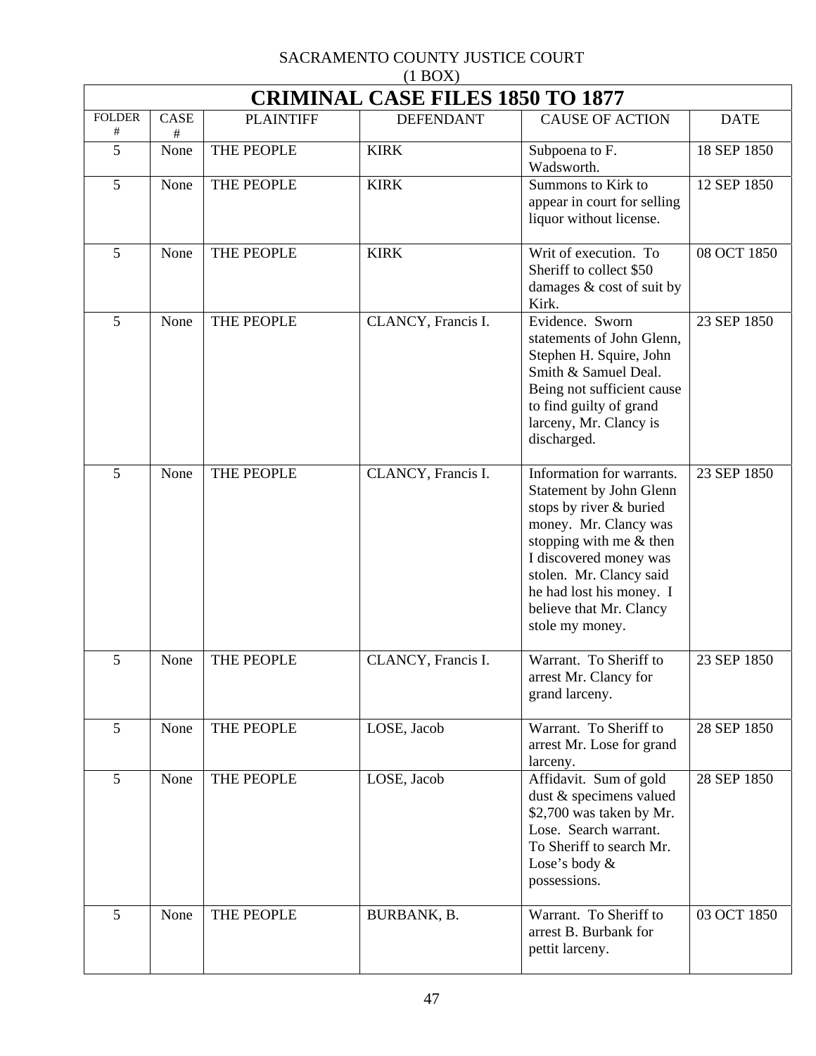SACRAMENTO COUNTY JUSTICE COURT
(1 BOX)

| CRIMINAL CASE FILES 1850 TO 1877 | | | | | |
|---|---|---|---|---|---|
| FOLDER # | CASE # | PLAINTIFF | DEFENDANT | CAUSE OF ACTION | DATE |
| 5 | None | THE PEOPLE | KIRK | Subpoena to F. Wadsworth. | 18 SEP 1850 |
| 5 | None | THE PEOPLE | KIRK | Summons to Kirk to appear in court for selling liquor without license. | 12 SEP 1850 |
| 5 | None | THE PEOPLE | KIRK | Writ of execution. To Sheriff to collect $50 damages & cost of suit by Kirk. | 08 OCT 1850 |
| 5 | None | THE PEOPLE | CLANCY, Francis I. | Evidence. Sworn statements of John Glenn, Stephen H. Squire, John Smith & Samuel Deal. Being not sufficient cause to find guilty of grand larceny, Mr. Clancy is discharged. | 23 SEP 1850 |
| 5 | None | THE PEOPLE | CLANCY, Francis I. | Information for warrants. Statement by John Glenn stops by river & buried money. Mr. Clancy was stopping with me & then I discovered money was stolen. Mr. Clancy said he had lost his money. I believe that Mr. Clancy stole my money. | 23 SEP 1850 |
| 5 | None | THE PEOPLE | CLANCY, Francis I. | Warrant. To Sheriff to arrest Mr. Clancy for grand larceny. | 23 SEP 1850 |
| 5 | None | THE PEOPLE | LOSE, Jacob | Warrant. To Sheriff to arrest Mr. Lose for grand larceny. | 28 SEP 1850 |
| 5 | None | THE PEOPLE | LOSE, Jacob | Affidavit. Sum of gold dust & specimens valued $2,700 was taken by Mr. Lose. Search warrant. To Sheriff to search Mr. Lose's body & possessions. | 28 SEP 1850 |
| 5 | None | THE PEOPLE | BURBANK, B. | Warrant. To Sheriff to arrest B. Burbank for pettit larceny. | 03 OCT 1850 |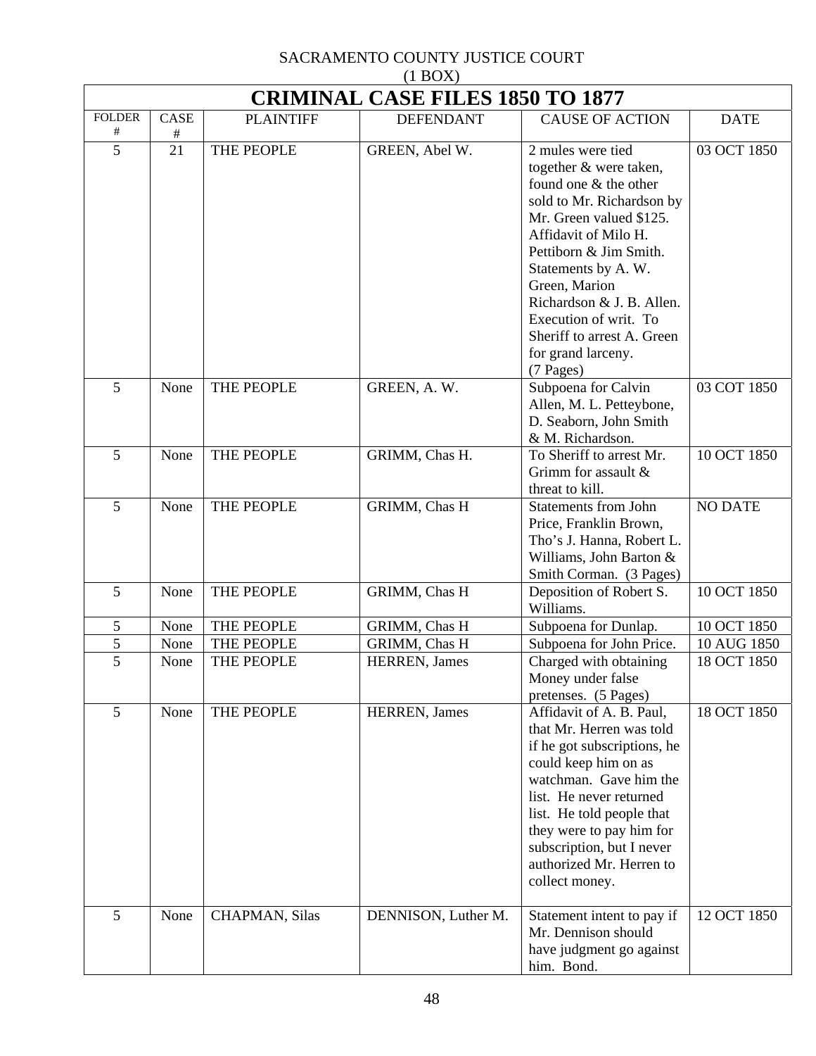SACRAMENTO COUNTY JUSTICE COURT
(1 BOX)

# CRIMINAL CASE FILES 1850 TO 1877

| FOLDER # | CASE # | PLAINTIFF | DEFENDANT | CAUSE OF ACTION | DATE |
|---|---|---|---|---|---|
| 5 | 21 | THE PEOPLE | GREEN, Abel W. | 2 mules were tied together & were taken, found one & the other sold to Mr. Richardson by Mr. Green valued $125. Affidavit of Milo H. Pettiborn & Jim Smith. Statements by A. W. Green, Marion Richardson & J. B. Allen. Execution of writ. To Sheriff to arrest A. Green for grand larceny. (7 Pages) | 03 OCT 1850 |
| 5 | None | THE PEOPLE | GREEN, A. W. | Subpoena for Calvin Allen, M. L. Petteybone, D. Seaborn, John Smith & M. Richardson. | 03 COT 1850 |
| 5 | None | THE PEOPLE | GRIMM, Chas H. | To Sheriff to arrest Mr. Grimm for assault & threat to kill. | 10 OCT 1850 |
| 5 | None | THE PEOPLE | GRIMM, Chas H | Statements from John Price, Franklin Brown, Tho's J. Hanna, Robert L. Williams, John Barton & Smith Corman. (3 Pages) | NO DATE |
| 5 | None | THE PEOPLE | GRIMM, Chas H | Deposition of Robert S. Williams. | 10 OCT 1850 |
| 5 | None | THE PEOPLE | GRIMM, Chas H | Subpoena for Dunlap. | 10 OCT 1850 |
| 5 | None | THE PEOPLE | GRIMM, Chas H | Subpoena for John Price. | 10 AUG 1850 |
| 5 | None | THE PEOPLE | HERREN, James | Charged with obtaining Money under false pretenses. (5 Pages) | 18 OCT 1850 |
| 5 | None | THE PEOPLE | HERREN, James | Affidavit of A. B. Paul, that Mr. Herren was told if he got subscriptions, he could keep him on as watchman. Gave him the list. He never returned list. He told people that they were to pay him for subscription, but I never authorized Mr. Herren to collect money. | 18 OCT 1850 |
| 5 | None | CHAPMAN, Silas | DENNISON, Luther M. | Statement intent to pay if Mr. Dennison should have judgment go against him. Bond. | 12 OCT 1850 |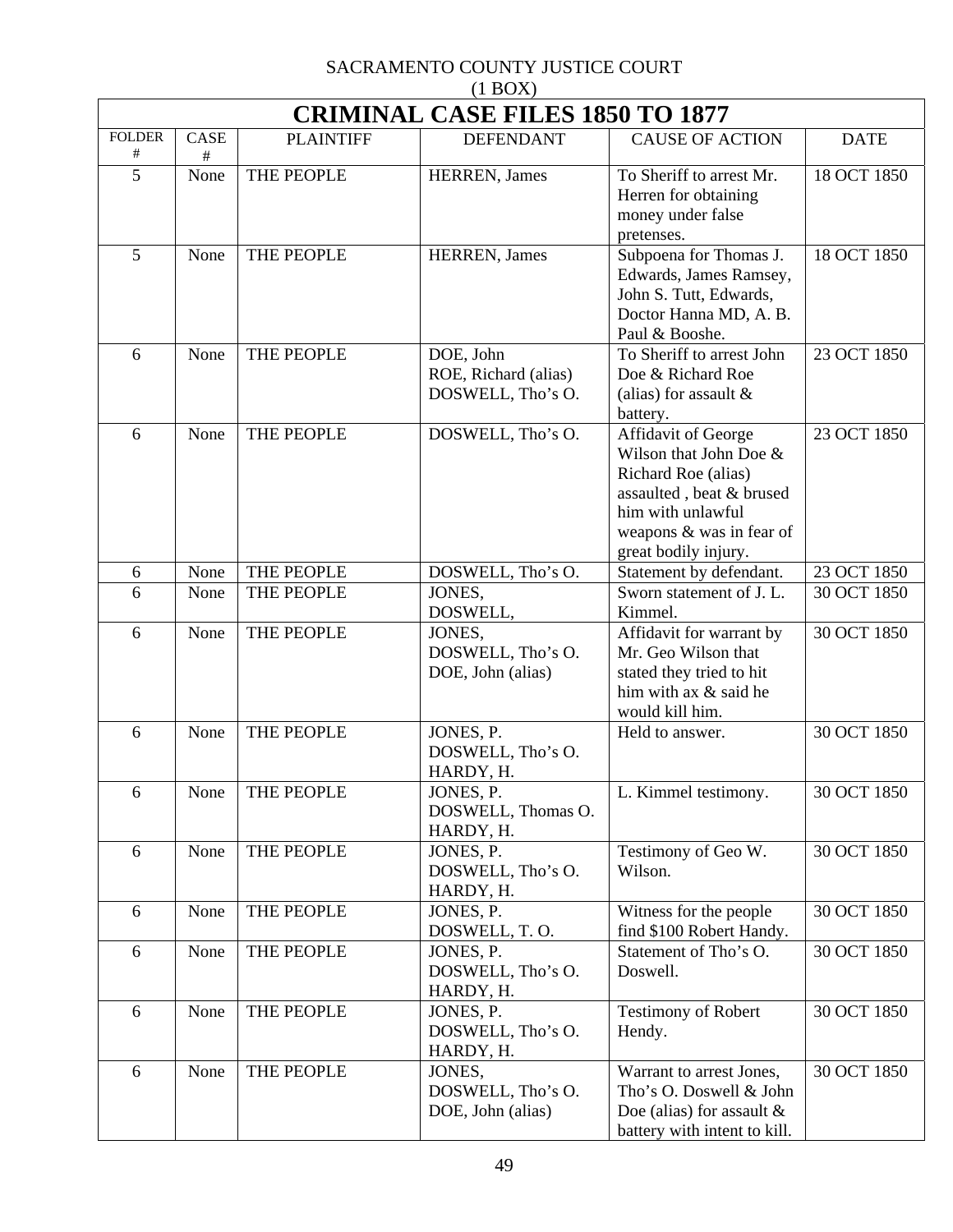SACRAMENTO COUNTY JUSTICE COURT
(1 BOX)

| CRIMINAL CASE FILES 1850 TO 1877 | | | | | |
|---|---|---|---|---|---|
| FOLDER # | CASE # | PLAINTIFF | DEFENDANT | CAUSE OF ACTION | DATE |
| 5 | None | THE PEOPLE | HERREN, James | To Sheriff to arrest Mr. Herren for obtaining money under false pretenses. | 18 OCT 1850 |
| 5 | None | THE PEOPLE | HERREN, James | Subpoena for Thomas J. Edwards, James Ramsey, John S. Tutt, Edwards, Doctor Hanna MD, A. B. Paul & Booshe. | 18 OCT 1850 |
| 6 | None | THE PEOPLE | DOE, John<br>ROE, Richard (alias)<br>DOSWELL, Tho's O. | To Sheriff to arrest John Doe & Richard Roe (alias) for assault & battery. | 23 OCT 1850 |
| 6 | None | THE PEOPLE | DOSWELL, Tho's O. | Affidavit of George Wilson that John Doe & Richard Roe (alias) assaulted , beat & brused him with unlawful weapons & was in fear of great bodily injury. | 23 OCT 1850 |
| 6 | None | THE PEOPLE | DOSWELL, Tho's O. | Statement by defendant. | 23 OCT 1850 |
| 6 | None | THE PEOPLE | JONES,<br>DOSWELL, | Sworn statement of J. L. Kimmel. | 30 OCT 1850 |
| 6 | None | THE PEOPLE | JONES,<br>DOSWELL, Tho's O.<br>DOE, John (alias) | Affidavit for warrant by Mr. Geo Wilson that stated they tried to hit him with ax & said he would kill him. | 30 OCT 1850 |
| 6 | None | THE PEOPLE | JONES, P.<br>DOSWELL, Tho's O.<br>HARDY, H. | Held to answer. | 30 OCT 1850 |
| 6 | None | THE PEOPLE | JONES, P.<br>DOSWELL, Thomas O.<br>HARDY, H. | L. Kimmel testimony. | 30 OCT 1850 |
| 6 | None | THE PEOPLE | JONES, P.<br>DOSWELL, Tho's O.<br>HARDY, H. | Testimony of Geo W. Wilson. | 30 OCT 1850 |
| 6 | None | THE PEOPLE | JONES, P.<br>DOSWELL, T. O. | Witness for the people find $100 Robert Handy. | 30 OCT 1850 |
| 6 | None | THE PEOPLE | JONES, P.<br>DOSWELL, Tho's O.<br>HARDY, H. | Statement of Tho's O. Doswell. | 30 OCT 1850 |
| 6 | None | THE PEOPLE | JONES, P.<br>DOSWELL, Tho's O.<br>HARDY, H. | Testimony of Robert Hendy. | 30 OCT 1850 |
| 6 | None | THE PEOPLE | JONES,<br>DOSWELL, Tho's O.<br>DOE, John (alias) | Warrant to arrest Jones, Tho's O. Doswell & John Doe (alias) for assault & battery with intent to kill. | 30 OCT 1850 |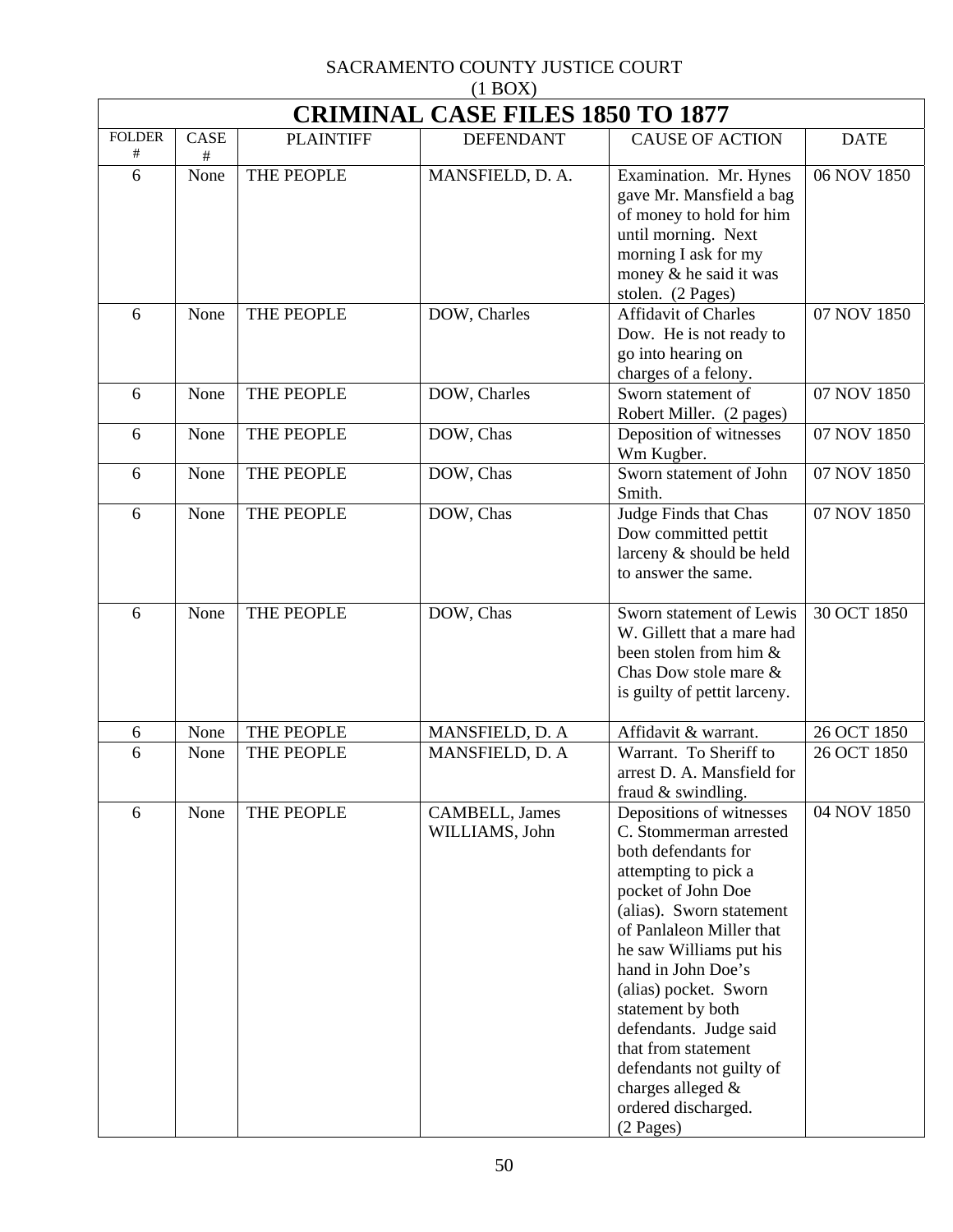SACRAMENTO COUNTY JUSTICE COURT
(1 BOX)

| CRIMINAL CASE FILES 1850 TO 1877 | | | | | |
|---|---|---|---|---|---|
| FOLDER # | CASE # | PLAINTIFF | DEFENDANT | CAUSE OF ACTION | DATE |
| 6 | None | THE PEOPLE | MANSFIELD, D. A. | Examination. Mr. Hynes gave Mr. Mansfield a bag of money to hold for him until morning. Next morning I ask for my money & he said it was stolen. (2 Pages) | 06 NOV 1850 |
| 6 | None | THE PEOPLE | DOW, Charles | Affidavit of Charles Dow. He is not ready to go into hearing on charges of a felony. | 07 NOV 1850 |
| 6 | None | THE PEOPLE | DOW, Charles | Sworn statement of Robert Miller. (2 pages) | 07 NOV 1850 |
| 6 | None | THE PEOPLE | DOW, Chas | Deposition of witnesses Wm Kugber. | 07 NOV 1850 |
| 6 | None | THE PEOPLE | DOW, Chas | Sworn statement of John Smith. | 07 NOV 1850 |
| 6 | None | THE PEOPLE | DOW, Chas | Judge Finds that Chas Dow committed pettit larceny & should be held to answer the same. | 07 NOV 1850 |
| 6 | None | THE PEOPLE | DOW, Chas | Sworn statement of Lewis W. Gillett that a mare had been stolen from him & Chas Dow stole mare & is guilty of pettit larceny. | 30 OCT 1850 |
| 6 | None | THE PEOPLE | MANSFIELD, D. A | Affidavit & warrant. | 26 OCT 1850 |
| 6 | None | THE PEOPLE | MANSFIELD, D. A | Warrant. To Sheriff to arrest D. A. Mansfield for fraud & swindling. | 26 OCT 1850 |
| 6 | None | THE PEOPLE | CAMBELL, James<br>WILLIAMS, John | Depositions of witnesses C. Stommerman arrested both defendants for attempting to pick a pocket of John Doe (alias). Sworn statement of Panlaleon Miller that he saw Williams put his hand in John Doe's (alias) pocket. Sworn statement by both defendants. Judge said that from statement defendants not guilty of charges alleged & ordered discharged. (2 Pages) | 04 NOV 1850 |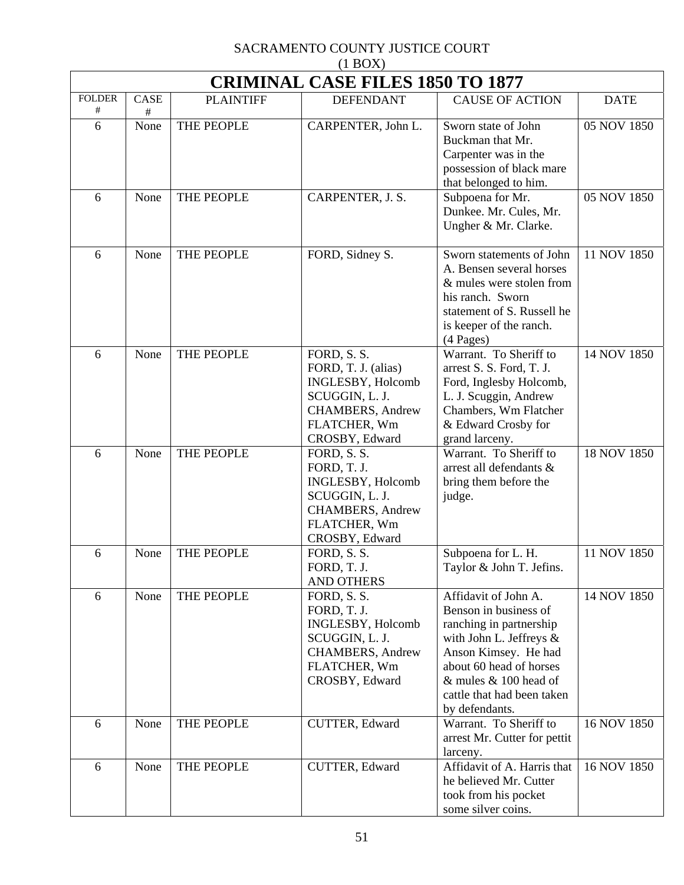SACRAMENTO COUNTY JUSTICE COURT
(1 BOX)

# CRIMINAL CASE FILES 1850 TO 1877

| FOLDER # | CASE # | PLAINTIFF | DEFENDANT | CAUSE OF ACTION | DATE |
|---|---|---|---|---|---|
| 6 | None | THE PEOPLE | CARPENTER, John L. | Sworn state of John Buckman that Mr. Carpenter was in the possession of black mare that belonged to him. | 05 NOV 1850 |
| 6 | None | THE PEOPLE | CARPENTER, J. S. | Subpoena for Mr. Dunkee. Mr. Cules, Mr. Ungher & Mr. Clarke. | 05 NOV 1850 |
| 6 | None | THE PEOPLE | FORD, Sidney S. | Sworn statements of John A. Bensen several horses & mules were stolen from his ranch. Sworn statement of S. Russell he is keeper of the ranch. (4 Pages) | 11 NOV 1850 |
| 6 | None | THE PEOPLE | FORD, S. S.<br>FORD, T. J. (alias)<br>INGLESBY, Holcomb<br>SCUGGIN, L. J.<br>CHAMBERS, Andrew<br>FLATCHER, Wm<br>CROSBY, Edward | Warrant. To Sheriff to arrest S. S. Ford, T. J. Ford, Inglesby Holcomb, L. J. Scuggin, Andrew Chambers, Wm Flatcher & Edward Crosby for grand larceny. | 14 NOV 1850 |
| 6 | None | THE PEOPLE | FORD, S. S.<br>FORD, T. J.<br>INGLESBY, Holcomb<br>SCUGGIN, L. J.<br>CHAMBERS, Andrew<br>FLATCHER, Wm<br>CROSBY, Edward | Warrant. To Sheriff to arrest all defendants & bring them before the judge. | 18 NOV 1850 |
| 6 | None | THE PEOPLE | FORD, S. S.<br>FORD, T. J.<br>AND OTHERS | Subpoena for L. H. Taylor & John T. Jefins. | 11 NOV 1850 |
| 6 | None | THE PEOPLE | FORD, S. S.<br>FORD, T. J.<br>INGLESBY, Holcomb<br>SCUGGIN, L. J.<br>CHAMBERS, Andrew<br>FLATCHER, Wm<br>CROSBY, Edward | Affidavit of John A. Benson in business of ranching in partnership with John L. Jeffreys & Anson Kimsey. He had about 60 head of horses & mules & 100 head of cattle that had been taken by defendants. | 14 NOV 1850 |
| 6 | None | THE PEOPLE | CUTTER, Edward | Warrant. To Sheriff to arrest Mr. Cutter for pettit larceny. | 16 NOV 1850 |
| 6 | None | THE PEOPLE | CUTTER, Edward | Affidavit of A. Harris that he believed Mr. Cutter took from his pocket some silver coins. | 16 NOV 1850 |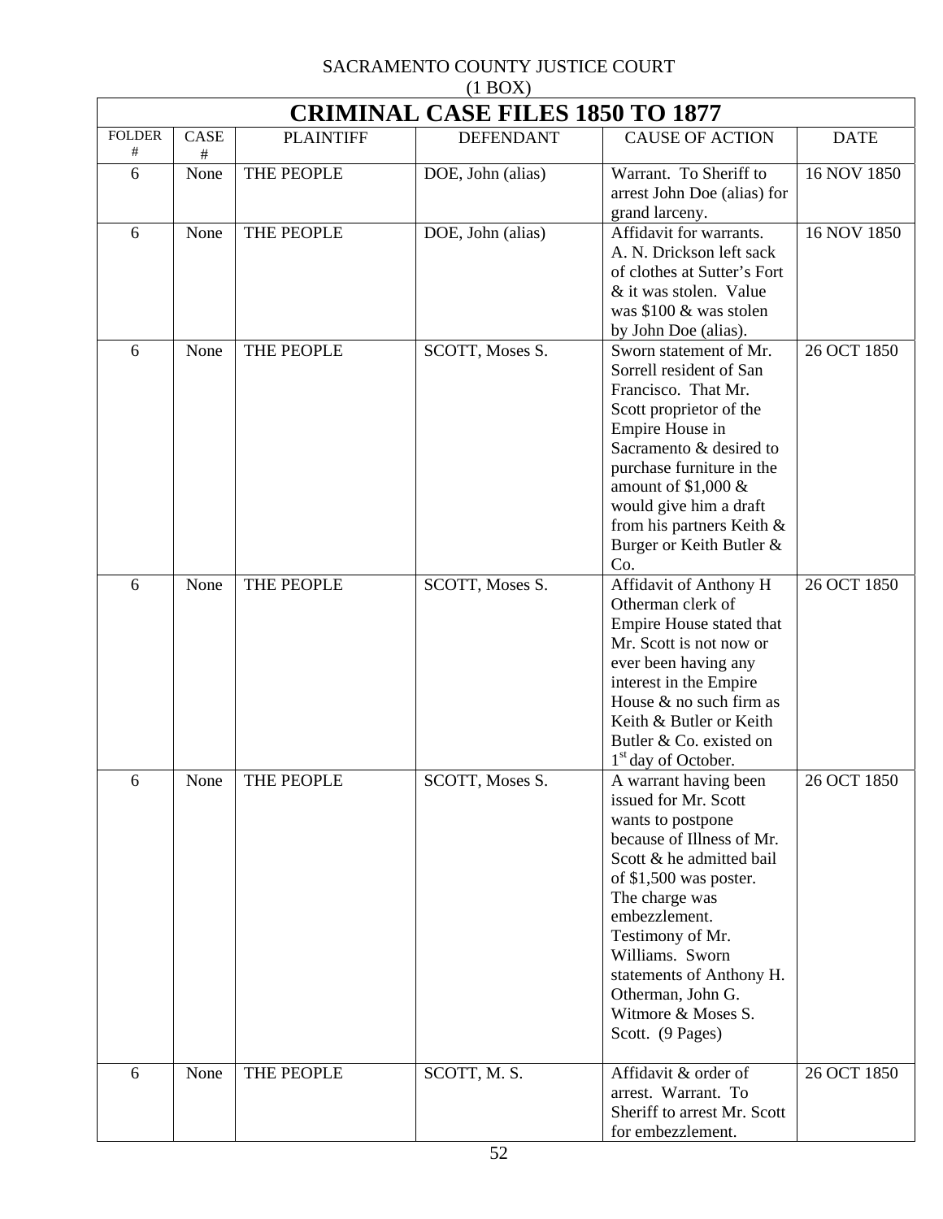SACRAMENTO COUNTY JUSTICE COURT
(1 BOX)

# CRIMINAL CASE FILES 1850 TO 1877

| FOLDER # | CASE # | PLAINTIFF | DEFENDANT | CAUSE OF ACTION | DATE |
|---|---|---|---|---|---|
| 6 | None | THE PEOPLE | DOE, John (alias) | Warrant. To Sheriff to arrest John Doe (alias) for grand larceny. | 16 NOV 1850 |
| 6 | None | THE PEOPLE | DOE, John (alias) | Affidavit for warrants. A. N. Drickson left sack of clothes at Sutter's Fort & it was stolen. Value was $100 & was stolen by John Doe (alias). | 16 NOV 1850 |
| 6 | None | THE PEOPLE | SCOTT, Moses S. | Sworn statement of Mr. Sorrell resident of San Francisco. That Mr. Scott proprietor of the Empire House in Sacramento & desired to purchase furniture in the amount of $1,000 & would give him a draft from his partners Keith & Burger or Keith Butler & Co. | 26 OCT 1850 |
| 6 | None | THE PEOPLE | SCOTT, Moses S. | Affidavit of Anthony H Otherman clerk of Empire House stated that Mr. Scott is not now or ever been having any interest in the Empire House & no such firm as Keith & Butler or Keith Butler & Co. existed on 1st day of October. | 26 OCT 1850 |
| 6 | None | THE PEOPLE | SCOTT, Moses S. | A warrant having been issued for Mr. Scott wants to postpone because of Illness of Mr. Scott & he admitted bail of $1,500 was poster. The charge was embezzlement. Testimony of Mr. Williams. Sworn statements of Anthony H. Otherman, John G. Witmore & Moses S. Scott. (9 Pages) | 26 OCT 1850 |
| 6 | None | THE PEOPLE | SCOTT, M. S. | Affidavit & order of arrest. Warrant. To Sheriff to arrest Mr. Scott for embezzlement. | 26 OCT 1850 |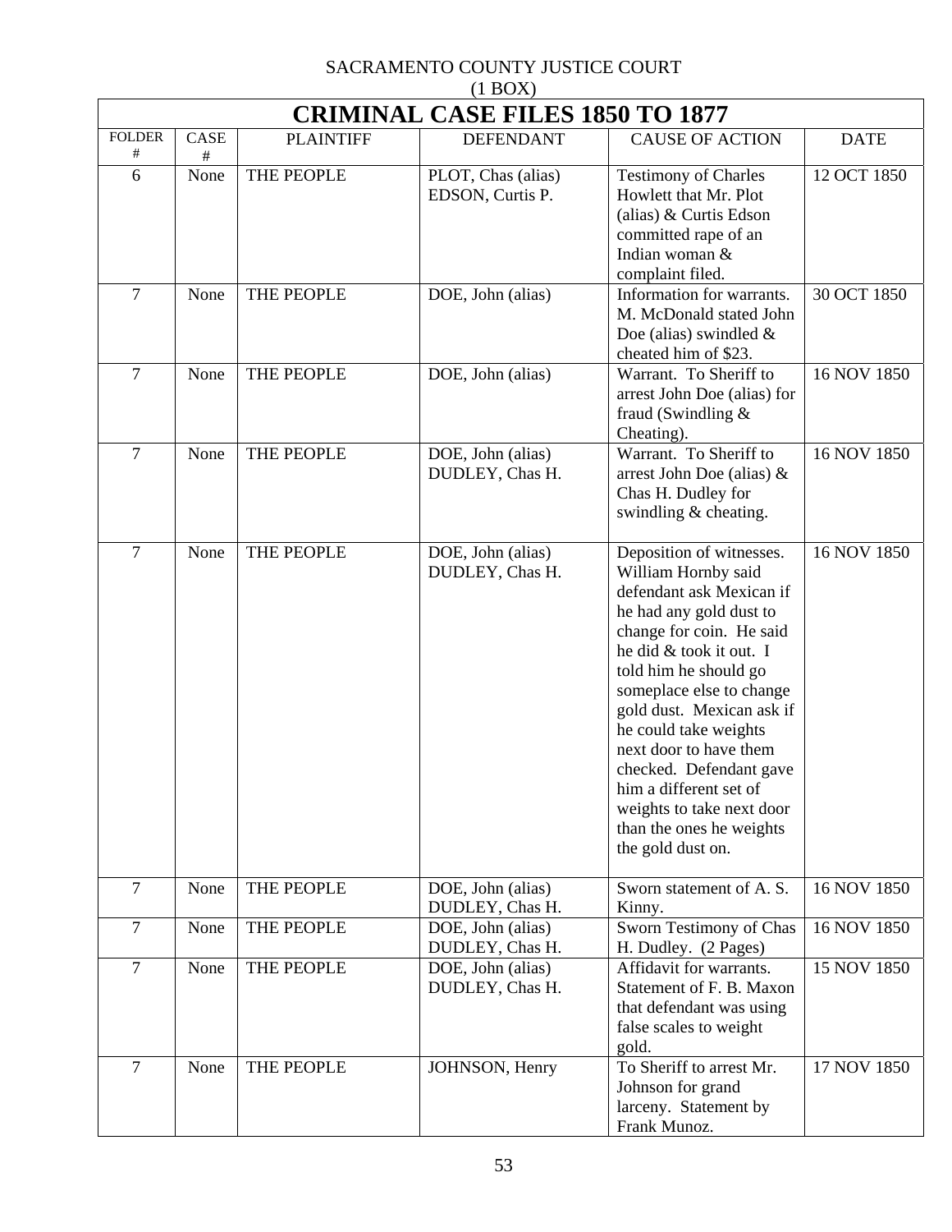SACRAMENTO COUNTY JUSTICE COURT
(1 BOX)

| CRIMINAL CASE FILES 1850 TO 1877 | | | | | |
|---|---|---|---|---|---|
| FOLDER # | CASE # | PLAINTIFF | DEFENDANT | CAUSE OF ACTION | DATE |
| 6 | None | THE PEOPLE | PLOT, Chas (alias) EDSON, Curtis P. | Testimony of Charles Howlett that Mr. Plot (alias) & Curtis Edson committed rape of an Indian woman & complaint filed. | 12 OCT 1850 |
| 7 | None | THE PEOPLE | DOE, John (alias) | Information for warrants. M. McDonald stated John Doe (alias) swindled & cheated him of $23. | 30 OCT 1850 |
| 7 | None | THE PEOPLE | DOE, John (alias) | Warrant. To Sheriff to arrest John Doe (alias) for fraud (Swindling & Cheating). | 16 NOV 1850 |
| 7 | None | THE PEOPLE | DOE, John (alias) DUDLEY, Chas H. | Warrant. To Sheriff to arrest John Doe (alias) & Chas H. Dudley for swindling & cheating. | 16 NOV 1850 |
| 7 | None | THE PEOPLE | DOE, John (alias) DUDLEY, Chas H. | Deposition of witnesses. William Hornby said defendant ask Mexican if he had any gold dust to change for coin. He said he did & took it out. I told him he should go someplace else to change gold dust. Mexican ask if he could take weights next door to have them checked. Defendant gave him a different set of weights to take next door than the ones he weights the gold dust on. | 16 NOV 1850 |
| 7 | None | THE PEOPLE | DOE, John (alias) DUDLEY, Chas H. | Sworn statement of A. S. Kinny. | 16 NOV 1850 |
| 7 | None | THE PEOPLE | DOE, John (alias) DUDLEY, Chas H. | Sworn Testimony of Chas H. Dudley. (2 Pages) | 16 NOV 1850 |
| 7 | None | THE PEOPLE | DOE, John (alias) DUDLEY, Chas H. | Affidavit for warrants. Statement of F. B. Maxon that defendant was using false scales to weight gold. | 15 NOV 1850 |
| 7 | None | THE PEOPLE | JOHNSON, Henry | To Sheriff to arrest Mr. Johnson for grand larceny. Statement by Frank Munoz. | 17 NOV 1850 |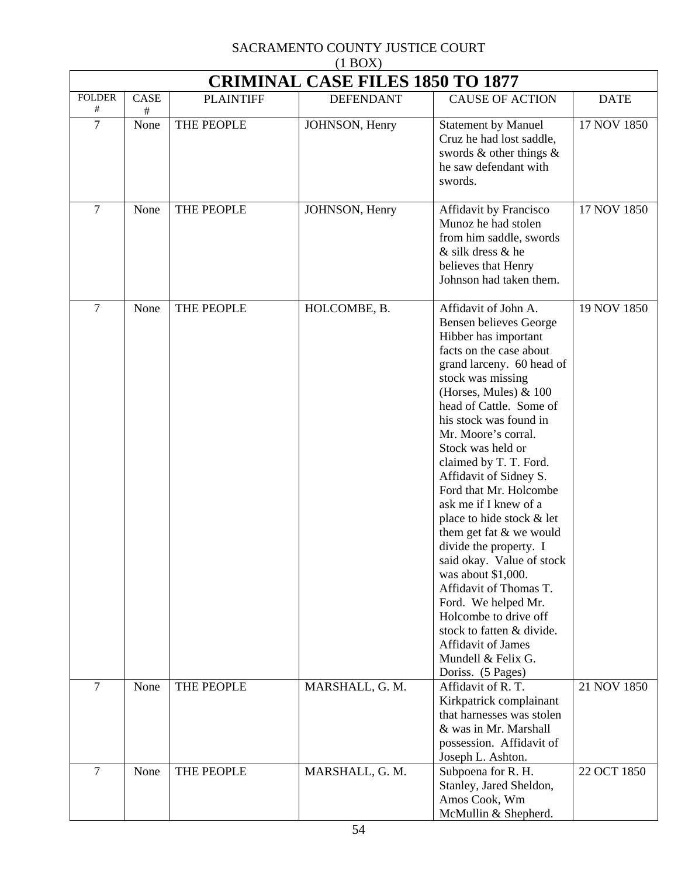SACRAMENTO COUNTY JUSTICE COURT
(1 BOX)

# CRIMINAL CASE FILES 1850 TO 1877

| FOLDER # | CASE # | PLAINTIFF | DEFENDANT | CAUSE OF ACTION | DATE |
|---|---|---|---|---|---|
| 7 | None | THE PEOPLE | JOHNSON, Henry | Statement by Manuel Cruz he had lost saddle, swords & other things & he saw defendant with swords. | 17 NOV 1850 |
| 7 | None | THE PEOPLE | JOHNSON, Henry | Affidavit by Francisco Munoz he had stolen from him saddle, swords & silk dress & he believes that Henry Johnson had taken them. | 17 NOV 1850 |
| 7 | None | THE PEOPLE | HOLCOMBE, B. | Affidavit of John A. Bensen believes George Hibber has important facts on the case about grand larceny. 60 head of stock was missing (Horses, Mules) & 100 head of Cattle. Some of his stock was found in Mr. Moore's corral. Stock was held or claimed by T. T. Ford. Affidavit of Sidney S. Ford that Mr. Holcombe ask me if I knew of a place to hide stock & let them get fat & we would divide the property. I said okay. Value of stock was about $1,000. Affidavit of Thomas T. Ford. We helped Mr. Holcombe to drive off stock to fatten & divide. Affidavit of James Mundell & Felix G. Doriss. (5 Pages) | 19 NOV 1850 |
| 7 | None | THE PEOPLE | MARSHALL, G. M. | Affidavit of R. T. Kirkpatrick complainant that harnesses was stolen & was in Mr. Marshall possession. Affidavit of Joseph L. Ashton. | 21 NOV 1850 |
| 7 | None | THE PEOPLE | MARSHALL, G. M. | Subpoena for R. H. Stanley, Jared Sheldon, Amos Cook, Wm McMullin & Shepherd. | 22 OCT 1850 |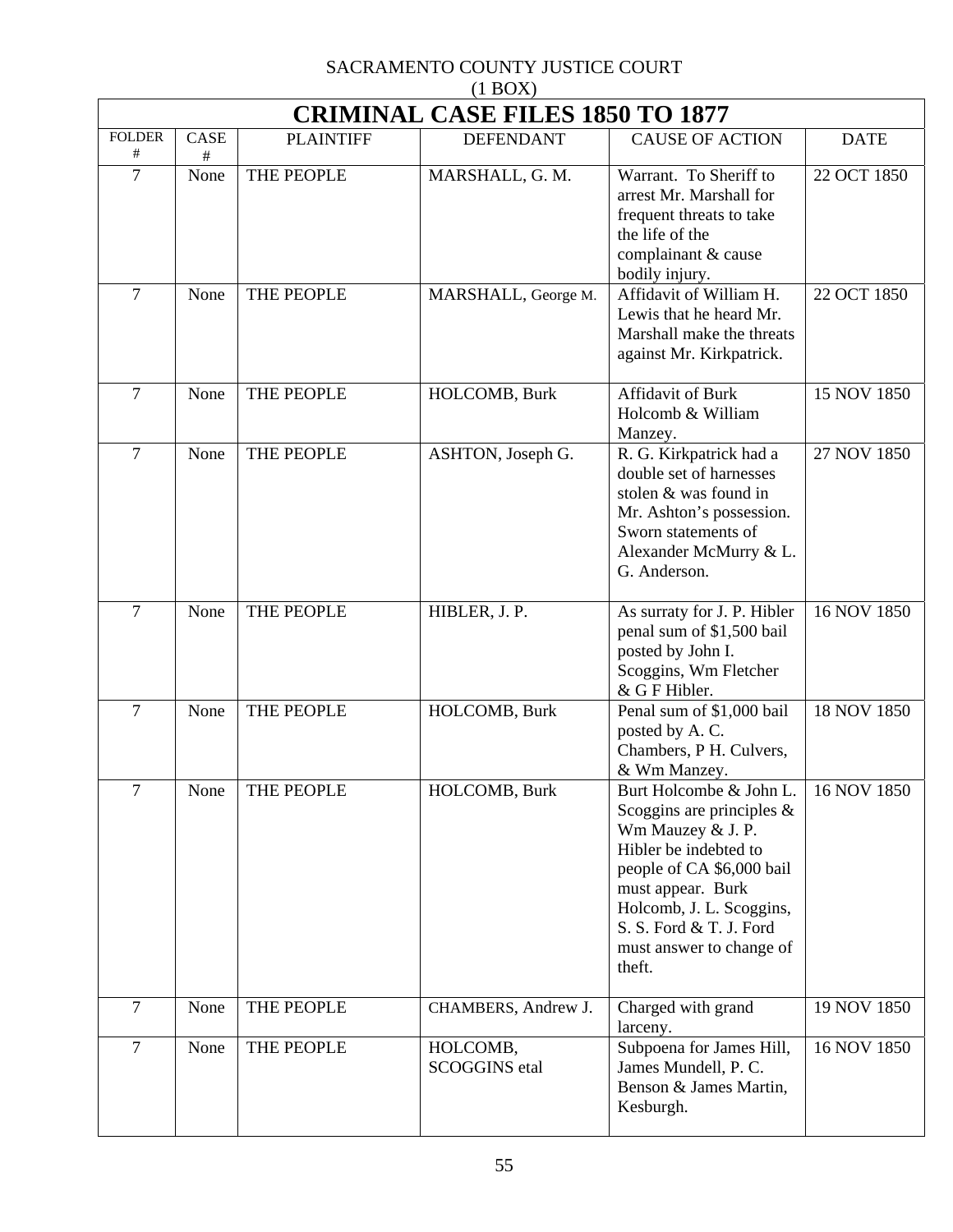SACRAMENTO COUNTY JUSTICE COURT
(1 BOX)

# CRIMINAL CASE FILES 1850 TO 1877

| FOLDER # | CASE # | PLAINTIFF | DEFENDANT | CAUSE OF ACTION | DATE |
|---|---|---|---|---|---|
| 7 | None | THE PEOPLE | MARSHALL, G. M. | Warrant. To Sheriff to arrest Mr. Marshall for frequent threats to take the life of the complainant & cause bodily injury. | 22 OCT 1850 |
| 7 | None | THE PEOPLE | MARSHALL, George M. | Affidavit of William H. Lewis that he heard Mr. Marshall make the threats against Mr. Kirkpatrick. | 22 OCT 1850 |
| 7 | None | THE PEOPLE | HOLCOMB, Burk | Affidavit of Burk Holcomb & William Manzey. | 15 NOV 1850 |
| 7 | None | THE PEOPLE | ASHTON, Joseph G. | R. G. Kirkpatrick had a double set of harnesses stolen & was found in Mr. Ashton's possession. Sworn statements of Alexander McMurry & L. G. Anderson. | 27 NOV 1850 |
| 7 | None | THE PEOPLE | HIBLER, J. P. | As surraty for J. P. Hibler penal sum of $1,500 bail posted by John I. Scoggins, Wm Fletcher & G F Hibler. | 16 NOV 1850 |
| 7 | None | THE PEOPLE | HOLCOMB, Burk | Penal sum of $1,000 bail posted by A. C. Chambers, P H. Culvers, & Wm Manzey. | 18 NOV 1850 |
| 7 | None | THE PEOPLE | HOLCOMB, Burk | Burt Holcombe & John L. Scoggins are principles & Wm Mauzey & J. P. Hibler be indebted to people of CA $6,000 bail must appear. Burk Holcomb, J. L. Scoggins, S. S. Ford & T. J. Ford must answer to change of theft. | 16 NOV 1850 |
| 7 | None | THE PEOPLE | CHAMBERS, Andrew J. | Charged with grand larceny. | 19 NOV 1850 |
| 7 | None | THE PEOPLE | HOLCOMB, SCOGGINS etal | Subpoena for James Hill, James Mundell, P. C. Benson & James Martin, Kesburgh. | 16 NOV 1850 |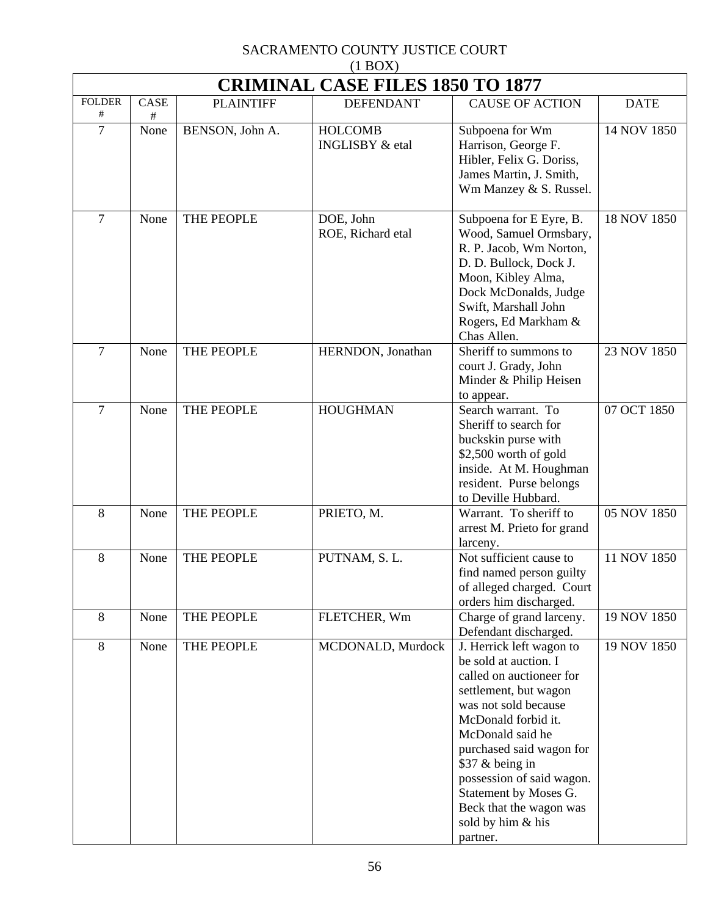SACRAMENTO COUNTY JUSTICE COURT
(1 BOX)

# CRIMINAL CASE FILES 1850 TO 1877

| FOLDER # | CASE # | PLAINTIFF | DEFENDANT | CAUSE OF ACTION | DATE |
|---|---|---|---|---|---|
| 7 | None | BENSON, John A. | HOLCOMB INGLISBY & etal | Subpoena for Wm Harrison, George F. Hibler, Felix G. Doriss, James Martin, J. Smith, Wm Manzey & S. Russel. | 14 NOV 1850 |
| 7 | None | THE PEOPLE | DOE, John ROE, Richard etal | Subpoena for E Eyre, B. Wood, Samuel Ormsbary, R. P. Jacob, Wm Norton, D. D. Bullock, Dock J. Moon, Kibley Alma, Dock McDonalds, Judge Swift, Marshall John Rogers, Ed Markham & Chas Allen. | 18 NOV 1850 |
| 7 | None | THE PEOPLE | HERNDON, Jonathan | Sheriff to summons to court J. Grady, John Minder & Philip Heisen to appear. | 23 NOV 1850 |
| 7 | None | THE PEOPLE | HOUGHMAN | Search warrant. To Sheriff to search for buckskin purse with $2,500 worth of gold inside. At M. Houghman resident. Purse belongs to Deville Hubbard. | 07 OCT 1850 |
| 8 | None | THE PEOPLE | PRIETO, M. | Warrant. To sheriff to arrest M. Prieto for grand larceny. | 05 NOV 1850 |
| 8 | None | THE PEOPLE | PUTNAM, S. L. | Not sufficient cause to find named person guilty of alleged charged. Court orders him discharged. | 11 NOV 1850 |
| 8 | None | THE PEOPLE | FLETCHER, Wm | Charge of grand larceny. Defendant discharged. | 19 NOV 1850 |
| 8 | None | THE PEOPLE | MCDONALD, Murdock | J. Herrick left wagon to be sold at auction. I called on auctioneer for settlement, but wagon was not sold because McDonald forbid it. McDonald said he purchased said wagon for $37 & being in possession of said wagon. Statement by Moses G. Beck that the wagon was sold by him & his partner. | 19 NOV 1850 |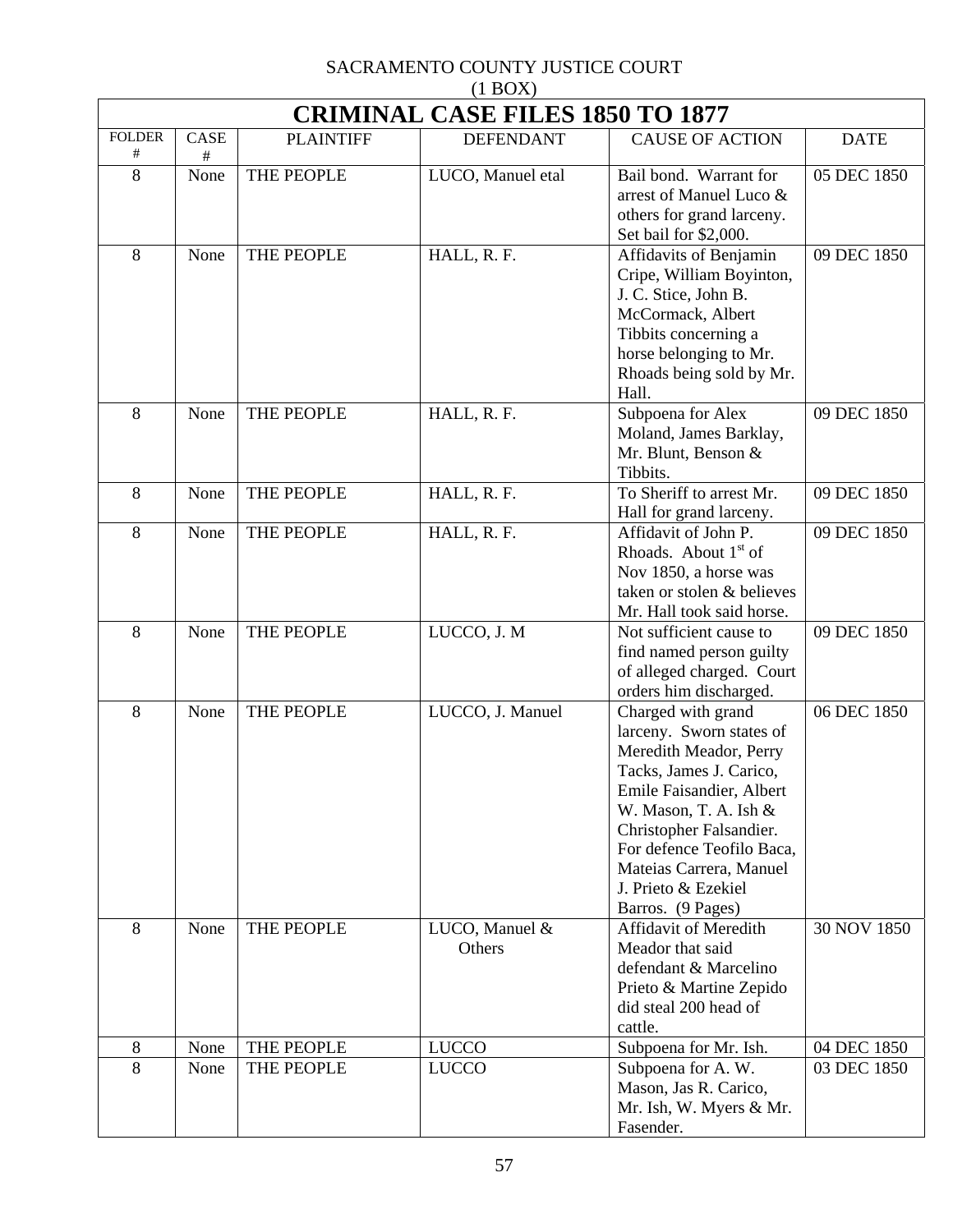SACRAMENTO COUNTY JUSTICE COURT
(1 BOX)

| CRIMINAL CASE FILES 1850 TO 1877 | | | | | |
|---|---|---|---|---|---|
| FOLDER # | CASE # | PLAINTIFF | DEFENDANT | CAUSE OF ACTION | DATE |
| 8 | None | THE PEOPLE | LUCO, Manuel etal | Bail bond. Warrant for arrest of Manuel Luco & others for grand larceny. Set bail for $2,000. | 05 DEC 1850 |
| 8 | None | THE PEOPLE | HALL, R. F. | Affidavits of Benjamin Cripe, William Boyinton, J. C. Stice, John B. McCormack, Albert Tibbits concerning a horse belonging to Mr. Rhoads being sold by Mr. Hall. | 09 DEC 1850 |
| 8 | None | THE PEOPLE | HALL, R. F. | Subpoena for Alex Moland, James Barklay, Mr. Blunt, Benson & Tibbits. | 09 DEC 1850 |
| 8 | None | THE PEOPLE | HALL, R. F. | To Sheriff to arrest Mr. Hall for grand larceny. | 09 DEC 1850 |
| 8 | None | THE PEOPLE | HALL, R. F. | Affidavit of John P. Rhoads. About 1st of Nov 1850, a horse was taken or stolen & believes Mr. Hall took said horse. | 09 DEC 1850 |
| 8 | None | THE PEOPLE | LUCCO, J. M | Not sufficient cause to find named person guilty of alleged charged. Court orders him discharged. | 09 DEC 1850 |
| 8 | None | THE PEOPLE | LUCCO, J. Manuel | Charged with grand larceny. Sworn states of Meredith Meador, Perry Tacks, James J. Carico, Emile Faisandier, Albert W. Mason, T. A. Ish & Christopher Falsandier. For defence Teofilo Baca, Mateias Carrera, Manuel J. Prieto & Ezekiel Barros. (9 Pages) | 06 DEC 1850 |
| 8 | None | THE PEOPLE | LUCO, Manuel & Others | Affidavit of Meredith Meador that said defendant & Marcelino Prieto & Martine Zepido did steal 200 head of cattle. | 30 NOV 1850 |
| 8 | None | THE PEOPLE | LUCCO | Subpoena for Mr. Ish. | 04 DEC 1850 |
| 8 | None | THE PEOPLE | LUCCO | Subpoena for A. W. Mason, Jas R. Carico, Mr. Ish, W. Myers & Mr. Fasender. | 03 DEC 1850 |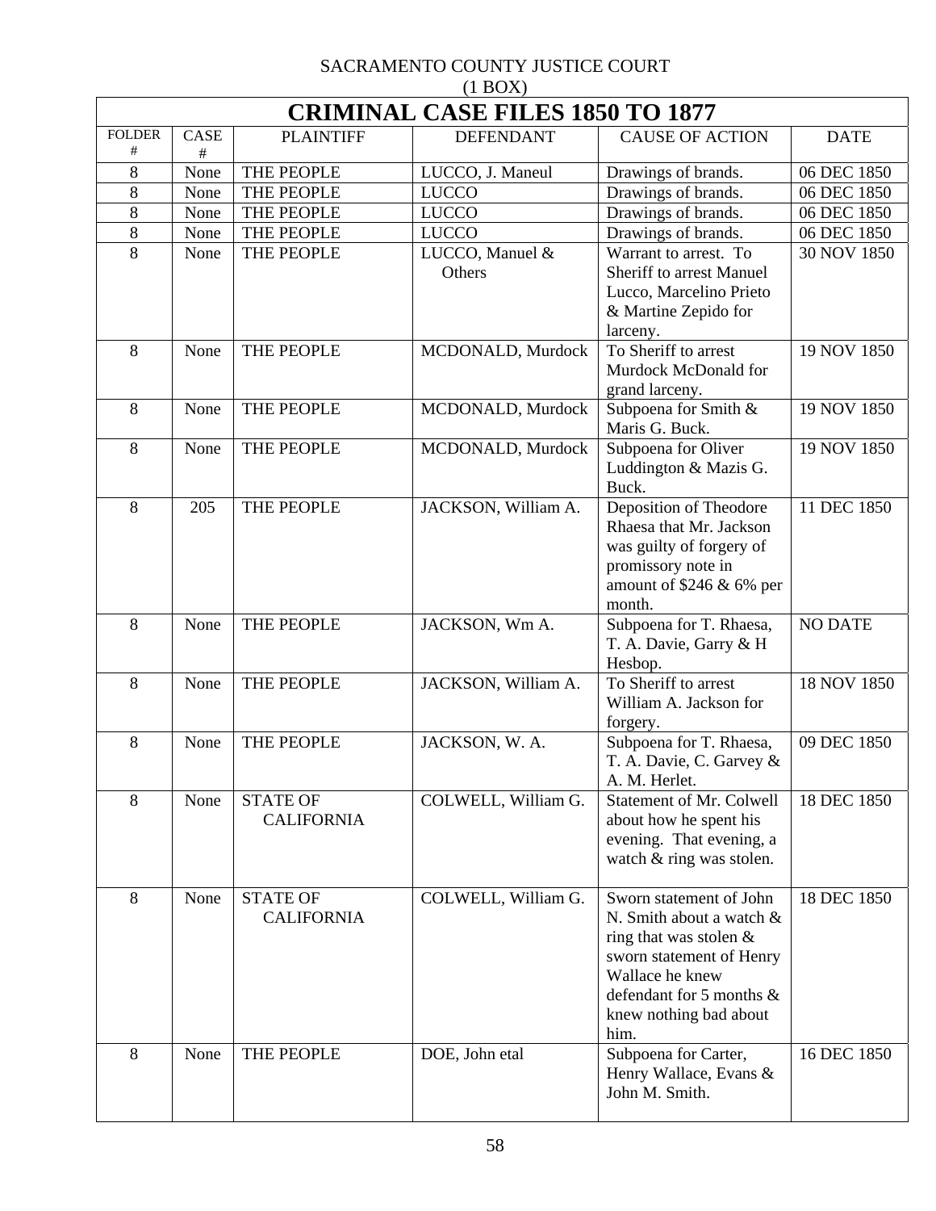SACRAMENTO COUNTY JUSTICE COURT
(1 BOX)

| CRIMINAL CASE FILES 1850 TO 1877 | | | | | |
|---|---|---|---|---|---|
| FOLDER # | CASE # | PLAINTIFF | DEFENDANT | CAUSE OF ACTION | DATE |
| 8 | None | THE PEOPLE | LUCCO, J. Maneul | Drawings of brands. | 06 DEC 1850 |
| 8 | None | THE PEOPLE | LUCCO | Drawings of brands. | 06 DEC 1850 |
| 8 | None | THE PEOPLE | LUCCO | Drawings of brands. | 06 DEC 1850 |
| 8 | None | THE PEOPLE | LUCCO | Drawings of brands. | 06 DEC 1850 |
| 8 | None | THE PEOPLE | LUCCO, Manuel & Others | Warrant to arrest. To Sheriff to arrest Manuel Lucco, Marcelino Prieto & Martine Zepido for larceny. | 30 NOV 1850 |
| 8 | None | THE PEOPLE | MCDONALD, Murdock | To Sheriff to arrest Murdock McDonald for grand larceny. | 19 NOV 1850 |
| 8 | None | THE PEOPLE | MCDONALD, Murdock | Subpoena for Smith & Maris G. Buck. | 19 NOV 1850 |
| 8 | None | THE PEOPLE | MCDONALD, Murdock | Subpoena for Oliver Luddington & Mazis G. Buck. | 19 NOV 1850 |
| 8 | 205 | THE PEOPLE | JACKSON, William A. | Deposition of Theodore Rhaesa that Mr. Jackson was guilty of forgery of promissory note in amount of $246 & 6% per month. | 11 DEC 1850 |
| 8 | None | THE PEOPLE | JACKSON, Wm A. | Subpoena for T. Rhaesa, T. A. Davie, Garry & H Hesbop. | NO DATE |
| 8 | None | THE PEOPLE | JACKSON, William A. | To Sheriff to arrest William A. Jackson for forgery. | 18 NOV 1850 |
| 8 | None | THE PEOPLE | JACKSON, W. A. | Subpoena for T. Rhaesa, T. A. Davie, C. Garvey & A. M. Herlet. | 09 DEC 1850 |
| 8 | None | STATE OF CALIFORNIA | COLWELL, William G. | Statement of Mr. Colwell about how he spent his evening. That evening, a watch & ring was stolen. | 18 DEC 1850 |
| 8 | None | STATE OF CALIFORNIA | COLWELL, William G. | Sworn statement of John N. Smith about a watch & ring that was stolen & sworn statement of Henry Wallace he knew defendant for 5 months & knew nothing bad about him. | 18 DEC 1850 |
| 8 | None | THE PEOPLE | DOE, John etal | Subpoena for Carter, Henry Wallace, Evans & John M. Smith. | 16 DEC 1850 |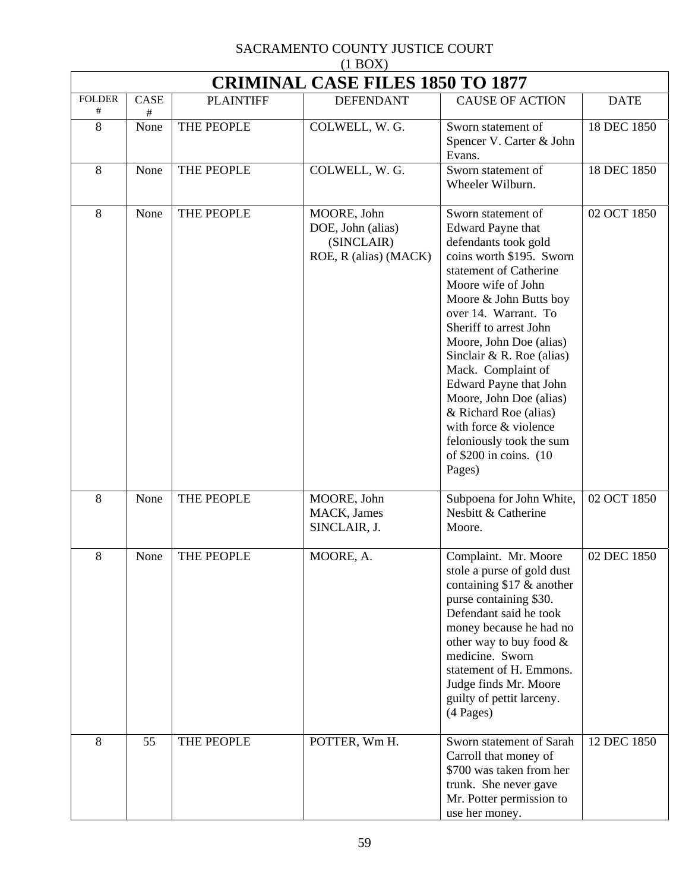SACRAMENTO COUNTY JUSTICE COURT
(1 BOX)

| CRIMINAL CASE FILES 1850 TO 1877 | | | | | |
|---|---|---|---|---|---|
| FOLDER # | CASE # | PLAINTIFF | DEFENDANT | CAUSE OF ACTION | DATE |
| 8 | None | THE PEOPLE | COLWELL, W. G. | Sworn statement of Spencer V. Carter & John Evans. | 18 DEC 1850 |
| 8 | None | THE PEOPLE | COLWELL, W. G. | Sworn statement of Wheeler Wilburn. | 18 DEC 1850 |
| 8 | None | THE PEOPLE | MOORE, John<br>DOE, John (alias) (SINCLAIR)<br>ROE, R (alias) (MACK) | Sworn statement of Edward Payne that defendants took gold coins worth $195. Sworn statement of Catherine Moore wife of John Moore & John Butts boy over 14. Warrant. To Sheriff to arrest John Moore, John Doe (alias) Sinclair & R. Roe (alias) Mack. Complaint of Edward Payne that John Moore, John Doe (alias) & Richard Roe (alias) with force & violence feloniously took the sum of $200 in coins. (10 Pages) | 02 OCT 1850 |
| 8 | None | THE PEOPLE | MOORE, John<br>MACK, James<br>SINCLAIR, J. | Subpoena for John White, Nesbitt & Catherine Moore. | 02 OCT 1850 |
| 8 | None | THE PEOPLE | MOORE, A. | Complaint. Mr. Moore stole a purse of gold dust containing $17 & another purse containing $30. Defendant said he took money because he had no other way to buy food & medicine. Sworn statement of H. Emmons. Judge finds Mr. Moore guilty of pettit larceny. (4 Pages) | 02 DEC 1850 |
| 8 | 55 | THE PEOPLE | POTTER, Wm H. | Sworn statement of Sarah Carroll that money of $700 was taken from her trunk. She never gave Mr. Potter permission to use her money. | 12 DEC 1850 |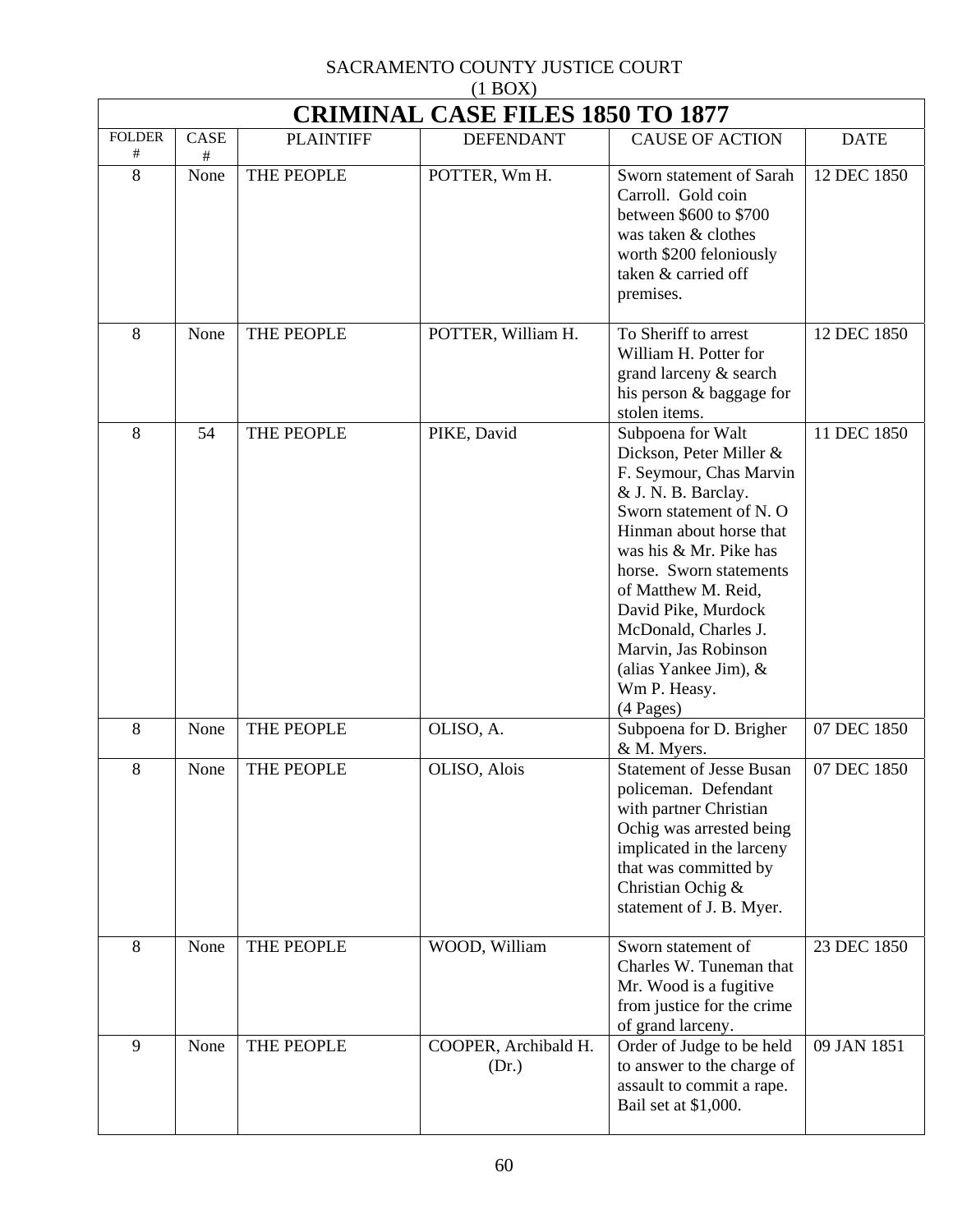SACRAMENTO COUNTY JUSTICE COURT
(1 BOX)

| CRIMINAL CASE FILES 1850 TO 1877 | | | | | |
|---|---|---|---|---|---|
| FOLDER # | CASE # | PLAINTIFF | DEFENDANT | CAUSE OF ACTION | DATE |
| 8 | None | THE PEOPLE | POTTER, Wm H. | Sworn statement of Sarah Carroll. Gold coin between $600 to $700 was taken & clothes worth $200 feloniously taken & carried off premises. | 12 DEC 1850 |
| 8 | None | THE PEOPLE | POTTER, William H. | To Sheriff to arrest William H. Potter for grand larceny & search his person & baggage for stolen items. | 12 DEC 1850 |
| 8 | 54 | THE PEOPLE | PIKE, David | Subpoena for Walt Dickson, Peter Miller & F. Seymour, Chas Marvin & J. N. B. Barclay. Sworn statement of N. O Hinman about horse that was his & Mr. Pike has horse. Sworn statements of Matthew M. Reid, David Pike, Murdock McDonald, Charles J. Marvin, Jas Robinson (alias Yankee Jim), & Wm P. Heasy. (4 Pages) | 11 DEC 1850 |
| 8 | None | THE PEOPLE | OLISO, A. | Subpoena for D. Brigher & M. Myers. | 07 DEC 1850 |
| 8 | None | THE PEOPLE | OLISO, Alois | Statement of Jesse Busan policeman. Defendant with partner Christian Ochig was arrested being implicated in the larceny that was committed by Christian Ochig & statement of J. B. Myer. | 07 DEC 1850 |
| 8 | None | THE PEOPLE | WOOD, William | Sworn statement of Charles W. Tuneman that Mr. Wood is a fugitive from justice for the crime of grand larceny. | 23 DEC 1850 |
| 9 | None | THE PEOPLE | COOPER, Archibald H. (Dr.) | Order of Judge to be held to answer to the charge of assault to commit a rape. Bail set at $1,000. | 09 JAN 1851 |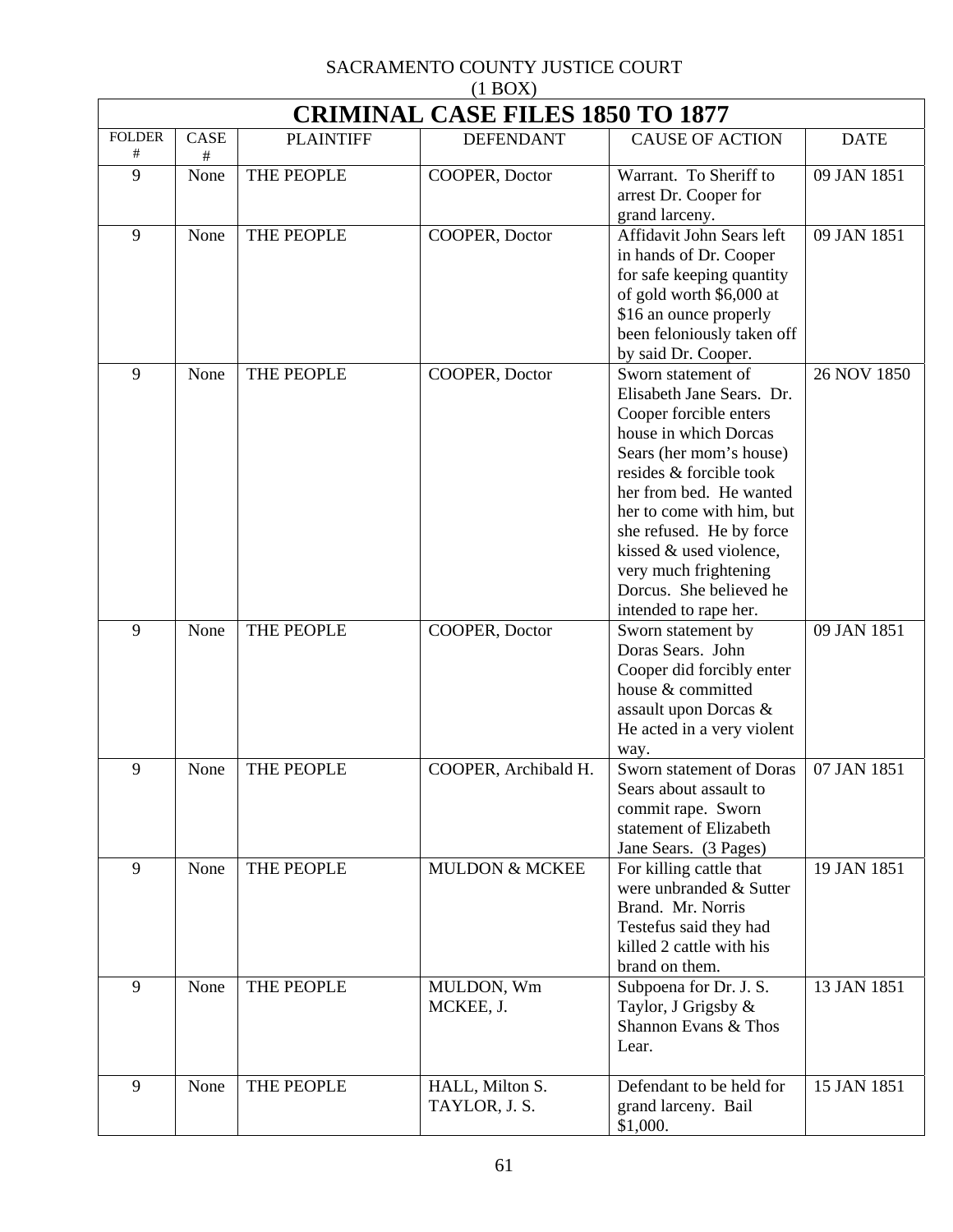SACRAMENTO COUNTY JUSTICE COURT
(1 BOX)

# CRIMINAL CASE FILES 1850 TO 1877

| FOLDER # | CASE # | PLAINTIFF | DEFENDANT | CAUSE OF ACTION | DATE |
|---|---|---|---|---|---|
| 9 | None | THE PEOPLE | COOPER, Doctor | Warrant. To Sheriff to arrest Dr. Cooper for grand larceny. | 09 JAN 1851 |
| 9 | None | THE PEOPLE | COOPER, Doctor | Affidavit John Sears left in hands of Dr. Cooper for safe keeping quantity of gold worth $6,000 at $16 an ounce properly been feloniously taken off by said Dr. Cooper. | 09 JAN 1851 |
| 9 | None | THE PEOPLE | COOPER, Doctor | Sworn statement of Elisabeth Jane Sears. Dr. Cooper forcible enters house in which Dorcas Sears (her mom's house) resides & forcible took her from bed. He wanted her to come with him, but she refused. He by force kissed & used violence, very much frightening Dorcus. She believed he intended to rape her. | 26 NOV 1850 |
| 9 | None | THE PEOPLE | COOPER, Doctor | Sworn statement by Doras Sears. John Cooper did forcibly enter house & committed assault upon Dorcas & He acted in a very violent way. | 09 JAN 1851 |
| 9 | None | THE PEOPLE | COOPER, Archibald H. | Sworn statement of Doras Sears about assault to commit rape. Sworn statement of Elizabeth Jane Sears. (3 Pages) | 07 JAN 1851 |
| 9 | None | THE PEOPLE | MULDON & MCKEE | For killing cattle that were unbranded & Sutter Brand. Mr. Norris Testefus said they had killed 2 cattle with his brand on them. | 19 JAN 1851 |
| 9 | None | THE PEOPLE | MULDON, Wm<br>MCKEE, J. | Subpoena for Dr. J. S. Taylor, J Grigsby & Shannon Evans & Thos Lear. | 13 JAN 1851 |
| 9 | None | THE PEOPLE | HALL, Milton S.<br>TAYLOR, J. S. | Defendant to be held for grand larceny. Bail $1,000. | 15 JAN 1851 |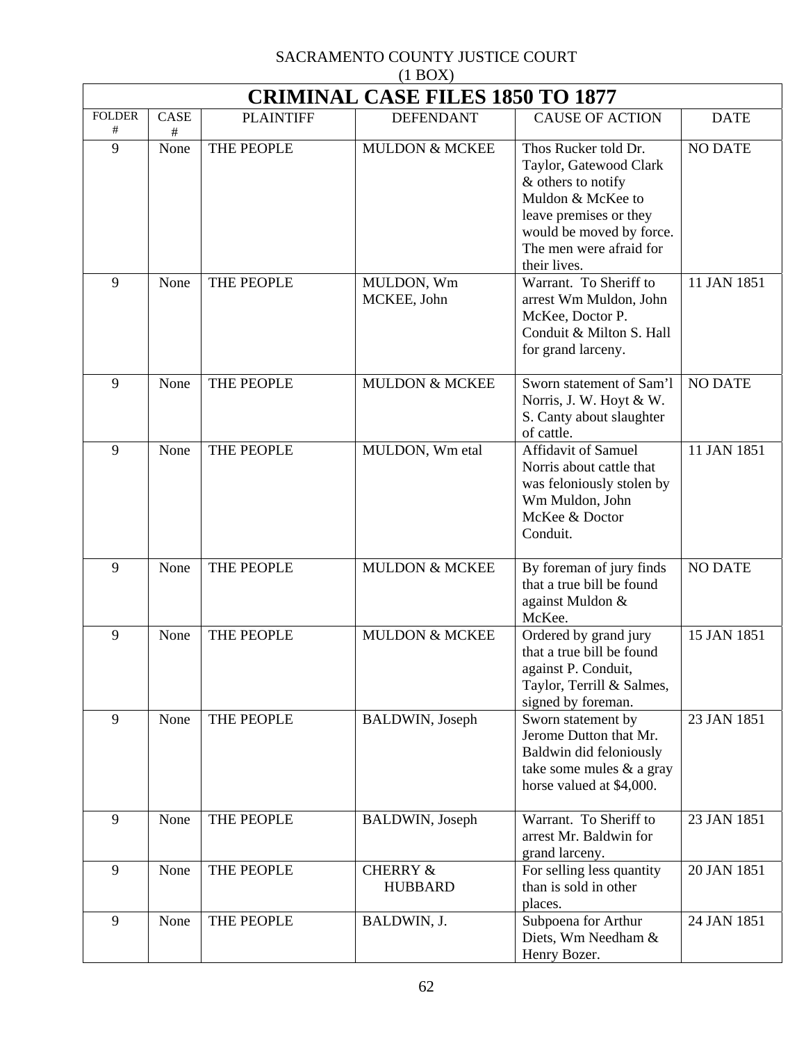SACRAMENTO COUNTY JUSTICE COURT
(1 BOX)

| CRIMINAL CASE FILES 1850 TO 1877 | | | | | |
|---|---|---|---|---|---|
| FOLDER # | CASE # | PLAINTIFF | DEFENDANT | CAUSE OF ACTION | DATE |
| 9 | None | THE PEOPLE | MULDON & MCKEE | Thos Rucker told Dr. Taylor, Gatewood Clark & others to notify Muldon & McKee to leave premises or they would be moved by force. The men were afraid for their lives. | NO DATE |
| 9 | None | THE PEOPLE | MULDON, Wm MCKEE, John | Warrant. To Sheriff to arrest Wm Muldon, John McKee, Doctor P. Conduit & Milton S. Hall for grand larceny. | 11 JAN 1851 |
| 9 | None | THE PEOPLE | MULDON & MCKEE | Sworn statement of Sam'l Norris, J. W. Hoyt & W. S. Canty about slaughter of cattle. | NO DATE |
| 9 | None | THE PEOPLE | MULDON, Wm etal | Affidavit of Samuel Norris about cattle that was feloniously stolen by Wm Muldon, John McKee & Doctor Conduit. | 11 JAN 1851 |
| 9 | None | THE PEOPLE | MULDON & MCKEE | By foreman of jury finds that a true bill be found against Muldon & McKee. | NO DATE |
| 9 | None | THE PEOPLE | MULDON & MCKEE | Ordered by grand jury that a true bill be found against P. Conduit, Taylor, Terrill & Salmes, signed by foreman. | 15 JAN 1851 |
| 9 | None | THE PEOPLE | BALDWIN, Joseph | Sworn statement by Jerome Dutton that Mr. Baldwin did feloniously take some mules & a gray horse valued at $4,000. | 23 JAN 1851 |
| 9 | None | THE PEOPLE | BALDWIN, Joseph | Warrant. To Sheriff to arrest Mr. Baldwin for grand larceny. | 23 JAN 1851 |
| 9 | None | THE PEOPLE | CHERRY & HUBBARD | For selling less quantity than is sold in other places. | 20 JAN 1851 |
| 9 | None | THE PEOPLE | BALDWIN, J. | Subpoena for Arthur Diets, Wm Needham & Henry Bozer. | 24 JAN 1851 |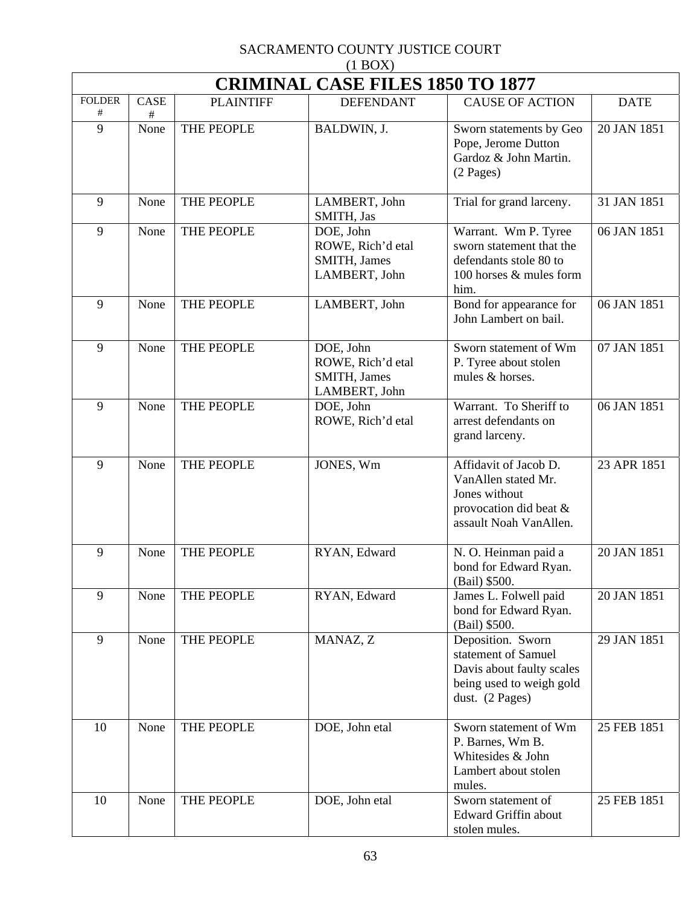SACRAMENTO COUNTY JUSTICE COURT
(1 BOX)

# CRIMINAL CASE FILES 1850 TO 1877

| FOLDER # | CASE # | PLAINTIFF | DEFENDANT | CAUSE OF ACTION | DATE |
|---|---|---|---|---|---|
| 9 | None | THE PEOPLE | BALDWIN, J. | Sworn statements by Geo Pope, Jerome Dutton Gardoz & John Martin. (2 Pages) | 20 JAN 1851 |
| 9 | None | THE PEOPLE | LAMBERT, John<br>SMITH, Jas | Trial for grand larceny. | 31 JAN 1851 |
| 9 | None | THE PEOPLE | DOE, John<br>ROWE, Rich'd etal<br>SMITH, James<br>LAMBERT, John | Warrant. Wm P. Tyree sworn statement that the defendants stole 80 to 100 horses & mules form him. | 06 JAN 1851 |
| 9 | None | THE PEOPLE | LAMBERT, John | Bond for appearance for John Lambert on bail. | 06 JAN 1851 |
| 9 | None | THE PEOPLE | DOE, John<br>ROWE, Rich'd etal<br>SMITH, James<br>LAMBERT, John | Sworn statement of Wm P. Tyree about stolen mules & horses. | 07 JAN 1851 |
| 9 | None | THE PEOPLE | DOE, John<br>ROWE, Rich'd etal | Warrant. To Sheriff to arrest defendants on grand larceny. | 06 JAN 1851 |
| 9 | None | THE PEOPLE | JONES, Wm | Affidavit of Jacob D. VanAllen stated Mr. Jones without provocation did beat & assault Noah VanAllen. | 23 APR 1851 |
| 9 | None | THE PEOPLE | RYAN, Edward | N. O. Heinman paid a bond for Edward Ryan. (Bail) $500. | 20 JAN 1851 |
| 9 | None | THE PEOPLE | RYAN, Edward | James L. Folwell paid bond for Edward Ryan. (Bail) $500. | 20 JAN 1851 |
| 9 | None | THE PEOPLE | MANAZ, Z | Deposition. Sworn statement of Samuel Davis about faulty scales being used to weigh gold dust. (2 Pages) | 29 JAN 1851 |
| 10 | None | THE PEOPLE | DOE, John etal | Sworn statement of Wm P. Barnes, Wm B. Whitesides & John Lambert about stolen mules. | 25 FEB 1851 |
| 10 | None | THE PEOPLE | DOE, John etal | Sworn statement of Edward Griffin about stolen mules. | 25 FEB 1851 |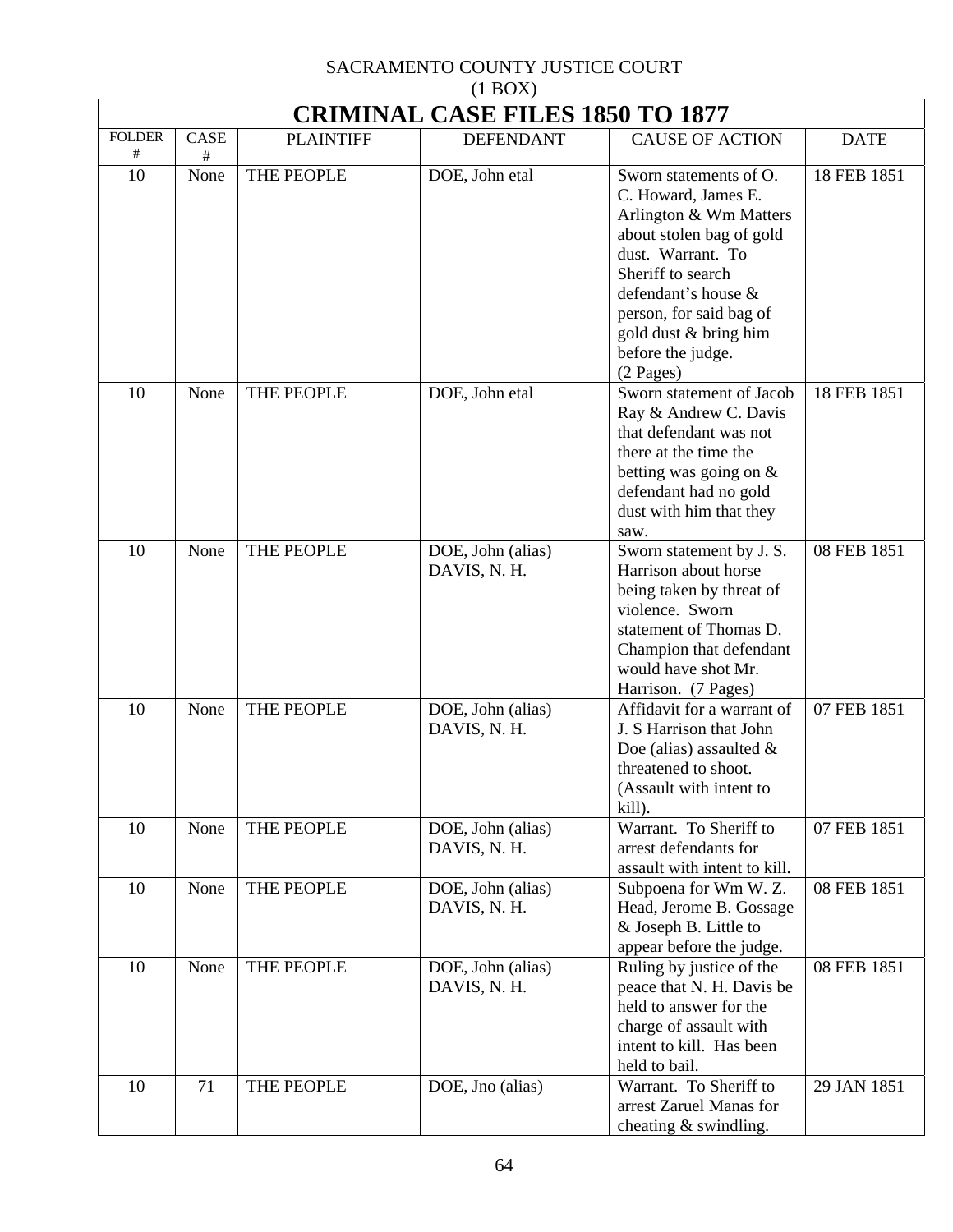SACRAMENTO COUNTY JUSTICE COURT
(1 BOX)

# CRIMINAL CASE FILES 1850 TO 1877

| FOLDER # | CASE # | PLAINTIFF | DEFENDANT | CAUSE OF ACTION | DATE |
|---|---|---|---|---|---|
| 10 | None | THE PEOPLE | DOE, John etal | Sworn statements of O. C. Howard, James E. Arlington & Wm Matters about stolen bag of gold dust. Warrant. To Sheriff to search defendant's house & person, for said bag of gold dust & bring him before the judge. (2 Pages) | 18 FEB 1851 |
| 10 | None | THE PEOPLE | DOE, John etal | Sworn statement of Jacob Ray & Andrew C. Davis that defendant was not there at the time the betting was going on & defendant had no gold dust with him that they saw. | 18 FEB 1851 |
| 10 | None | THE PEOPLE | DOE, John (alias) DAVIS, N. H. | Sworn statement by J. S. Harrison about horse being taken by threat of violence. Sworn statement of Thomas D. Champion that defendant would have shot Mr. Harrison. (7 Pages) | 08 FEB 1851 |
| 10 | None | THE PEOPLE | DOE, John (alias) DAVIS, N. H. | Affidavit for a warrant of J. S Harrison that John Doe (alias) assaulted & threatened to shoot. (Assault with intent to kill). | 07 FEB 1851 |
| 10 | None | THE PEOPLE | DOE, John (alias) DAVIS, N. H. | Warrant. To Sheriff to arrest defendants for assault with intent to kill. | 07 FEB 1851 |
| 10 | None | THE PEOPLE | DOE, John (alias) DAVIS, N. H. | Subpoena for Wm W. Z. Head, Jerome B. Gossage & Joseph B. Little to appear before the judge. | 08 FEB 1851 |
| 10 | None | THE PEOPLE | DOE, John (alias) DAVIS, N. H. | Ruling by justice of the peace that N. H. Davis be held to answer for the charge of assault with intent to kill. Has been held to bail. | 08 FEB 1851 |
| 10 | 71 | THE PEOPLE | DOE, Jno (alias) | Warrant. To Sheriff to arrest Zaruel Manas for cheating & swindling. | 29 JAN 1851 |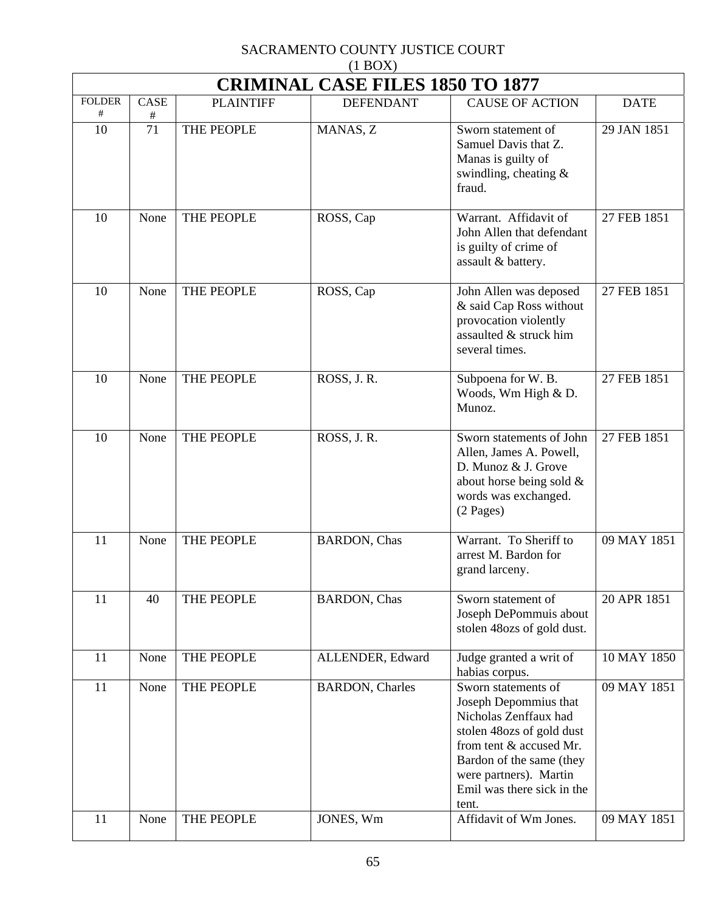SACRAMENTO COUNTY JUSTICE COURT
(1 BOX)

# CRIMINAL CASE FILES 1850 TO 1877

| FOLDER # | CASE # | PLAINTIFF | DEFENDANT | CAUSE OF ACTION | DATE |
|---|---|---|---|---|---|
| 10 | 71 | THE PEOPLE | MANAS, Z | Sworn statement of Samuel Davis that Z. Manas is guilty of swindling, cheating & fraud. | 29 JAN 1851 |
| 10 | None | THE PEOPLE | ROSS, Cap | Warrant. Affidavit of John Allen that defendant is guilty of crime of assault & battery. | 27 FEB 1851 |
| 10 | None | THE PEOPLE | ROSS, Cap | John Allen was deposed & said Cap Ross without provocation violently assaulted & struck him several times. | 27 FEB 1851 |
| 10 | None | THE PEOPLE | ROSS, J. R. | Subpoena for W. B. Woods, Wm High & D. Munoz. | 27 FEB 1851 |
| 10 | None | THE PEOPLE | ROSS, J. R. | Sworn statements of John Allen, James A. Powell, D. Munoz & J. Grove about horse being sold & words was exchanged. (2 Pages) | 27 FEB 1851 |
| 11 | None | THE PEOPLE | BARDON, Chas | Warrant. To Sheriff to arrest M. Bardon for grand larceny. | 09 MAY 1851 |
| 11 | 40 | THE PEOPLE | BARDON, Chas | Sworn statement of Joseph DePommuis about stolen 48ozs of gold dust. | 20 APR 1851 |
| 11 | None | THE PEOPLE | ALLENDER, Edward | Judge granted a writ of habias corpus. | 10 MAY 1850 |
| 11 | None | THE PEOPLE | BARDON, Charles | Sworn statements of Joseph Depommius that Nicholas Zenffaux had stolen 48ozs of gold dust from tent & accused Mr. Bardon of the same (they were partners). Martin Emil was there sick in the tent. | 09 MAY 1851 |
| 11 | None | THE PEOPLE | JONES, Wm | Affidavit of Wm Jones. | 09 MAY 1851 |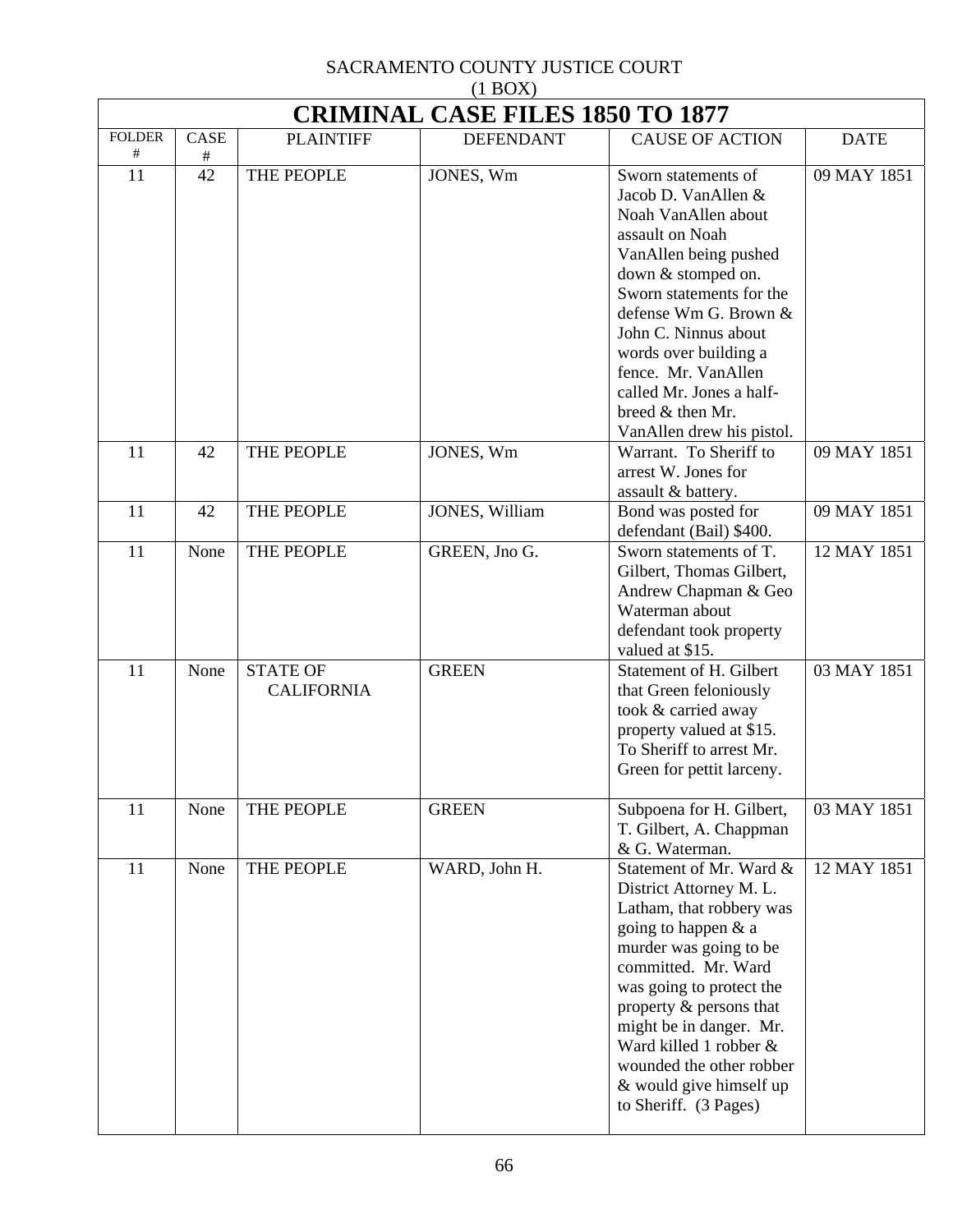SACRAMENTO COUNTY JUSTICE COURT
(1 BOX)

# CRIMINAL CASE FILES 1850 TO 1877

| FOLDER # | CASE # | PLAINTIFF | DEFENDANT | CAUSE OF ACTION | DATE |
|---|---|---|---|---|---|
| 11 | 42 | THE PEOPLE | JONES, Wm | Sworn statements of Jacob D. VanAllen & Noah VanAllen about assault on Noah VanAllen being pushed down & stomped on. Sworn statements for the defense Wm G. Brown & John C. Ninnus about words over building a fence. Mr. VanAllen called Mr. Jones a half-breed & then Mr. VanAllen drew his pistol. | 09 MAY 1851 |
| 11 | 42 | THE PEOPLE | JONES, Wm | Warrant. To Sheriff to arrest W. Jones for assault & battery. | 09 MAY 1851 |
| 11 | 42 | THE PEOPLE | JONES, William | Bond was posted for defendant (Bail) $400. | 09 MAY 1851 |
| 11 | None | THE PEOPLE | GREEN, Jno G. | Sworn statements of T. Gilbert, Thomas Gilbert, Andrew Chapman & Geo Waterman about defendant took property valued at $15. | 12 MAY 1851 |
| 11 | None | STATE OF CALIFORNIA | GREEN | Statement of H. Gilbert that Green feloniously took & carried away property valued at $15. To Sheriff to arrest Mr. Green for pettit larceny. | 03 MAY 1851 |
| 11 | None | THE PEOPLE | GREEN | Subpoena for H. Gilbert, T. Gilbert, A. Chappman & G. Waterman. | 03 MAY 1851 |
| 11 | None | THE PEOPLE | WARD, John H. | Statement of Mr. Ward & District Attorney M. L. Latham, that robbery was going to happen & a murder was going to be committed. Mr. Ward was going to protect the property & persons that might be in danger. Mr. Ward killed 1 robber & wounded the other robber & would give himself up to Sheriff. (3 Pages) | 12 MAY 1851 |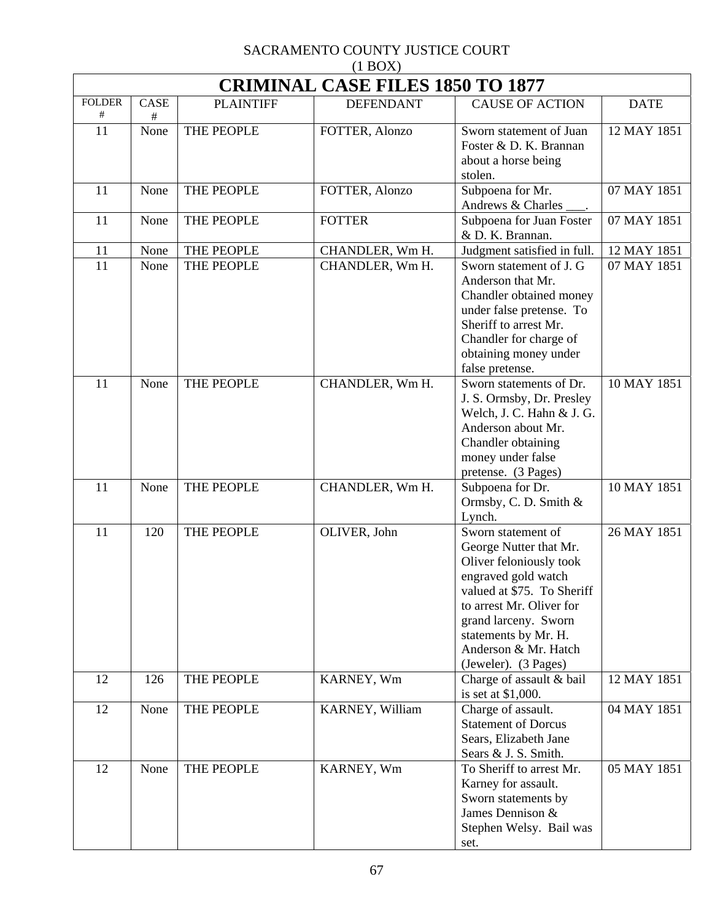SACRAMENTO COUNTY JUSTICE COURT
(1 BOX)

| CRIMINAL CASE FILES 1850 TO 1877 | | | | | |
|---|---|---|---|---|---|
| FOLDER # | CASE # | PLAINTIFF | DEFENDANT | CAUSE OF ACTION | DATE |
| 11 | None | THE PEOPLE | FOTTER, Alonzo | Sworn statement of Juan Foster & D. K. Brannan about a horse being stolen. | 12 MAY 1851 |
| 11 | None | THE PEOPLE | FOTTER, Alonzo | Subpoena for Mr. Andrews & Charles ___. | 07 MAY 1851 |
| 11 | None | THE PEOPLE | FOTTER | Subpoena for Juan Foster & D. K. Brannan. | 07 MAY 1851 |
| 11 | None | THE PEOPLE | CHANDLER, Wm H. | Judgment satisfied in full. | 12 MAY 1851 |
| 11 | None | THE PEOPLE | CHANDLER, Wm H. | Sworn statement of J. G Anderson that Mr. Chandler obtained money under false pretense. To Sheriff to arrest Mr. Chandler for charge of obtaining money under false pretense. | 07 MAY 1851 |
| 11 | None | THE PEOPLE | CHANDLER, Wm H. | Sworn statements of Dr. J. S. Ormsby, Dr. Presley Welch, J. C. Hahn & J. G. Anderson about Mr. Chandler obtaining money under false pretense. (3 Pages) | 10 MAY 1851 |
| 11 | None | THE PEOPLE | CHANDLER, Wm H. | Subpoena for Dr. Ormsby, C. D. Smith & Lynch. | 10 MAY 1851 |
| 11 | 120 | THE PEOPLE | OLIVER, John | Sworn statement of George Nutter that Mr. Oliver feloniously took engraved gold watch valued at $75. To Sheriff to arrest Mr. Oliver for grand larceny. Sworn statements by Mr. H. Anderson & Mr. Hatch (Jeweler). (3 Pages) | 26 MAY 1851 |
| 12 | 126 | THE PEOPLE | KARNEY, Wm | Charge of assault & bail is set at $1,000. | 12 MAY 1851 |
| 12 | None | THE PEOPLE | KARNEY, William | Charge of assault. Statement of Dorcus Sears, Elizabeth Jane Sears & J. S. Smith. | 04 MAY 1851 |
| 12 | None | THE PEOPLE | KARNEY, Wm | To Sheriff to arrest Mr. Karney for assault. Sworn statements by James Dennison & Stephen Welsy. Bail was set. | 05 MAY 1851 |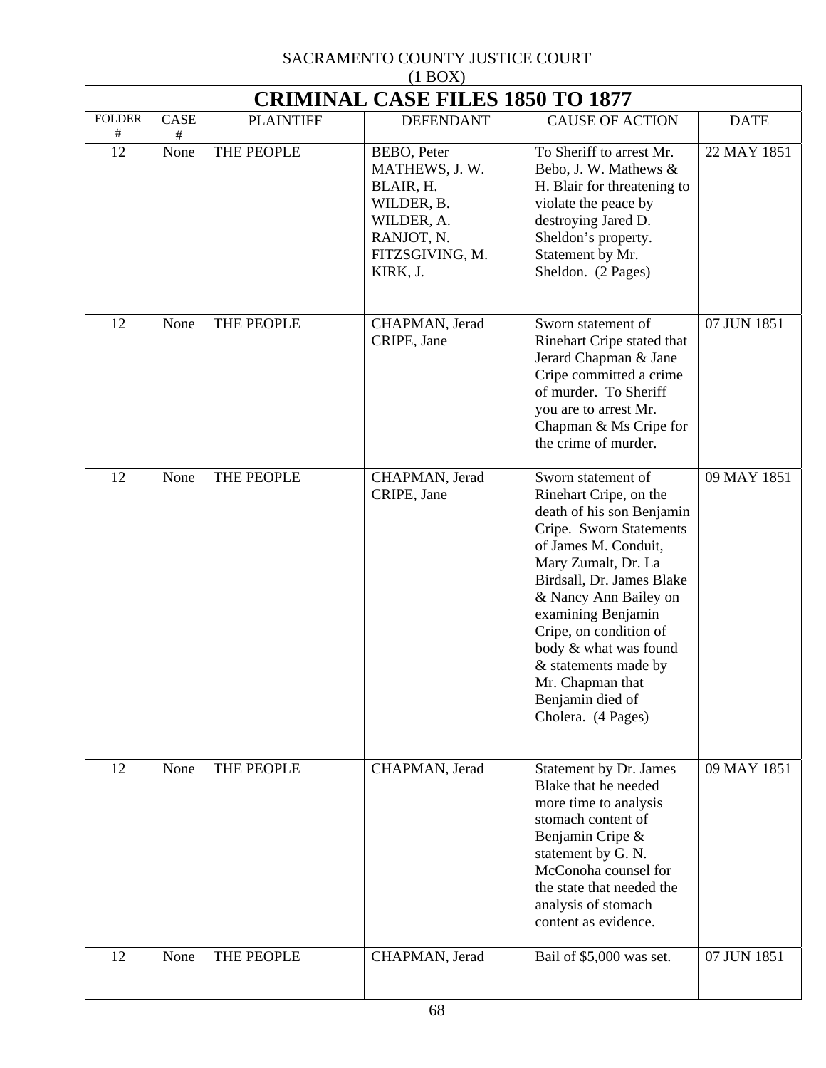SACRAMENTO COUNTY JUSTICE COURT
(1 BOX)

| CRIMINAL CASE FILES 1850 TO 1877 | | | | | |
|---|---|---|---|---|---|
| FOLDER # | CASE # | PLAINTIFF | DEFENDANT | CAUSE OF ACTION | DATE |
| 12 | None | THE PEOPLE | BEBO, Peter<br>MATHEWS, J. W.<br>BLAIR, H.<br>WILDER, B.<br>WILDER, A.<br>RANJOT, N.<br>FITZSGIVING, M.<br>KIRK, J. | To Sheriff to arrest Mr. Bebo, J. W. Mathews & H. Blair for threatening to violate the peace by destroying Jared D. Sheldon's property. Statement by Mr. Sheldon. (2 Pages) | 22 MAY 1851 |
| 12 | None | THE PEOPLE | CHAPMAN, Jerad<br>CRIPE, Jane | Sworn statement of Rinehart Cripe stated that Jerard Chapman & Jane Cripe committed a crime of murder. To Sheriff you are to arrest Mr. Chapman & Ms Cripe for the crime of murder. | 07 JUN 1851 |
| 12 | None | THE PEOPLE | CHAPMAN, Jerad<br>CRIPE, Jane | Sworn statement of Rinehart Cripe, on the death of his son Benjamin Cripe. Sworn Statements of James M. Conduit, Mary Zumalt, Dr. La Birdsall, Dr. James Blake & Nancy Ann Bailey on examining Benjamin Cripe, on condition of body & what was found & statements made by Mr. Chapman that Benjamin died of Cholera. (4 Pages) | 09 MAY 1851 |
| 12 | None | THE PEOPLE | CHAPMAN, Jerad | Statement by Dr. James Blake that he needed more time to analysis stomach content of Benjamin Cripe & statement by G. N. McConoha counsel for the state that needed the analysis of stomach content as evidence. | 09 MAY 1851 |
| 12 | None | THE PEOPLE | CHAPMAN, Jerad | Bail of $5,000 was set. | 07 JUN 1851 |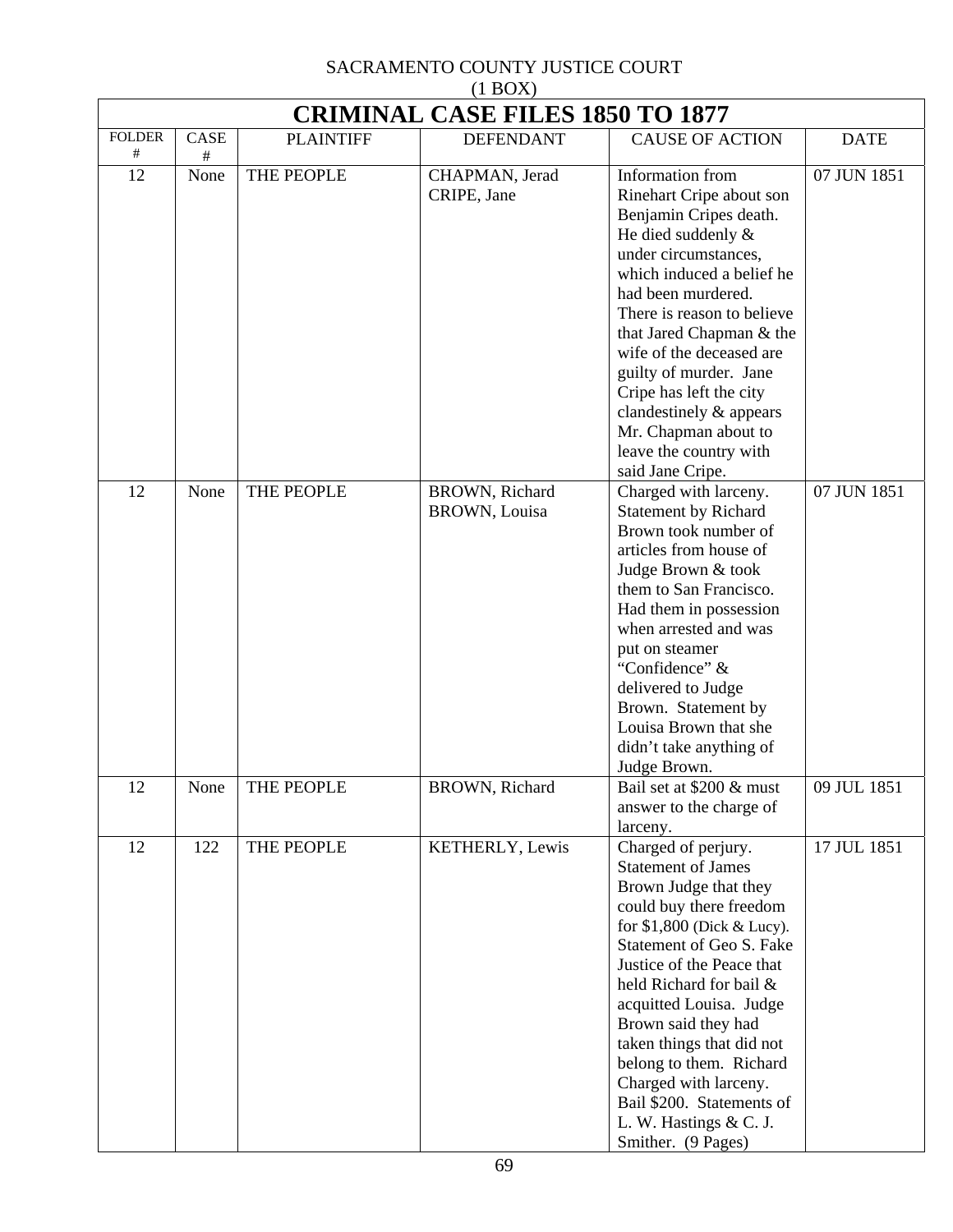SACRAMENTO COUNTY JUSTICE COURT
(1 BOX)

# CRIMINAL CASE FILES 1850 TO 1877

| FOLDER # | CASE # | PLAINTIFF | DEFENDANT | CAUSE OF ACTION | DATE |
|---|---|---|---|---|---|
| 12 | None | THE PEOPLE | CHAPMAN, Jerad<br>CRIPE, Jane | Information from Rinehart Cripe about son Benjamin Cripes death. He died suddenly & under circumstances, which induced a belief he had been murdered. There is reason to believe that Jared Chapman & the wife of the deceased are guilty of murder. Jane Cripe has left the city clandestinely & appears Mr. Chapman about to leave the country with said Jane Cripe. | 07 JUN 1851 |
| 12 | None | THE PEOPLE | BROWN, Richard<br>BROWN, Louisa | Charged with larceny. Statement by Richard Brown took number of articles from house of Judge Brown & took them to San Francisco. Had them in possession when arrested and was put on steamer "Confidence" & delivered to Judge Brown. Statement by Louisa Brown that she didn't take anything of Judge Brown. | 07 JUN 1851 |
| 12 | None | THE PEOPLE | BROWN, Richard | Bail set at $200 & must answer to the charge of larceny. | 09 JUL 1851 |
| 12 | 122 | THE PEOPLE | KETHERLY, Lewis | Charged of perjury. Statement of James Brown Judge that they could buy there freedom for $1,800 (Dick & Lucy). Statement of Geo S. Fake Justice of the Peace that held Richard for bail & acquitted Louisa. Judge Brown said they had taken things that did not belong to them. Richard Charged with larceny. Bail $200. Statements of L. W. Hastings & C. J. Smither. (9 Pages) | 17 JUL 1851 |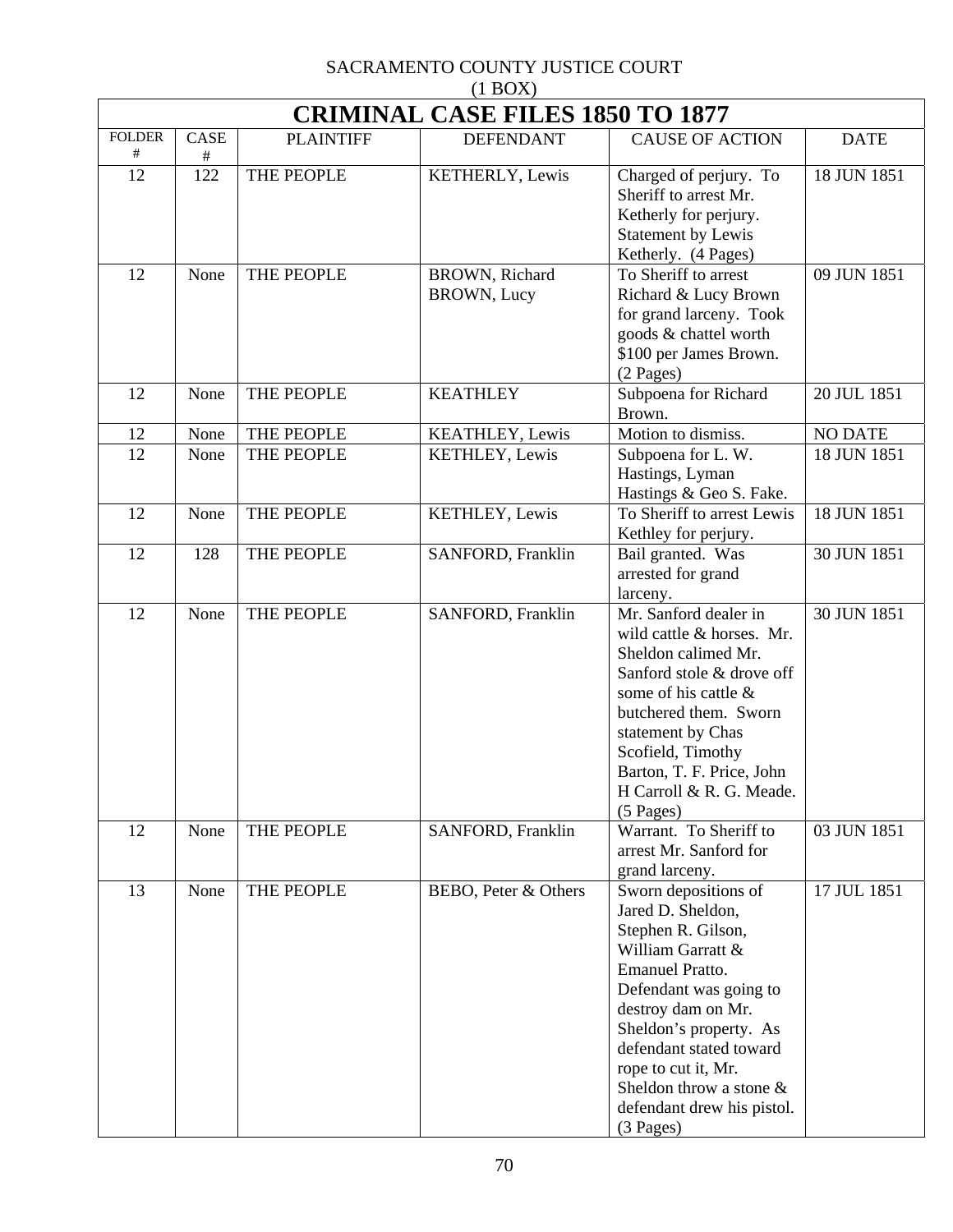SACRAMENTO COUNTY JUSTICE COURT
(1 BOX)

# CRIMINAL CASE FILES 1850 TO 1877

| FOLDER # | CASE # | PLAINTIFF | DEFENDANT | CAUSE OF ACTION | DATE |
|---|---|---|---|---|---|
| 12 | 122 | THE PEOPLE | KETHERLY, Lewis | Charged of perjury. To Sheriff to arrest Mr. Ketherly for perjury. Statement by Lewis Ketherly. (4 Pages) | 18 JUN 1851 |
| 12 | None | THE PEOPLE | BROWN, Richard<br>BROWN, Lucy | To Sheriff to arrest Richard & Lucy Brown for grand larceny. Took goods & chattel worth $100 per James Brown. (2 Pages) | 09 JUN 1851 |
| 12 | None | THE PEOPLE | KEATHLEY | Subpoena for Richard Brown. | 20 JUL 1851 |
| 12 | None | THE PEOPLE | KEATHLEY, Lewis | Motion to dismiss. | NO DATE |
| 12 | None | THE PEOPLE | KETHLEY, Lewis | Subpoena for L. W. Hastings, Lyman Hastings & Geo S. Fake. | 18 JUN 1851 |
| 12 | None | THE PEOPLE | KETHLEY, Lewis | To Sheriff to arrest Lewis Kethley for perjury. | 18 JUN 1851 |
| 12 | 128 | THE PEOPLE | SANFORD, Franklin | Bail granted. Was arrested for grand larceny. | 30 JUN 1851 |
| 12 | None | THE PEOPLE | SANFORD, Franklin | Mr. Sanford dealer in wild cattle & horses. Mr. Sheldon calimed Mr. Sanford stole & drove off some of his cattle & butchered them. Sworn statement by Chas Scofield, Timothy Barton, T. F. Price, John H Carroll & R. G. Meade. (5 Pages) | 30 JUN 1851 |
| 12 | None | THE PEOPLE | SANFORD, Franklin | Warrant. To Sheriff to arrest Mr. Sanford for grand larceny. | 03 JUN 1851 |
| 13 | None | THE PEOPLE | BEBO, Peter & Others | Sworn depositions of Jared D. Sheldon, Stephen R. Gilson, William Garratt & Emanuel Pratto. Defendant was going to destroy dam on Mr. Sheldon's property. As defendant stated toward rope to cut it, Mr. Sheldon throw a stone & defendant drew his pistol. (3 Pages) | 17 JUL 1851 |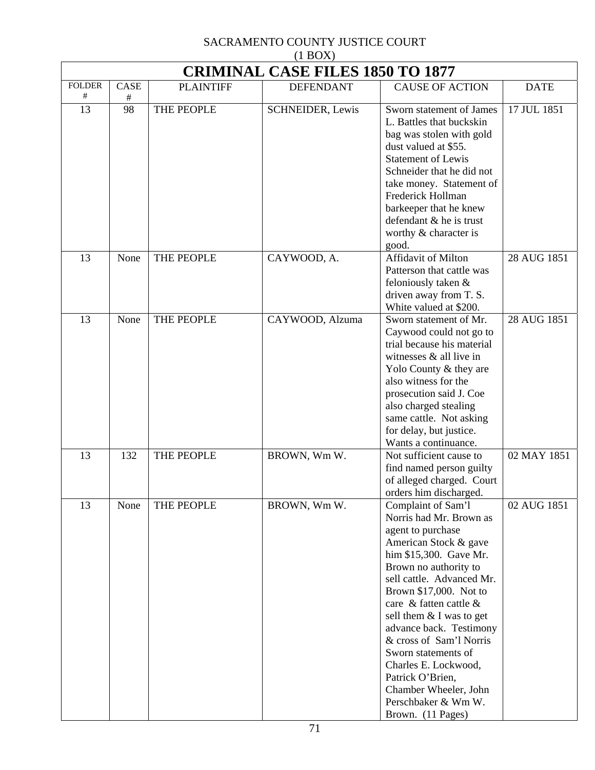SACRAMENTO COUNTY JUSTICE COURT
(1 BOX)

# CRIMINAL CASE FILES 1850 TO 1877

| FOLDER # | CASE # | PLAINTIFF | DEFENDANT | CAUSE OF ACTION | DATE |
|---|---|---|---|---|---|
| 13 | 98 | THE PEOPLE | SCHNEIDER, Lewis | Sworn statement of James L. Battles that buckskin bag was stolen with gold dust valued at $55. Statement of Lewis Schneider that he did not take money. Statement of Frederick Hollman barkeeper that he knew defendant & he is trust worthy & character is good. | 17 JUL 1851 |
| 13 | None | THE PEOPLE | CAYWOOD, A. | Affidavit of Milton Patterson that cattle was feloniously taken & driven away from T. S. White valued at $200. | 28 AUG 1851 |
| 13 | None | THE PEOPLE | CAYWOOD, Alzuma | Sworn statement of Mr. Caywood could not go to trial because his material witnesses & all live in Yolo County & they are also witness for the prosecution said J. Coe also charged stealing same cattle. Not asking for delay, but justice. Wants a continuance. | 28 AUG 1851 |
| 13 | 132 | THE PEOPLE | BROWN, Wm W. | Not sufficient cause to find named person guilty of alleged charged. Court orders him discharged. | 02 MAY 1851 |
| 13 | None | THE PEOPLE | BROWN, Wm W. | Complaint of Sam'l Norris had Mr. Brown as agent to purchase American Stock & gave him $15,300. Gave Mr. Brown no authority to sell cattle. Advanced Mr. Brown $17,000. Not to care & fatten cattle & sell them & I was to get advance back. Testimony & cross of Sam'l Norris Sworn statements of Charles E. Lockwood, Patrick O'Brien, Chamber Wheeler, John Perschbaker & Wm W. Brown. (11 Pages) | 02 AUG 1851 |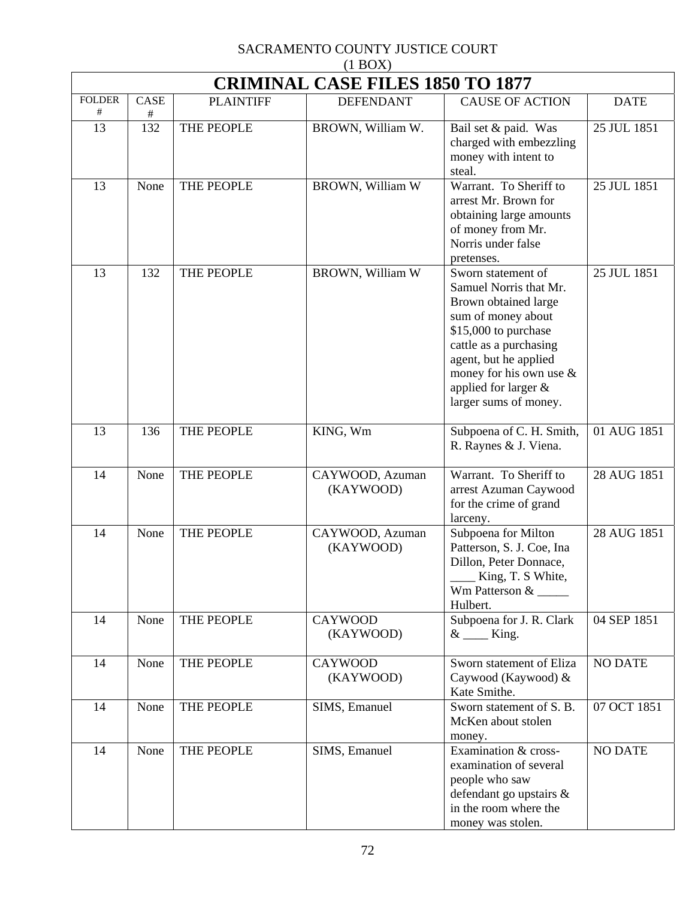SACRAMENTO COUNTY JUSTICE COURT
(1 BOX)

# CRIMINAL CASE FILES 1850 TO 1877

| FOLDER # | CASE # | PLAINTIFF | DEFENDANT | CAUSE OF ACTION | DATE |
|---|---|---|---|---|---|
| 13 | 132 | THE PEOPLE | BROWN, William W. | Bail set & paid. Was charged with embezzling money with intent to steal. | 25 JUL 1851 |
| 13 | None | THE PEOPLE | BROWN, William W | Warrant. To Sheriff to arrest Mr. Brown for obtaining large amounts of money from Mr. Norris under false pretenses. | 25 JUL 1851 |
| 13 | 132 | THE PEOPLE | BROWN, William W | Sworn statement of Samuel Norris that Mr. Brown obtained large sum of money about $15,000 to purchase cattle as a purchasing agent, but he applied money for his own use & applied for larger & larger sums of money. | 25 JUL 1851 |
| 13 | 136 | THE PEOPLE | KING, Wm | Subpoena of C. H. Smith, R. Raynes & J. Viena. | 01 AUG 1851 |
| 14 | None | THE PEOPLE | CAYWOOD, Azuman (KAYWOOD) | Warrant. To Sheriff to arrest Azuman Caywood for the crime of grand larceny. | 28 AUG 1851 |
| 14 | None | THE PEOPLE | CAYWOOD, Azuman (KAYWOOD) | Subpoena for Milton Patterson, S. J. Coe, Ina Dillon, Peter Donnace, ____ King, T. S White, Wm Patterson & _____ Hulbert. | 28 AUG 1851 |
| 14 | None | THE PEOPLE | CAYWOOD (KAYWOOD) | Subpoena for J. R. Clark & ____ King. | 04 SEP 1851 |
| 14 | None | THE PEOPLE | CAYWOOD (KAYWOOD) | Sworn statement of Eliza Caywood (Kaywood) & Kate Smithe. | NO DATE |
| 14 | None | THE PEOPLE | SIMS, Emanuel | Sworn statement of S. B. McKen about stolen money. | 07 OCT 1851 |
| 14 | None | THE PEOPLE | SIMS, Emanuel | Examination & cross-examination of several people who saw defendant go upstairs & in the room where the money was stolen. | NO DATE |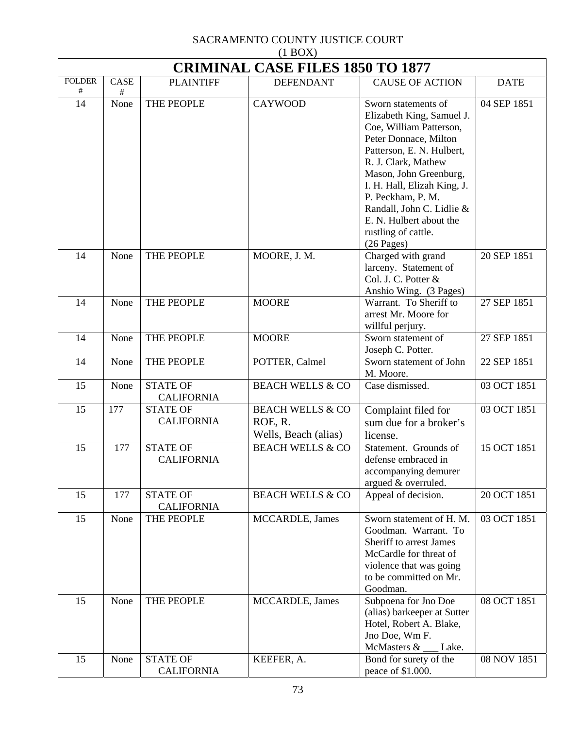SACRAMENTO COUNTY JUSTICE COURT
(1 BOX)

# CRIMINAL CASE FILES 1850 TO 1877

| FOLDER # | CASE # | PLAINTIFF | DEFENDANT | CAUSE OF ACTION | DATE |
|---|---|---|---|---|---|
| 14 | None | THE PEOPLE | CAYWOOD | Sworn statements of Elizabeth King, Samuel J. Coe, William Patterson, Peter Donnace, Milton Patterson, E. N. Hulbert, R. J. Clark, Mathew Mason, John Greenburg, I. H. Hall, Elizah King, J. P. Peckham, P. M. Randall, John C. Lidlie & E. N. Hulbert about the rustling of cattle. (26 Pages) | 04 SEP 1851 |
| 14 | None | THE PEOPLE | MOORE, J. M. | Charged with grand larceny. Statement of Col. J. C. Potter & Anshio Wing. (3 Pages) | 20 SEP 1851 |
| 14 | None | THE PEOPLE | MOORE | Warrant. To Sheriff to arrest Mr. Moore for willful perjury. | 27 SEP 1851 |
| 14 | None | THE PEOPLE | MOORE | Sworn statement of Joseph C. Potter. | 27 SEP 1851 |
| 14 | None | THE PEOPLE | POTTER, Calmel | Sworn statement of John M. Moore. | 22 SEP 1851 |
| 15 | None | STATE OF CALIFORNIA | BEACH WELLS & CO | Case dismissed. | 03 OCT 1851 |
| 15 | 177 | STATE OF CALIFORNIA | BEACH WELLS & CO ROE, R. Wells, Beach (alias) | Complaint filed for sum due for a broker's license. | 03 OCT 1851 |
| 15 | 177 | STATE OF CALIFORNIA | BEACH WELLS & CO | Statement. Grounds of defense embraced in accompanying demurer argued & overruled. | 15 OCT 1851 |
| 15 | 177 | STATE OF CALIFORNIA | BEACH WELLS & CO | Appeal of decision. | 20 OCT 1851 |
| 15 | None | THE PEOPLE | MCCARDLE, James | Sworn statement of H. M. Goodman. Warrant. To Sheriff to arrest James McCardle for threat of violence that was going to be committed on Mr. Goodman. | 03 OCT 1851 |
| 15 | None | THE PEOPLE | MCCARDLE, James | Subpoena for Jno Doe (alias) barkeeper at Sutter Hotel, Robert A. Blake, Jno Doe, Wm F. McMasters & ___ Lake. | 08 OCT 1851 |
| 15 | None | STATE OF CALIFORNIA | KEEFER, A. | Bond for surety of the peace of $1.000. | 08 NOV 1851 |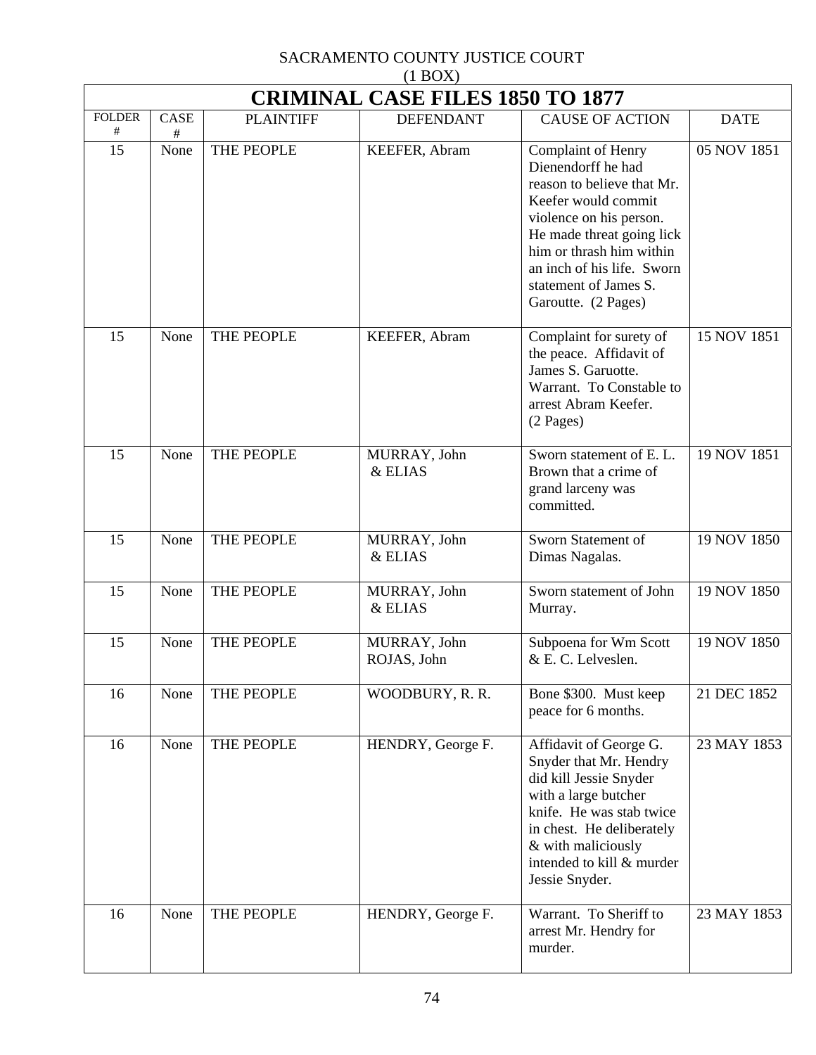SACRAMENTO COUNTY JUSTICE COURT
(1 BOX)

# CRIMINAL CASE FILES 1850 TO 1877

| FOLDER # | CASE # | PLAINTIFF | DEFENDANT | CAUSE OF ACTION | DATE |
|---|---|---|---|---|---|
| 15 | None | THE PEOPLE | KEEFER, Abram | Complaint of Henry Dienendorff he had reason to believe that Mr. Keefer would commit violence on his person. He made threat going lick him or thrash him within an inch of his life. Sworn statement of James S. Garoutte. (2 Pages) | 05 NOV 1851 |
| 15 | None | THE PEOPLE | KEEFER, Abram | Complaint for surety of the peace. Affidavit of James S. Garuotte. Warrant. To Constable to arrest Abram Keefer. (2 Pages) | 15 NOV 1851 |
| 15 | None | THE PEOPLE | MURRAY, John & ELIAS | Sworn statement of E. L. Brown that a crime of grand larceny was committed. | 19 NOV 1851 |
| 15 | None | THE PEOPLE | MURRAY, John & ELIAS | Sworn Statement of Dimas Nagalas. | 19 NOV 1850 |
| 15 | None | THE PEOPLE | MURRAY, John & ELIAS | Sworn statement of John Murray. | 19 NOV 1850 |
| 15 | None | THE PEOPLE | MURRAY, John ROJAS, John | Subpoena for Wm Scott & E. C. Lelveslen. | 19 NOV 1850 |
| 16 | None | THE PEOPLE | WOODBURY, R. R. | Bone $300. Must keep peace for 6 months. | 21 DEC 1852 |
| 16 | None | THE PEOPLE | HENDRY, George F. | Affidavit of George G. Snyder that Mr. Hendry did kill Jessie Snyder with a large butcher knife. He was stab twice in chest. He deliberately & with maliciously intended to kill & murder Jessie Snyder. | 23 MAY 1853 |
| 16 | None | THE PEOPLE | HENDRY, George F. | Warrant. To Sheriff to arrest Mr. Hendry for murder. | 23 MAY 1853 |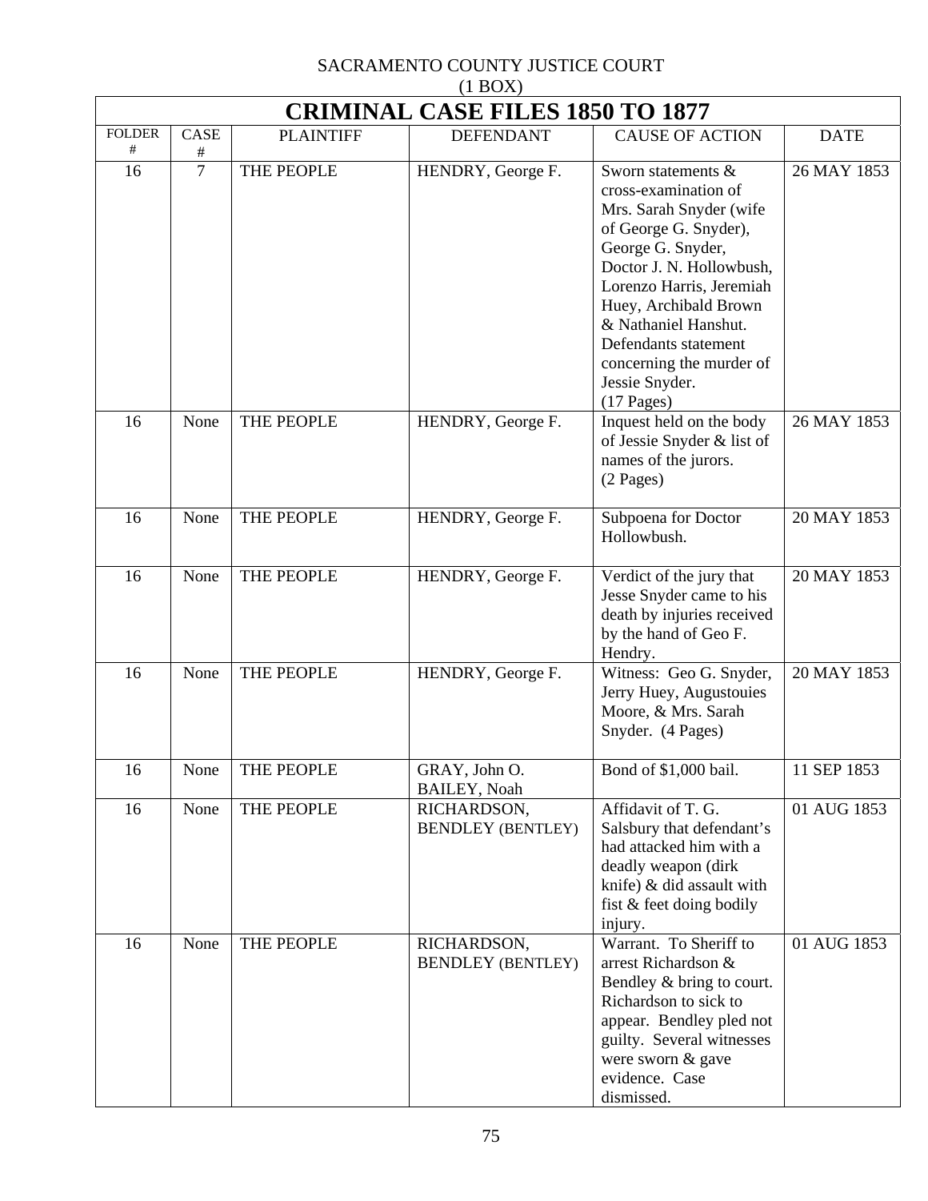SACRAMENTO COUNTY JUSTICE COURT
(1 BOX)

| CRIMINAL CASE FILES 1850 TO 1877 | | | | | |
|---|---|---|---|---|---|
| FOLDER # | CASE # | PLAINTIFF | DEFENDANT | CAUSE OF ACTION | DATE |
| 16 | 7 | THE PEOPLE | HENDRY, George F. | Sworn statements & cross-examination of Mrs. Sarah Snyder (wife of George G. Snyder), George G. Snyder, Doctor J. N. Hollowbush, Lorenzo Harris, Jeremiah Huey, Archibald Brown & Nathaniel Hanshut. Defendants statement concerning the murder of Jessie Snyder. (17 Pages) | 26 MAY 1853 |
| 16 | None | THE PEOPLE | HENDRY, George F. | Inquest held on the body of Jessie Snyder & list of names of the jurors. (2 Pages) | 26 MAY 1853 |
| 16 | None | THE PEOPLE | HENDRY, George F. | Subpoena for Doctor Hollowbush. | 20 MAY 1853 |
| 16 | None | THE PEOPLE | HENDRY, George F. | Verdict of the jury that Jesse Snyder came to his death by injuries received by the hand of Geo F. Hendry. | 20 MAY 1853 |
| 16 | None | THE PEOPLE | HENDRY, George F. | Witness: Geo G. Snyder, Jerry Huey, Augustouies Moore, & Mrs. Sarah Snyder. (4 Pages) | 20 MAY 1853 |
| 16 | None | THE PEOPLE | GRAY, John O.<br>BAILEY, Noah | Bond of $1,000 bail. | 11 SEP 1853 |
| 16 | None | THE PEOPLE | RICHARDSON,<br>BENDLEY (BENTLEY) | Affidavit of T. G. Salsbury that defendant's had attacked him with a deadly weapon (dirk knife) & did assault with fist & feet doing bodily injury. | 01 AUG 1853 |
| 16 | None | THE PEOPLE | RICHARDSON,<br>BENDLEY (BENTLEY) | Warrant. To Sheriff to arrest Richardson & Bendley & bring to court. Richardson to sick to appear. Bendley pled not guilty. Several witnesses were sworn & gave evidence. Case dismissed. | 01 AUG 1853 |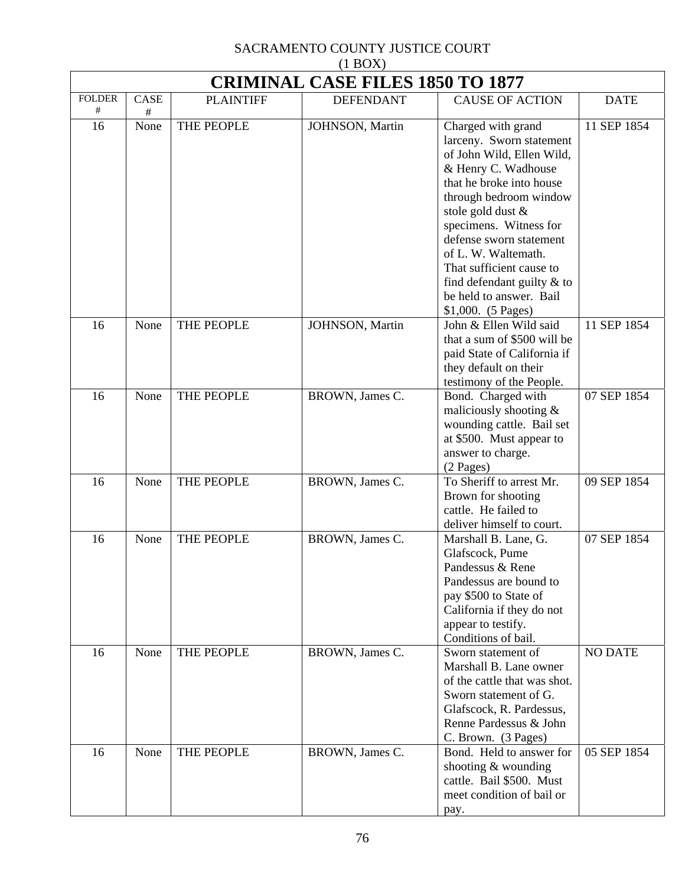SACRAMENTO COUNTY JUSTICE COURT
(1 BOX)

# CRIMINAL CASE FILES 1850 TO 1877

| FOLDER # | CASE # | PLAINTIFF | DEFENDANT | CAUSE OF ACTION | DATE |
|---|---|---|---|---|---|
| 16 | None | THE PEOPLE | JOHNSON, Martin | Charged with grand larceny. Sworn statement of John Wild, Ellen Wild, & Henry C. Wadhouse that he broke into house through bedroom window stole gold dust & specimens. Witness for defense sworn statement of L. W. Waltemath. That sufficient cause to find defendant guilty & to be held to answer. Bail $1,000. (5 Pages) | 11 SEP 1854 |
| 16 | None | THE PEOPLE | JOHNSON, Martin | John & Ellen Wild said that a sum of $500 will be paid State of California if they default on their testimony of the People. | 11 SEP 1854 |
| 16 | None | THE PEOPLE | BROWN, James C. | Bond. Charged with maliciously shooting & wounding cattle. Bail set at $500. Must appear to answer to charge. (2 Pages) | 07 SEP 1854 |
| 16 | None | THE PEOPLE | BROWN, James C. | To Sheriff to arrest Mr. Brown for shooting cattle. He failed to deliver himself to court. | 09 SEP 1854 |
| 16 | None | THE PEOPLE | BROWN, James C. | Marshall B. Lane, G. Glafscock, Pume Pandessus & Rene Pandessus are bound to pay $500 to State of California if they do not appear to testify. Conditions of bail. | 07 SEP 1854 |
| 16 | None | THE PEOPLE | BROWN, James C. | Sworn statement of Marshall B. Lane owner of the cattle that was shot. Sworn statement of G. Glafscock, R. Pardessus, Renne Pardessus & John C. Brown. (3 Pages) | NO DATE |
| 16 | None | THE PEOPLE | BROWN, James C. | Bond. Held to answer for shooting & wounding cattle. Bail $500. Must meet condition of bail or pay. | 05 SEP 1854 |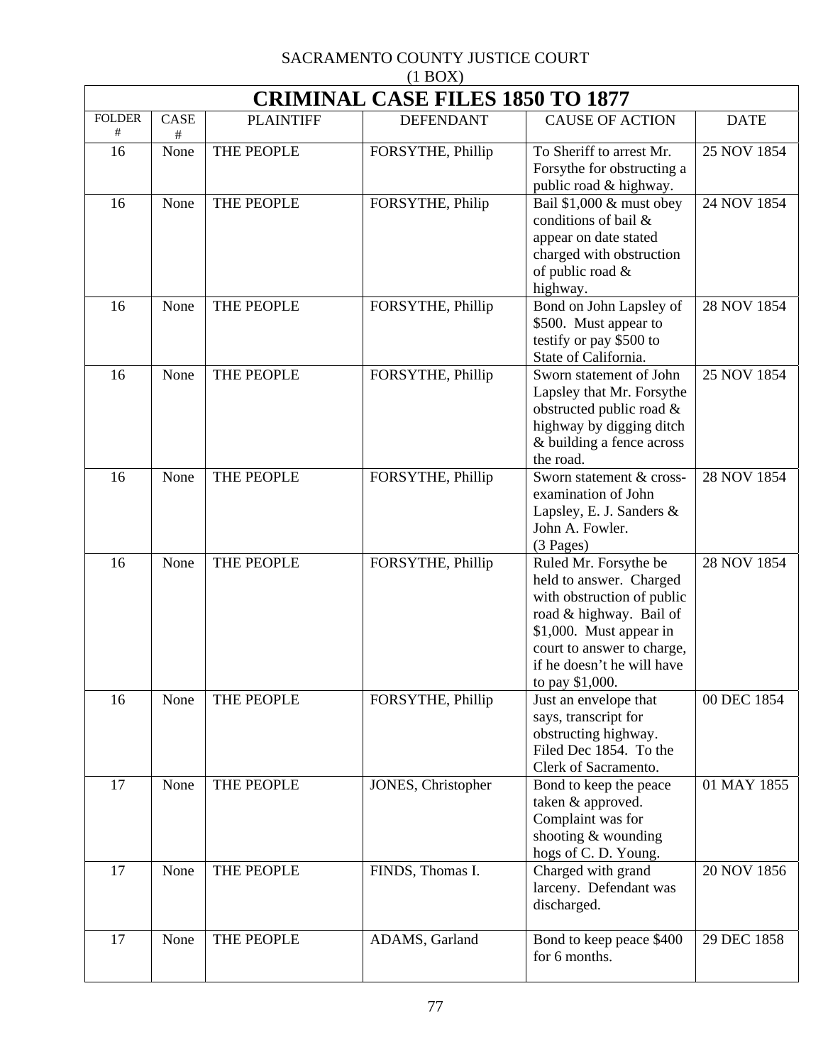SACRAMENTO COUNTY JUSTICE COURT
(1 BOX)

# CRIMINAL CASE FILES 1850 TO 1877

| FOLDER # | CASE # | PLAINTIFF | DEFENDANT | CAUSE OF ACTION | DATE |
|---|---|---|---|---|---|
| 16 | None | THE PEOPLE | FORSYTHE, Phillip | To Sheriff to arrest Mr. Forsythe for obstructing a public road & highway. | 25 NOV 1854 |
| 16 | None | THE PEOPLE | FORSYTHE, Philip | Bail $1,000 & must obey conditions of bail & appear on date stated charged with obstruction of public road & highway. | 24 NOV 1854 |
| 16 | None | THE PEOPLE | FORSYTHE, Phillip | Bond on John Lapsley of $500. Must appear to testify or pay $500 to State of California. | 28 NOV 1854 |
| 16 | None | THE PEOPLE | FORSYTHE, Phillip | Sworn statement of John Lapsley that Mr. Forsythe obstructed public road & highway by digging ditch & building a fence across the road. | 25 NOV 1854 |
| 16 | None | THE PEOPLE | FORSYTHE, Phillip | Sworn statement & cross-examination of John Lapsley, E. J. Sanders & John A. Fowler. (3 Pages) | 28 NOV 1854 |
| 16 | None | THE PEOPLE | FORSYTHE, Phillip | Ruled Mr. Forsythe be held to answer. Charged with obstruction of public road & highway. Bail of $1,000. Must appear in court to answer to charge, if he doesn't he will have to pay $1,000. | 28 NOV 1854 |
| 16 | None | THE PEOPLE | FORSYTHE, Phillip | Just an envelope that says, transcript for obstructing highway. Filed Dec 1854. To the Clerk of Sacramento. | 00 DEC 1854 |
| 17 | None | THE PEOPLE | JONES, Christopher | Bond to keep the peace taken & approved. Complaint was for shooting & wounding hogs of C. D. Young. | 01 MAY 1855 |
| 17 | None | THE PEOPLE | FINDS, Thomas I. | Charged with grand larceny. Defendant was discharged. | 20 NOV 1856 |
| 17 | None | THE PEOPLE | ADAMS, Garland | Bond to keep peace $400 for 6 months. | 29 DEC 1858 |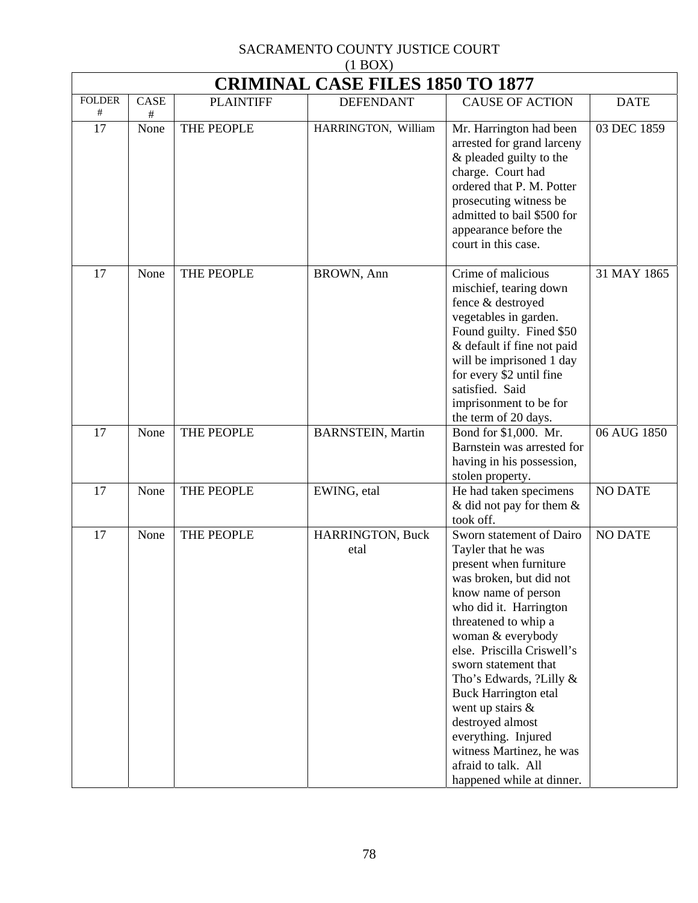SACRAMENTO COUNTY JUSTICE COURT
(1 BOX)

| CRIMINAL CASE FILES 1850 TO 1877 | | | | | |
|---|---|---|---|---|---|
| FOLDER # | CASE # | PLAINTIFF | DEFENDANT | CAUSE OF ACTION | DATE |
| 17 | None | THE PEOPLE | HARRINGTON, William | Mr. Harrington had been arrested for grand larceny & pleaded guilty to the charge. Court had ordered that P. M. Potter prosecuting witness be admitted to bail $500 for appearance before the court in this case. | 03 DEC 1859 |
| 17 | None | THE PEOPLE | BROWN, Ann | Crime of malicious mischief, tearing down fence & destroyed vegetables in garden. Found guilty. Fined $50 & default if fine not paid will be imprisoned 1 day for every $2 until fine satisfied. Said imprisonment to be for the term of 20 days. | 31 MAY 1865 |
| 17 | None | THE PEOPLE | BARNSTEIN, Martin | Bond for $1,000. Mr. Barnstein was arrested for having in his possession, stolen property. | 06 AUG 1850 |
| 17 | None | THE PEOPLE | EWING, etal | He had taken specimens & did not pay for them & took off. | NO DATE |
| 17 | None | THE PEOPLE | HARRINGTON, Buck etal | Sworn statement of Dairo Tayler that he was present when furniture was broken, but did not know name of person who did it. Harrington threatened to whip a woman & everybody else. Priscilla Criswell's sworn statement that Tho's Edwards, ?Lilly & Buck Harrington etal went up stairs & destroyed almost everything. Injured witness Martinez, he was afraid to talk. All happened while at dinner. | NO DATE |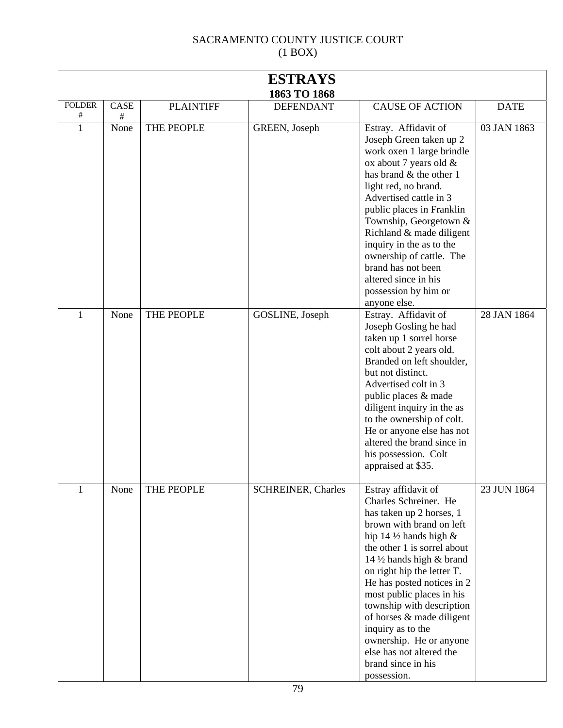SACRAMENTO COUNTY JUSTICE COURT
(1 BOX)

# ESTRAYS
## 1863 TO 1868

| FOLDER # | CASE # | PLAINTIFF | DEFENDANT | CAUSE OF ACTION | DATE |
|---|---|---|---|---|---|
| 1 | None | THE PEOPLE | GREEN, Joseph | Estray. Affidavit of Joseph Green taken up 2 work oxen 1 large brindle ox about 7 years old & has brand & the other 1 light red, no brand. Advertised cattle in 3 public places in Franklin Township, Georgetown & Richland & made diligent inquiry in the as to the ownership of cattle. The brand has not been altered since in his possession by him or anyone else. | 03 JAN 1863 |
| 1 | None | THE PEOPLE | GOSLINE, Joseph | Estray. Affidavit of Joseph Gosling he had taken up 1 sorrel horse colt about 2 years old. Branded on left shoulder, but not distinct. Advertised colt in 3 public places & made diligent inquiry in the as to the ownership of colt. He or anyone else has not altered the brand since in his possession. Colt appraised at $35. | 28 JAN 1864 |
| 1 | None | THE PEOPLE | SCHREINER, Charles | Estray affidavit of Charles Schreiner. He has taken up 2 horses, 1 brown with brand on left hip 14 ½ hands high & the other 1 is sorrel about 14 ½ hands high & brand on right hip the letter T. He has posted notices in 2 most public places in his township with description of horses & made diligent inquiry as to the ownership. He or anyone else has not altered the brand since in his possession. | 23 JUN 1864 |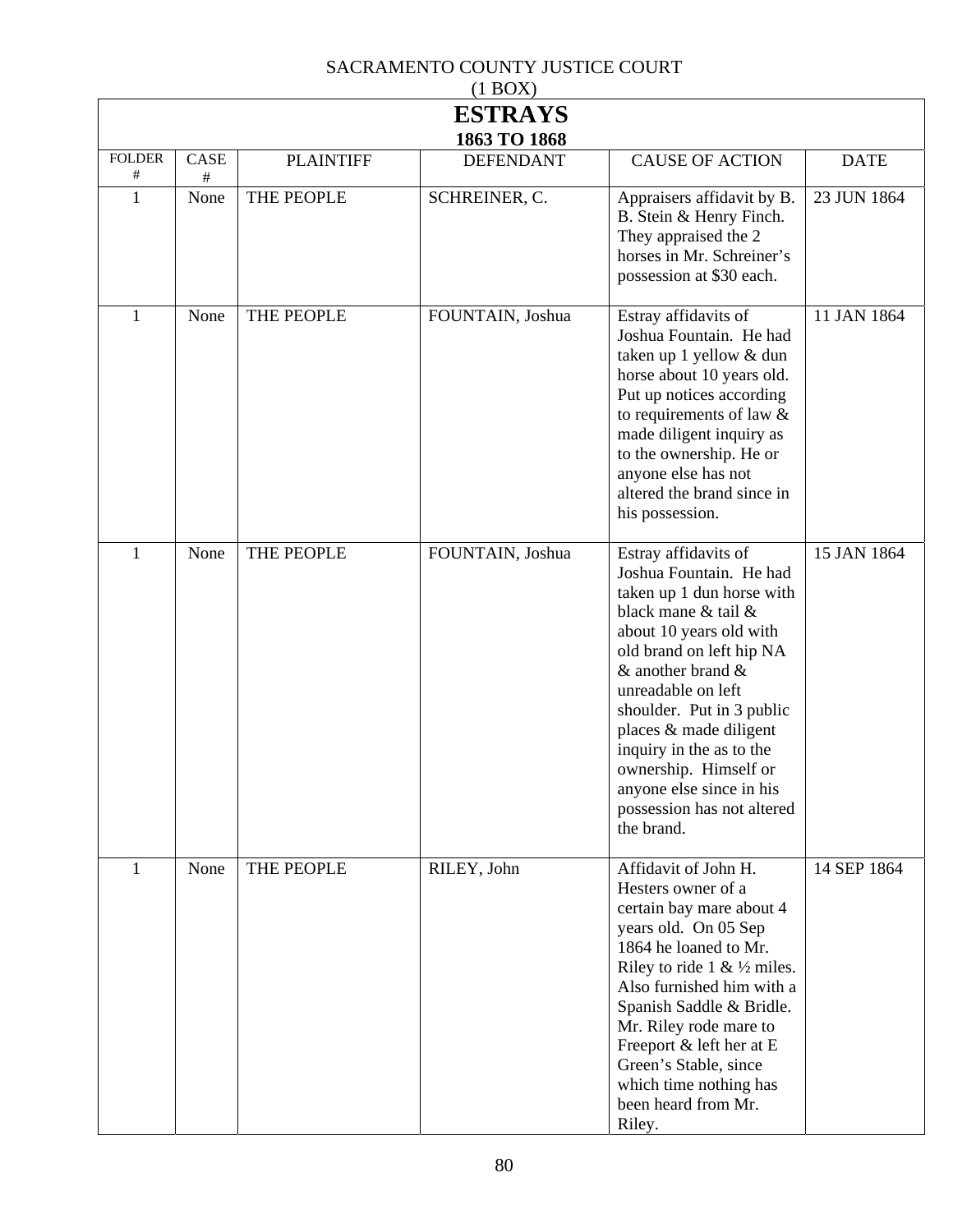SACRAMENTO COUNTY JUSTICE COURT
(1 BOX)

# ESTRAYS
### 1863 TO 1868

| FOLDER # | CASE # | PLAINTIFF | DEFENDANT | CAUSE OF ACTION | DATE |
|---|---|---|---|---|---|
| 1 | None | THE PEOPLE | SCHREINER, C. | Appraisers affidavit by B. B. Stein & Henry Finch. They appraised the 2 horses in Mr. Schreiner's possession at $30 each. | 23 JUN 1864 |
| 1 | None | THE PEOPLE | FOUNTAIN, Joshua | Estray affidavits of Joshua Fountain. He had taken up 1 yellow & dun horse about 10 years old. Put up notices according to requirements of law & made diligent inquiry as to the ownership. He or anyone else has not altered the brand since in his possession. | 11 JAN 1864 |
| 1 | None | THE PEOPLE | FOUNTAIN, Joshua | Estray affidavits of Joshua Fountain. He had taken up 1 dun horse with black mane & tail & about 10 years old with old brand on left hip NA & another brand & unreadable on left shoulder. Put in 3 public places & made diligent inquiry in the as to the ownership. Himself or anyone else since in his possession has not altered the brand. | 15 JAN 1864 |
| 1 | None | THE PEOPLE | RILEY, John | Affidavit of John H. Hesters owner of a certain bay mare about 4 years old. On 05 Sep 1864 he loaned to Mr. Riley to ride 1 & ½ miles. Also furnished him with a Spanish Saddle & Bridle. Mr. Riley rode mare to Freeport & left her at E Green's Stable, since which time nothing has been heard from Mr. Riley. | 14 SEP 1864 |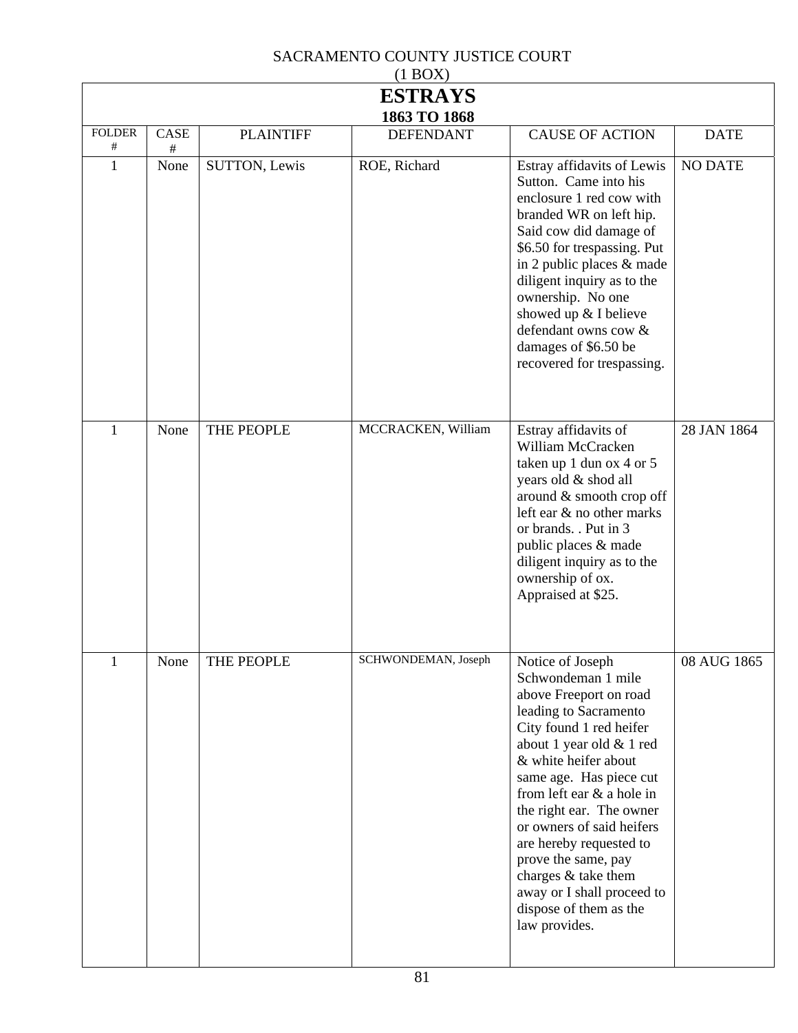SACRAMENTO COUNTY JUSTICE COURT
(1 BOX)

| **ESTRAYS** **1863 TO 1868** | | | | | |
|---|---|---|---|---|---|
| FOLDER # | CASE # | PLAINTIFF | DEFENDANT | CAUSE OF ACTION | DATE |
| 1 | None | SUTTON, Lewis | ROE, Richard | Estray affidavits of Lewis Sutton. Came into his enclosure 1 red cow with branded WR on left hip. Said cow did damage of $6.50 for trespassing. Put in 2 public places & made diligent inquiry as to the ownership. No one showed up & I believe defendant owns cow & damages of $6.50 be recovered for trespassing. | NO DATE |
| 1 | None | THE PEOPLE | MCCRACKEN, William | Estray affidavits of William McCracken taken up 1 dun ox 4 or 5 years old & shod all around & smooth crop off left ear & no other marks or brands. . Put in 3 public places & made diligent inquiry as to the ownership of ox. Appraised at $25. | 28 JAN 1864 |
| 1 | None | THE PEOPLE | SCHWONDEMAN, Joseph | Notice of Joseph Schwondeman 1 mile above Freeport on road leading to Sacramento City found 1 red heifer about 1 year old & 1 red & white heifer about same age. Has piece cut from left ear & a hole in the right ear. The owner or owners of said heifers are hereby requested to prove the same, pay charges & take them away or I shall proceed to dispose of them as the law provides. | 08 AUG 1865 |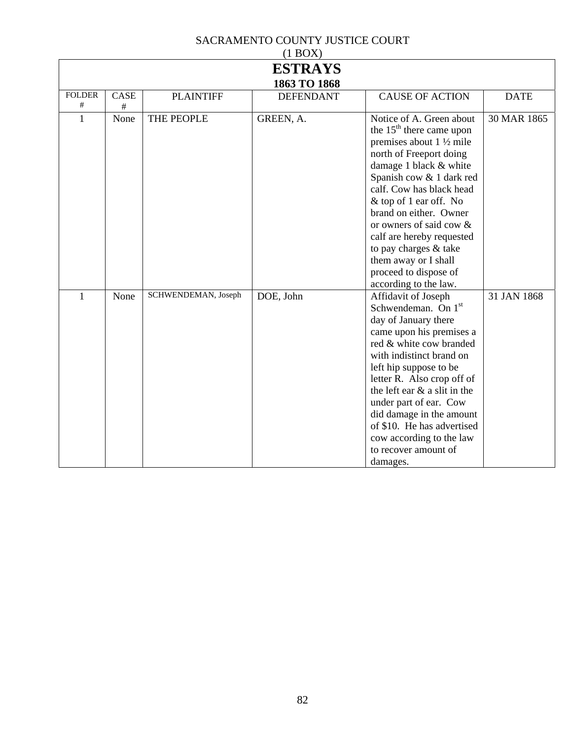SACRAMENTO COUNTY JUSTICE COURT
(1 BOX)

| ESTRAYS 1863 TO 1868 | | | | | |
|---|---|---|---|---|---|
| FOLDER # | CASE # | PLAINTIFF | DEFENDANT | CAUSE OF ACTION | DATE |
| 1 | None | THE PEOPLE | GREEN, A. | Notice of A. Green about the 15th there came upon premises about 1 ½ mile north of Freeport doing damage 1 black & white Spanish cow & 1 dark red calf. Cow has black head & top of 1 ear off. No brand on either. Owner or owners of said cow & calf are hereby requested to pay charges & take them away or I shall proceed to dispose of according to the law. | 30 MAR 1865 |
| 1 | None | SCHWENDEMAN, Joseph | DOE, John | Affidavit of Joseph Schwendeman. On 1st day of January there came upon his premises a red & white cow branded with indistinct brand on left hip suppose to be letter R. Also crop off of the left ear & a slit in the under part of ear. Cow did damage in the amount of $10. He has advertised cow according to the law to recover amount of damages. | 31 JAN 1868 |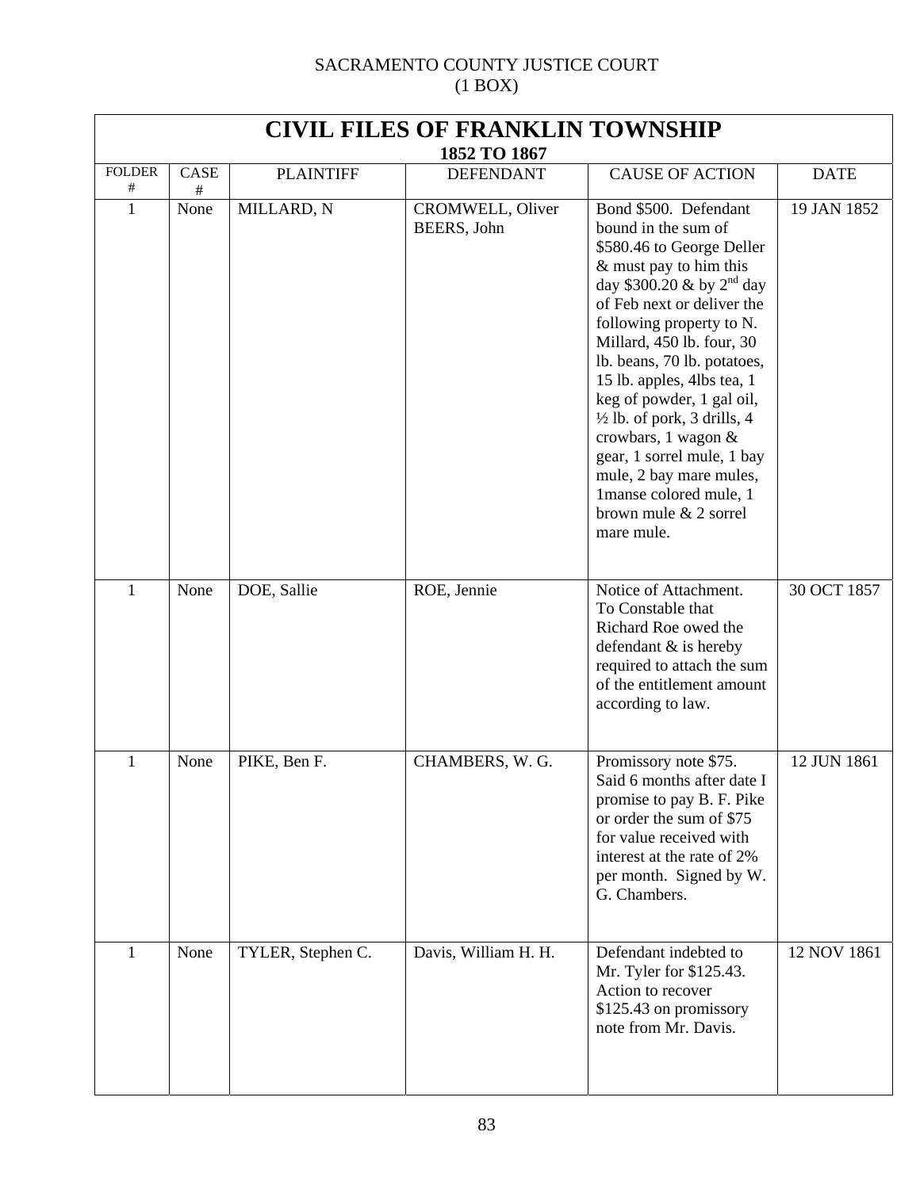SACRAMENTO COUNTY JUSTICE COURT
(1 BOX)

| **CIVIL FILES OF FRANKLIN TOWNSHIP 1852 TO 1867** | | | | | |
|---|---|---|---|---|---|
| FOLDER # | CASE # | PLAINTIFF | DEFENDANT | CAUSE OF ACTION | DATE |
| 1 | None | MILLARD, N | CROMWELL, Oliver BEERS, John | Bond $500. Defendant bound in the sum of $580.46 to George Deller & must pay to him this day $300.20 & by 2nd day of Feb next or deliver the following property to N. Millard, 450 lb. four, 30 lb. beans, 70 lb. potatoes, 15 lb. apples, 4lbs tea, 1 keg of powder, 1 gal oil, ½ lb. of pork, 3 drills, 4 crowbars, 1 wagon & gear, 1 sorrel mule, 1 bay mule, 2 bay mare mules, 1manse colored mule, 1 brown mule & 2 sorrel mare mule. | 19 JAN 1852 |
| 1 | None | DOE, Sallie | ROE, Jennie | Notice of Attachment. To Constable that Richard Roe owed the defendant & is hereby required to attach the sum of the entitlement amount according to law. | 30 OCT 1857 |
| 1 | None | PIKE, Ben F. | CHAMBERS, W. G. | Promissory note $75. Said 6 months after date I promise to pay B. F. Pike or order the sum of $75 for value received with interest at the rate of 2% per month. Signed by W. G. Chambers. | 12 JUN 1861 |
| 1 | None | TYLER, Stephen C. | Davis, William H. H. | Defendant indebted to Mr. Tyler for $125.43. Action to recover $125.43 on promissory note from Mr. Davis. | 12 NOV 1861 |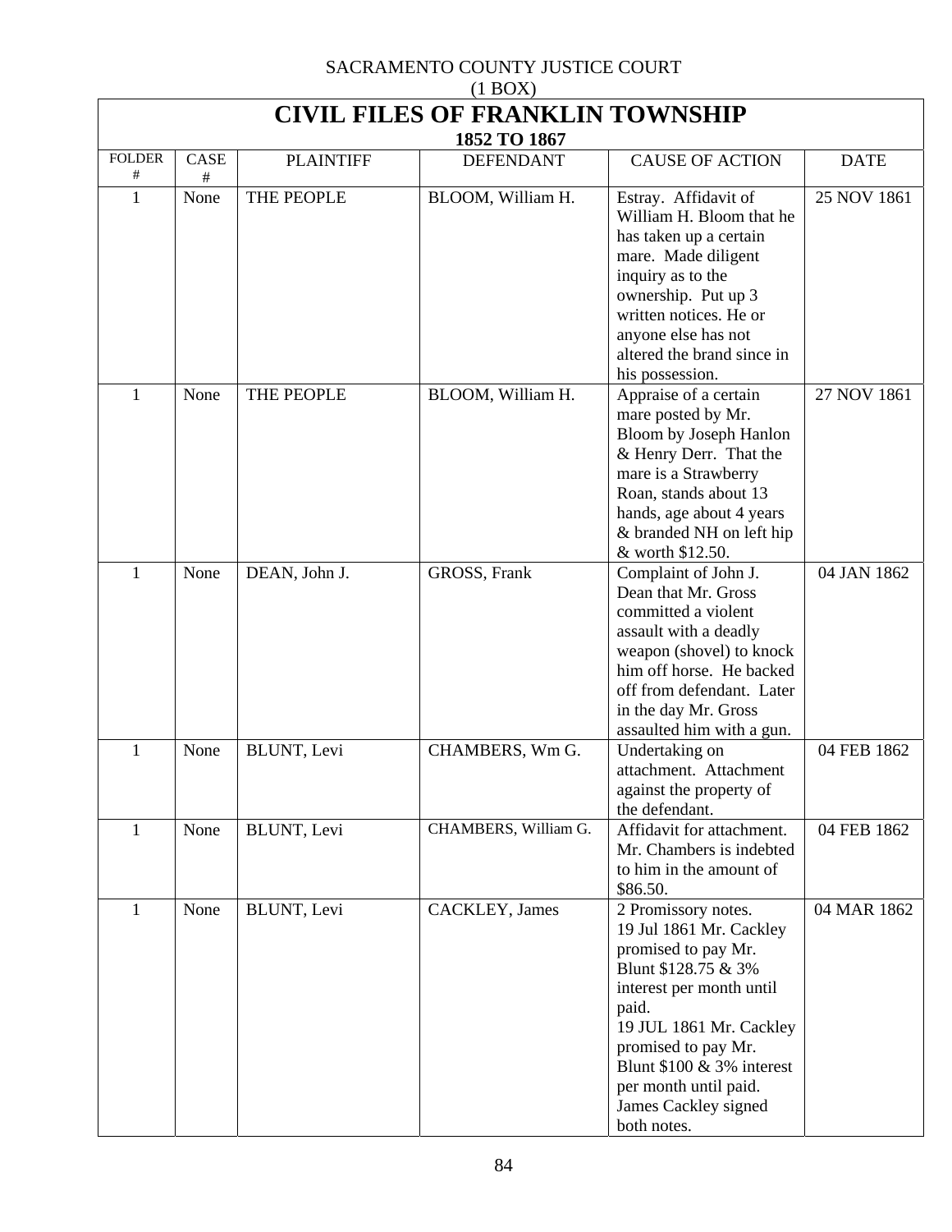SACRAMENTO COUNTY JUSTICE COURT
(1 BOX)

# CIVIL FILES OF FRANKLIN TOWNSHIP

## 1852 TO 1867

| FOLDER # | CASE # | PLAINTIFF | DEFENDANT | CAUSE OF ACTION | DATE |
|---|---|---|---|---|---|
| 1 | None | THE PEOPLE | BLOOM, William H. | Estray. Affidavit of William H. Bloom that he has taken up a certain mare. Made diligent inquiry as to the ownership. Put up 3 written notices. He or anyone else has not altered the brand since in his possession. | 25 NOV 1861 |
| 1 | None | THE PEOPLE | BLOOM, William H. | Appraise of a certain mare posted by Mr. Bloom by Joseph Hanlon & Henry Derr. That the mare is a Strawberry Roan, stands about 13 hands, age about 4 years & branded NH on left hip & worth $12.50. | 27 NOV 1861 |
| 1 | None | DEAN, John J. | GROSS, Frank | Complaint of John J. Dean that Mr. Gross committed a violent assault with a deadly weapon (shovel) to knock him off horse. He backed off from defendant. Later in the day Mr. Gross assaulted him with a gun. | 04 JAN 1862 |
| 1 | None | BLUNT, Levi | CHAMBERS, Wm G. | Undertaking on attachment. Attachment against the property of the defendant. | 04 FEB 1862 |
| 1 | None | BLUNT, Levi | CHAMBERS, William G. | Affidavit for attachment. Mr. Chambers is indebted to him in the amount of $86.50. | 04 FEB 1862 |
| 1 | None | BLUNT, Levi | CACKLEY, James | 2 Promissory notes.<br>19 Jul 1861 Mr. Cackley promised to pay Mr. Blunt $128.75 & 3% interest per month until paid.<br>19 JUL 1861 Mr. Cackley promised to pay Mr. Blunt $100 & 3% interest per month until paid. James Cackley signed both notes. | 04 MAR 1862 |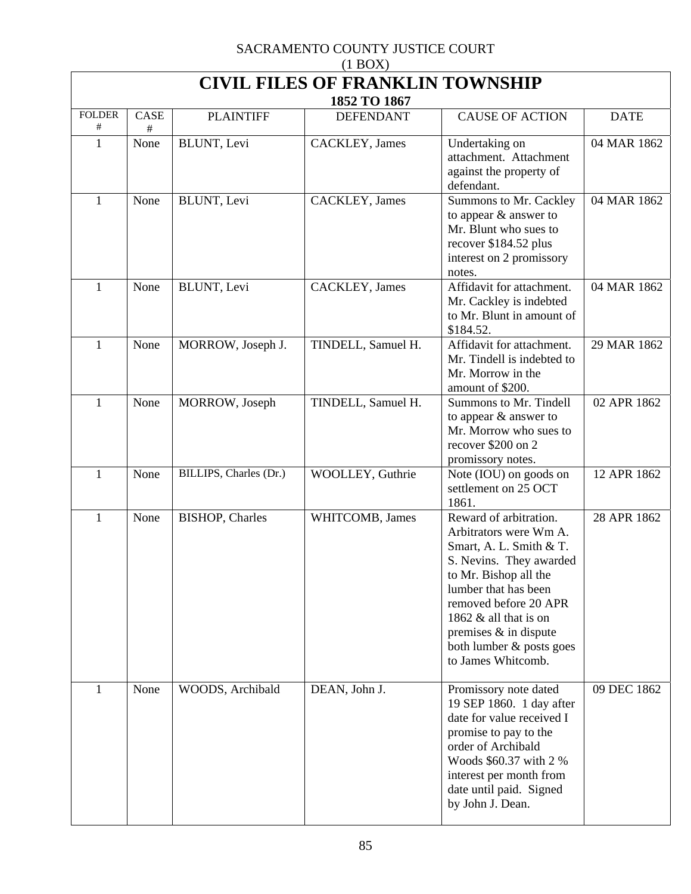SACRAMENTO COUNTY JUSTICE COURT
(1 BOX)

# CIVIL FILES OF FRANKLIN TOWNSHIP

## 1852 TO 1867

| FOLDER # | CASE # | PLAINTIFF | DEFENDANT | CAUSE OF ACTION | DATE |
|---|---|---|---|---|---|
| 1 | None | BLUNT, Levi | CACKLEY, James | Undertaking on attachment. Attachment against the property of defendant. | 04 MAR 1862 |
| 1 | None | BLUNT, Levi | CACKLEY, James | Summons to Mr. Cackley to appear & answer to Mr. Blunt who sues to recover $184.52 plus interest on 2 promissory notes. | 04 MAR 1862 |
| 1 | None | BLUNT, Levi | CACKLEY, James | Affidavit for attachment. Mr. Cackley is indebted to Mr. Blunt in amount of $184.52. | 04 MAR 1862 |
| 1 | None | MORROW, Joseph J. | TINDELL, Samuel H. | Affidavit for attachment. Mr. Tindell is indebted to Mr. Morrow in the amount of $200. | 29 MAR 1862 |
| 1 | None | MORROW, Joseph | TINDELL, Samuel H. | Summons to Mr. Tindell to appear & answer to Mr. Morrow who sues to recover $200 on 2 promissory notes. | 02 APR 1862 |
| 1 | None | BILLIPS, Charles (Dr.) | WOOLLEY, Guthrie | Note (IOU) on goods on settlement on 25 OCT 1861. | 12 APR 1862 |
| 1 | None | BISHOP, Charles | WHITCOMB, James | Reward of arbitration. Arbitrators were Wm A. Smart, A. L. Smith & T. S. Nevins. They awarded to Mr. Bishop all the lumber that has been removed before 20 APR 1862 & all that is on premises & in dispute both lumber & posts goes to James Whitcomb. | 28 APR 1862 |
| 1 | None | WOODS, Archibald | DEAN, John J. | Promissory note dated 19 SEP 1860. 1 day after date for value received I promise to pay to the order of Archibald Woods $60.37 with 2 % interest per month from date until paid. Signed by John J. Dean. | 09 DEC 1862 |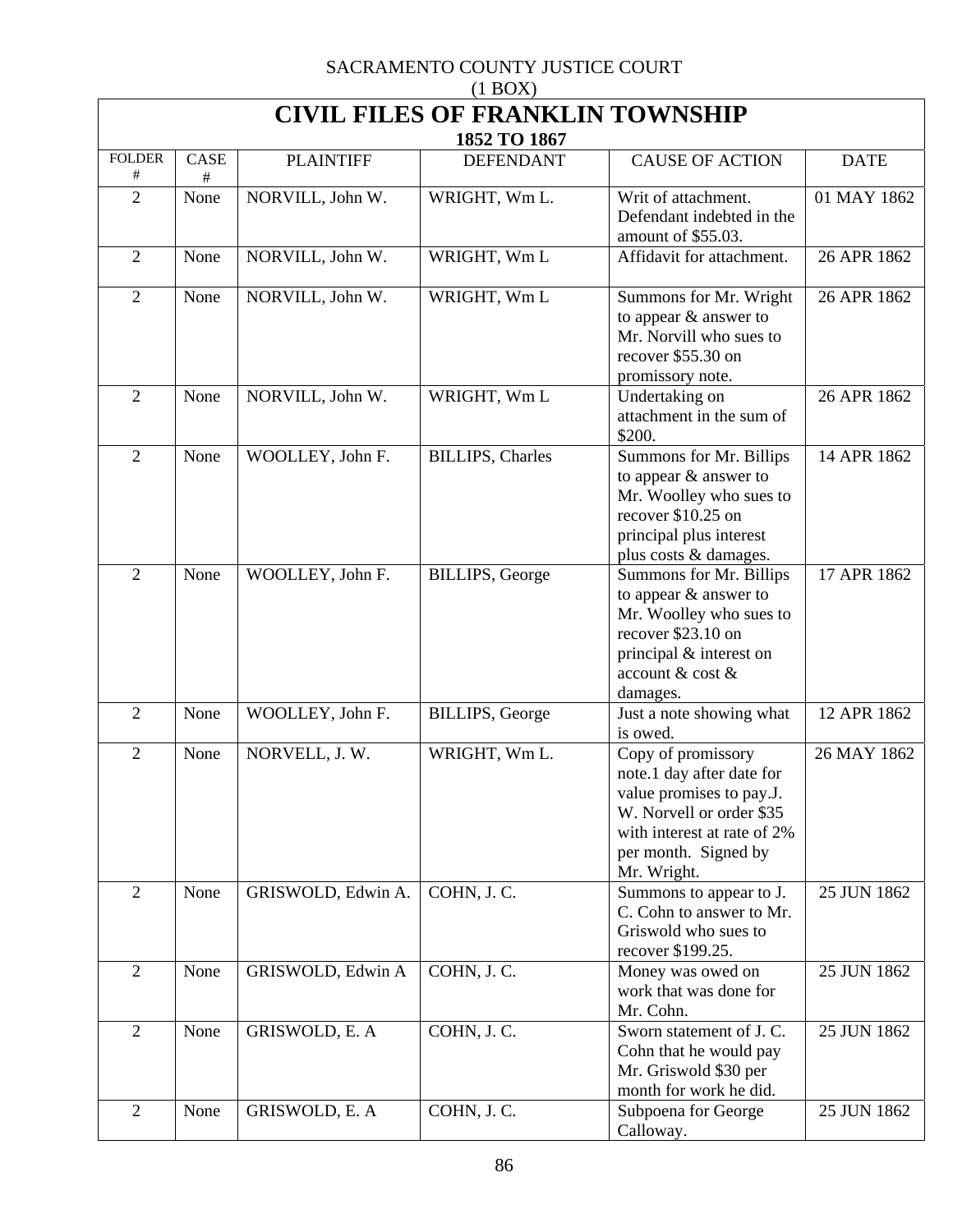SACRAMENTO COUNTY JUSTICE COURT
(1 BOX)

# CIVIL FILES OF FRANKLIN TOWNSHIP

## 1852 TO 1867

| FOLDER # | CASE # | PLAINTIFF | DEFENDANT | CAUSE OF ACTION | DATE |
|---|---|---|---|---|---|
| 2 | None | NORVILL, John W. | WRIGHT, Wm L. | Writ of attachment. Defendant indebted in the amount of $55.03. | 01 MAY 1862 |
| 2 | None | NORVILL, John W. | WRIGHT, Wm L | Affidavit for attachment. | 26 APR 1862 |
| 2 | None | NORVILL, John W. | WRIGHT, Wm L | Summons for Mr. Wright to appear & answer to Mr. Norvill who sues to recover $55.30 on promissory note. | 26 APR 1862 |
| 2 | None | NORVILL, John W. | WRIGHT, Wm L | Undertaking on attachment in the sum of $200. | 26 APR 1862 |
| 2 | None | WOOLLEY, John F. | BILLIPS, Charles | Summons for Mr. Billips to appear & answer to Mr. Woolley who sues to recover $10.25 on principal plus interest plus costs & damages. | 14 APR 1862 |
| 2 | None | WOOLLEY, John F. | BILLIPS, George | Summons for Mr. Billips to appear & answer to Mr. Woolley who sues to recover $23.10 on principal & interest on account & cost & damages. | 17 APR 1862 |
| 2 | None | WOOLLEY, John F. | BILLIPS, George | Just a note showing what is owed. | 12 APR 1862 |
| 2 | None | NORVELL, J. W. | WRIGHT, Wm L. | Copy of promissory note.1 day after date for value promises to pay.J. W. Norvell or order $35 with interest at rate of 2% per month. Signed by Mr. Wright. | 26 MAY 1862 |
| 2 | None | GRISWOLD, Edwin A. | COHN, J. C. | Summons to appear to J. C. Cohn to answer to Mr. Griswold who sues to recover $199.25. | 25 JUN 1862 |
| 2 | None | GRISWOLD, Edwin A | COHN, J. C. | Money was owed on work that was done for Mr. Cohn. | 25 JUN 1862 |
| 2 | None | GRISWOLD, E. A | COHN, J. C. | Sworn statement of J. C. Cohn that he would pay Mr. Griswold $30 per month for work he did. | 25 JUN 1862 |
| 2 | None | GRISWOLD, E. A | COHN, J. C. | Subpoena for George Calloway. | 25 JUN 1862 |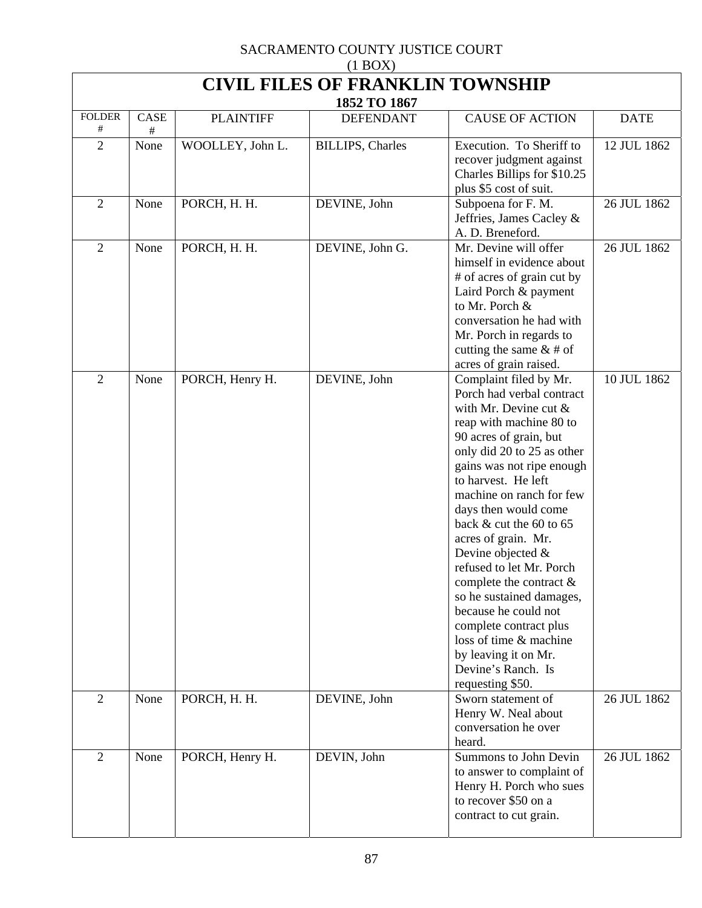SACRAMENTO COUNTY JUSTICE COURT
(1 BOX)

# CIVIL FILES OF FRANKLIN TOWNSHIP

### 1852 TO 1867

| FOLDER # | CASE # | PLAINTIFF | DEFENDANT | CAUSE OF ACTION | DATE |
|---|---|---|---|---|---|
| 2 | None | WOOLLEY, John L. | BILLIPS, Charles | Execution. To Sheriff to recover judgment against Charles Billips for $10.25 plus $5 cost of suit. | 12 JUL 1862 |
| 2 | None | PORCH, H. H. | DEVINE, John | Subpoena for F. M. Jeffries, James Cacley & A. D. Breneford. | 26 JUL 1862 |
| 2 | None | PORCH, H. H. | DEVINE, John G. | Mr. Devine will offer himself in evidence about # of acres of grain cut by Laird Porch & payment to Mr. Porch & conversation he had with Mr. Porch in regards to cutting the same & # of acres of grain raised. | 26 JUL 1862 |
| 2 | None | PORCH, Henry H. | DEVINE, John | Complaint filed by Mr. Porch had verbal contract with Mr. Devine cut & reap with machine 80 to 90 acres of grain, but only did 20 to 25 as other gains was not ripe enough to harvest. He left machine on ranch for few days then would come back & cut the 60 to 65 acres of grain. Mr. Devine objected & refused to let Mr. Porch complete the contract & so he sustained damages, because he could not complete contract plus loss of time & machine by leaving it on Mr. Devine's Ranch. Is requesting $50. | 10 JUL 1862 |
| 2 | None | PORCH, H. H. | DEVINE, John | Sworn statement of Henry W. Neal about conversation he over heard. | 26 JUL 1862 |
| 2 | None | PORCH, Henry H. | DEVIN, John | Summons to John Devin to answer to complaint of Henry H. Porch who sues to recover $50 on a contract to cut grain. | 26 JUL 1862 |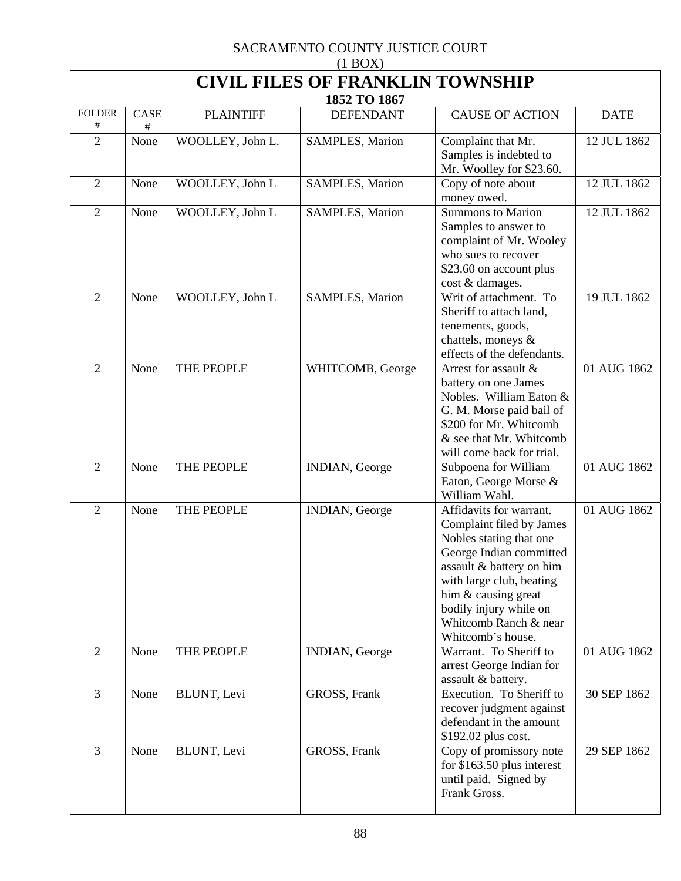SACRAMENTO COUNTY JUSTICE COURT
(1 BOX)

# CIVIL FILES OF FRANKLIN TOWNSHIP

## 1852 TO 1867

| FOLDER # | CASE # | PLAINTIFF | DEFENDANT | CAUSE OF ACTION | DATE |
|---|---|---|---|---|---|
| 2 | None | WOOLLEY, John L. | SAMPLES, Marion | Complaint that Mr. Samples is indebted to Mr. Woolley for $23.60. | 12 JUL 1862 |
| 2 | None | WOOLLEY, John L | SAMPLES, Marion | Copy of note about money owed. | 12 JUL 1862 |
| 2 | None | WOOLLEY, John L | SAMPLES, Marion | Summons to Marion Samples to answer to complaint of Mr. Wooley who sues to recover $23.60 on account plus cost & damages. | 12 JUL 1862 |
| 2 | None | WOOLLEY, John L | SAMPLES, Marion | Writ of attachment. To Sheriff to attach land, tenements, goods, chattels, moneys & effects of the defendants. | 19 JUL 1862 |
| 2 | None | THE PEOPLE | WHITCOMB, George | Arrest for assault & battery on one James Nobles. William Eaton & G. M. Morse paid bail of $200 for Mr. Whitcomb & see that Mr. Whitcomb will come back for trial. | 01 AUG 1862 |
| 2 | None | THE PEOPLE | INDIAN, George | Subpoena for William Eaton, George Morse & William Wahl. | 01 AUG 1862 |
| 2 | None | THE PEOPLE | INDIAN, George | Affidavits for warrant. Complaint filed by James Nobles stating that one George Indian committed assault & battery on him with large club, beating him & causing great bodily injury while on Whitcomb Ranch & near Whitcomb's house. | 01 AUG 1862 |
| 2 | None | THE PEOPLE | INDIAN, George | Warrant. To Sheriff to arrest George Indian for assault & battery. | 01 AUG 1862 |
| 3 | None | BLUNT, Levi | GROSS, Frank | Execution. To Sheriff to recover judgment against defendant in the amount $192.02 plus cost. | 30 SEP 1862 |
| 3 | None | BLUNT, Levi | GROSS, Frank | Copy of promissory note for $163.50 plus interest until paid. Signed by Frank Gross. | 29 SEP 1862 |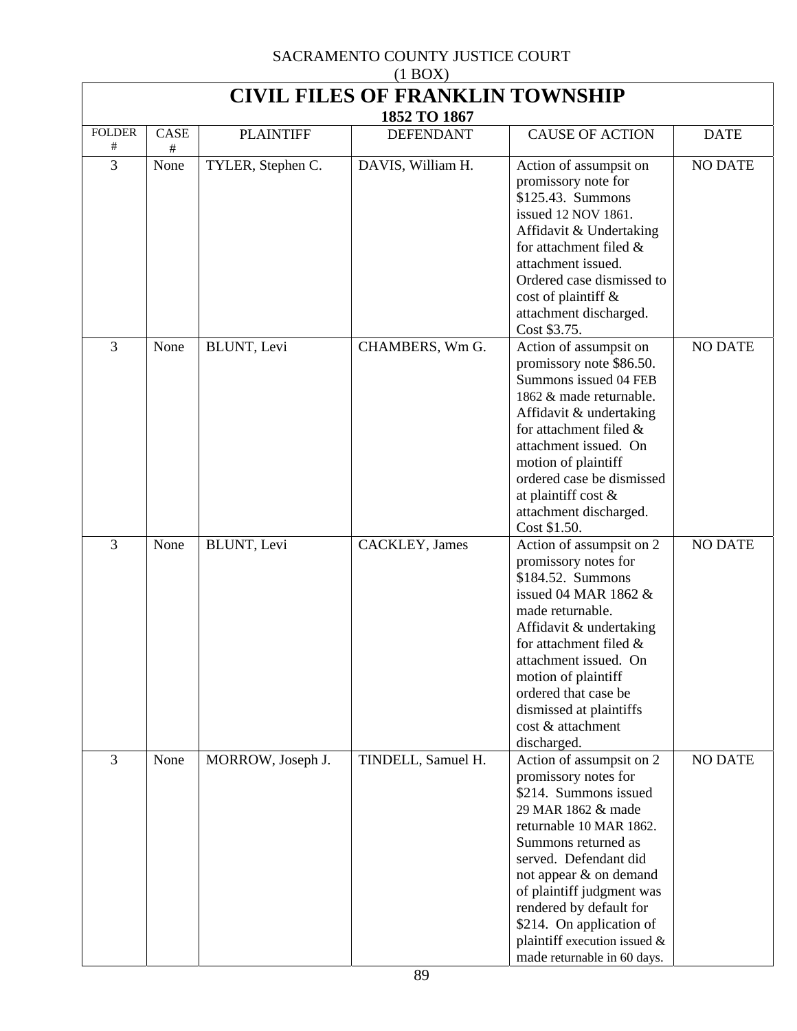SACRAMENTO COUNTY JUSTICE COURT
(1 BOX)

# CIVIL FILES OF FRANKLIN TOWNSHIP

### 1852 TO 1867

| FOLDER # | CASE # | PLAINTIFF | DEFENDANT | CAUSE OF ACTION | DATE |
|---|---|---|---|---|---|
| 3 | None | TYLER, Stephen C. | DAVIS, William H. | Action of assumpsit on promissory note for $125.43. Summons issued 12 NOV 1861. Affidavit & Undertaking for attachment filed & attachment issued. Ordered case dismissed to cost of plaintiff & attachment discharged. Cost $3.75. | NO DATE |
| 3 | None | BLUNT, Levi | CHAMBERS, Wm G. | Action of assumpsit on promissory note $86.50. Summons issued 04 FEB 1862 & made returnable. Affidavit & undertaking for attachment filed & attachment issued. On motion of plaintiff ordered case be dismissed at plaintiff cost & attachment discharged. Cost $1.50. | NO DATE |
| 3 | None | BLUNT, Levi | CACKLEY, James | Action of assumpsit on 2 promissory notes for $184.52. Summons issued 04 MAR 1862 & made returnable. Affidavit & undertaking for attachment filed & attachment issued. On motion of plaintiff ordered that case be dismissed at plaintiffs cost & attachment discharged. | NO DATE |
| 3 | None | MORROW, Joseph J. | TINDELL, Samuel H. | Action of assumpsit on 2 promissory notes for $214. Summons issued 29 MAR 1862 & made returnable 10 MAR 1862. Summons returned as served. Defendant did not appear & on demand of plaintiff judgment was rendered by default for $214. On application of plaintiff execution issued & made returnable in 60 days. | NO DATE |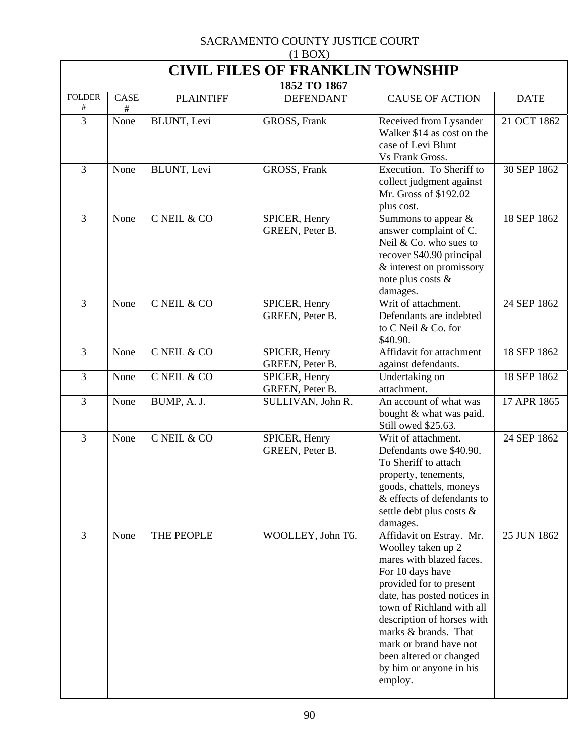SACRAMENTO COUNTY JUSTICE COURT
(1 BOX)

# CIVIL FILES OF FRANKLIN TOWNSHIP

### 1852 TO 1867

| FOLDER # | CASE # | PLAINTIFF | DEFENDANT | CAUSE OF ACTION | DATE |
|---|---|---|---|---|---|
| 3 | None | BLUNT, Levi | GROSS, Frank | Received from Lysander Walker $14 as cost on the case of Levi Blunt Vs Frank Gross. | 21 OCT 1862 |
| 3 | None | BLUNT, Levi | GROSS, Frank | Execution. To Sheriff to collect judgment against Mr. Gross of $192.02 plus cost. | 30 SEP 1862 |
| 3 | None | C NEIL & CO | SPICER, Henry<br>GREEN, Peter B. | Summons to appear & answer complaint of C. Neil & Co. who sues to recover $40.90 principal & interest on promissory note plus costs & damages. | 18 SEP 1862 |
| 3 | None | C NEIL & CO | SPICER, Henry<br>GREEN, Peter B. | Writ of attachment. Defendants are indebted to C Neil & Co. for $40.90. | 24 SEP 1862 |
| 3 | None | C NEIL & CO | SPICER, Henry<br>GREEN, Peter B. | Affidavit for attachment against defendants. | 18 SEP 1862 |
| 3 | None | C NEIL & CO | SPICER, Henry<br>GREEN, Peter B. | Undertaking on attachment. | 18 SEP 1862 |
| 3 | None | BUMP, A. J. | SULLIVAN, John R. | An account of what was bought & what was paid. Still owed $25.63. | 17 APR 1865 |
| 3 | None | C NEIL & CO | SPICER, Henry<br>GREEN, Peter B. | Writ of attachment. Defendants owe $40.90. To Sheriff to attach property, tenements, goods, chattels, moneys & effects of defendants to settle debt plus costs & damages. | 24 SEP 1862 |
| 3 | None | THE PEOPLE | WOOLLEY, John T6. | Affidavit on Estray. Mr. Woolley taken up 2 mares with blazed faces. For 10 days have provided for to present date, has posted notices in town of Richland with all description of horses with marks & brands. That mark or brand have not been altered or changed by him or anyone in his employ. | 25 JUN 1862 |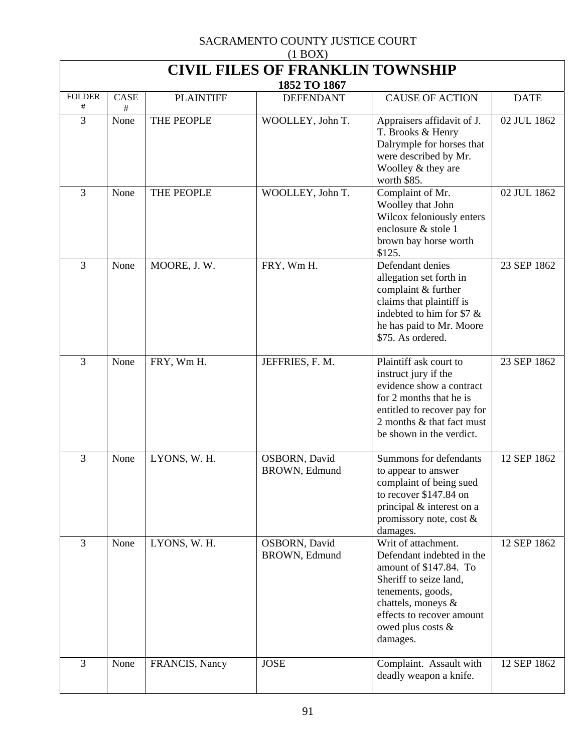SACRAMENTO COUNTY JUSTICE COURT

(1 BOX)

# CIVIL FILES OF FRANKLIN TOWNSHIP

### 1852 TO 1867

| FOLDER # | CASE # | PLAINTIFF | DEFENDANT | CAUSE OF ACTION | DATE |
|---|---|---|---|---|---|
| 3 | None | THE PEOPLE | WOOLLEY, John T. | Appraisers affidavit of J. T. Brooks & Henry Dalrymple for horses that were described by Mr. Woolley & they are worth $85. | 02 JUL 1862 |
| 3 | None | THE PEOPLE | WOOLLEY, John T. | Complaint of Mr. Woolley that John Wilcox feloniously enters enclosure & stole 1 brown bay horse worth $125. | 02 JUL 1862 |
| 3 | None | MOORE, J. W. | FRY, Wm H. | Defendant denies allegation set forth in complaint & further claims that plaintiff is indebted to him for $7 & he has paid to Mr. Moore $75. As ordered. | 23 SEP 1862 |
| 3 | None | FRY, Wm H. | JEFFRIES, F. M. | Plaintiff ask court to instruct jury if the evidence show a contract for 2 months that he is entitled to recover pay for 2 months & that fact must be shown in the verdict. | 23 SEP 1862 |
| 3 | None | LYONS, W. H. | OSBORN, David<br>BROWN, Edmund | Summons for defendants to appear to answer complaint of being sued to recover $147.84 on principal & interest on a promissory note, cost & damages. | 12 SEP 1862 |
| 3 | None | LYONS, W. H. | OSBORN, David<br>BROWN, Edmund | Writ of attachment. Defendant indebted in the amount of $147.84. To Sheriff to seize land, tenements, goods, chattels, moneys & effects to recover amount owed plus costs & damages. | 12 SEP 1862 |
| 3 | None | FRANCIS, Nancy | JOSE | Complaint. Assault with deadly weapon a knife. | 12 SEP 1862 |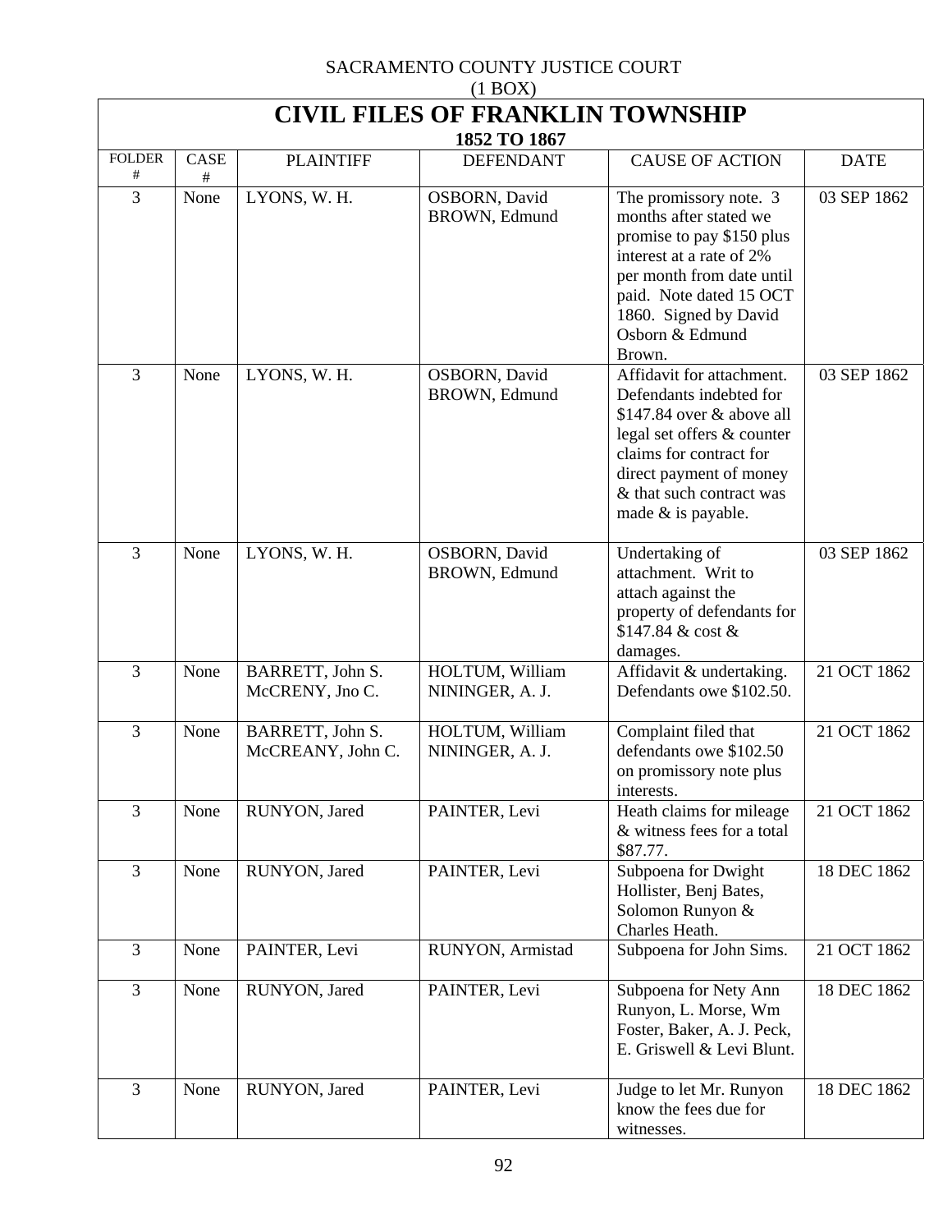SACRAMENTO COUNTY JUSTICE COURT
(1 BOX)

# CIVIL FILES OF FRANKLIN TOWNSHIP

### 1852 TO 1867

| FOLDER # | CASE # | PLAINTIFF | DEFENDANT | CAUSE OF ACTION | DATE |
|---|---|---|---|---|---|
| 3 | None | LYONS, W. H. | OSBORN, David<br>BROWN, Edmund | The promissory note. 3 months after stated we promise to pay $150 plus interest at a rate of 2% per month from date until paid. Note dated 15 OCT 1860. Signed by David Osborn & Edmund Brown. | 03 SEP 1862 |
| 3 | None | LYONS, W. H. | OSBORN, David<br>BROWN, Edmund | Affidavit for attachment. Defendants indebted for $147.84 over & above all legal set offers & counter claims for contract for direct payment of money & that such contract was made & is payable. | 03 SEP 1862 |
| 3 | None | LYONS, W. H. | OSBORN, David<br>BROWN, Edmund | Undertaking of attachment. Writ to attach against the property of defendants for $147.84 & cost & damages. | 03 SEP 1862 |
| 3 | None | BARRETT, John S.<br>McCRENY, Jno C. | HOLTUM, William<br>NININGER, A. J. | Affidavit & undertaking. Defendants owe $102.50. | 21 OCT 1862 |
| 3 | None | BARRETT, John S.<br>McCREANY, John C. | HOLTUM, William<br>NININGER, A. J. | Complaint filed that defendants owe $102.50 on promissory note plus interests. | 21 OCT 1862 |
| 3 | None | RUNYON, Jared | PAINTER, Levi | Heath claims for mileage & witness fees for a total $87.77. | 21 OCT 1862 |
| 3 | None | RUNYON, Jared | PAINTER, Levi | Subpoena for Dwight Hollister, Benj Bates, Solomon Runyon & Charles Heath. | 18 DEC 1862 |
| 3 | None | PAINTER, Levi | RUNYON, Armistad | Subpoena for John Sims. | 21 OCT 1862 |
| 3 | None | RUNYON, Jared | PAINTER, Levi | Subpoena for Nety Ann Runyon, L. Morse, Wm Foster, Baker, A. J. Peck, E. Griswell & Levi Blunt. | 18 DEC 1862 |
| 3 | None | RUNYON, Jared | PAINTER, Levi | Judge to let Mr. Runyon know the fees due for witnesses. | 18 DEC 1862 |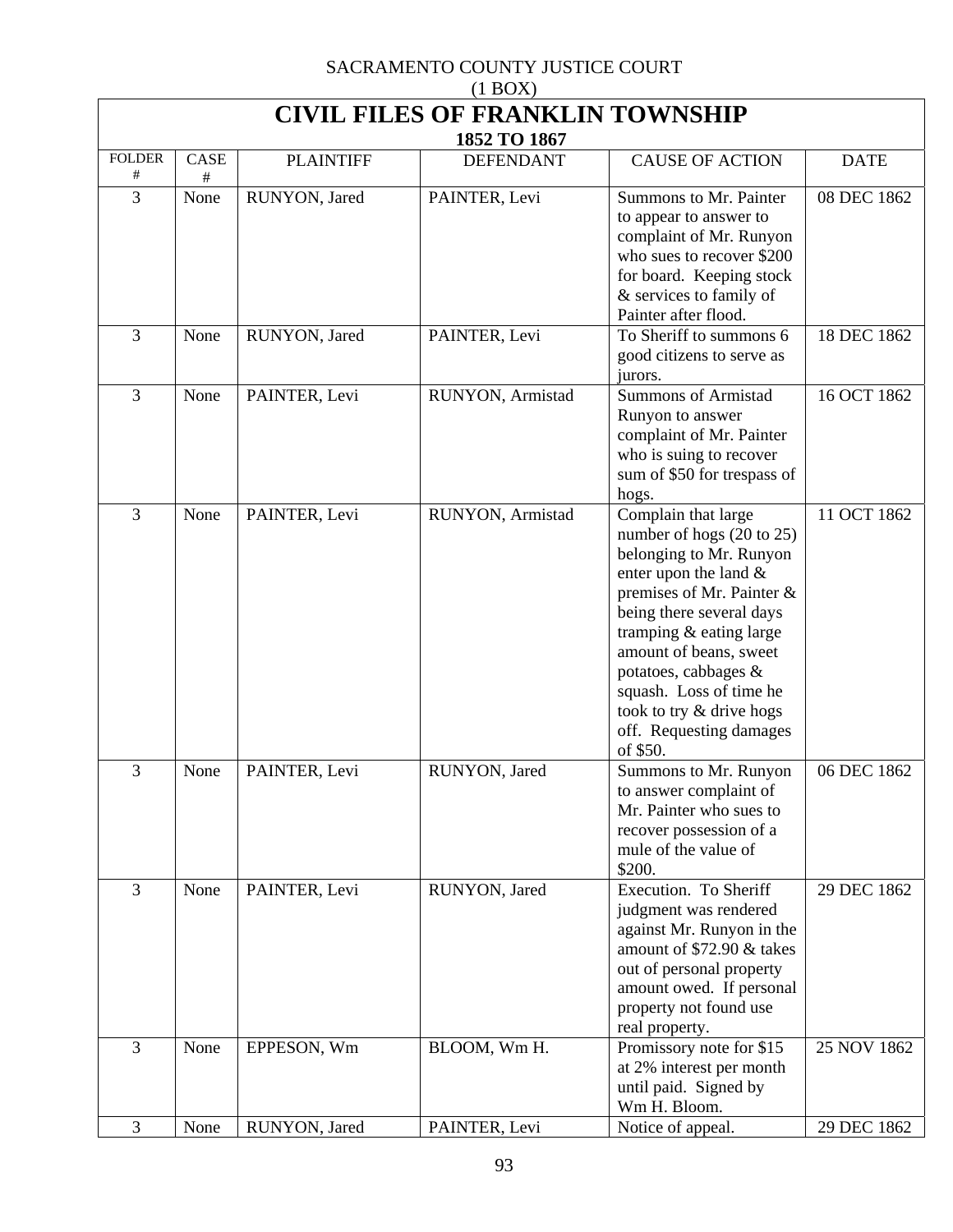SACRAMENTO COUNTY JUSTICE COURT
(1 BOX)

# CIVIL FILES OF FRANKLIN TOWNSHIP

## 1852 TO 1867

| FOLDER # | CASE # | PLAINTIFF | DEFENDANT | CAUSE OF ACTION | DATE |
|---|---|---|---|---|---|
| 3 | None | RUNYON, Jared | PAINTER, Levi | Summons to Mr. Painter to appear to answer to complaint of Mr. Runyon who sues to recover $200 for board. Keeping stock & services to family of Painter after flood. | 08 DEC 1862 |
| 3 | None | RUNYON, Jared | PAINTER, Levi | To Sheriff to summons 6 good citizens to serve as jurors. | 18 DEC 1862 |
| 3 | None | PAINTER, Levi | RUNYON, Armistad | Summons of Armistad Runyon to answer complaint of Mr. Painter who is suing to recover sum of $50 for trespass of hogs. | 16 OCT 1862 |
| 3 | None | PAINTER, Levi | RUNYON, Armistad | Complain that large number of hogs (20 to 25) belonging to Mr. Runyon enter upon the land & premises of Mr. Painter & being there several days tramping & eating large amount of beans, sweet potatoes, cabbages & squash. Loss of time he took to try & drive hogs off. Requesting damages of $50. | 11 OCT 1862 |
| 3 | None | PAINTER, Levi | RUNYON, Jared | Summons to Mr. Runyon to answer complaint of Mr. Painter who sues to recover possession of a mule of the value of $200. | 06 DEC 1862 |
| 3 | None | PAINTER, Levi | RUNYON, Jared | Execution. To Sheriff judgment was rendered against Mr. Runyon in the amount of $72.90 & takes out of personal property amount owed. If personal property not found use real property. | 29 DEC 1862 |
| 3 | None | EPPESON, Wm | BLOOM, Wm H. | Promissory note for $15 at 2% interest per month until paid. Signed by Wm H. Bloom. | 25 NOV 1862 |
| 3 | None | RUNYON, Jared | PAINTER, Levi | Notice of appeal. | 29 DEC 1862 |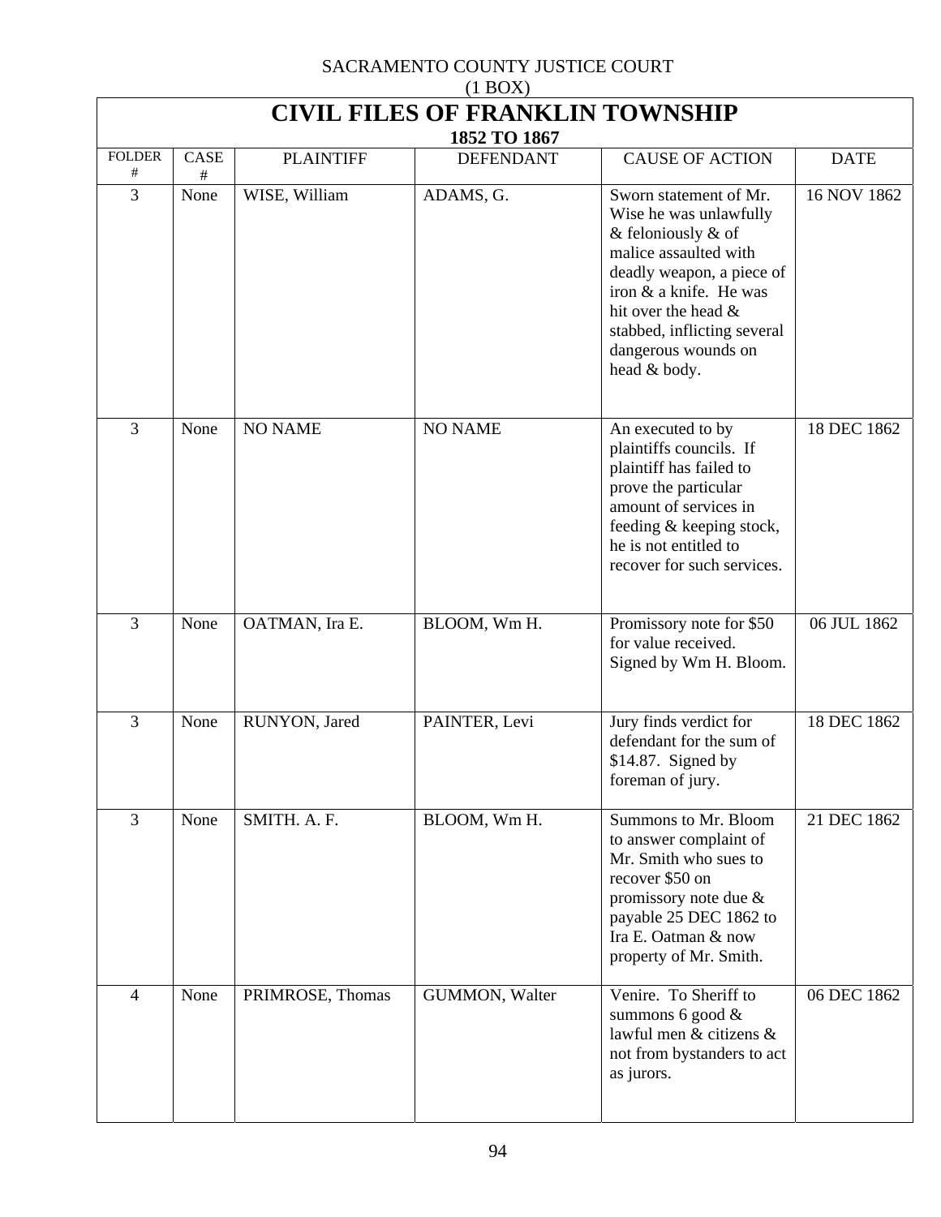SACRAMENTO COUNTY JUSTICE COURT
(1 BOX)

# CIVIL FILES OF FRANKLIN TOWNSHIP

## 1852 TO 1867

| FOLDER # | CASE # | PLAINTIFF | DEFENDANT | CAUSE OF ACTION | DATE |
|---|---|---|---|---|---|
| 3 | None | WISE, William | ADAMS, G. | Sworn statement of Mr. Wise he was unlawfully & feloniously & of malice assaulted with deadly weapon, a piece of iron & a knife. He was hit over the head & stabbed, inflicting several dangerous wounds on head & body. | 16 NOV 1862 |
| 3 | None | NO NAME | NO NAME | An executed to by plaintiffs councils. If plaintiff has failed to prove the particular amount of services in feeding & keeping stock, he is not entitled to recover for such services. | 18 DEC 1862 |
| 3 | None | OATMAN, Ira E. | BLOOM, Wm H. | Promissory note for $50 for value received. Signed by Wm H. Bloom. | 06 JUL 1862 |
| 3 | None | RUNYON, Jared | PAINTER, Levi | Jury finds verdict for defendant for the sum of $14.87. Signed by foreman of jury. | 18 DEC 1862 |
| 3 | None | SMITH. A. F. | BLOOM, Wm H. | Summons to Mr. Bloom to answer complaint of Mr. Smith who sues to recover $50 on promissory note due & payable 25 DEC 1862 to Ira E. Oatman & now property of Mr. Smith. | 21 DEC 1862 |
| 4 | None | PRIMROSE, Thomas | GUMMON, Walter | Venire. To Sheriff to summons 6 good & lawful men & citizens & not from bystanders to act as jurors. | 06 DEC 1862 |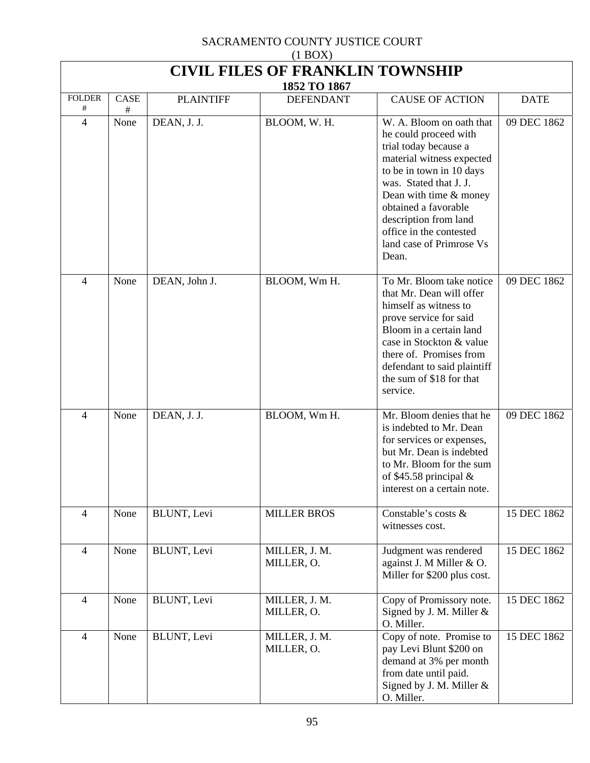SACRAMENTO COUNTY JUSTICE COURT
(1 BOX)

# CIVIL FILES OF FRANKLIN TOWNSHIP

## 1852 TO 1867

| FOLDER # | CASE # | PLAINTIFF | DEFENDANT | CAUSE OF ACTION | DATE |
|---|---|---|---|---|---|
| 4 | None | DEAN, J. J. | BLOOM, W. H. | W. A. Bloom on oath that he could proceed with trial today because a material witness expected to be in town in 10 days was. Stated that J. J. Dean with time & money obtained a favorable description from land office in the contested land case of Primrose Vs Dean. | 09 DEC 1862 |
| 4 | None | DEAN, John J. | BLOOM, Wm H. | To Mr. Bloom take notice that Mr. Dean will offer himself as witness to prove service for said Bloom in a certain land case in Stockton & value there of. Promises from defendant to said plaintiff the sum of $18 for that service. | 09 DEC 1862 |
| 4 | None | DEAN, J. J. | BLOOM, Wm H. | Mr. Bloom denies that he is indebted to Mr. Dean for services or expenses, but Mr. Dean is indebted to Mr. Bloom for the sum of $45.58 principal & interest on a certain note. | 09 DEC 1862 |
| 4 | None | BLUNT, Levi | MILLER BROS | Constable's costs & witnesses cost. | 15 DEC 1862 |
| 4 | None | BLUNT, Levi | MILLER, J. M.<br>MILLER, O. | Judgment was rendered against J. M Miller & O. Miller for $200 plus cost. | 15 DEC 1862 |
| 4 | None | BLUNT, Levi | MILLER, J. M.<br>MILLER, O. | Copy of Promissory note. Signed by J. M. Miller & O. Miller. | 15 DEC 1862 |
| 4 | None | BLUNT, Levi | MILLER, J. M.<br>MILLER, O. | Copy of note. Promise to pay Levi Blunt $200 on demand at 3% per month from date until paid. Signed by J. M. Miller & O. Miller. | 15 DEC 1862 |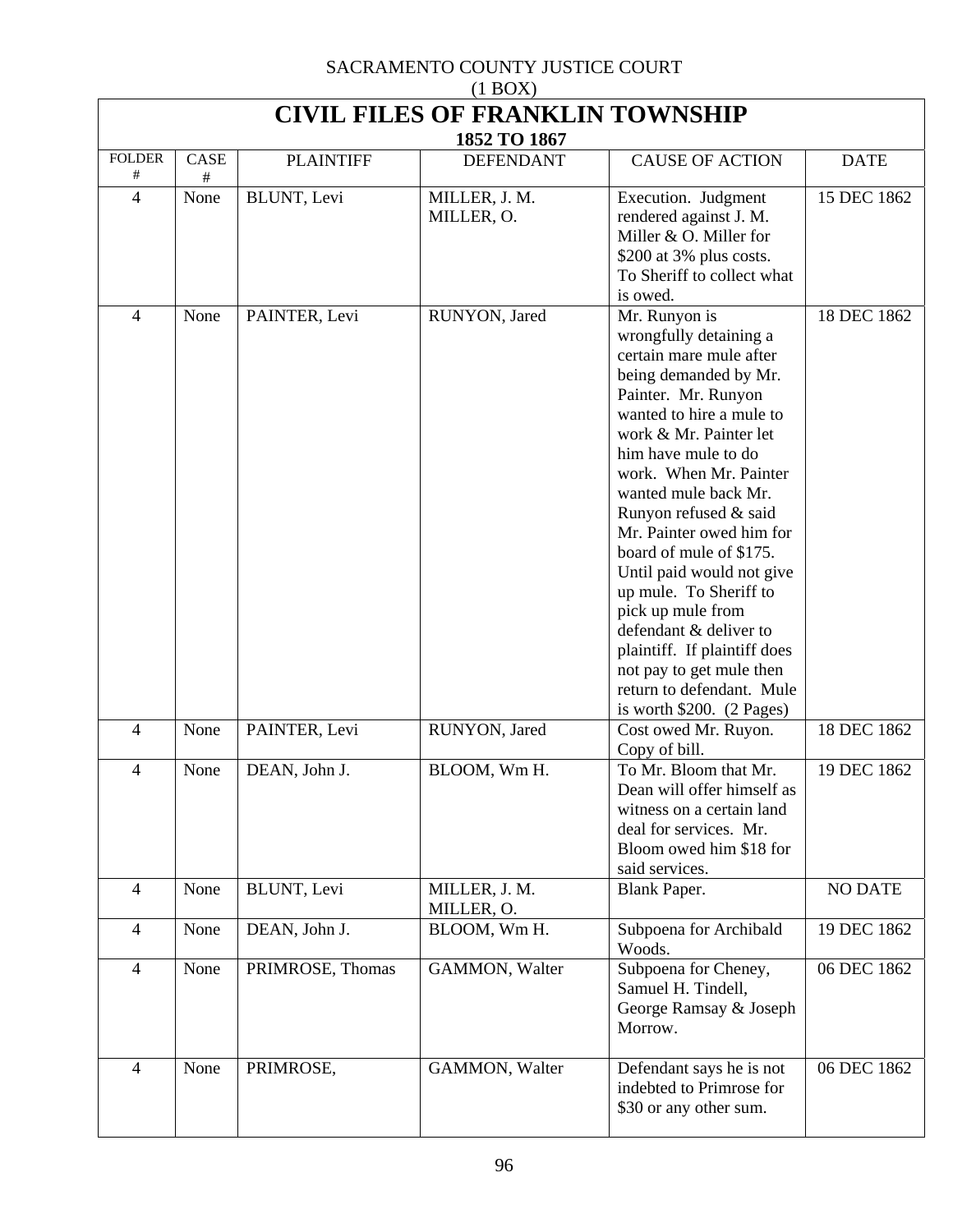SACRAMENTO COUNTY JUSTICE COURT
(1 BOX)

# CIVIL FILES OF FRANKLIN TOWNSHIP

### 1852 TO 1867

| FOLDER # | CASE # | PLAINTIFF | DEFENDANT | CAUSE OF ACTION | DATE |
|---|---|---|---|---|---|
| 4 | None | BLUNT, Levi | MILLER, J. M.<br>MILLER, O. | Execution. Judgment rendered against J. M. Miller & O. Miller for $200 at 3% plus costs. To Sheriff to collect what is owed. | 15 DEC 1862 |
| 4 | None | PAINTER, Levi | RUNYON, Jared | Mr. Runyon is wrongfully detaining a certain mare mule after being demanded by Mr. Painter. Mr. Runyon wanted to hire a mule to work & Mr. Painter let him have mule to do work. When Mr. Painter wanted mule back Mr. Runyon refused & said Mr. Painter owed him for board of mule of $175. Until paid would not give up mule. To Sheriff to pick up mule from defendant & deliver to plaintiff. If plaintiff does not pay to get mule then return to defendant. Mule is worth $200. (2 Pages) | 18 DEC 1862 |
| 4 | None | PAINTER, Levi | RUNYON, Jared | Cost owed Mr. Ruyon. Copy of bill. | 18 DEC 1862 |
| 4 | None | DEAN, John J. | BLOOM, Wm H. | To Mr. Bloom that Mr. Dean will offer himself as witness on a certain land deal for services. Mr. Bloom owed him $18 for said services. | 19 DEC 1862 |
| 4 | None | BLUNT, Levi | MILLER, J. M.<br>MILLER, O. | Blank Paper. | NO DATE |
| 4 | None | DEAN, John J. | BLOOM, Wm H. | Subpoena for Archibald Woods. | 19 DEC 1862 |
| 4 | None | PRIMROSE, Thomas | GAMMON, Walter | Subpoena for Cheney, Samuel H. Tindell, George Ramsay & Joseph Morrow. | 06 DEC 1862 |
| 4 | None | PRIMROSE, | GAMMON, Walter | Defendant says he is not indebted to Primrose for $30 or any other sum. | 06 DEC 1862 |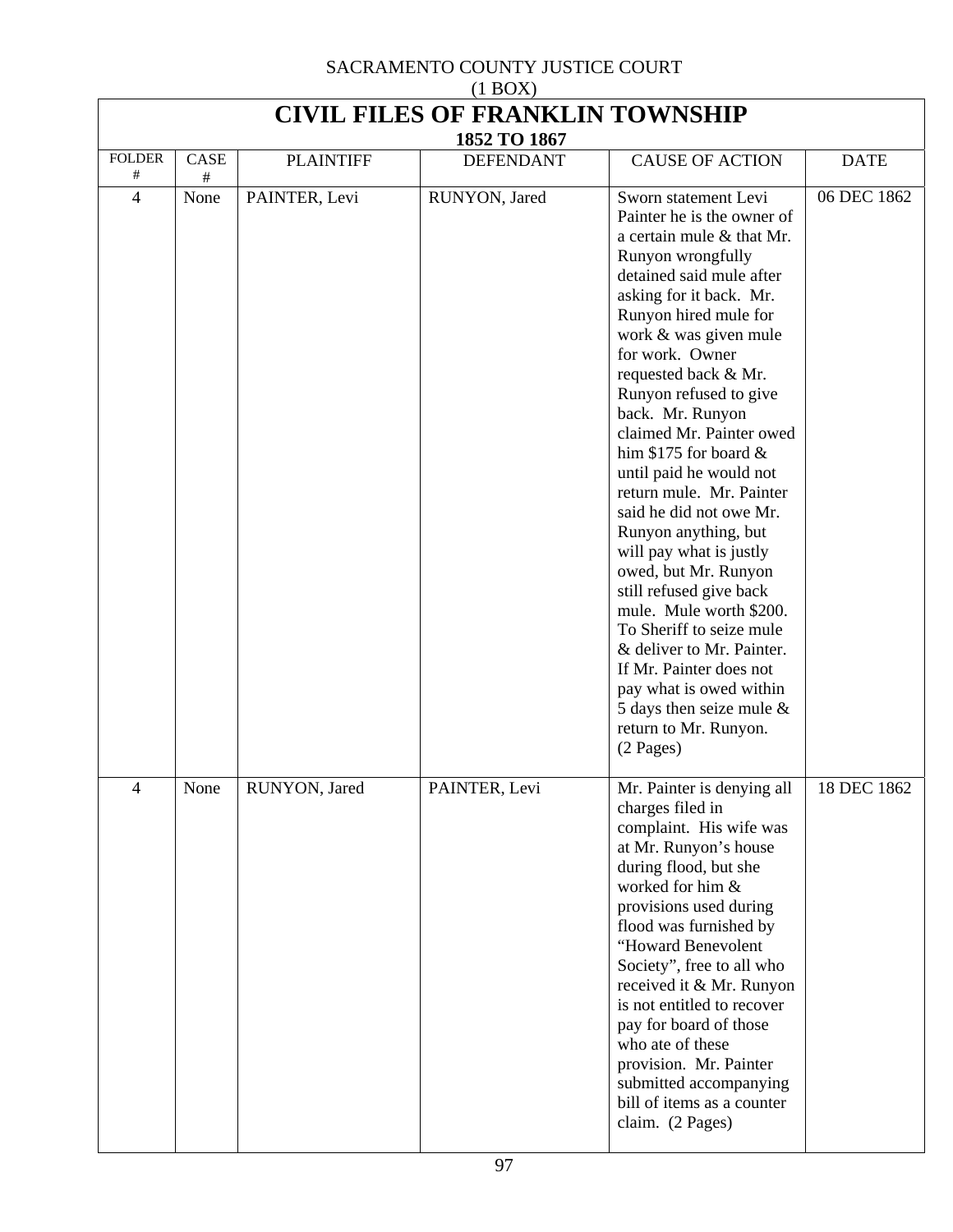SACRAMENTO COUNTY JUSTICE COURT
(1 BOX)

# CIVIL FILES OF FRANKLIN TOWNSHIP

**1852 TO 1867**

| FOLDER # | CASE # | PLAINTIFF | DEFENDANT | CAUSE OF ACTION | DATE |
|---|---|---|---|---|---|
| 4 | None | PAINTER, Levi | RUNYON, Jared | Sworn statement Levi Painter he is the owner of a certain mule & that Mr. Runyon wrongfully detained said mule after asking for it back. Mr. Runyon hired mule for work & was given mule for work. Owner requested back & Mr. Runyon refused to give back. Mr. Runyon claimed Mr. Painter owed him $175 for board & until paid he would not return mule. Mr. Painter said he did not owe Mr. Runyon anything, but will pay what is justly owed, but Mr. Runyon still refused give back mule. Mule worth $200. To Sheriff to seize mule & deliver to Mr. Painter. If Mr. Painter does not pay what is owed within 5 days then seize mule & return to Mr. Runyon. (2 Pages) | 06 DEC 1862 |
| 4 | None | RUNYON, Jared | PAINTER, Levi | Mr. Painter is denying all charges filed in complaint. His wife was at Mr. Runyon's house during flood, but she worked for him & provisions used during flood was furnished by "Howard Benevolent Society", free to all who received it & Mr. Runyon is not entitled to recover pay for board of those who ate of these provision. Mr. Painter submitted accompanying bill of items as a counter claim. (2 Pages) | 18 DEC 1862 |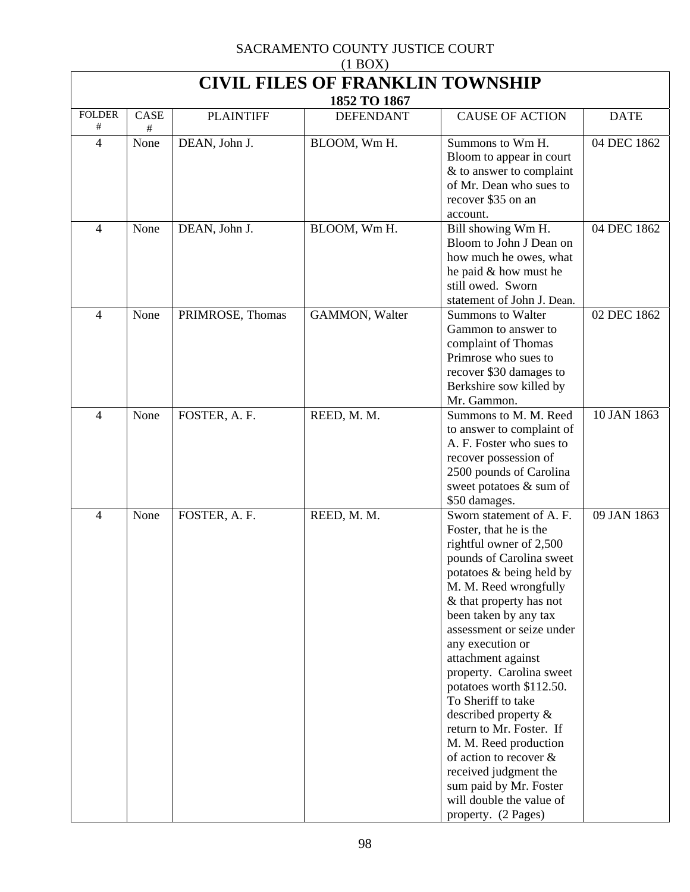SACRAMENTO COUNTY JUSTICE COURT

(1 BOX)

# CIVIL FILES OF FRANKLIN TOWNSHIP

## 1852 TO 1867

| FOLDER # | CASE # | PLAINTIFF | DEFENDANT | CAUSE OF ACTION | DATE |
|---|---|---|---|---|---|
| 4 | None | DEAN, John J. | BLOOM, Wm H. | Summons to Wm H. Bloom to appear in court & to answer to complaint of Mr. Dean who sues to recover $35 on an account. | 04 DEC 1862 |
| 4 | None | DEAN, John J. | BLOOM, Wm H. | Bill showing Wm H. Bloom to John J Dean on how much he owes, what he paid & how must he still owed. Sworn statement of John J. Dean. | 04 DEC 1862 |
| 4 | None | PRIMROSE, Thomas | GAMMON, Walter | Summons to Walter Gammon to answer to complaint of Thomas Primrose who sues to recover $30 damages to Berkshire sow killed by Mr. Gammon. | 02 DEC 1862 |
| 4 | None | FOSTER, A. F. | REED, M. M. | Summons to M. M. Reed to answer to complaint of A. F. Foster who sues to recover possession of 2500 pounds of Carolina sweet potatoes & sum of $50 damages. | 10 JAN 1863 |
| 4 | None | FOSTER, A. F. | REED, M. M. | Sworn statement of A. F. Foster, that he is the rightful owner of 2,500 pounds of Carolina sweet potatoes & being held by M. M. Reed wrongfully & that property has not been taken by any tax assessment or seize under any execution or attachment against property. Carolina sweet potatoes worth $112.50. To Sheriff to take described property & return to Mr. Foster. If M. M. Reed production of action to recover & received judgment the sum paid by Mr. Foster will double the value of property. (2 Pages) | 09 JAN 1863 |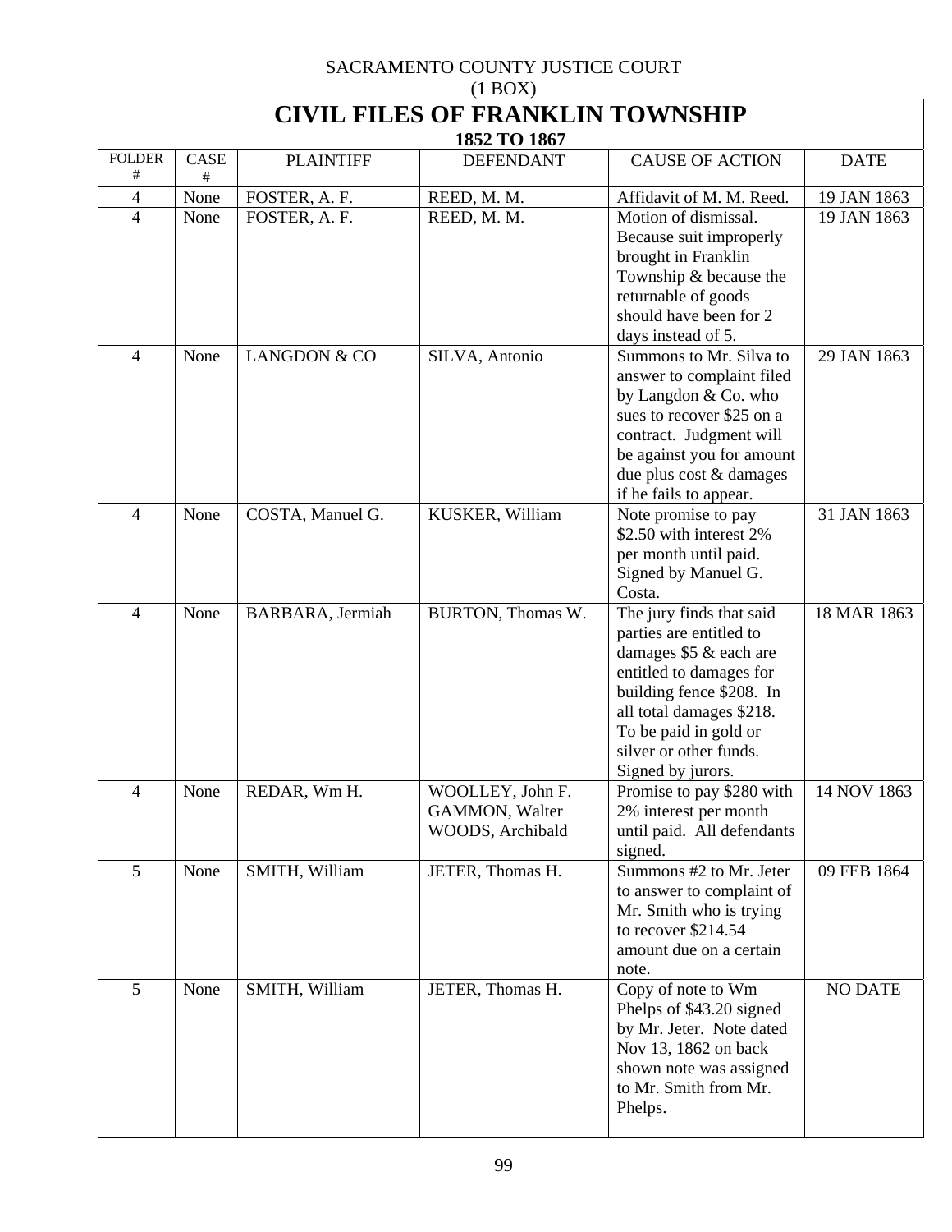SACRAMENTO COUNTY JUSTICE COURT
(1 BOX)

# CIVIL FILES OF FRANKLIN TOWNSHIP

## 1852 TO 1867

| FOLDER # | CASE # | PLAINTIFF | DEFENDANT | CAUSE OF ACTION | DATE |
|---|---|---|---|---|---|
| 4 | None | FOSTER, A. F. | REED, M. M. | Affidavit of M. M. Reed. | 19 JAN 1863 |
| 4 | None | FOSTER, A. F. | REED, M. M. | Motion of dismissal. Because suit improperly brought in Franklin Township & because the returnable of goods should have been for 2 days instead of 5. | 19 JAN 1863 |
| 4 | None | LANGDON & CO | SILVA, Antonio | Summons to Mr. Silva to answer to complaint filed by Langdon & Co. who sues to recover $25 on a contract. Judgment will be against you for amount due plus cost & damages if he fails to appear. | 29 JAN 1863 |
| 4 | None | COSTA, Manuel G. | KUSKER, William | Note promise to pay $2.50 with interest 2% per month until paid. Signed by Manuel G. Costa. | 31 JAN 1863 |
| 4 | None | BARBARA, Jermiah | BURTON, Thomas W. | The jury finds that said parties are entitled to damages $5 & each are entitled to damages for building fence $208. In all total damages $218. To be paid in gold or silver or other funds. Signed by jurors. | 18 MAR 1863 |
| 4 | None | REDAR, Wm H. | WOOLLEY, John F.<br>GAMMON, Walter<br>WOODS, Archibald | Promise to pay $280 with 2% interest per month until paid. All defendants signed. | 14 NOV 1863 |
| 5 | None | SMITH, William | JETER, Thomas H. | Summons #2 to Mr. Jeter to answer to complaint of Mr. Smith who is trying to recover $214.54 amount due on a certain note. | 09 FEB 1864 |
| 5 | None | SMITH, William | JETER, Thomas H. | Copy of note to Wm Phelps of $43.20 signed by Mr. Jeter. Note dated Nov 13, 1862 on back shown note was assigned to Mr. Smith from Mr. Phelps. | NO DATE |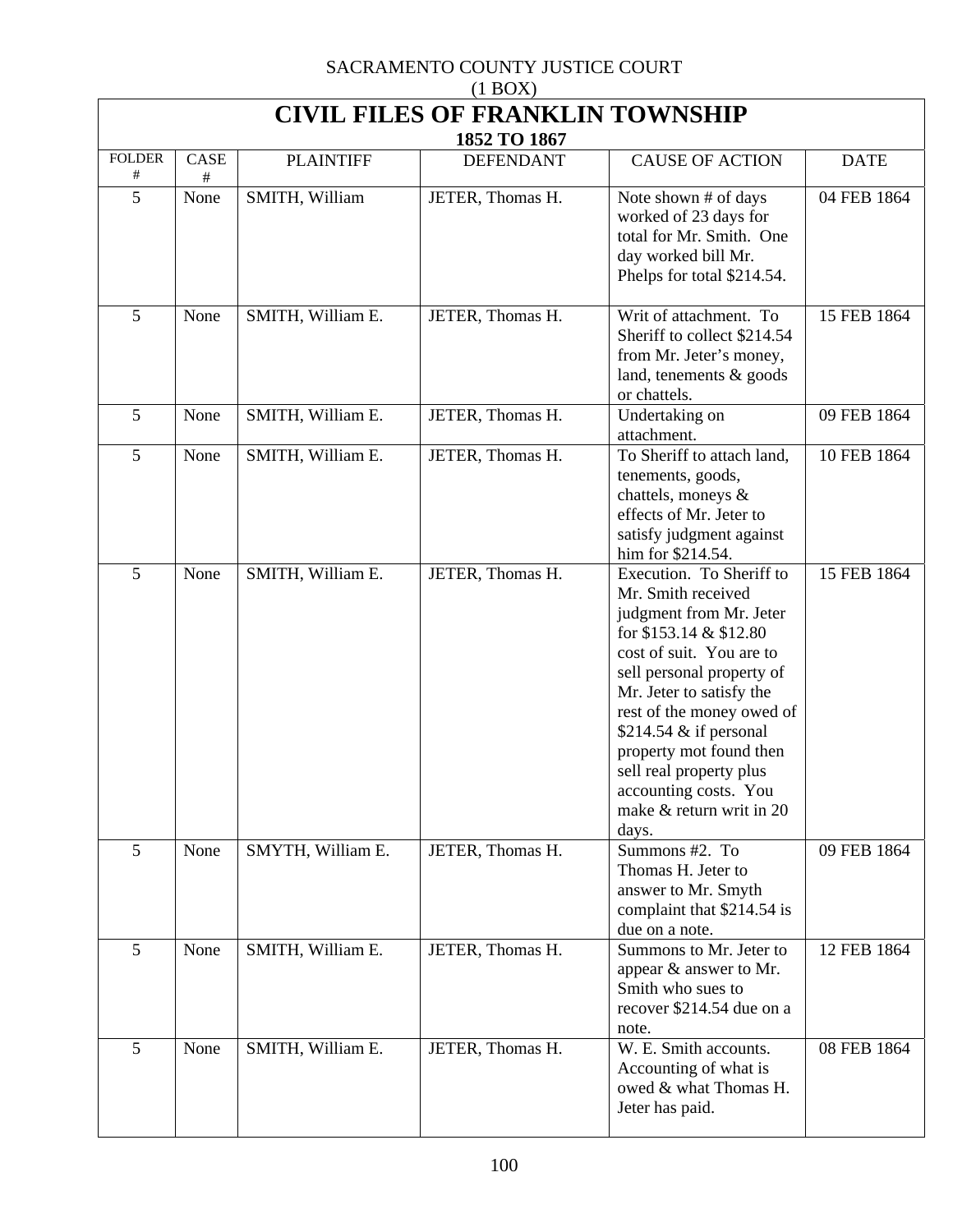SACRAMENTO COUNTY JUSTICE COURT
(1 BOX)

# CIVIL FILES OF FRANKLIN TOWNSHIP

## 1852 TO 1867

| FOLDER # | CASE # | PLAINTIFF | DEFENDANT | CAUSE OF ACTION | DATE |
|---|---|---|---|---|---|
| 5 | None | SMITH, William | JETER, Thomas H. | Note shown # of days worked of 23 days for total for Mr. Smith. One day worked bill Mr. Phelps for total $214.54. | 04 FEB 1864 |
| 5 | None | SMITH, William E. | JETER, Thomas H. | Writ of attachment. To Sheriff to collect $214.54 from Mr. Jeter's money, land, tenements & goods or chattels. | 15 FEB 1864 |
| 5 | None | SMITH, William E. | JETER, Thomas H. | Undertaking on attachment. | 09 FEB 1864 |
| 5 | None | SMITH, William E. | JETER, Thomas H. | To Sheriff to attach land, tenements, goods, chattels, moneys & effects of Mr. Jeter to satisfy judgment against him for $214.54. | 10 FEB 1864 |
| 5 | None | SMITH, William E. | JETER, Thomas H. | Execution. To Sheriff to Mr. Smith received judgment from Mr. Jeter for $153.14 & $12.80 cost of suit. You are to sell personal property of Mr. Jeter to satisfy the rest of the money owed of $214.54 & if personal property mot found then sell real property plus accounting costs. You make & return writ in 20 days. | 15 FEB 1864 |
| 5 | None | SMYTH, William E. | JETER, Thomas H. | Summons #2. To Thomas H. Jeter to answer to Mr. Smyth complaint that $214.54 is due on a note. | 09 FEB 1864 |
| 5 | None | SMITH, William E. | JETER, Thomas H. | Summons to Mr. Jeter to appear & answer to Mr. Smith who sues to recover $214.54 due on a note. | 12 FEB 1864 |
| 5 | None | SMITH, William E. | JETER, Thomas H. | W. E. Smith accounts. Accounting of what is owed & what Thomas H. Jeter has paid. | 08 FEB 1864 |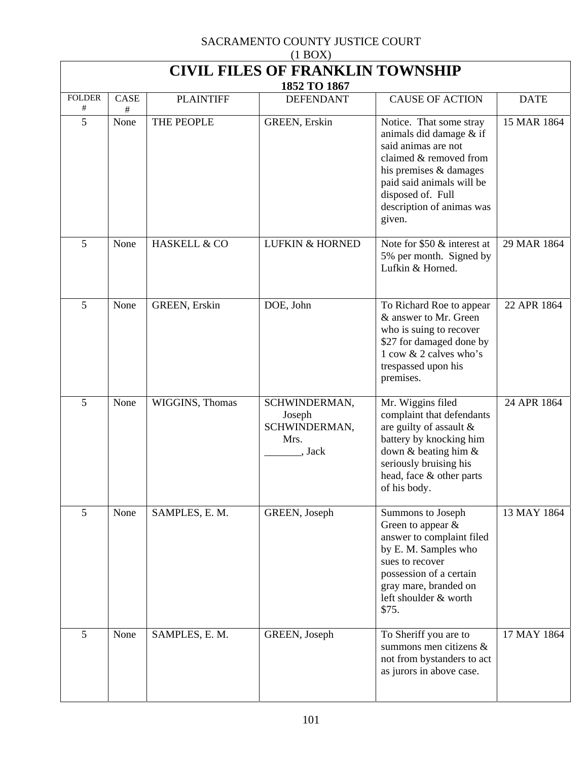SACRAMENTO COUNTY JUSTICE COURT
(1 BOX)

# CIVIL FILES OF FRANKLIN TOWNSHIP

## 1852 TO 1867

| FOLDER # | CASE # | PLAINTIFF | DEFENDANT | CAUSE OF ACTION | DATE |
|---|---|---|---|---|---|
| 5 | None | THE PEOPLE | GREEN, Erskin | Notice. That some stray animals did damage & if said animas are not claimed & removed from his premises & damages paid said animals will be disposed of. Full description of animas was given. | 15 MAR 1864 |
| 5 | None | HASKELL & CO | LUFKIN & HORNED | Note for $50 & interest at 5% per month. Signed by Lufkin & Horned. | 29 MAR 1864 |
| 5 | None | GREEN, Erskin | DOE, John | To Richard Roe to appear & answer to Mr. Green who is suing to recover $27 for damaged done by 1 cow & 2 calves who's trespassed upon his premises. | 22 APR 1864 |
| 5 | None | WIGGINS, Thomas | SCHWINDERMAN, Joseph<br>SCHWINDERMAN, Mrs.<br>_______, Jack | Mr. Wiggins filed complaint that defendants are guilty of assault & battery by knocking him down & beating him & seriously bruising his head, face & other parts of his body. | 24 APR 1864 |
| 5 | None | SAMPLES, E. M. | GREEN, Joseph | Summons to Joseph Green to appear & answer to complaint filed by E. M. Samples who sues to recover possession of a certain gray mare, branded on left shoulder & worth $75. | 13 MAY 1864 |
| 5 | None | SAMPLES, E. M. | GREEN, Joseph | To Sheriff you are to summons men citizens & not from bystanders to act as jurors in above case. | 17 MAY 1864 |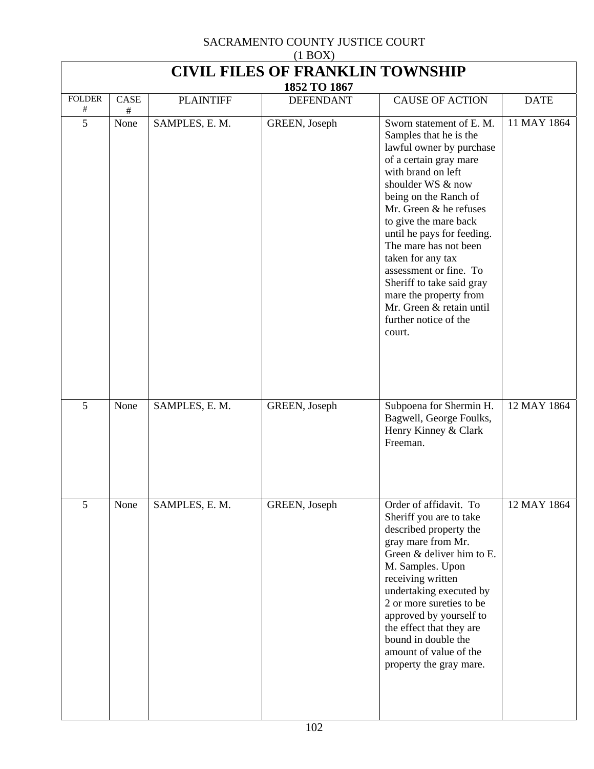SACRAMENTO COUNTY JUSTICE COURT
(1 BOX)

# CIVIL FILES OF FRANKLIN TOWNSHIP
### 1852 TO 1867

| FOLDER # | CASE # | PLAINTIFF | DEFENDANT | CAUSE OF ACTION | DATE |
|---|---|---|---|---|---|
| 5 | None | SAMPLES, E. M. | GREEN, Joseph | Sworn statement of E. M. Samples that he is the lawful owner by purchase of a certain gray mare with brand on left shoulder WS & now being on the Ranch of Mr. Green & he refuses to give the mare back until he pays for feeding. The mare has not been taken for any tax assessment or fine. To Sheriff to take said gray mare the property from Mr. Green & retain until further notice of the court. | 11 MAY 1864 |
| 5 | None | SAMPLES, E. M. | GREEN, Joseph | Subpoena for Shermin H. Bagwell, George Foulks, Henry Kinney & Clark Freeman. | 12 MAY 1864 |
| 5 | None | SAMPLES, E. M. | GREEN, Joseph | Order of affidavit. To Sheriff you are to take described property the gray mare from Mr. Green & deliver him to E. M. Samples. Upon receiving written undertaking executed by 2 or more sureties to be approved by yourself to the effect that they are bound in double the amount of value of the property the gray mare. | 12 MAY 1864 |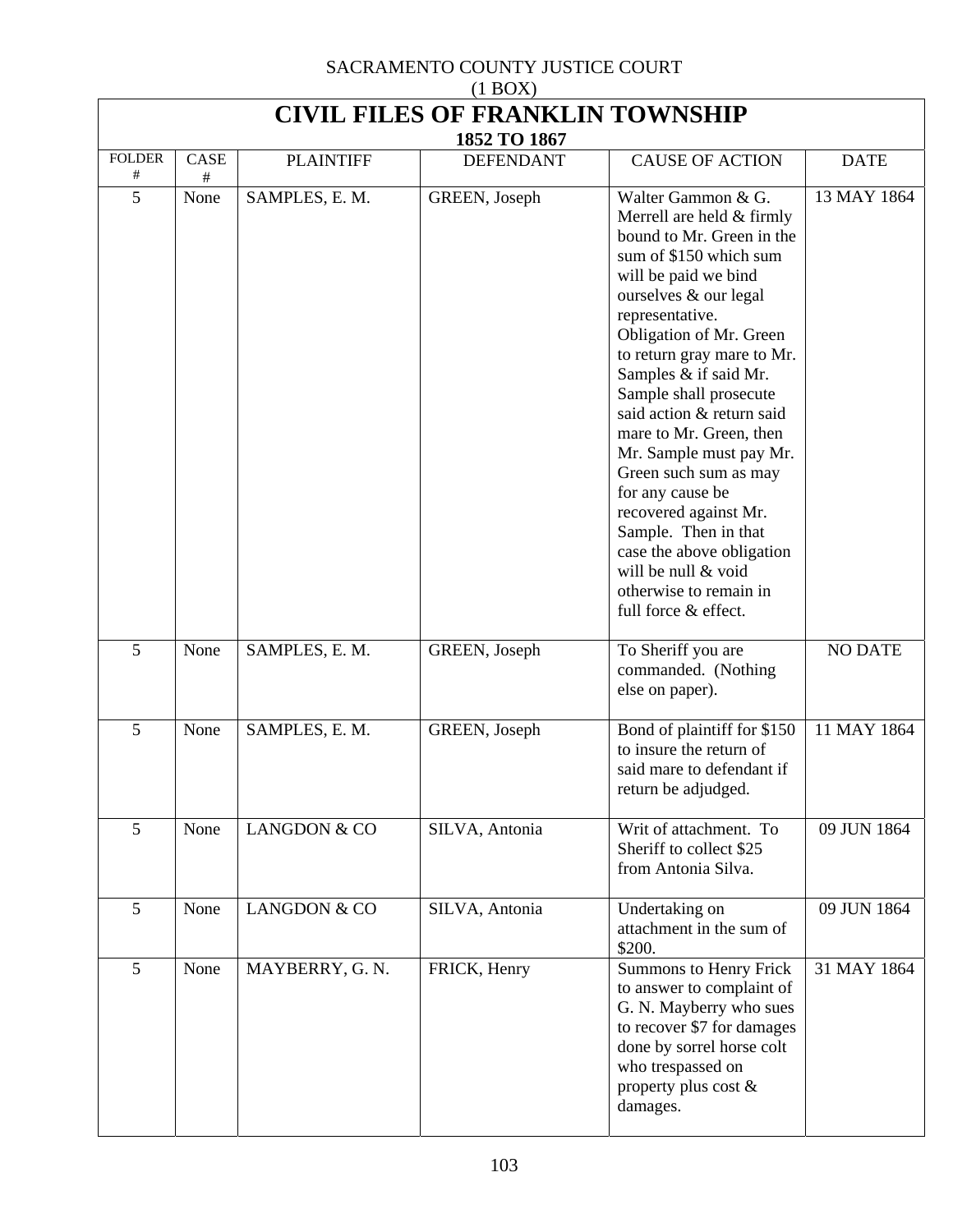SACRAMENTO COUNTY JUSTICE COURT
(1 BOX)

# CIVIL FILES OF FRANKLIN TOWNSHIP

## 1852 TO 1867

| FOLDER # | CASE # | PLAINTIFF | DEFENDANT | CAUSE OF ACTION | DATE |
|---|---|---|---|---|---|
| 5 | None | SAMPLES, E. M. | GREEN, Joseph | Walter Gammon & G. Merrell are held & firmly bound to Mr. Green in the sum of $150 which sum will be paid we bind ourselves & our legal representative. Obligation of Mr. Green to return gray mare to Mr. Samples & if said Mr. Sample shall prosecute said action & return said mare to Mr. Green, then Mr. Sample must pay Mr. Green such sum as may for any cause be recovered against Mr. Sample. Then in that case the above obligation will be null & void otherwise to remain in full force & effect. | 13 MAY 1864 |
| 5 | None | SAMPLES, E. M. | GREEN, Joseph | To Sheriff you are commanded. (Nothing else on paper). | NO DATE |
| 5 | None | SAMPLES, E. M. | GREEN, Joseph | Bond of plaintiff for $150 to insure the return of said mare to defendant if return be adjudged. | 11 MAY 1864 |
| 5 | None | LANGDON & CO | SILVA, Antonia | Writ of attachment. To Sheriff to collect $25 from Antonia Silva. | 09 JUN 1864 |
| 5 | None | LANGDON & CO | SILVA, Antonia | Undertaking on attachment in the sum of $200. | 09 JUN 1864 |
| 5 | None | MAYBERRY, G. N. | FRICK, Henry | Summons to Henry Frick to answer to complaint of G. N. Mayberry who sues to recover $7 for damages done by sorrel horse colt who trespassed on property plus cost & damages. | 31 MAY 1864 |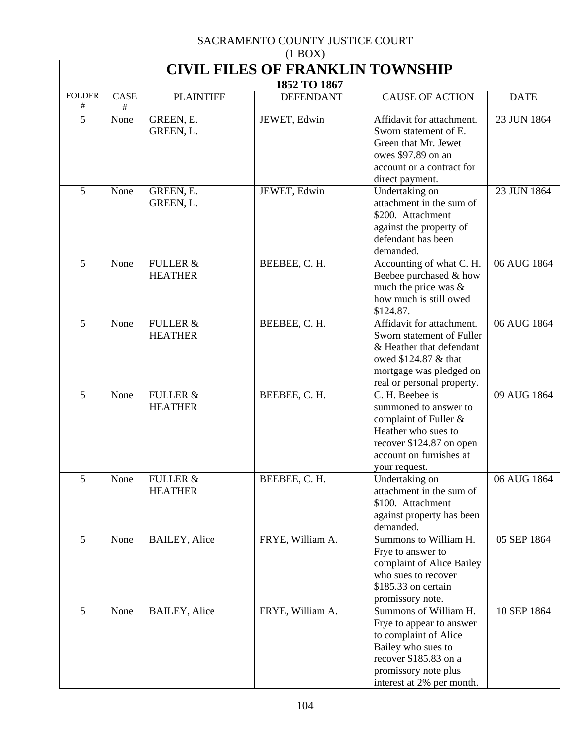SACRAMENTO COUNTY JUSTICE COURT
(1 BOX)

# CIVIL FILES OF FRANKLIN TOWNSHIP

### 1852 TO 1867

| FOLDER # | CASE # | PLAINTIFF | DEFENDANT | CAUSE OF ACTION | DATE |
|---|---|---|---|---|---|
| 5 | None | GREEN, E.<br>GREEN, L. | JEWET, Edwin | Affidavit for attachment. Sworn statement of E. Green that Mr. Jewet owes $97.89 on an account or a contract for direct payment. | 23 JUN 1864 |
| 5 | None | GREEN, E.<br>GREEN, L. | JEWET, Edwin | Undertaking on attachment in the sum of $200. Attachment against the property of defendant has been demanded. | 23 JUN 1864 |
| 5 | None | FULLER & HEATHER | BEEBEE, C. H. | Accounting of what C. H. Beebee purchased & how much the price was & how much is still owed $124.87. | 06 AUG 1864 |
| 5 | None | FULLER & HEATHER | BEEBEE, C. H. | Affidavit for attachment. Sworn statement of Fuller & Heather that defendant owed $124.87 & that mortgage was pledged on real or personal property. | 06 AUG 1864 |
| 5 | None | FULLER & HEATHER | BEEBEE, C. H. | C. H. Beebee is summoned to answer to complaint of Fuller & Heather who sues to recover $124.87 on open account on furnishes at your request. | 09 AUG 1864 |
| 5 | None | FULLER & HEATHER | BEEBEE, C. H. | Undertaking on attachment in the sum of $100. Attachment against property has been demanded. | 06 AUG 1864 |
| 5 | None | BAILEY, Alice | FRYE, William A. | Summons to William H. Frye to answer to complaint of Alice Bailey who sues to recover $185.33 on certain promissory note. | 05 SEP 1864 |
| 5 | None | BAILEY, Alice | FRYE, William A. | Summons of William H. Frye to appear to answer to complaint of Alice Bailey who sues to recover $185.83 on a promissory note plus interest at 2% per month. | 10 SEP 1864 |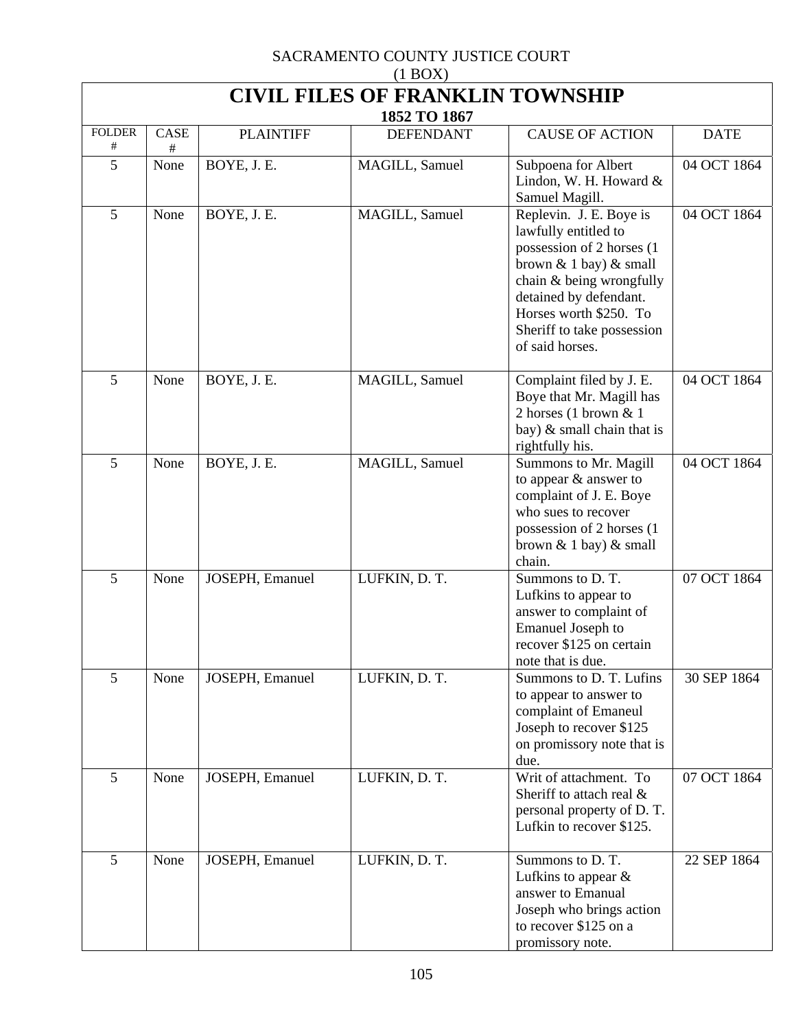SACRAMENTO COUNTY JUSTICE COURT
(1 BOX)

# CIVIL FILES OF FRANKLIN TOWNSHIP

## 1852 TO 1867

| FOLDER # | CASE # | PLAINTIFF | DEFENDANT | CAUSE OF ACTION | DATE |
|---|---|---|---|---|---|
| 5 | None | BOYE, J. E. | MAGILL, Samuel | Subpoena for Albert Lindon, W. H. Howard & Samuel Magill. | 04 OCT 1864 |
| 5 | None | BOYE, J. E. | MAGILL, Samuel | Replevin. J. E. Boye is lawfully entitled to possession of 2 horses (1 brown & 1 bay) & small chain & being wrongfully detained by defendant. Horses worth $250. To Sheriff to take possession of said horses. | 04 OCT 1864 |
| 5 | None | BOYE, J. E. | MAGILL, Samuel | Complaint filed by J. E. Boye that Mr. Magill has 2 horses (1 brown & 1 bay) & small chain that is rightfully his. | 04 OCT 1864 |
| 5 | None | BOYE, J. E. | MAGILL, Samuel | Summons to Mr. Magill to appear & answer to complaint of J. E. Boye who sues to recover possession of 2 horses (1 brown & 1 bay) & small chain. | 04 OCT 1864 |
| 5 | None | JOSEPH, Emanuel | LUFKIN, D. T. | Summons to D. T. Lufkins to appear to answer to complaint of Emanuel Joseph to recover $125 on certain note that is due. | 07 OCT 1864 |
| 5 | None | JOSEPH, Emanuel | LUFKIN, D. T. | Summons to D. T. Lufins to appear to answer to complaint of Emaneul Joseph to recover $125 on promissory note that is due. | 30 SEP 1864 |
| 5 | None | JOSEPH, Emanuel | LUFKIN, D. T. | Writ of attachment. To Sheriff to attach real & personal property of D. T. Lufkin to recover $125. | 07 OCT 1864 |
| 5 | None | JOSEPH, Emanuel | LUFKIN, D. T. | Summons to D. T. Lufkins to appear & answer to Emanual Joseph who brings action to recover $125 on a promissory note. | 22 SEP 1864 |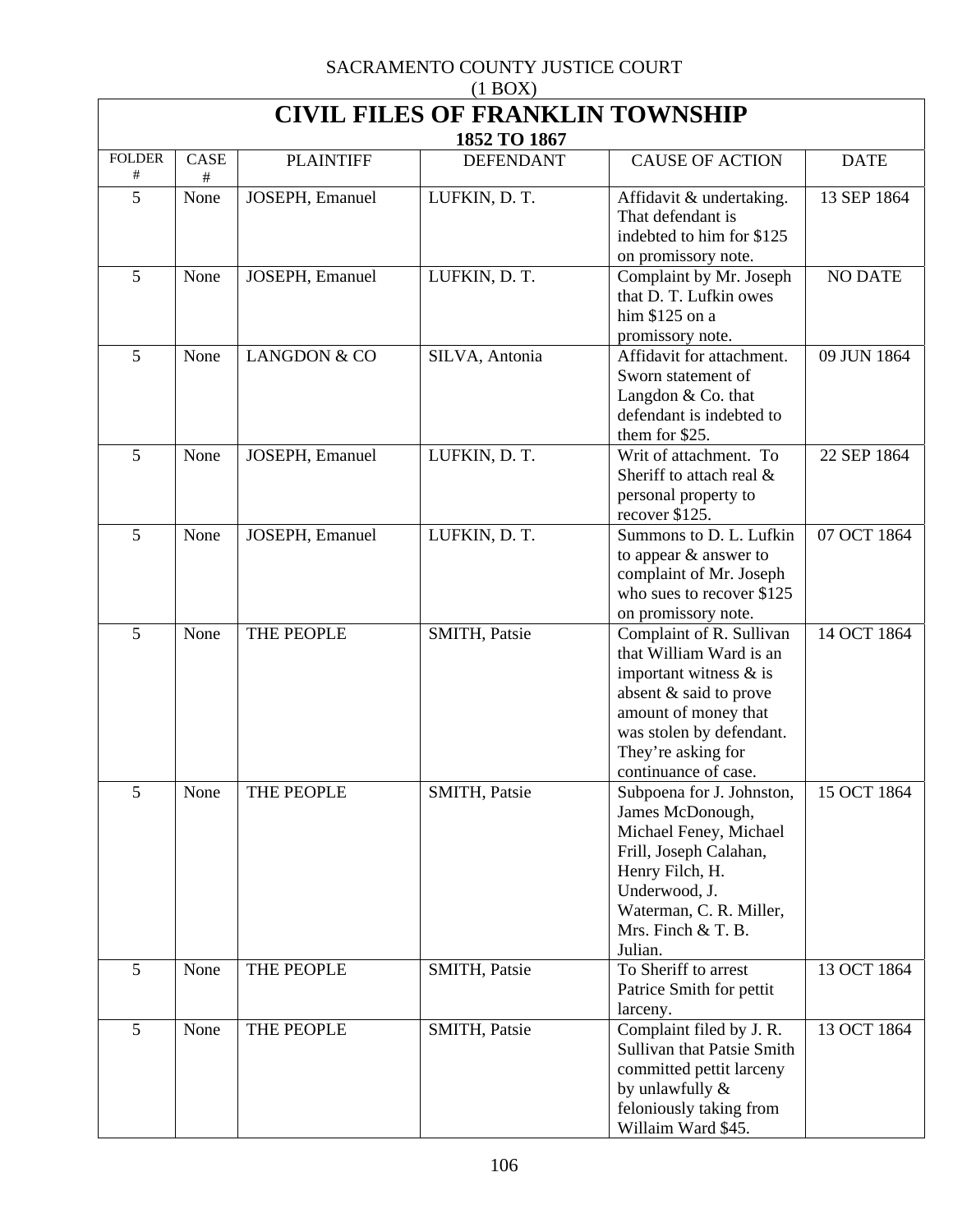SACRAMENTO COUNTY JUSTICE COURT
(1 BOX)

# CIVIL FILES OF FRANKLIN TOWNSHIP

## 1852 TO 1867

| FOLDER # | CASE # | PLAINTIFF | DEFENDANT | CAUSE OF ACTION | DATE |
|---|---|---|---|---|---|
| 5 | None | JOSEPH, Emanuel | LUFKIN, D. T. | Affidavit & undertaking. That defendant is indebted to him for $125 on promissory note. | 13 SEP 1864 |
| 5 | None | JOSEPH, Emanuel | LUFKIN, D. T. | Complaint by Mr. Joseph that D. T. Lufkin owes him $125 on a promissory note. | NO DATE |
| 5 | None | LANGDON & CO | SILVA, Antonia | Affidavit for attachment. Sworn statement of Langdon & Co. that defendant is indebted to them for $25. | 09 JUN 1864 |
| 5 | None | JOSEPH, Emanuel | LUFKIN, D. T. | Writ of attachment. To Sheriff to attach real & personal property to recover $125. | 22 SEP 1864 |
| 5 | None | JOSEPH, Emanuel | LUFKIN, D. T. | Summons to D. L. Lufkin to appear & answer to complaint of Mr. Joseph who sues to recover $125 on promissory note. | 07 OCT 1864 |
| 5 | None | THE PEOPLE | SMITH, Patsie | Complaint of R. Sullivan that William Ward is an important witness & is absent & said to prove amount of money that was stolen by defendant. They're asking for continuance of case. | 14 OCT 1864 |
| 5 | None | THE PEOPLE | SMITH, Patsie | Subpoena for J. Johnston, James McDonough, Michael Feney, Michael Frill, Joseph Calahan, Henry Filch, H. Underwood, J. Waterman, C. R. Miller, Mrs. Finch & T. B. Julian. | 15 OCT 1864 |
| 5 | None | THE PEOPLE | SMITH, Patsie | To Sheriff to arrest Patrice Smith for pettit larceny. | 13 OCT 1864 |
| 5 | None | THE PEOPLE | SMITH, Patsie | Complaint filed by J. R. Sullivan that Patsie Smith committed pettit larceny by unlawfully & feloniously taking from Willaim Ward $45. | 13 OCT 1864 |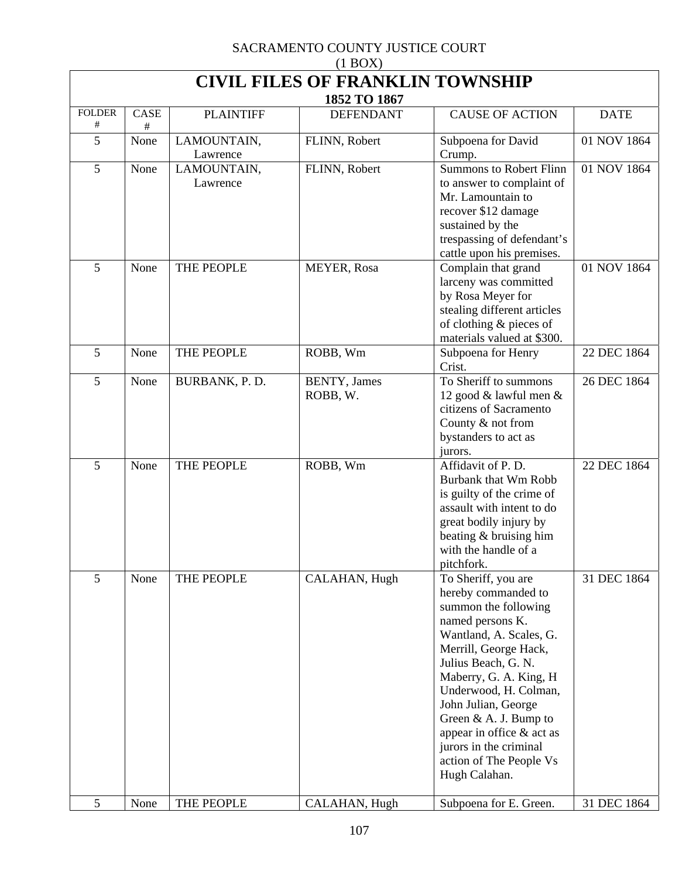SACRAMENTO COUNTY JUSTICE COURT
(1 BOX)

# CIVIL FILES OF FRANKLIN TOWNSHIP

## 1852 TO 1867

| FOLDER # | CASE # | PLAINTIFF | DEFENDANT | CAUSE OF ACTION | DATE |
|---|---|---|---|---|---|
| 5 | None | LAMOUNTAIN, Lawrence | FLINN, Robert | Subpoena for David Crump. | 01 NOV 1864 |
| 5 | None | LAMOUNTAIN, Lawrence | FLINN, Robert | Summons to Robert Flinn to answer to complaint of Mr. Lamountain to recover $12 damage sustained by the trespassing of defendant's cattle upon his premises. | 01 NOV 1864 |
| 5 | None | THE PEOPLE | MEYER, Rosa | Complain that grand larceny was committed by Rosa Meyer for stealing different articles of clothing & pieces of materials valued at $300. | 01 NOV 1864 |
| 5 | None | THE PEOPLE | ROBB, Wm | Subpoena for Henry Crist. | 22 DEC 1864 |
| 5 | None | BURBANK, P. D. | BENTY, James<br>ROBB, W. | To Sheriff to summons 12 good & lawful men & citizens of Sacramento County & not from bystanders to act as jurors. | 26 DEC 1864 |
| 5 | None | THE PEOPLE | ROBB, Wm | Affidavit of P. D. Burbank that Wm Robb is guilty of the crime of assault with intent to do great bodily injury by beating & bruising him with the handle of a pitchfork. | 22 DEC 1864 |
| 5 | None | THE PEOPLE | CALAHAN, Hugh | To Sheriff, you are hereby commanded to summon the following named persons K. Wantland, A. Scales, G. Merrill, George Hack, Julius Beach, G. N. Maberry, G. A. King, H Underwood, H. Colman, John Julian, George Green & A. J. Bump to appear in office & act as jurors in the criminal action of The People Vs Hugh Calahan. | 31 DEC 1864 |
| 5 | None | THE PEOPLE | CALAHAN, Hugh | Subpoena for E. Green. | 31 DEC 1864 |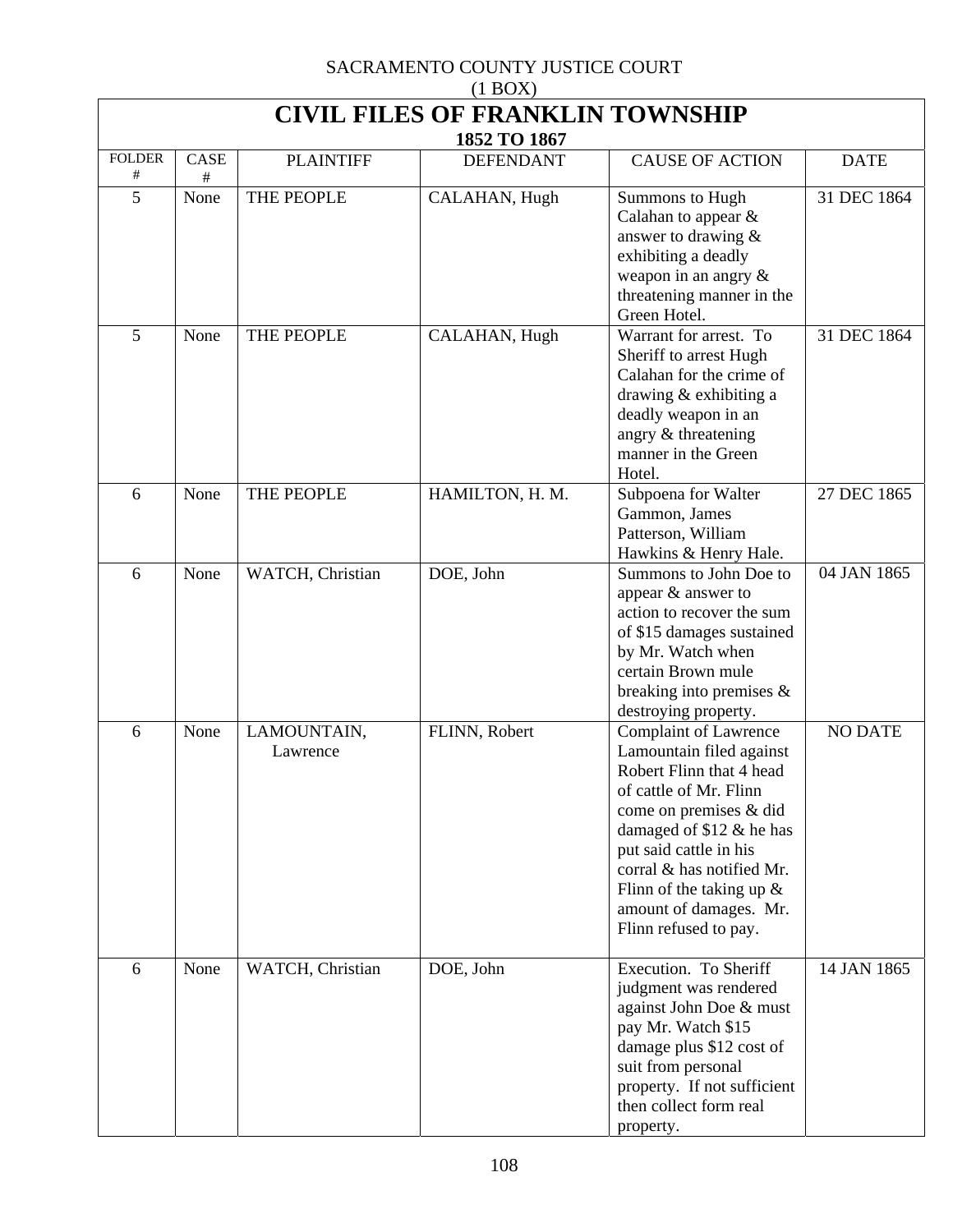SACRAMENTO COUNTY JUSTICE COURT
(1 BOX)

# CIVIL FILES OF FRANKLIN TOWNSHIP

## 1852 TO 1867

| FOLDER # | CASE # | PLAINTIFF | DEFENDANT | CAUSE OF ACTION | DATE |
|---|---|---|---|---|---|
| 5 | None | THE PEOPLE | CALAHAN, Hugh | Summons to Hugh Calahan to appear & answer to drawing & exhibiting a deadly weapon in an angry & threatening manner in the Green Hotel. | 31 DEC 1864 |
| 5 | None | THE PEOPLE | CALAHAN, Hugh | Warrant for arrest. To Sheriff to arrest Hugh Calahan for the crime of drawing & exhibiting a deadly weapon in an angry & threatening manner in the Green Hotel. | 31 DEC 1864 |
| 6 | None | THE PEOPLE | HAMILTON, H. M. | Subpoena for Walter Gammon, James Patterson, William Hawkins & Henry Hale. | 27 DEC 1865 |
| 6 | None | WATCH, Christian | DOE, John | Summons to John Doe to appear & answer to action to recover the sum of $15 damages sustained by Mr. Watch when certain Brown mule breaking into premises & destroying property. | 04 JAN 1865 |
| 6 | None | LAMOUNTAIN, Lawrence | FLINN, Robert | Complaint of Lawrence Lamountain filed against Robert Flinn that 4 head of cattle of Mr. Flinn come on premises & did damaged of $12 & he has put said cattle in his corral & has notified Mr. Flinn of the taking up & amount of damages. Mr. Flinn refused to pay. | NO DATE |
| 6 | None | WATCH, Christian | DOE, John | Execution. To Sheriff judgment was rendered against John Doe & must pay Mr. Watch $15 damage plus $12 cost of suit from personal property. If not sufficient then collect form real property. | 14 JAN 1865 |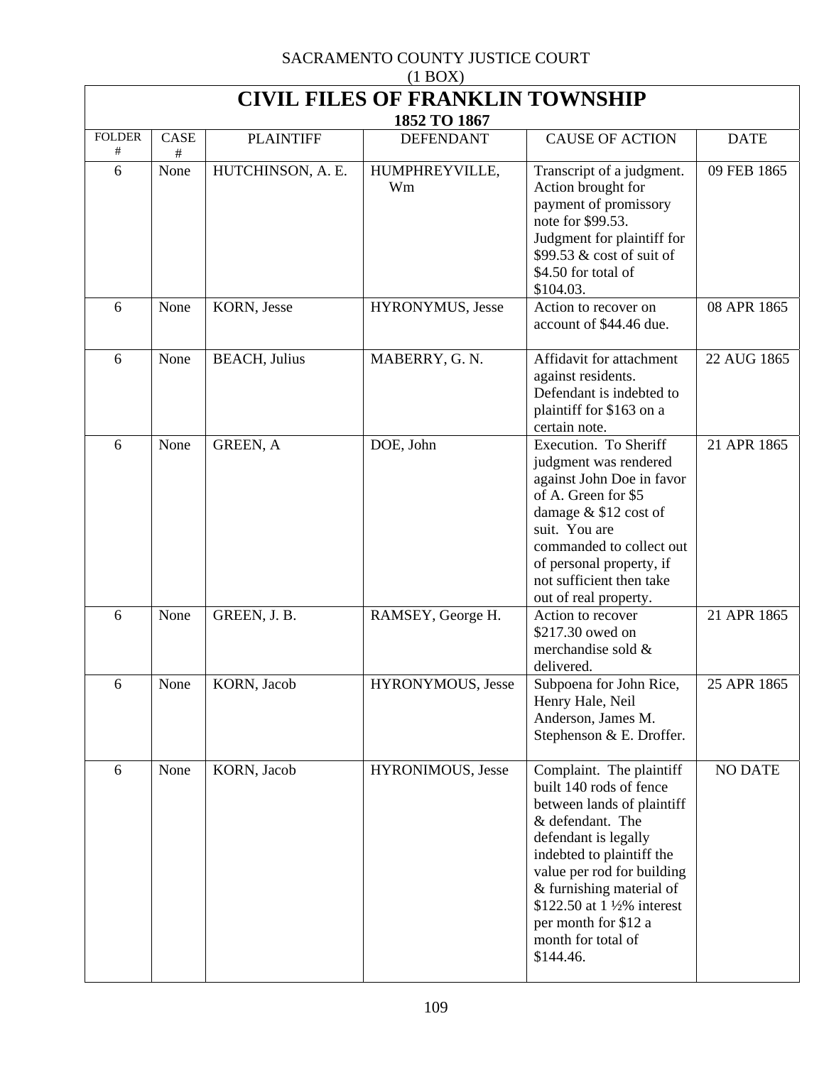SACRAMENTO COUNTY JUSTICE COURT
(1 BOX)

# CIVIL FILES OF FRANKLIN TOWNSHIP

## 1852 TO 1867

| FOLDER # | CASE # | PLAINTIFF | DEFENDANT | CAUSE OF ACTION | DATE |
|---|---|---|---|---|---|
| 6 | None | HUTCHINSON, A. E. | HUMPHREYVILLE, Wm | Transcript of a judgment. Action brought for payment of promissory note for $99.53. Judgment for plaintiff for $99.53 & cost of suit of $4.50 for total of $104.03. | 09 FEB 1865 |
| 6 | None | KORN, Jesse | HYRONYMUS, Jesse | Action to recover on account of $44.46 due. | 08 APR 1865 |
| 6 | None | BEACH, Julius | MABERRY, G. N. | Affidavit for attachment against residents. Defendant is indebted to plaintiff for $163 on a certain note. | 22 AUG 1865 |
| 6 | None | GREEN, A | DOE, John | Execution. To Sheriff judgment was rendered against John Doe in favor of A. Green for $5 damage & $12 cost of suit. You are commanded to collect out of personal property, if not sufficient then take out of real property. | 21 APR 1865 |
| 6 | None | GREEN, J. B. | RAMSEY, George H. | Action to recover $217.30 owed on merchandise sold & delivered. | 21 APR 1865 |
| 6 | None | KORN, Jacob | HYRONYMOUS, Jesse | Subpoena for John Rice, Henry Hale, Neil Anderson, James M. Stephenson & E. Droffer. | 25 APR 1865 |
| 6 | None | KORN, Jacob | HYRONIMOUS, Jesse | Complaint. The plaintiff built 140 rods of fence between lands of plaintiff & defendant. The defendant is legally indebted to plaintiff the value per rod for building & furnishing material of $122.50 at 1 ½% interest per month for $12 a month for total of $144.46. | NO DATE |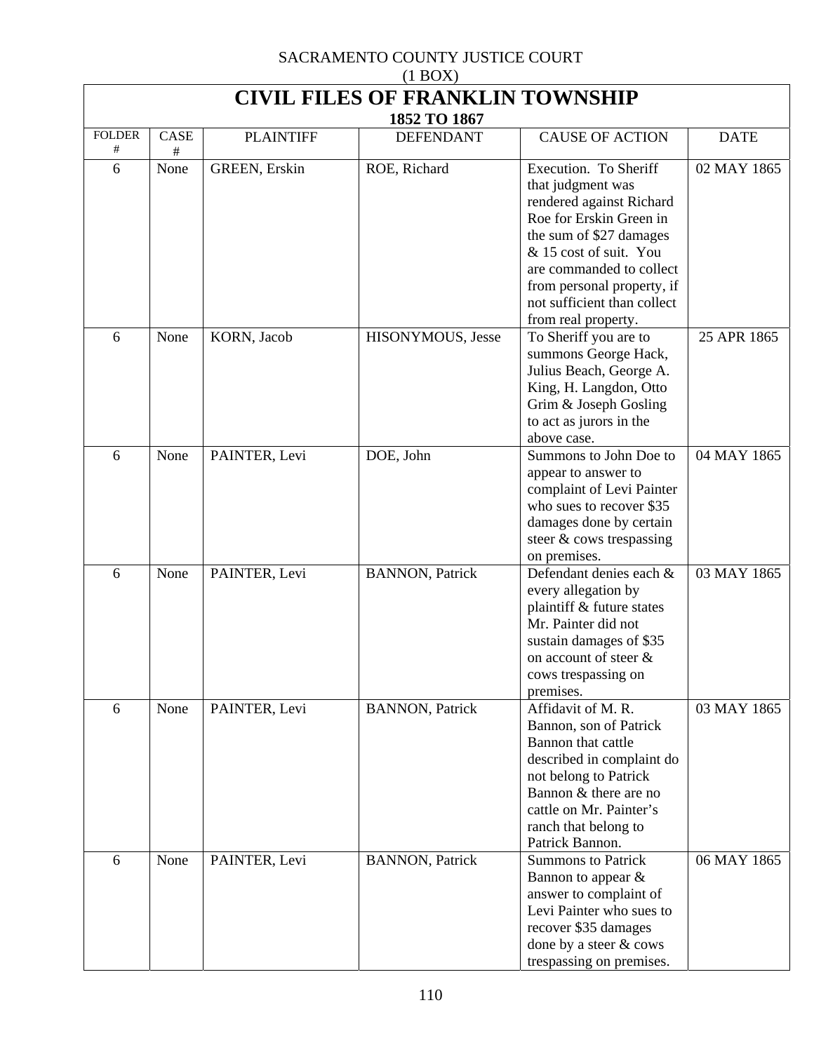SACRAMENTO COUNTY JUSTICE COURT
(1 BOX)

# CIVIL FILES OF FRANKLIN TOWNSHIP

## 1852 TO 1867

| FOLDER # | CASE # | PLAINTIFF | DEFENDANT | CAUSE OF ACTION | DATE |
|---|---|---|---|---|---|
| 6 | None | GREEN, Erskin | ROE, Richard | Execution. To Sheriff that judgment was rendered against Richard Roe for Erskin Green in the sum of $27 damages & 15 cost of suit. You are commanded to collect from personal property, if not sufficient than collect from real property. | 02 MAY 1865 |
| 6 | None | KORN, Jacob | HISONYMOUS, Jesse | To Sheriff you are to summons George Hack, Julius Beach, George A. King, H. Langdon, Otto Grim & Joseph Gosling to act as jurors in the above case. | 25 APR 1865 |
| 6 | None | PAINTER, Levi | DOE, John | Summons to John Doe to appear to answer to complaint of Levi Painter who sues to recover $35 damages done by certain steer & cows trespassing on premises. | 04 MAY 1865 |
| 6 | None | PAINTER, Levi | BANNON, Patrick | Defendant denies each & every allegation by plaintiff & future states Mr. Painter did not sustain damages of $35 on account of steer & cows trespassing on premises. | 03 MAY 1865 |
| 6 | None | PAINTER, Levi | BANNON, Patrick | Affidavit of M. R. Bannon, son of Patrick Bannon that cattle described in complaint do not belong to Patrick Bannon & there are no cattle on Mr. Painter's ranch that belong to Patrick Bannon. | 03 MAY 1865 |
| 6 | None | PAINTER, Levi | BANNON, Patrick | Summons to Patrick Bannon to appear & answer to complaint of Levi Painter who sues to recover $35 damages done by a steer & cows trespassing on premises. | 06 MAY 1865 |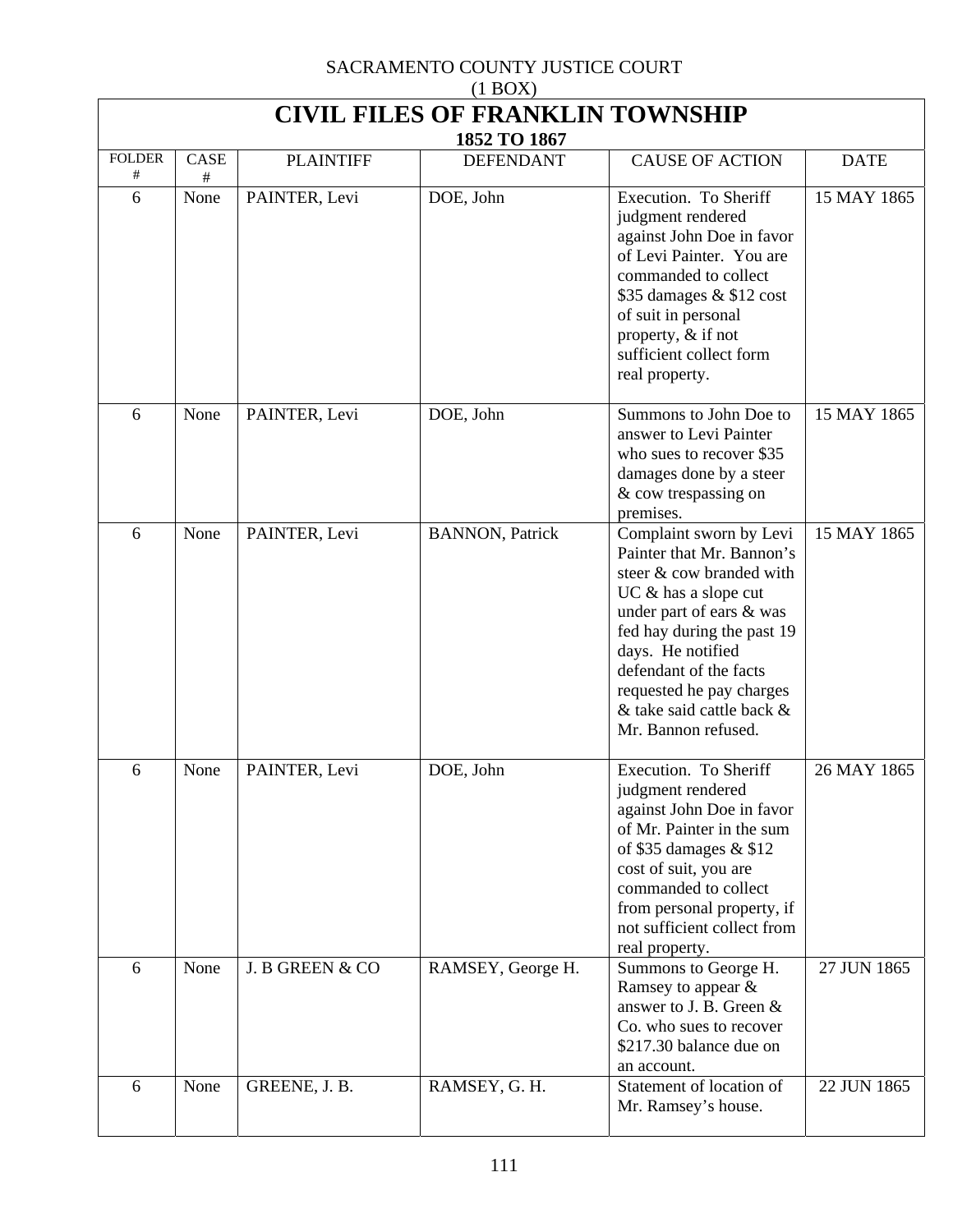SACRAMENTO COUNTY JUSTICE COURT
(1 BOX)

# CIVIL FILES OF FRANKLIN TOWNSHIP

## 1852 TO 1867

| FOLDER # | CASE # | PLAINTIFF | DEFENDANT | CAUSE OF ACTION | DATE |
|---|---|---|---|---|---|
| 6 | None | PAINTER, Levi | DOE, John | Execution. To Sheriff judgment rendered against John Doe in favor of Levi Painter. You are commanded to collect $35 damages & $12 cost of suit in personal property, & if not sufficient collect form real property. | 15 MAY 1865 |
| 6 | None | PAINTER, Levi | DOE, John | Summons to John Doe to answer to Levi Painter who sues to recover $35 damages done by a steer & cow trespassing on premises. | 15 MAY 1865 |
| 6 | None | PAINTER, Levi | BANNON, Patrick | Complaint sworn by Levi Painter that Mr. Bannon's steer & cow branded with UC & has a slope cut under part of ears & was fed hay during the past 19 days. He notified defendant of the facts requested he pay charges & take said cattle back & Mr. Bannon refused. | 15 MAY 1865 |
| 6 | None | PAINTER, Levi | DOE, John | Execution. To Sheriff judgment rendered against John Doe in favor of Mr. Painter in the sum of $35 damages & $12 cost of suit, you are commanded to collect from personal property, if not sufficient collect from real property. | 26 MAY 1865 |
| 6 | None | J. B GREEN & CO | RAMSEY, George H. | Summons to George H. Ramsey to appear & answer to J. B. Green & Co. who sues to recover $217.30 balance due on an account. | 27 JUN 1865 |
| 6 | None | GREENE, J. B. | RAMSEY, G. H. | Statement of location of Mr. Ramsey's house. | 22 JUN 1865 |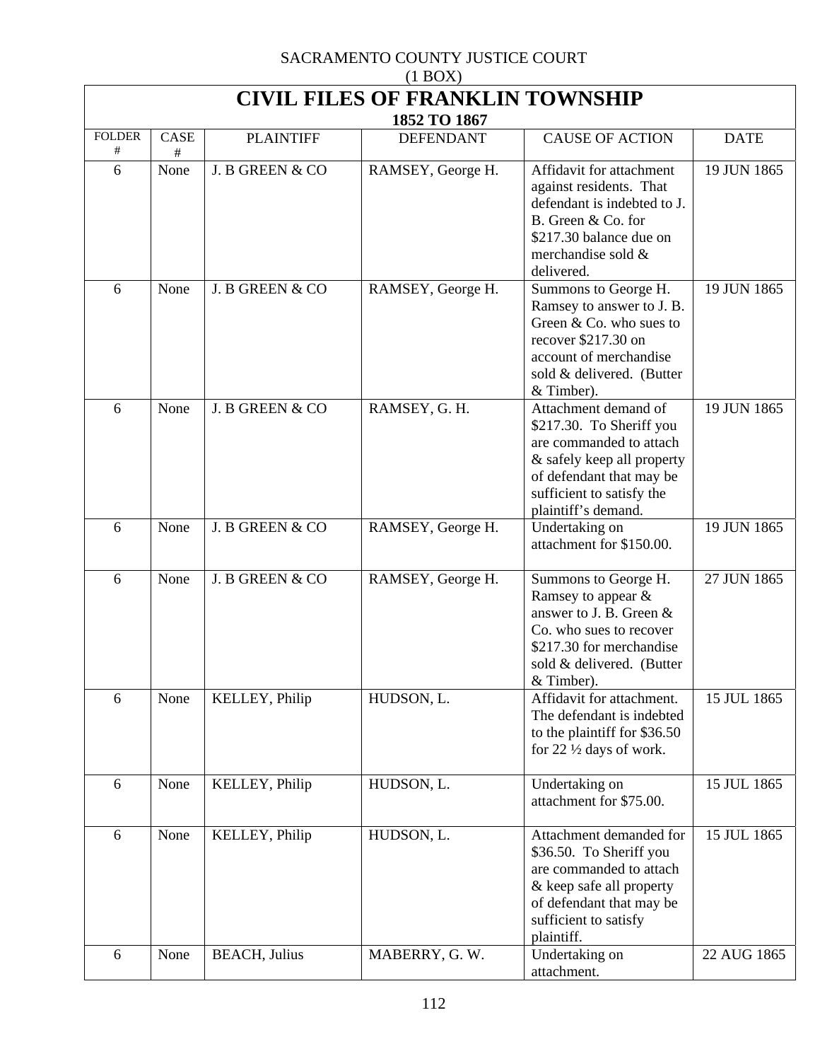SACRAMENTO COUNTY JUSTICE COURT
(1 BOX)

# CIVIL FILES OF FRANKLIN TOWNSHIP

## 1852 TO 1867

| FOLDER # | CASE # | PLAINTIFF | DEFENDANT | CAUSE OF ACTION | DATE |
|---|---|---|---|---|---|
| 6 | None | J. B GREEN & CO | RAMSEY, George H. | Affidavit for attachment against residents. That defendant is indebted to J. B. Green & Co. for $217.30 balance due on merchandise sold & delivered. | 19 JUN 1865 |
| 6 | None | J. B GREEN & CO | RAMSEY, George H. | Summons to George H. Ramsey to answer to J. B. Green & Co. who sues to recover $217.30 on account of merchandise sold & delivered. (Butter & Timber). | 19 JUN 1865 |
| 6 | None | J. B GREEN & CO | RAMSEY, G. H. | Attachment demand of $217.30. To Sheriff you are commanded to attach & safely keep all property of defendant that may be sufficient to satisfy the plaintiff's demand. | 19 JUN 1865 |
| 6 | None | J. B GREEN & CO | RAMSEY, George H. | Undertaking on attachment for $150.00. | 19 JUN 1865 |
| 6 | None | J. B GREEN & CO | RAMSEY, George H. | Summons to George H. Ramsey to appear & answer to J. B. Green & Co. who sues to recover $217.30 for merchandise sold & delivered. (Butter & Timber). | 27 JUN 1865 |
| 6 | None | KELLEY, Philip | HUDSON, L. | Affidavit for attachment. The defendant is indebted to the plaintiff for $36.50 for 22 ½ days of work. | 15 JUL 1865 |
| 6 | None | KELLEY, Philip | HUDSON, L. | Undertaking on attachment for $75.00. | 15 JUL 1865 |
| 6 | None | KELLEY, Philip | HUDSON, L. | Attachment demanded for $36.50. To Sheriff you are commanded to attach & keep safe all property of defendant that may be sufficient to satisfy plaintiff. | 15 JUL 1865 |
| 6 | None | BEACH, Julius | MABERRY, G. W. | Undertaking on attachment. | 22 AUG 1865 |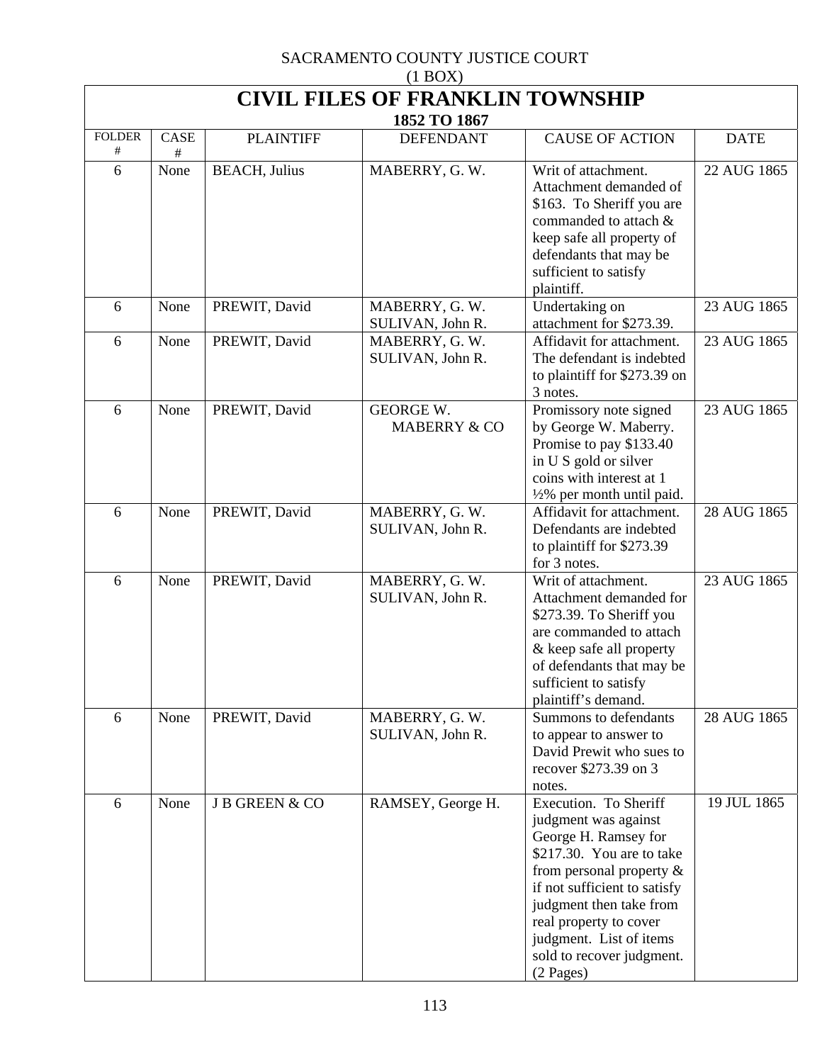SACRAMENTO COUNTY JUSTICE COURT

(1 BOX)

# CIVIL FILES OF FRANKLIN TOWNSHIP

## 1852 TO 1867

| FOLDER # | CASE # | PLAINTIFF | DEFENDANT | CAUSE OF ACTION | DATE |
|---|---|---|---|---|---|
| 6 | None | BEACH, Julius | MABERRY, G. W. | Writ of attachment. Attachment demanded of $163. To Sheriff you are commanded to attach & keep safe all property of defendants that may be sufficient to satisfy plaintiff. | 22 AUG 1865 |
| 6 | None | PREWIT, David | MABERRY, G. W. SULIVAN, John R. | Undertaking on attachment for $273.39. | 23 AUG 1865 |
| 6 | None | PREWIT, David | MABERRY, G. W. SULIVAN, John R. | Affidavit for attachment. The defendant is indebted to plaintiff for $273.39 on 3 notes. | 23 AUG 1865 |
| 6 | None | PREWIT, David | GEORGE W. MABERRY & CO | Promissory note signed by George W. Maberry. Promise to pay $133.40 in U S gold or silver coins with interest at 1 ½% per month until paid. | 23 AUG 1865 |
| 6 | None | PREWIT, David | MABERRY, G. W. SULIVAN, John R. | Affidavit for attachment. Defendants are indebted to plaintiff for $273.39 for 3 notes. | 28 AUG 1865 |
| 6 | None | PREWIT, David | MABERRY, G. W. SULIVAN, John R. | Writ of attachment. Attachment demanded for $273.39. To Sheriff you are commanded to attach & keep safe all property of defendants that may be sufficient to satisfy plaintiff's demand. | 23 AUG 1865 |
| 6 | None | PREWIT, David | MABERRY, G. W. SULIVAN, John R. | Summons to defendants to appear to answer to David Prewit who sues to recover $273.39 on 3 notes. | 28 AUG 1865 |
| 6 | None | J B GREEN & CO | RAMSEY, George H. | Execution. To Sheriff judgment was against George H. Ramsey for $217.30. You are to take from personal property & if not sufficient to satisfy judgment then take from real property to cover judgment. List of items sold to recover judgment. (2 Pages) | 19 JUL 1865 |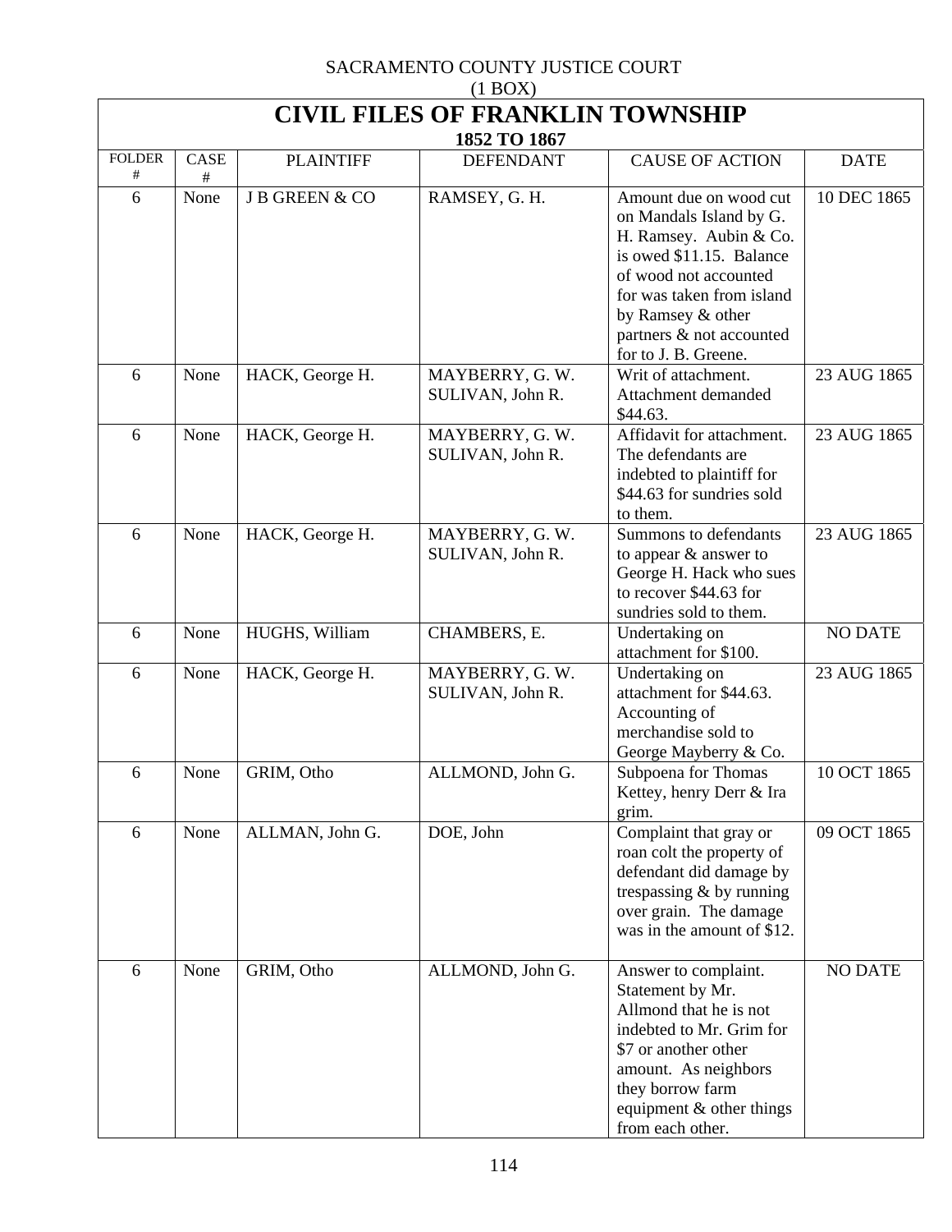SACRAMENTO COUNTY JUSTICE COURT
(1 BOX)

# CIVIL FILES OF FRANKLIN TOWNSHIP

### 1852 TO 1867

| FOLDER # | CASE # | PLAINTIFF | DEFENDANT | CAUSE OF ACTION | DATE |
|---|---|---|---|---|---|
| 6 | None | J B GREEN & CO | RAMSEY, G. H. | Amount due on wood cut on Mandals Island by G. H. Ramsey. Aubin & Co. is owed $11.15. Balance of wood not accounted for was taken from island by Ramsey & other partners & not accounted for to J. B. Greene. | 10 DEC 1865 |
| 6 | None | HACK, George H. | MAYBERRY, G. W. SULIVAN, John R. | Writ of attachment. Attachment demanded $44.63. | 23 AUG 1865 |
| 6 | None | HACK, George H. | MAYBERRY, G. W. SULIVAN, John R. | Affidavit for attachment. The defendants are indebted to plaintiff for $44.63 for sundries sold to them. | 23 AUG 1865 |
| 6 | None | HACK, George H. | MAYBERRY, G. W. SULIVAN, John R. | Summons to defendants to appear & answer to George H. Hack who sues to recover $44.63 for sundries sold to them. | 23 AUG 1865 |
| 6 | None | HUGHS, William | CHAMBERS, E. | Undertaking on attachment for $100. | NO DATE |
| 6 | None | HACK, George H. | MAYBERRY, G. W. SULIVAN, John R. | Undertaking on attachment for $44.63. Accounting of merchandise sold to George Mayberry & Co. | 23 AUG 1865 |
| 6 | None | GRIM, Otho | ALLMOND, John G. | Subpoena for Thomas Kettey, henry Derr & Ira grim. | 10 OCT 1865 |
| 6 | None | ALLMAN, John G. | DOE, John | Complaint that gray or roan colt the property of defendant did damage by trespassing & by running over grain. The damage was in the amount of $12. | 09 OCT 1865 |
| 6 | None | GRIM, Otho | ALLMOND, John G. | Answer to complaint. Statement by Mr. Allmond that he is not indebted to Mr. Grim for $7 or another other amount. As neighbors they borrow farm equipment & other things from each other. | NO DATE |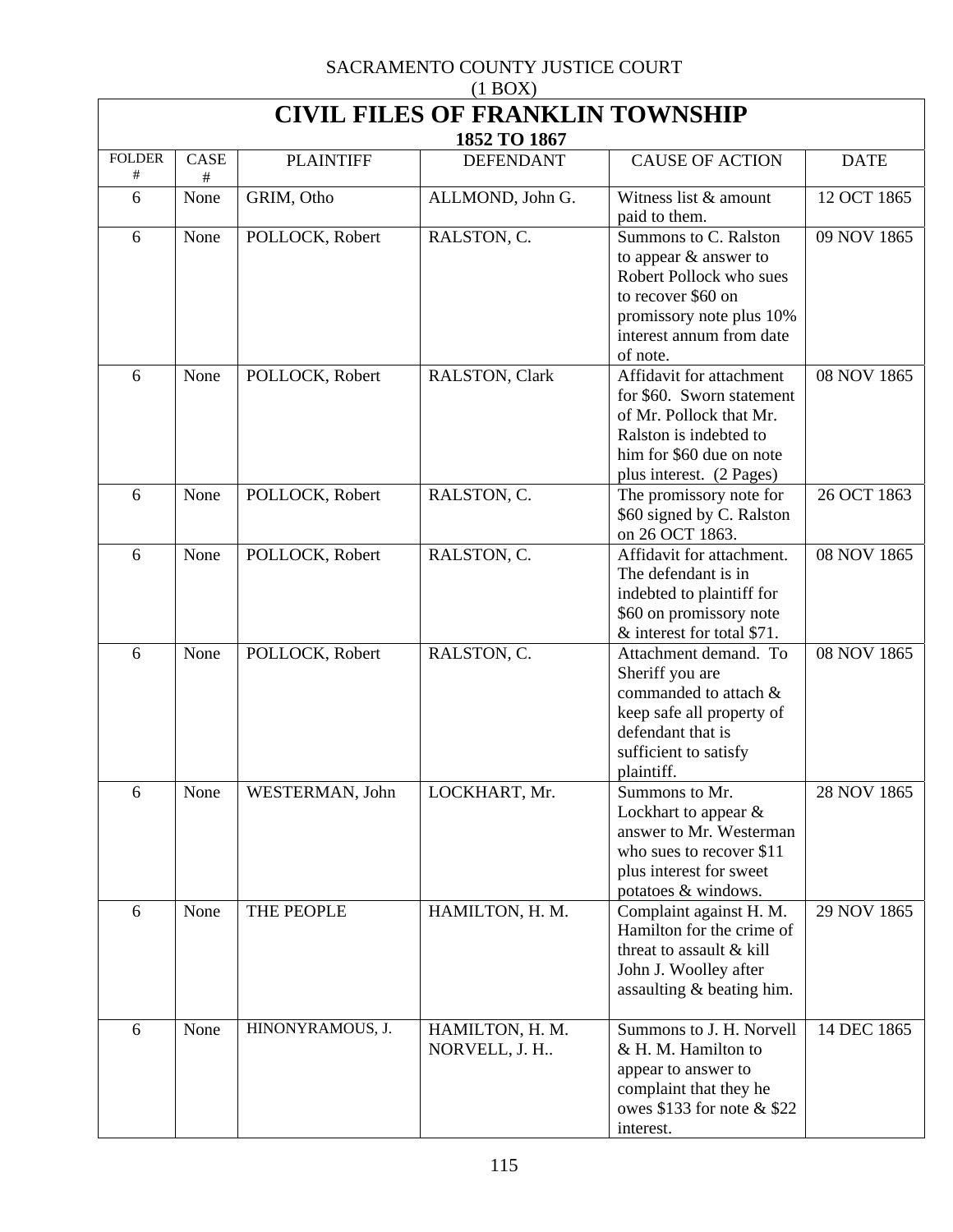SACRAMENTO COUNTY JUSTICE COURT
(1 BOX)

# CIVIL FILES OF FRANKLIN TOWNSHIP

## 1852 TO 1867

| FOLDER # | CASE # | PLAINTIFF | DEFENDANT | CAUSE OF ACTION | DATE |
|---|---|---|---|---|---|
| 6 | None | GRIM, Otho | ALLMOND, John G. | Witness list & amount paid to them. | 12 OCT 1865 |
| 6 | None | POLLOCK, Robert | RALSTON, C. | Summons to C. Ralston to appear & answer to Robert Pollock who sues to recover $60 on promissory note plus 10% interest annum from date of note. | 09 NOV 1865 |
| 6 | None | POLLOCK, Robert | RALSTON, Clark | Affidavit for attachment for $60. Sworn statement of Mr. Pollock that Mr. Ralston is indebted to him for $60 due on note plus interest. (2 Pages) | 08 NOV 1865 |
| 6 | None | POLLOCK, Robert | RALSTON, C. | The promissory note for $60 signed by C. Ralston on 26 OCT 1863. | 26 OCT 1863 |
| 6 | None | POLLOCK, Robert | RALSTON, C. | Affidavit for attachment. The defendant is in indebted to plaintiff for $60 on promissory note & interest for total $71. | 08 NOV 1865 |
| 6 | None | POLLOCK, Robert | RALSTON, C. | Attachment demand. To Sheriff you are commanded to attach & keep safe all property of defendant that is sufficient to satisfy plaintiff. | 08 NOV 1865 |
| 6 | None | WESTERMAN, John | LOCKHART, Mr. | Summons to Mr. Lockhart to appear & answer to Mr. Westerman who sues to recover $11 plus interest for sweet potatoes & windows. | 28 NOV 1865 |
| 6 | None | THE PEOPLE | HAMILTON, H. M. | Complaint against H. M. Hamilton for the crime of threat to assault & kill John J. Woolley after assaulting & beating him. | 29 NOV 1865 |
| 6 | None | HINONYRAMOUS, J. | HAMILTON, H. M. NORVELL, J. H.. | Summons to J. H. Norvell & H. M. Hamilton to appear to answer to complaint that they he owes $133 for note & $22 interest. | 14 DEC 1865 |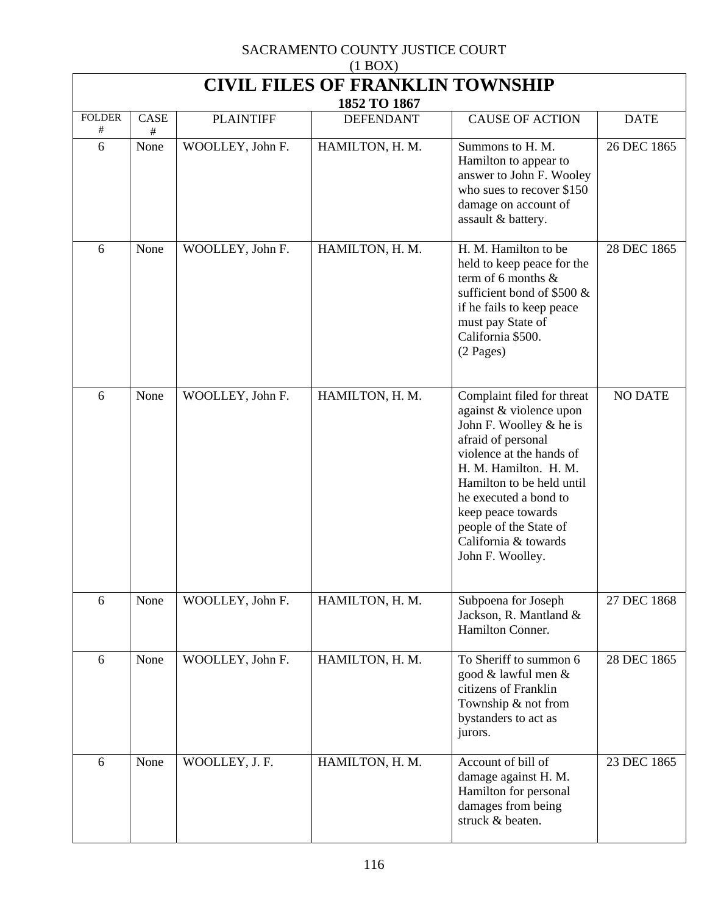SACRAMENTO COUNTY JUSTICE COURT

(1 BOX)

# CIVIL FILES OF FRANKLIN TOWNSHIP

## 1852 TO 1867

| FOLDER # | CASE # | PLAINTIFF | DEFENDANT | CAUSE OF ACTION | DATE |
|---|---|---|---|---|---|
| 6 | None | WOOLLEY, John F. | HAMILTON, H. M. | Summons to H. M. Hamilton to appear to answer to John F. Wooley who sues to recover $150 damage on account of assault & battery. | 26 DEC 1865 |
| 6 | None | WOOLLEY, John F. | HAMILTON, H. M. | H. M. Hamilton to be held to keep peace for the term of 6 months & sufficient bond of $500 & if he fails to keep peace must pay State of California $500. (2 Pages) | 28 DEC 1865 |
| 6 | None | WOOLLEY, John F. | HAMILTON, H. M. | Complaint filed for threat against & violence upon John F. Woolley & he is afraid of personal violence at the hands of H. M. Hamilton. H. M. Hamilton to be held until he executed a bond to keep peace towards people of the State of California & towards John F. Woolley. | NO DATE |
| 6 | None | WOOLLEY, John F. | HAMILTON, H. M. | Subpoena for Joseph Jackson, R. Mantland & Hamilton Conner. | 27 DEC 1868 |
| 6 | None | WOOLLEY, John F. | HAMILTON, H. M. | To Sheriff to summon 6 good & lawful men & citizens of Franklin Township & not from bystanders to act as jurors. | 28 DEC 1865 |
| 6 | None | WOOLLEY, J. F. | HAMILTON, H. M. | Account of bill of damage against H. M. Hamilton for personal damages from being struck & beaten. | 23 DEC 1865 |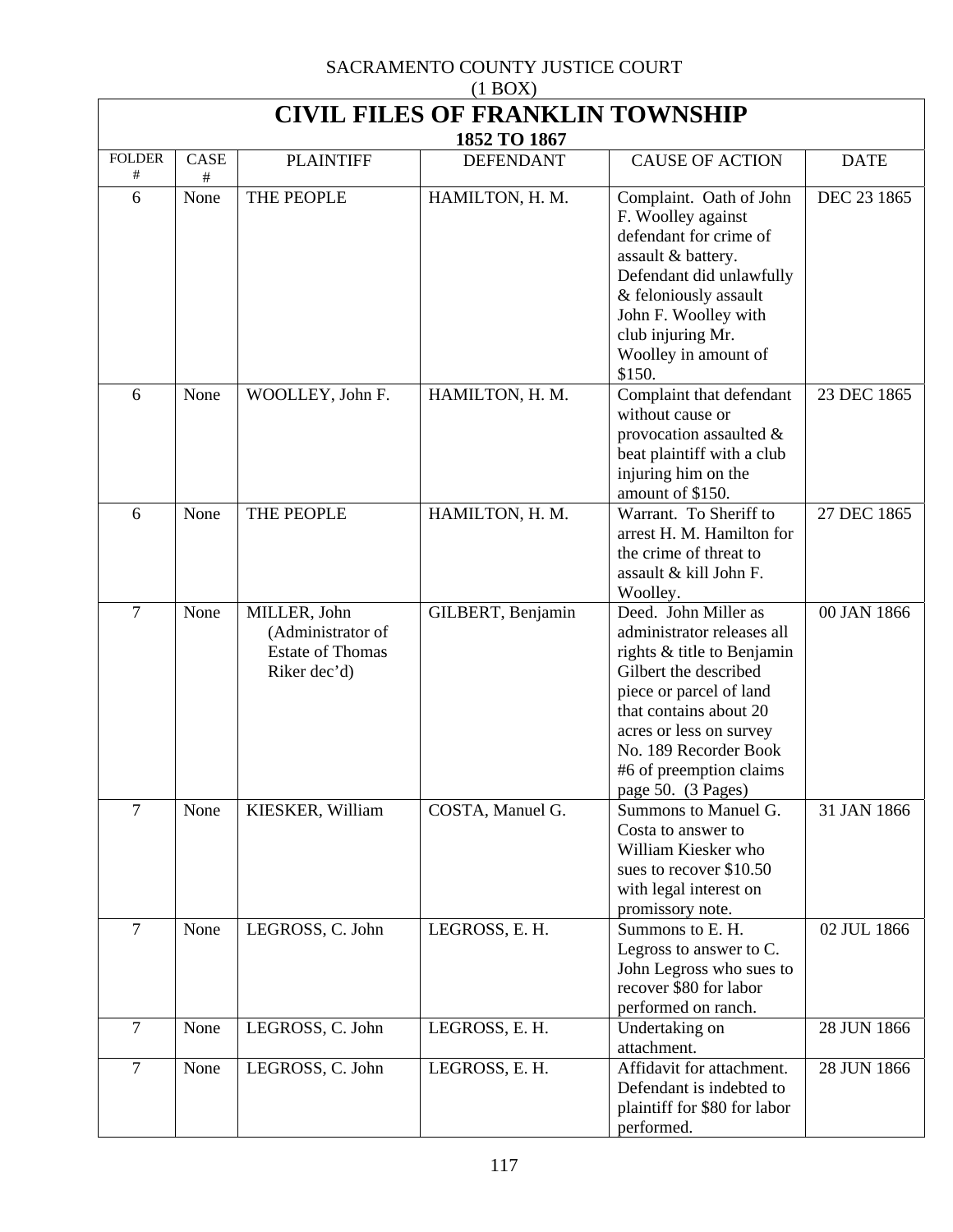SACRAMENTO COUNTY JUSTICE COURT
(1 BOX)

# CIVIL FILES OF FRANKLIN TOWNSHIP

## 1852 TO 1867

| FOLDER # | CASE # | PLAINTIFF | DEFENDANT | CAUSE OF ACTION | DATE |
|---|---|---|---|---|---|
| 6 | None | THE PEOPLE | HAMILTON, H. M. | Complaint. Oath of John F. Woolley against defendant for crime of assault & battery. Defendant did unlawfully & feloniously assault John F. Woolley with club injuring Mr. Woolley in amount of $150. | DEC 23 1865 |
| 6 | None | WOOLLEY, John F. | HAMILTON, H. M. | Complaint that defendant without cause or provocation assaulted & beat plaintiff with a club injuring him on the amount of $150. | 23 DEC 1865 |
| 6 | None | THE PEOPLE | HAMILTON, H. M. | Warrant. To Sheriff to arrest H. M. Hamilton for the crime of threat to assault & kill John F. Woolley. | 27 DEC 1865 |
| 7 | None | MILLER, John (Administrator of Estate of Thomas Riker dec'd) | GILBERT, Benjamin | Deed. John Miller as administrator releases all rights & title to Benjamin Gilbert the described piece or parcel of land that contains about 20 acres or less on survey No. 189 Recorder Book #6 of preemption claims page 50. (3 Pages) | 00 JAN 1866 |
| 7 | None | KIESKER, William | COSTA, Manuel G. | Summons to Manuel G. Costa to answer to William Kiesker who sues to recover $10.50 with legal interest on promissory note. | 31 JAN 1866 |
| 7 | None | LEGROSS, C. John | LEGROSS, E. H. | Summons to E. H. Legross to answer to C. John Legross who sues to recover $80 for labor performed on ranch. | 02 JUL 1866 |
| 7 | None | LEGROSS, C. John | LEGROSS, E. H. | Undertaking on attachment. | 28 JUN 1866 |
| 7 | None | LEGROSS, C. John | LEGROSS, E. H. | Affidavit for attachment. Defendant is indebted to plaintiff for $80 for labor performed. | 28 JUN 1866 |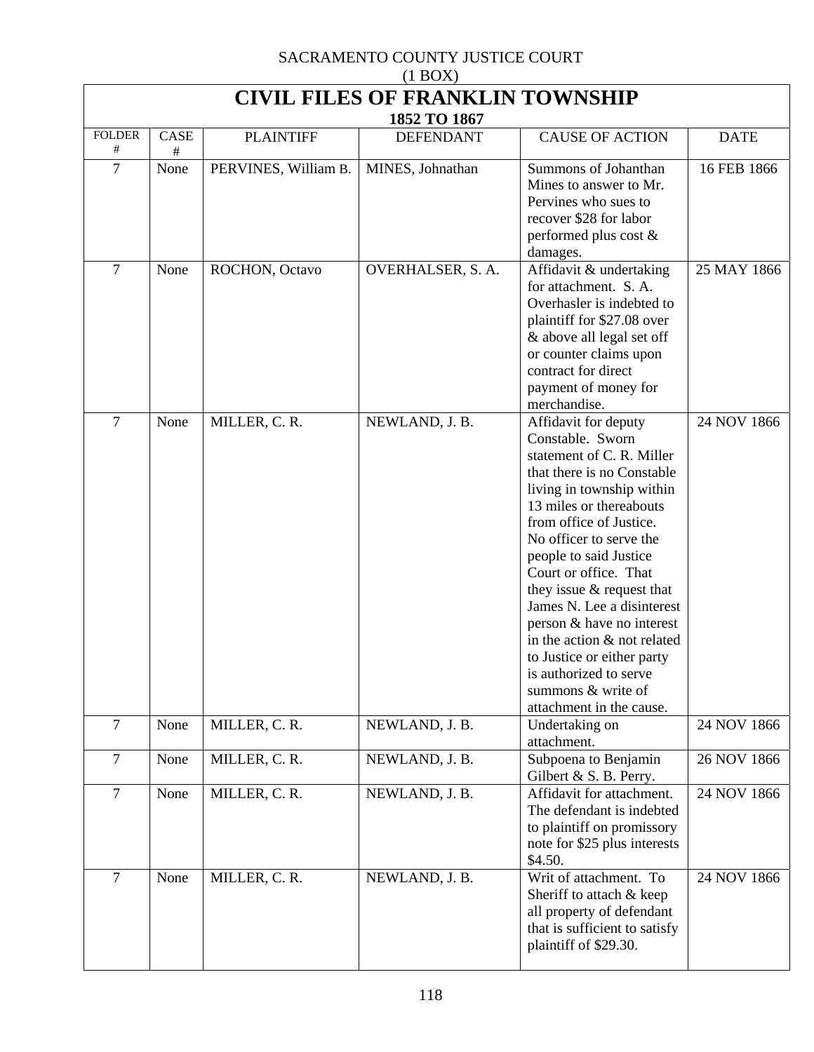SACRAMENTO COUNTY JUSTICE COURT
(1 BOX)

# CIVIL FILES OF FRANKLIN TOWNSHIP

## 1852 TO 1867

| FOLDER # | CASE # | PLAINTIFF | DEFENDANT | CAUSE OF ACTION | DATE |
|---|---|---|---|---|---|
| 7 | None | PERVINES, William B. | MINES, Johnathan | Summons of Johanthan Mines to answer to Mr. Pervines who sues to recover $28 for labor performed plus cost & damages. | 16 FEB 1866 |
| 7 | None | ROCHON, Octavo | OVERHALSER, S. A. | Affidavit & undertaking for attachment. S. A. Overhasler is indebted to plaintiff for $27.08 over & above all legal set off or counter claims upon contract for direct payment of money for merchandise. | 25 MAY 1866 |
| 7 | None | MILLER, C. R. | NEWLAND, J. B. | Affidavit for deputy Constable. Sworn statement of C. R. Miller that there is no Constable living in township within 13 miles or thereabouts from office of Justice. No officer to serve the people to said Justice Court or office. That they issue & request that James N. Lee a disinterest person & have no interest in the action & not related to Justice or either party is authorized to serve summons & write of attachment in the cause. | 24 NOV 1866 |
| 7 | None | MILLER, C. R. | NEWLAND, J. B. | Undertaking on attachment. | 24 NOV 1866 |
| 7 | None | MILLER, C. R. | NEWLAND, J. B. | Subpoena to Benjamin Gilbert & S. B. Perry. | 26 NOV 1866 |
| 7 | None | MILLER, C. R. | NEWLAND, J. B. | Affidavit for attachment. The defendant is indebted to plaintiff on promissory note for $25 plus interests $4.50. | 24 NOV 1866 |
| 7 | None | MILLER, C. R. | NEWLAND, J. B. | Writ of attachment. To Sheriff to attach & keep all property of defendant that is sufficient to satisfy plaintiff of $29.30. | 24 NOV 1866 |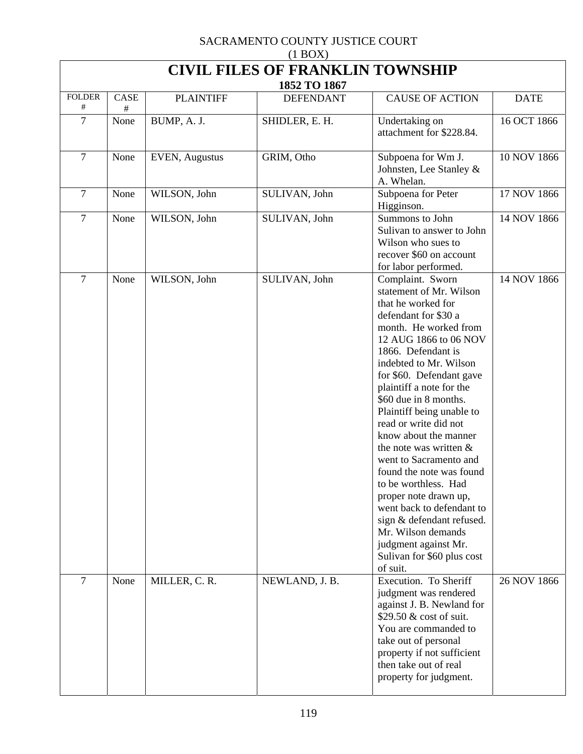SACRAMENTO COUNTY JUSTICE COURT
(1 BOX)

# CIVIL FILES OF FRANKLIN TOWNSHIP
## 1852 TO 1867

| FOLDER # | CASE # | PLAINTIFF | DEFENDANT | CAUSE OF ACTION | DATE |
|---|---|---|---|---|---|
| 7 | None | BUMP, A. J. | SHIDLER, E. H. | Undertaking on attachment for $228.84. | 16 OCT 1866 |
| 7 | None | EVEN, Augustus | GRIM, Otho | Subpoena for Wm J. Johnsten, Lee Stanley & A. Whelan. | 10 NOV 1866 |
| 7 | None | WILSON, John | SULIVAN, John | Subpoena for Peter Higginson. | 17 NOV 1866 |
| 7 | None | WILSON, John | SULIVAN, John | Summons to John Sulivan to answer to John Wilson who sues to recover $60 on account for labor performed. | 14 NOV 1866 |
| 7 | None | WILSON, John | SULIVAN, John | Complaint. Sworn statement of Mr. Wilson that he worked for defendant for $30 a month. He worked from 12 AUG 1866 to 06 NOV 1866. Defendant is indebted to Mr. Wilson for $60. Defendant gave plaintiff a note for the $60 due in 8 months. Plaintiff being unable to read or write did not know about the manner the note was written & went to Sacramento and found the note was found to be worthless. Had proper note drawn up, went back to defendant to sign & defendant refused. Mr. Wilson demands judgment against Mr. Sulivan for $60 plus cost of suit. | 14 NOV 1866 |
| 7 | None | MILLER, C. R. | NEWLAND, J. B. | Execution. To Sheriff judgment was rendered against J. B. Newland for $29.50 & cost of suit. You are commanded to take out of personal property if not sufficient then take out of real property for judgment. | 26 NOV 1866 |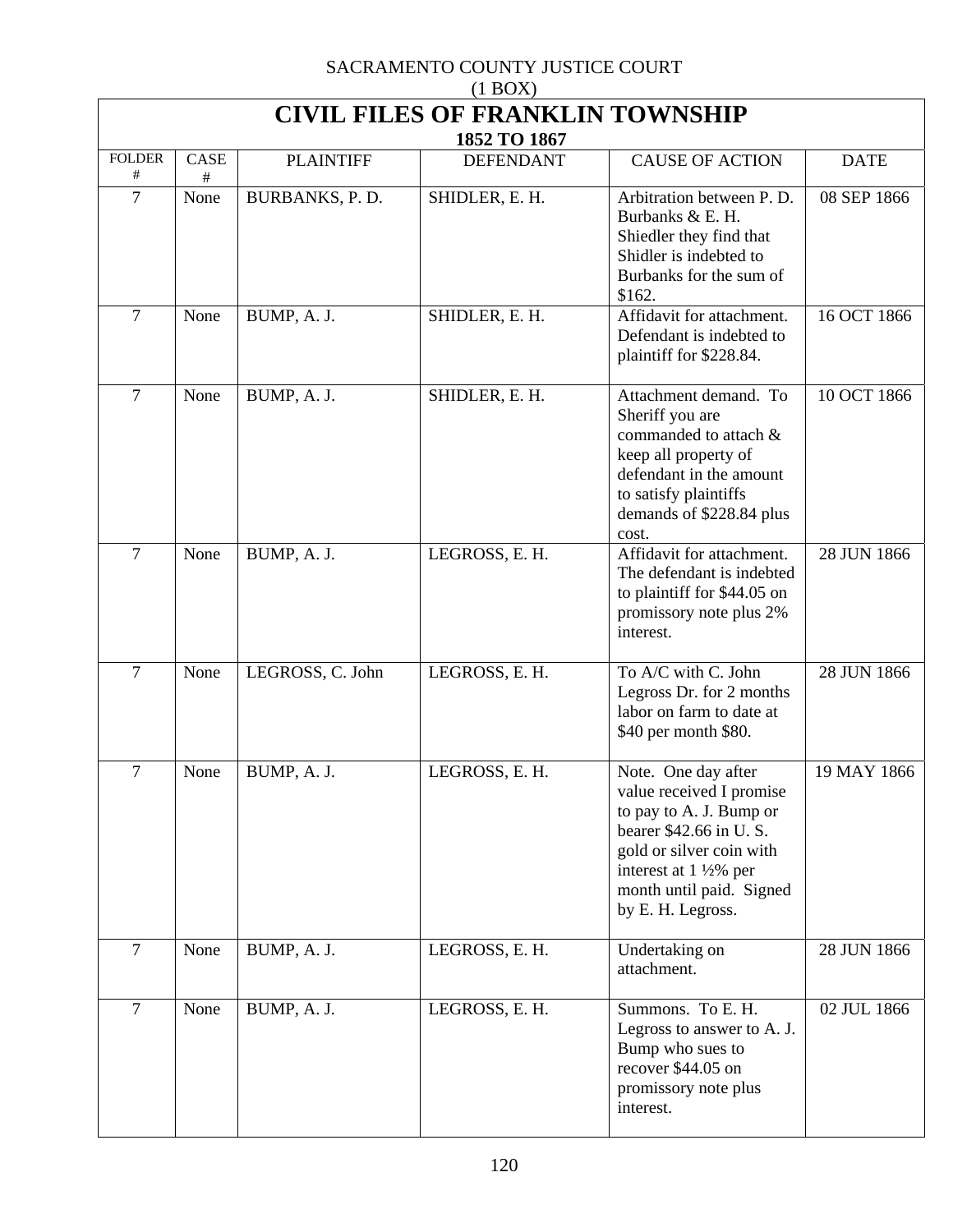SACRAMENTO COUNTY JUSTICE COURT
(1 BOX)

# CIVIL FILES OF FRANKLIN TOWNSHIP

## 1852 TO 1867

| FOLDER # | CASE # | PLAINTIFF | DEFENDANT | CAUSE OF ACTION | DATE |
|---|---|---|---|---|---|
| 7 | None | BURBANKS, P. D. | SHIDLER, E. H. | Arbitration between P. D. Burbanks & E. H. Shiedler they find that Shidler is indebted to Burbanks for the sum of $162. | 08 SEP 1866 |
| 7 | None | BUMP, A. J. | SHIDLER, E. H. | Affidavit for attachment. Defendant is indebted to plaintiff for $228.84. | 16 OCT 1866 |
| 7 | None | BUMP, A. J. | SHIDLER, E. H. | Attachment demand. To Sheriff you are commanded to attach & keep all property of defendant in the amount to satisfy plaintiffs demands of $228.84 plus cost. | 10 OCT 1866 |
| 7 | None | BUMP, A. J. | LEGROSS, E. H. | Affidavit for attachment. The defendant is indebted to plaintiff for $44.05 on promissory note plus 2% interest. | 28 JUN 1866 |
| 7 | None | LEGROSS, C. John | LEGROSS, E. H. | To A/C with C. John Legross Dr. for 2 months labor on farm to date at $40 per month $80. | 28 JUN 1866 |
| 7 | None | BUMP, A. J. | LEGROSS, E. H. | Note. One day after value received I promise to pay to A. J. Bump or bearer $42.66 in U. S. gold or silver coin with interest at 1 ½% per month until paid. Signed by E. H. Legross. | 19 MAY 1866 |
| 7 | None | BUMP, A. J. | LEGROSS, E. H. | Undertaking on attachment. | 28 JUN 1866 |
| 7 | None | BUMP, A. J. | LEGROSS, E. H. | Summons. To E. H. Legross to answer to A. J. Bump who sues to recover $44.05 on promissory note plus interest. | 02 JUL 1866 |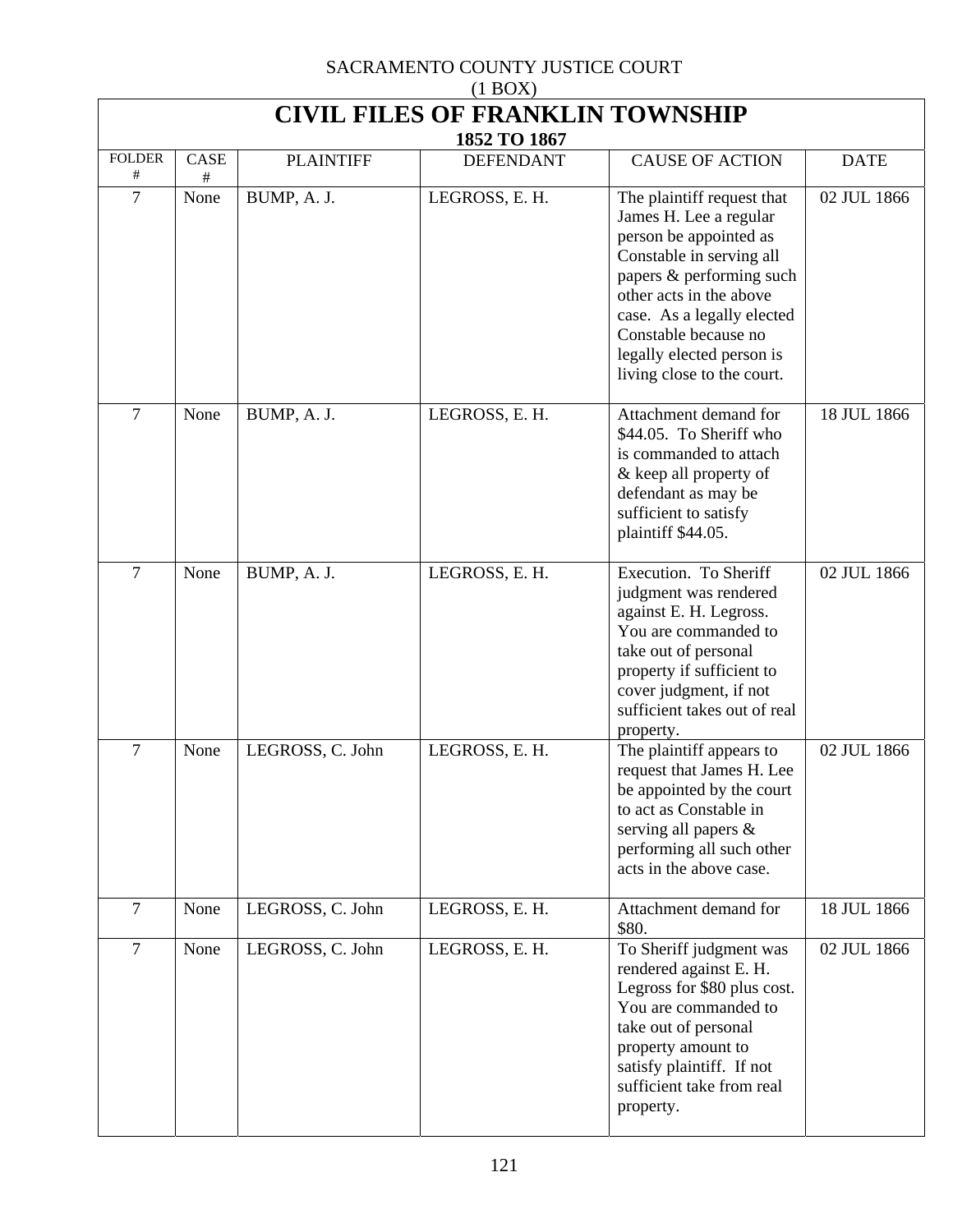SACRAMENTO COUNTY JUSTICE COURT
(1 BOX)

# CIVIL FILES OF FRANKLIN TOWNSHIP

## 1852 TO 1867

| FOLDER # | CASE # | PLAINTIFF | DEFENDANT | CAUSE OF ACTION | DATE |
|---|---|---|---|---|---|
| 7 | None | BUMP, A. J. | LEGROSS, E. H. | The plaintiff request that James H. Lee a regular person be appointed as Constable in serving all papers & performing such other acts in the above case. As a legally elected Constable because no legally elected person is living close to the court. | 02 JUL 1866 |
| 7 | None | BUMP, A. J. | LEGROSS, E. H. | Attachment demand for $44.05. To Sheriff who is commanded to attach & keep all property of defendant as may be sufficient to satisfy plaintiff $44.05. | 18 JUL 1866 |
| 7 | None | BUMP, A. J. | LEGROSS, E. H. | Execution. To Sheriff judgment was rendered against E. H. Legross. You are commanded to take out of personal property if sufficient to cover judgment, if not sufficient takes out of real property. | 02 JUL 1866 |
| 7 | None | LEGROSS, C. John | LEGROSS, E. H. | The plaintiff appears to request that James H. Lee be appointed by the court to act as Constable in serving all papers & performing all such other acts in the above case. | 02 JUL 1866 |
| 7 | None | LEGROSS, C. John | LEGROSS, E. H. | Attachment demand for $80. | 18 JUL 1866 |
| 7 | None | LEGROSS, C. John | LEGROSS, E. H. | To Sheriff judgment was rendered against E. H. Legross for $80 plus cost. You are commanded to take out of personal property amount to satisfy plaintiff. If not sufficient take from real property. | 02 JUL 1866 |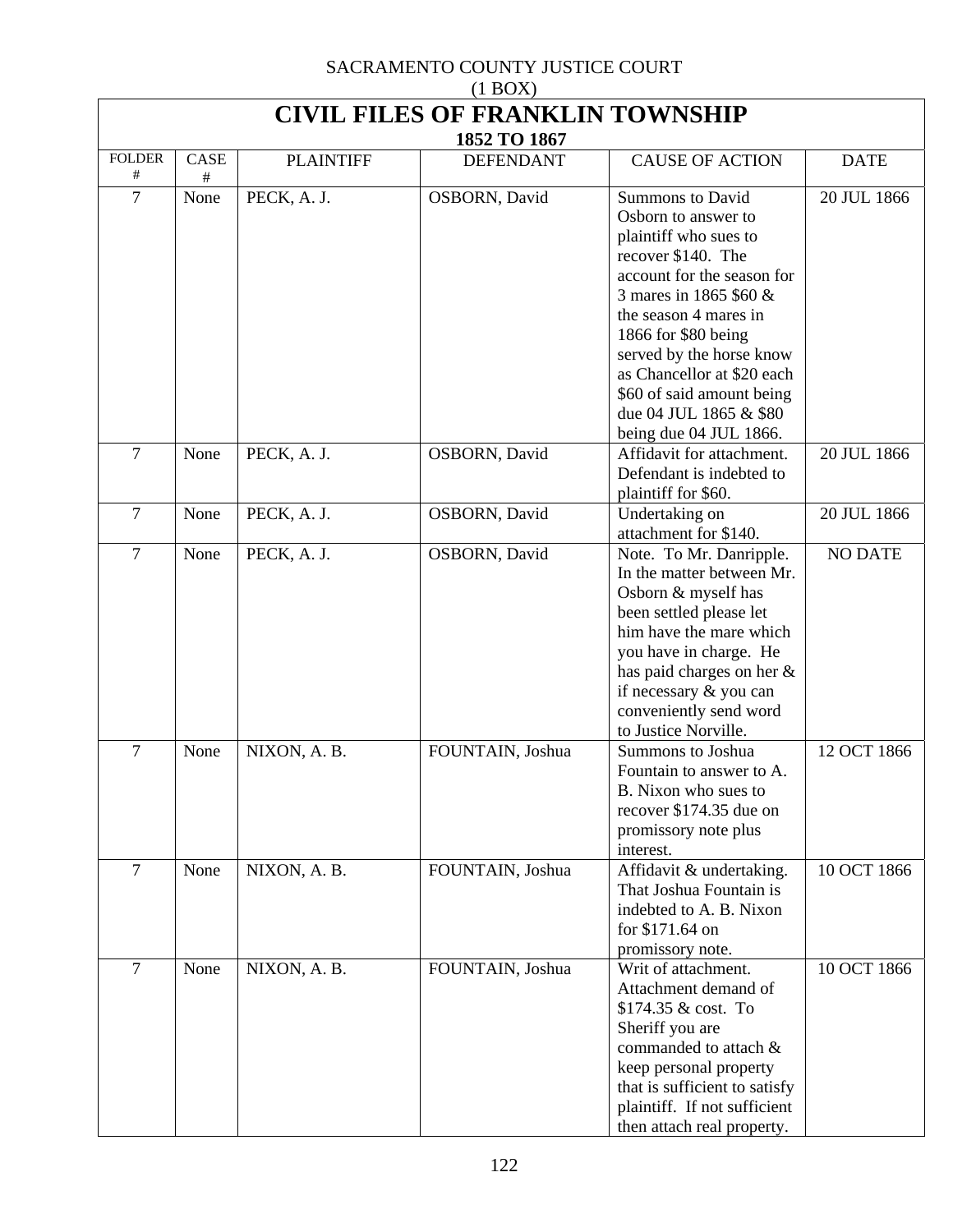SACRAMENTO COUNTY JUSTICE COURT
(1 BOX)

# CIVIL FILES OF FRANKLIN TOWNSHIP

## 1852 TO 1867

| FOLDER # | CASE # | PLAINTIFF | DEFENDANT | CAUSE OF ACTION | DATE |
|---|---|---|---|---|---|
| 7 | None | PECK, A. J. | OSBORN, David | Summons to David Osborn to answer to plaintiff who sues to recover $140. The account for the season for 3 mares in 1865 $60 & the season 4 mares in 1866 for $80 being served by the horse know as Chancellor at $20 each $60 of said amount being due 04 JUL 1865 & $80 being due 04 JUL 1866. | 20 JUL 1866 |
| 7 | None | PECK, A. J. | OSBORN, David | Affidavit for attachment. Defendant is indebted to plaintiff for $60. | 20 JUL 1866 |
| 7 | None | PECK, A. J. | OSBORN, David | Undertaking on attachment for $140. | 20 JUL 1866 |
| 7 | None | PECK, A. J. | OSBORN, David | Note. To Mr. Danripple. In the matter between Mr. Osborn & myself has been settled please let him have the mare which you have in charge. He has paid charges on her & if necessary & you can conveniently send word to Justice Norville. | NO DATE |
| 7 | None | NIXON, A. B. | FOUNTAIN, Joshua | Summons to Joshua Fountain to answer to A. B. Nixon who sues to recover $174.35 due on promissory note plus interest. | 12 OCT 1866 |
| 7 | None | NIXON, A. B. | FOUNTAIN, Joshua | Affidavit & undertaking. That Joshua Fountain is indebted to A. B. Nixon for $171.64 on promissory note. | 10 OCT 1866 |
| 7 | None | NIXON, A. B. | FOUNTAIN, Joshua | Writ of attachment. Attachment demand of $174.35 & cost. To Sheriff you are commanded to attach & keep personal property that is sufficient to satisfy plaintiff. If not sufficient then attach real property. | 10 OCT 1866 |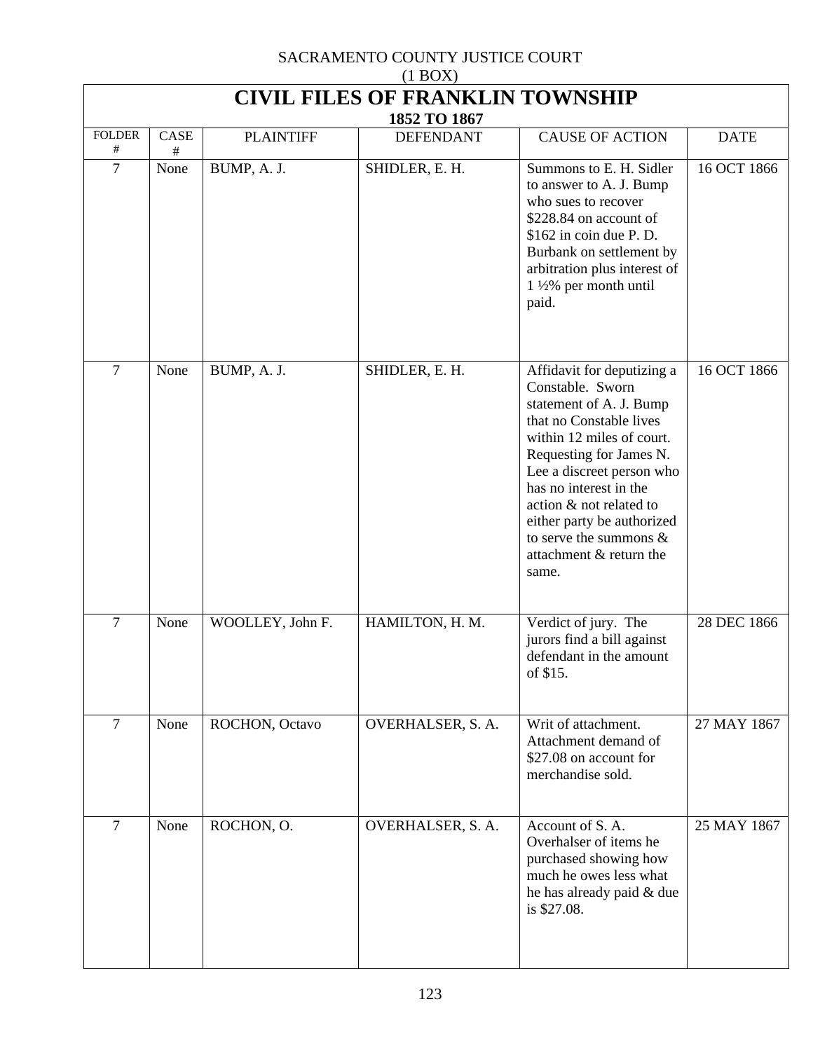SACRAMENTO COUNTY JUSTICE COURT
(1 BOX)

# CIVIL FILES OF FRANKLIN TOWNSHIP

### 1852 TO 1867

| FOLDER # | CASE # | PLAINTIFF | DEFENDANT | CAUSE OF ACTION | DATE |
|---|---|---|---|---|---|
| 7 | None | BUMP, A. J. | SHIDLER, E. H. | Summons to E. H. Sidler to answer to A. J. Bump who sues to recover $228.84 on account of $162 in coin due P. D. Burbank on settlement by arbitration plus interest of 1 ½% per month until paid. | 16 OCT 1866 |
| 7 | None | BUMP, A. J. | SHIDLER, E. H. | Affidavit for deputizing a Constable. Sworn statement of A. J. Bump that no Constable lives within 12 miles of court. Requesting for James N. Lee a discreet person who has no interest in the action & not related to either party be authorized to serve the summons & attachment & return the same. | 16 OCT 1866 |
| 7 | None | WOOLLEY, John F. | HAMILTON, H. M. | Verdict of jury. The jurors find a bill against defendant in the amount of $15. | 28 DEC 1866 |
| 7 | None | ROCHON, Octavo | OVERHALSER, S. A. | Writ of attachment. Attachment demand of $27.08 on account for merchandise sold. | 27 MAY 1867 |
| 7 | None | ROCHON, O. | OVERHALSER, S. A. | Account of S. A. Overhalser of items he purchased showing how much he owes less what he has already paid & due is $27.08. | 25 MAY 1867 |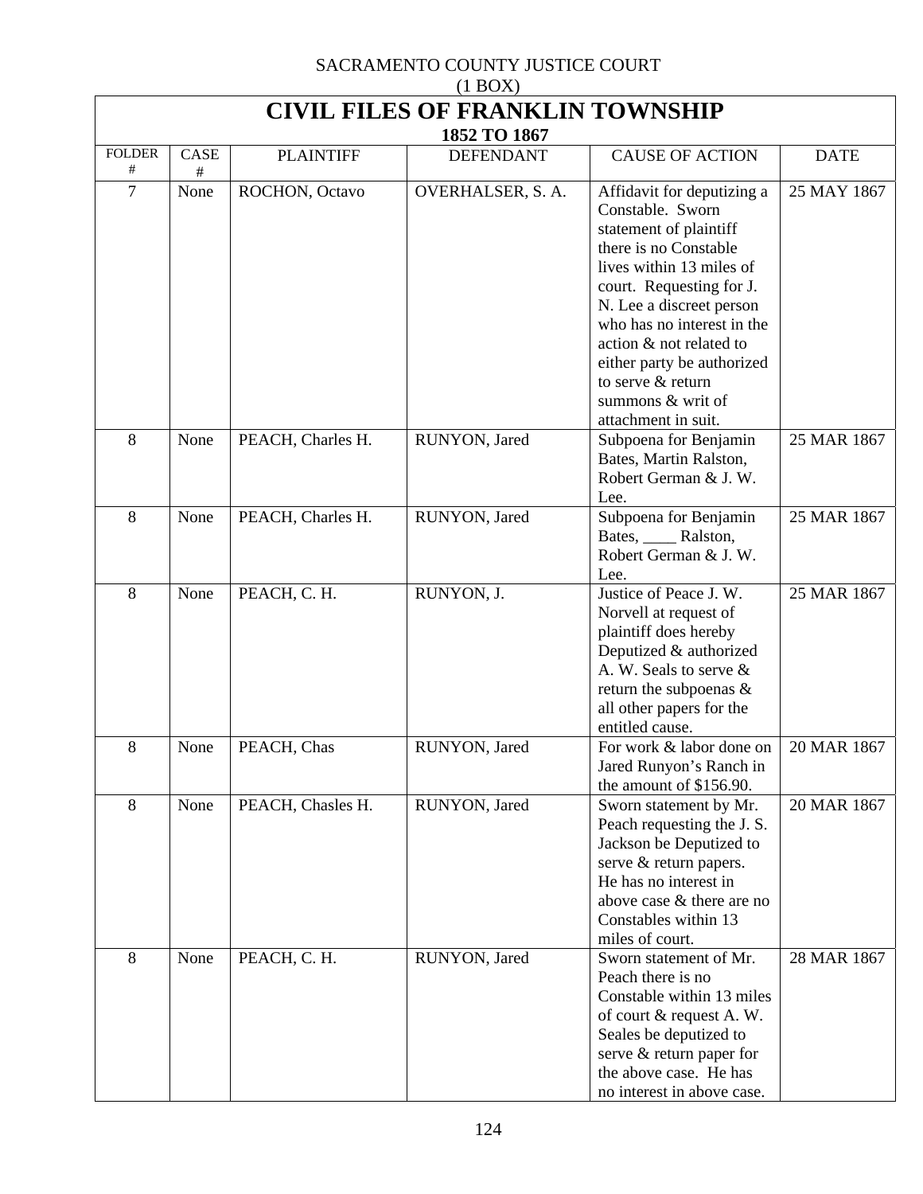SACRAMENTO COUNTY JUSTICE COURT
(1 BOX)

# CIVIL FILES OF FRANKLIN TOWNSHIP
### 1852 TO 1867

| FOLDER # | CASE # | PLAINTIFF | DEFENDANT | CAUSE OF ACTION | DATE |
|---|---|---|---|---|---|
| 7 | None | ROCHON, Octavo | OVERHALSER, S. A. | Affidavit for deputizing a Constable. Sworn statement of plaintiff there is no Constable lives within 13 miles of court. Requesting for J. N. Lee a discreet person who has no interest in the action & not related to either party be authorized to serve & return summons & writ of attachment in suit. | 25 MAY 1867 |
| 8 | None | PEACH, Charles H. | RUNYON, Jared | Subpoena for Benjamin Bates, Martin Ralston, Robert German & J. W. Lee. | 25 MAR 1867 |
| 8 | None | PEACH, Charles H. | RUNYON, Jared | Subpoena for Benjamin Bates, ____ Ralston, Robert German & J. W. Lee. | 25 MAR 1867 |
| 8 | None | PEACH, C. H. | RUNYON, J. | Justice of Peace J. W. Norvell at request of plaintiff does hereby Deputized & authorized A. W. Seals to serve & return the subpoenas & all other papers for the entitled cause. | 25 MAR 1867 |
| 8 | None | PEACH, Chas | RUNYON, Jared | For work & labor done on Jared Runyon's Ranch in the amount of $156.90. | 20 MAR 1867 |
| 8 | None | PEACH, Chasles H. | RUNYON, Jared | Sworn statement by Mr. Peach requesting the J. S. Jackson be Deputized to serve & return papers. He has no interest in above case & there are no Constables within 13 miles of court. | 20 MAR 1867 |
| 8 | None | PEACH, C. H. | RUNYON, Jared | Sworn statement of Mr. Peach there is no Constable within 13 miles of court & request A. W. Seales be deputized to serve & return paper for the above case. He has no interest in above case. | 28 MAR 1867 |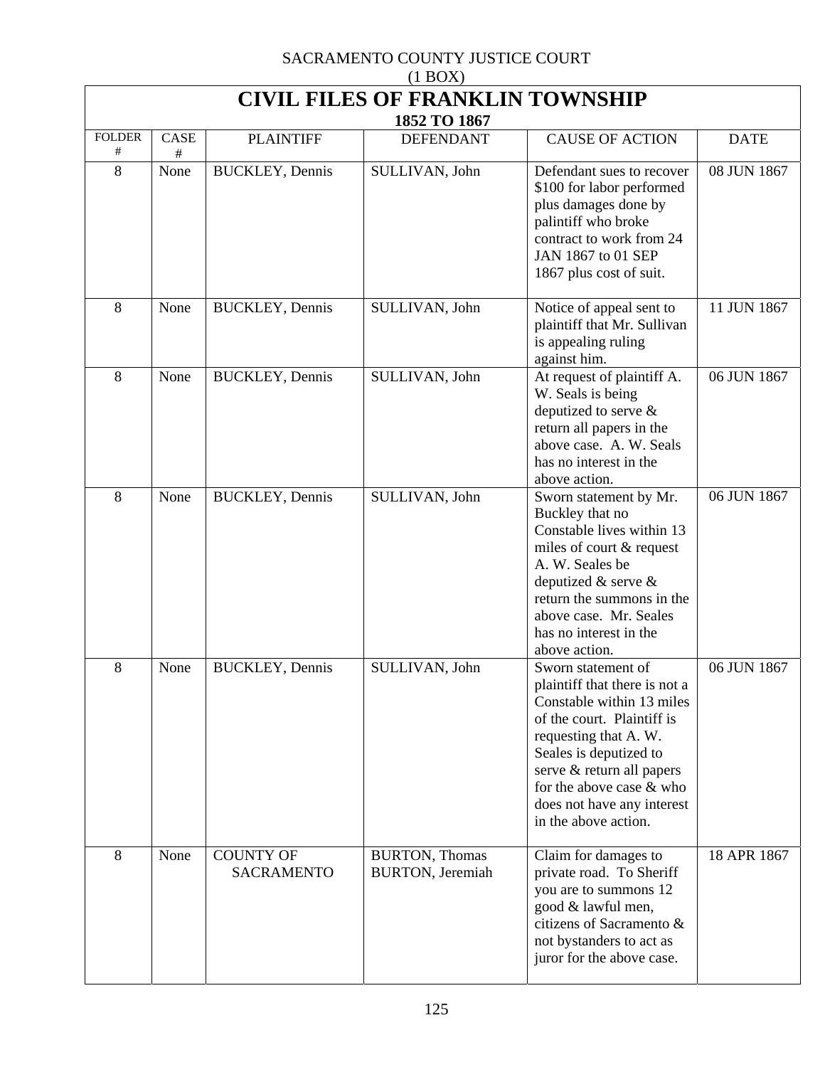SACRAMENTO COUNTY JUSTICE COURT
(1 BOX)

# CIVIL FILES OF FRANKLIN TOWNSHIP

## 1852 TO 1867

| FOLDER # | CASE # | PLAINTIFF | DEFENDANT | CAUSE OF ACTION | DATE |
|---|---|---|---|---|---|
| 8 | None | BUCKLEY, Dennis | SULLIVAN, John | Defendant sues to recover $100 for labor performed plus damages done by palintiff who broke contract to work from 24 JAN 1867 to 01 SEP 1867 plus cost of suit. | 08 JUN 1867 |
| 8 | None | BUCKLEY, Dennis | SULLIVAN, John | Notice of appeal sent to plaintiff that Mr. Sullivan is appealing ruling against him. | 11 JUN 1867 |
| 8 | None | BUCKLEY, Dennis | SULLIVAN, John | At request of plaintiff A. W. Seals is being deputized to serve & return all papers in the above case. A. W. Seals has no interest in the above action. | 06 JUN 1867 |
| 8 | None | BUCKLEY, Dennis | SULLIVAN, John | Sworn statement by Mr. Buckley that no Constable lives within 13 miles of court & request A. W. Seales be deputized & serve & return the summons in the above case. Mr. Seales has no interest in the above action. | 06 JUN 1867 |
| 8 | None | BUCKLEY, Dennis | SULLIVAN, John | Sworn statement of plaintiff that there is not a Constable within 13 miles of the court. Plaintiff is requesting that A. W. Seales is deputized to serve & return all papers for the above case & who does not have any interest in the above action. | 06 JUN 1867 |
| 8 | None | COUNTY OF SACRAMENTO | BURTON, Thomas<br>BURTON, Jeremiah | Claim for damages to private road. To Sheriff you are to summons 12 good & lawful men, citizens of Sacramento & not bystanders to act as juror for the above case. | 18 APR 1867 |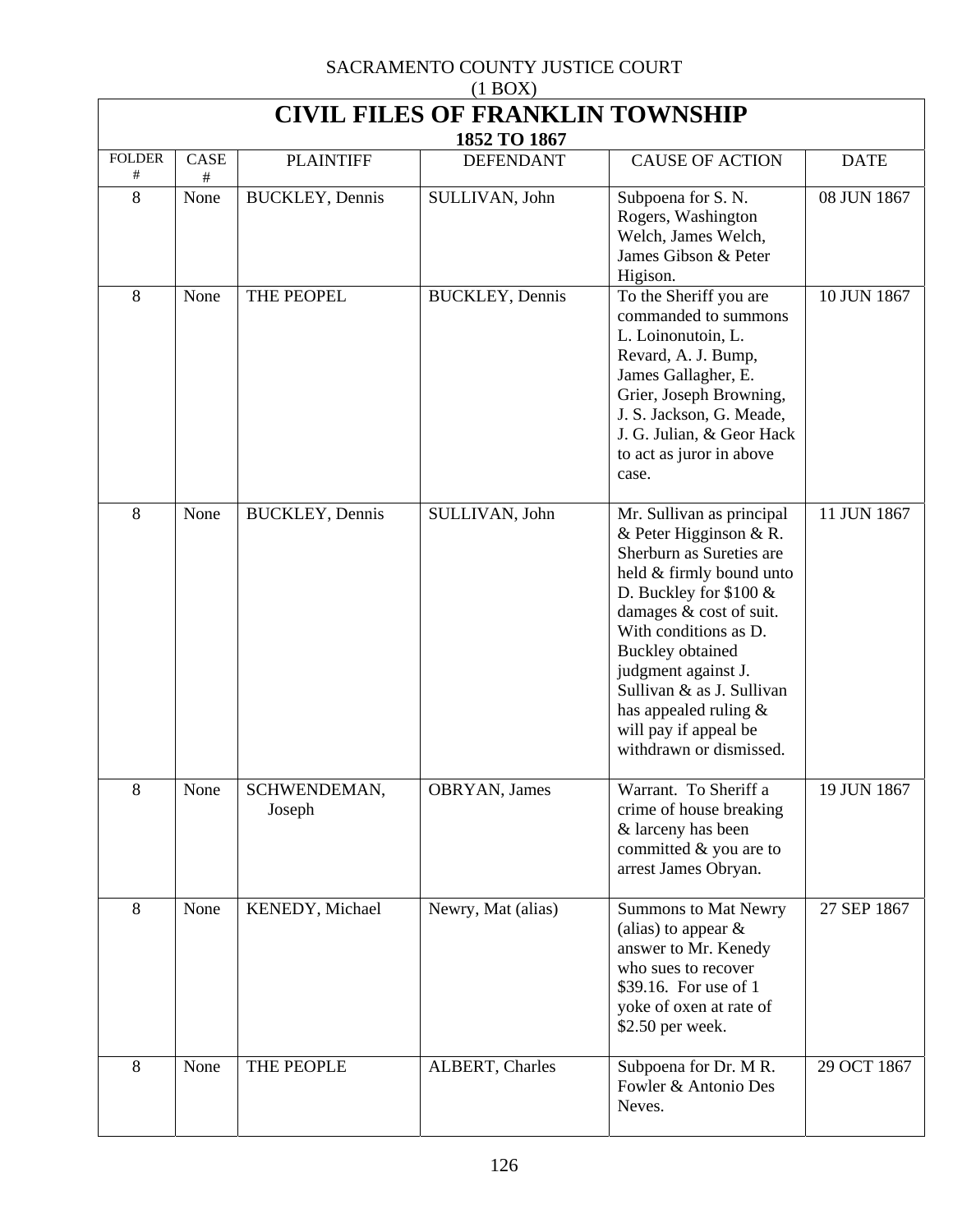SACRAMENTO COUNTY JUSTICE COURT
(1 BOX)

# CIVIL FILES OF FRANKLIN TOWNSHIP

## 1852 TO 1867

| FOLDER # | CASE # | PLAINTIFF | DEFENDANT | CAUSE OF ACTION | DATE |
|---|---|---|---|---|---|
| 8 | None | BUCKLEY, Dennis | SULLIVAN, John | Subpoena for S. N. Rogers, Washington Welch, James Welch, James Gibson & Peter Higison. | 08 JUN 1867 |
| 8 | None | THE PEOPEL | BUCKLEY, Dennis | To the Sheriff you are commanded to summons L. Loinonutoin, L. Revard, A. J. Bump, James Gallagher, E. Grier, Joseph Browning, J. S. Jackson, G. Meade, J. G. Julian, & Geor Hack to act as juror in above case. | 10 JUN 1867 |
| 8 | None | BUCKLEY, Dennis | SULLIVAN, John | Mr. Sullivan as principal & Peter Higginson & R. Sherburn as Sureties are held & firmly bound unto D. Buckley for $100 & damages & cost of suit. With conditions as D. Buckley obtained judgment against J. Sullivan & as J. Sullivan has appealed ruling & will pay if appeal be withdrawn or dismissed. | 11 JUN 1867 |
| 8 | None | SCHWENDEMAN, Joseph | OBRYAN, James | Warrant. To Sheriff a crime of house breaking & larceny has been committed & you are to arrest James Obryan. | 19 JUN 1867 |
| 8 | None | KENEDY, Michael | Newry, Mat (alias) | Summons to Mat Newry (alias) to appear & answer to Mr. Kenedy who sues to recover $39.16. For use of 1 yoke of oxen at rate of $2.50 per week. | 27 SEP 1867 |
| 8 | None | THE PEOPLE | ALBERT, Charles | Subpoena for Dr. M R. Fowler & Antonio Des Neves. | 29 OCT 1867 |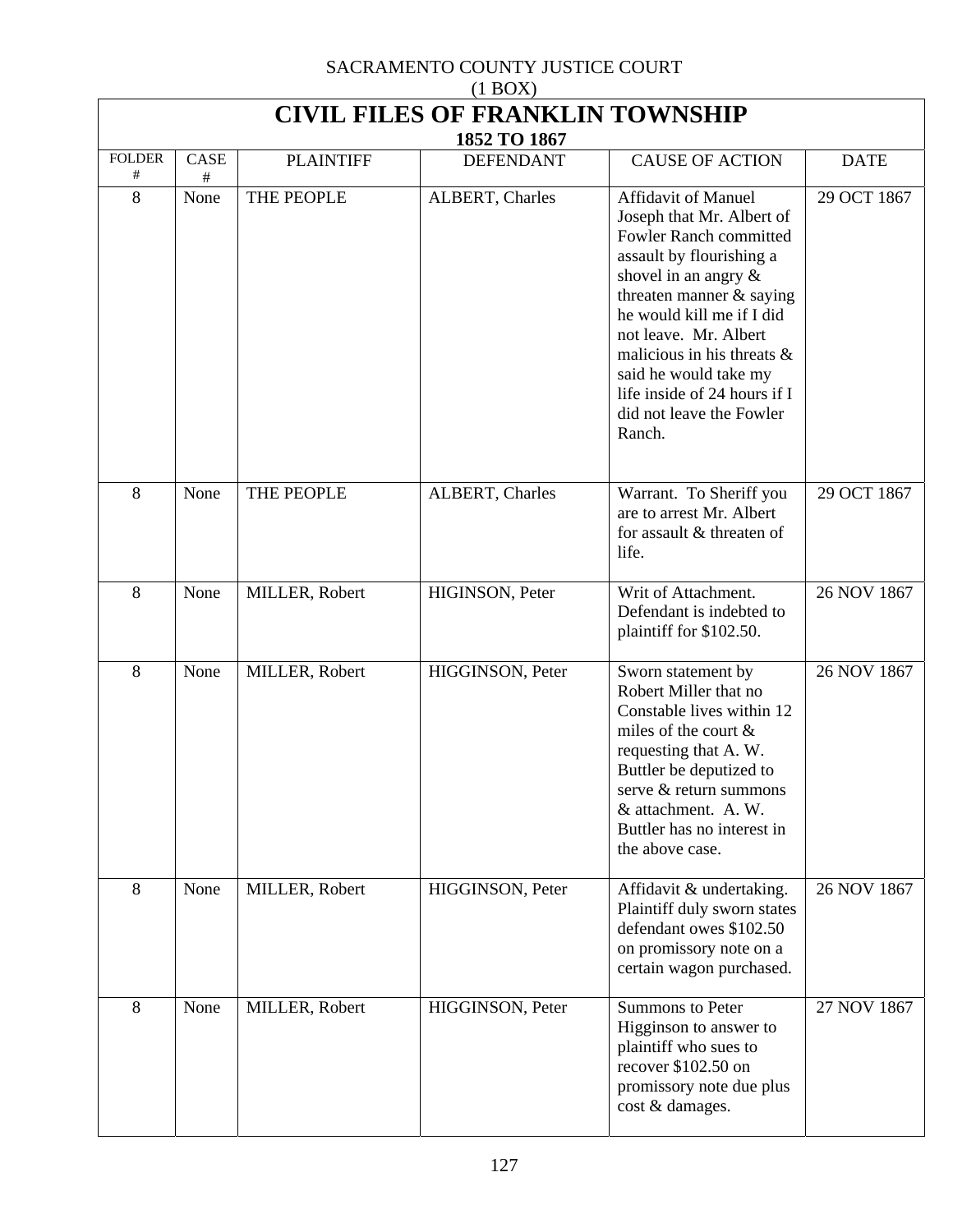SACRAMENTO COUNTY JUSTICE COURT
(1 BOX)

# CIVIL FILES OF FRANKLIN TOWNSHIP

### 1852 TO 1867

| FOLDER # | CASE # | PLAINTIFF | DEFENDANT | CAUSE OF ACTION | DATE |
|---|---|---|---|---|---|
| 8 | None | THE PEOPLE | ALBERT, Charles | Affidavit of Manuel Joseph that Mr. Albert of Fowler Ranch committed assault by flourishing a shovel in an angry & threaten manner & saying he would kill me if I did not leave. Mr. Albert malicious in his threats & said he would take my life inside of 24 hours if I did not leave the Fowler Ranch. | 29 OCT 1867 |
| 8 | None | THE PEOPLE | ALBERT, Charles | Warrant. To Sheriff you are to arrest Mr. Albert for assault & threaten of life. | 29 OCT 1867 |
| 8 | None | MILLER, Robert | HIGINSON, Peter | Writ of Attachment. Defendant is indebted to plaintiff for $102.50. | 26 NOV 1867 |
| 8 | None | MILLER, Robert | HIGGINSON, Peter | Sworn statement by Robert Miller that no Constable lives within 12 miles of the court & requesting that A. W. Buttler be deputized to serve & return summons & attachment. A. W. Buttler has no interest in the above case. | 26 NOV 1867 |
| 8 | None | MILLER, Robert | HIGGINSON, Peter | Affidavit & undertaking. Plaintiff duly sworn states defendant owes $102.50 on promissory note on a certain wagon purchased. | 26 NOV 1867 |
| 8 | None | MILLER, Robert | HIGGINSON, Peter | Summons to Peter Higginson to answer to plaintiff who sues to recover $102.50 on promissory note due plus cost & damages. | 27 NOV 1867 |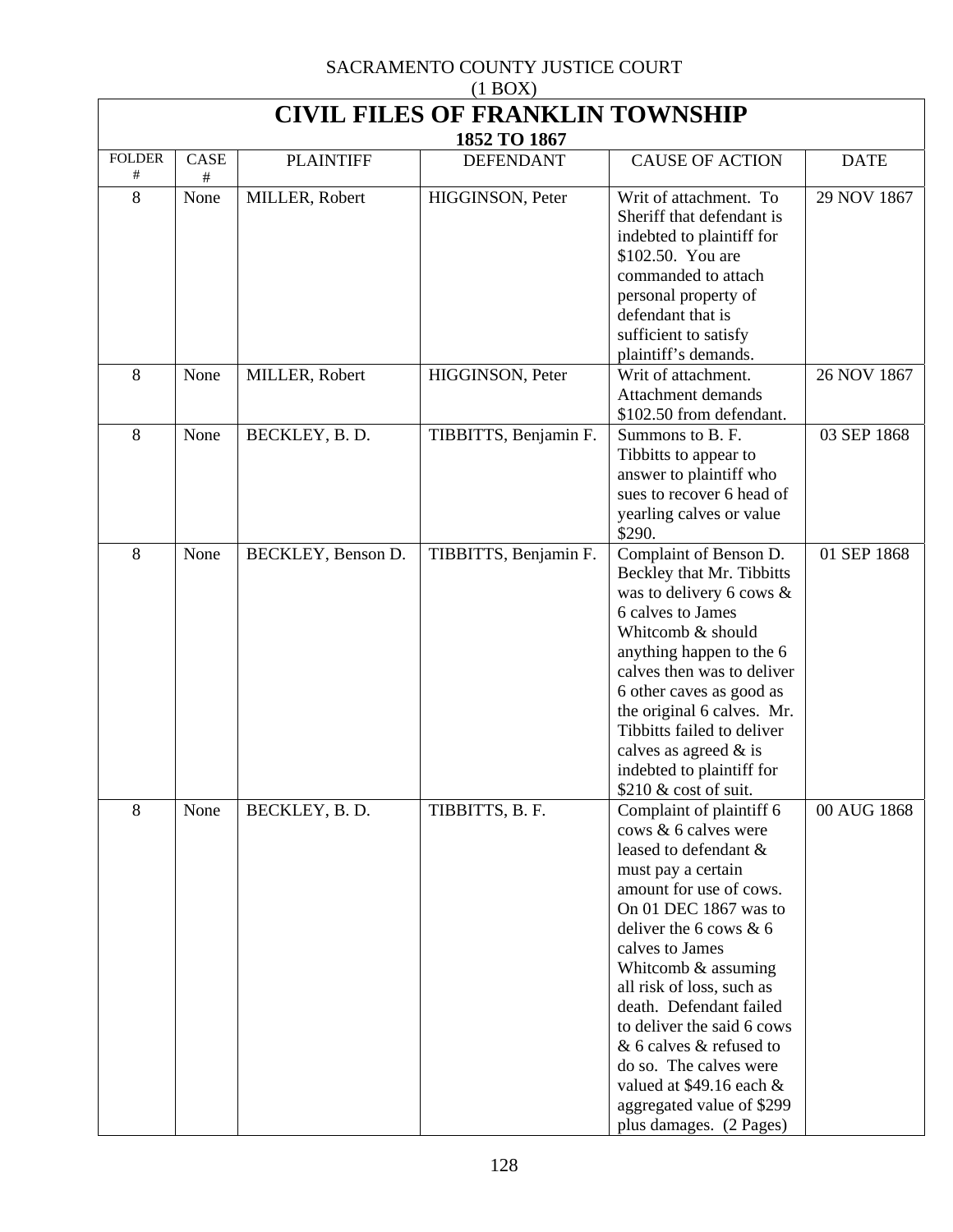SACRAMENTO COUNTY JUSTICE COURT

(1 BOX)

# CIVIL FILES OF FRANKLIN TOWNSHIP

## 1852 TO 1867

| FOLDER # | CASE # | PLAINTIFF | DEFENDANT | CAUSE OF ACTION | DATE |
|---|---|---|---|---|---|
| 8 | None | MILLER, Robert | HIGGINSON, Peter | Writ of attachment. To Sheriff that defendant is indebted to plaintiff for $102.50. You are commanded to attach personal property of defendant that is sufficient to satisfy plaintiff's demands. | 29 NOV 1867 |
| 8 | None | MILLER, Robert | HIGGINSON, Peter | Writ of attachment. Attachment demands $102.50 from defendant. | 26 NOV 1867 |
| 8 | None | BECKLEY, B. D. | TIBBITTS, Benjamin F. | Summons to B. F. Tibbitts to appear to answer to plaintiff who sues to recover 6 head of yearling calves or value $290. | 03 SEP 1868 |
| 8 | None | BECKLEY, Benson D. | TIBBITTS, Benjamin F. | Complaint of Benson D. Beckley that Mr. Tibbitts was to delivery 6 cows & 6 calves to James Whitcomb & should anything happen to the 6 calves then was to deliver 6 other caves as good as the original 6 calves. Mr. Tibbitts failed to deliver calves as agreed & is indebted to plaintiff for $210 & cost of suit. | 01 SEP 1868 |
| 8 | None | BECKLEY, B. D. | TIBBITTS, B. F. | Complaint of plaintiff 6 cows & 6 calves were leased to defendant & must pay a certain amount for use of cows. On 01 DEC 1867 was to deliver the 6 cows & 6 calves to James Whitcomb & assuming all risk of loss, such as death. Defendant failed to deliver the said 6 cows & 6 calves & refused to do so. The calves were valued at $49.16 each & aggregated value of $299 plus damages. (2 Pages) | 00 AUG 1868 |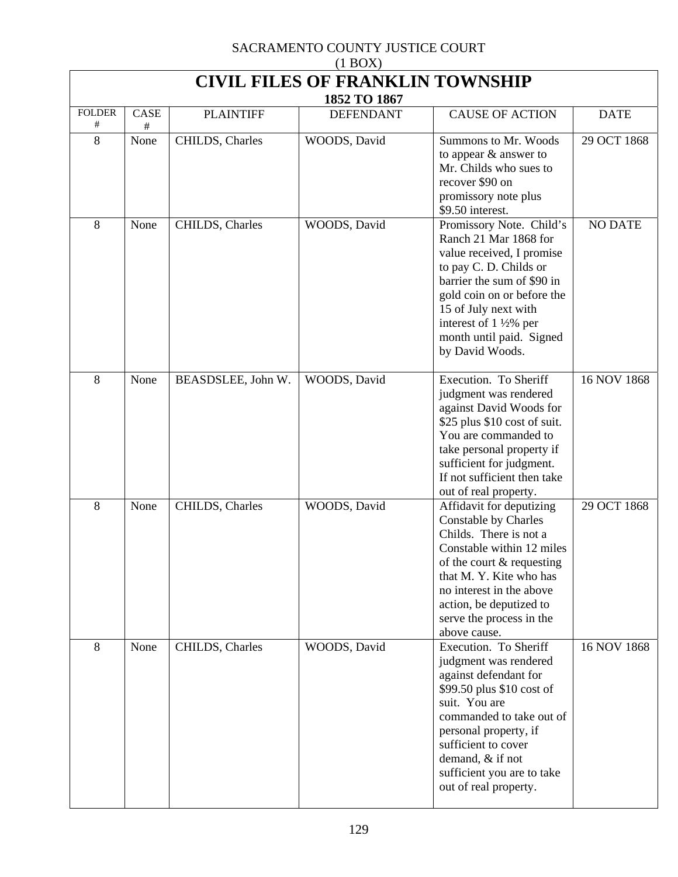SACRAMENTO COUNTY JUSTICE COURT
(1 BOX)

# CIVIL FILES OF FRANKLIN TOWNSHIP

## 1852 TO 1867

| FOLDER # | CASE # | PLAINTIFF | DEFENDANT | CAUSE OF ACTION | DATE |
|---|---|---|---|---|---|
| 8 | None | CHILDS, Charles | WOODS, David | Summons to Mr. Woods to appear & answer to Mr. Childs who sues to recover $90 on promissory note plus $9.50 interest. | 29 OCT 1868 |
| 8 | None | CHILDS, Charles | WOODS, David | Promissory Note. Child's Ranch 21 Mar 1868 for value received, I promise to pay C. D. Childs or barrier the sum of $90 in gold coin on or before the 15 of July next with interest of 1 ½% per month until paid. Signed by David Woods. | NO DATE |
| 8 | None | BEASDSLEE, John W. | WOODS, David | Execution. To Sheriff judgment was rendered against David Woods for $25 plus $10 cost of suit. You are commanded to take personal property if sufficient for judgment. If not sufficient then take out of real property. | 16 NOV 1868 |
| 8 | None | CHILDS, Charles | WOODS, David | Affidavit for deputizing Constable by Charles Childs. There is not a Constable within 12 miles of the court & requesting that M. Y. Kite who has no interest in the above action, be deputized to serve the process in the above cause. | 29 OCT 1868 |
| 8 | None | CHILDS, Charles | WOODS, David | Execution. To Sheriff judgment was rendered against defendant for $99.50 plus $10 cost of suit. You are commanded to take out of personal property, if sufficient to cover demand, & if not sufficient you are to take out of real property. | 16 NOV 1868 |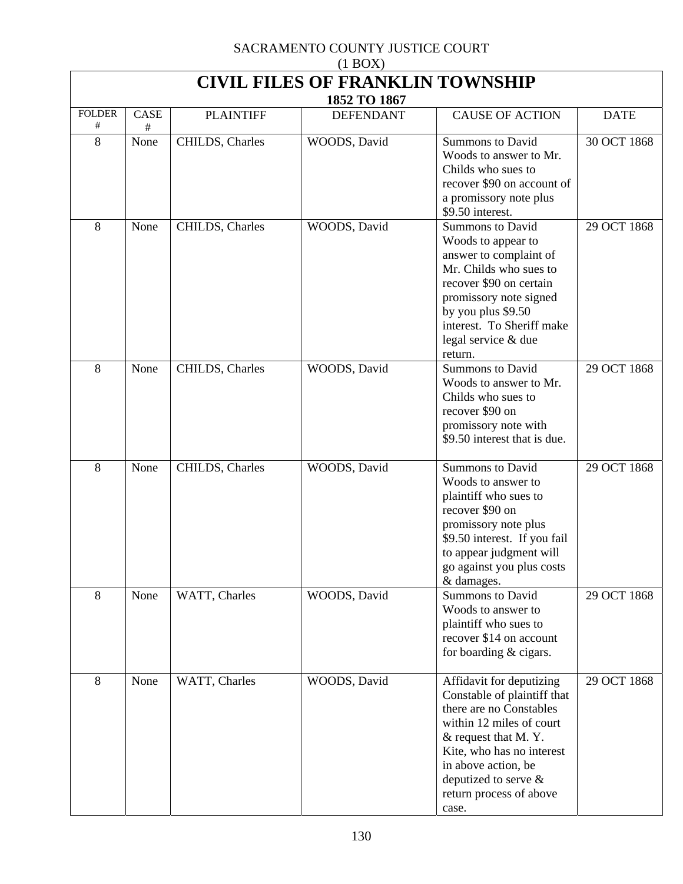SACRAMENTO COUNTY JUSTICE COURT
(1 BOX)

# CIVIL FILES OF FRANKLIN TOWNSHIP

### 1852 TO 1867

| FOLDER # | CASE # | PLAINTIFF | DEFENDANT | CAUSE OF ACTION | DATE |
|---|---|---|---|---|---|
| 8 | None | CHILDS, Charles | WOODS, David | Summons to David Woods to answer to Mr. Childs who sues to recover $90 on account of a promissory note plus $9.50 interest. | 30 OCT 1868 |
| 8 | None | CHILDS, Charles | WOODS, David | Summons to David Woods to appear to answer to complaint of Mr. Childs who sues to recover $90 on certain promissory note signed by you plus $9.50 interest. To Sheriff make legal service & due return. | 29 OCT 1868 |
| 8 | None | CHILDS, Charles | WOODS, David | Summons to David Woods to answer to Mr. Childs who sues to recover $90 on promissory note with $9.50 interest that is due. | 29 OCT 1868 |
| 8 | None | CHILDS, Charles | WOODS, David | Summons to David Woods to answer to plaintiff who sues to recover $90 on promissory note plus $9.50 interest. If you fail to appear judgment will go against you plus costs & damages. | 29 OCT 1868 |
| 8 | None | WATT, Charles | WOODS, David | Summons to David Woods to answer to plaintiff who sues to recover $14 on account for boarding & cigars. | 29 OCT 1868 |
| 8 | None | WATT, Charles | WOODS, David | Affidavit for deputizing Constable of plaintiff that there are no Constables within 12 miles of court & request that M. Y. Kite, who has no interest in above action, be deputized to serve & return process of above case. | 29 OCT 1868 |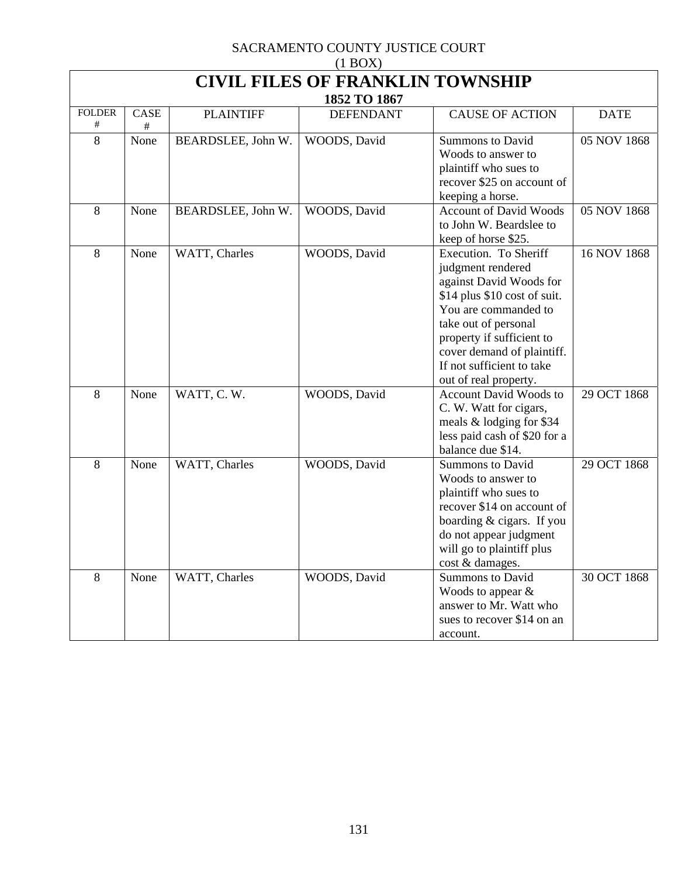SACRAMENTO COUNTY JUSTICE COURT
(1 BOX)

# CIVIL FILES OF FRANKLIN TOWNSHIP

## 1852 TO 1867

| FOLDER # | CASE # | PLAINTIFF | DEFENDANT | CAUSE OF ACTION | DATE |
|---|---|---|---|---|---|
| 8 | None | BEARDSLEE, John W. | WOODS, David | Summons to David Woods to answer to plaintiff who sues to recover $25 on account of keeping a horse. | 05 NOV 1868 |
| 8 | None | BEARDSLEE, John W. | WOODS, David | Account of David Woods to John W. Beardslee to keep of horse $25. | 05 NOV 1868 |
| 8 | None | WATT, Charles | WOODS, David | Execution. To Sheriff judgment rendered against David Woods for $14 plus $10 cost of suit. You are commanded to take out of personal property if sufficient to cover demand of plaintiff. If not sufficient to take out of real property. | 16 NOV 1868 |
| 8 | None | WATT, C. W. | WOODS, David | Account David Woods to C. W. Watt for cigars, meals & lodging for $34 less paid cash of $20 for a balance due $14. | 29 OCT 1868 |
| 8 | None | WATT, Charles | WOODS, David | Summons to David Woods to answer to plaintiff who sues to recover $14 on account of boarding & cigars. If you do not appear judgment will go to plaintiff plus cost & damages. | 29 OCT 1868 |
| 8 | None | WATT, Charles | WOODS, David | Summons to David Woods to appear & answer to Mr. Watt who sues to recover $14 on an account. | 30 OCT 1868 |